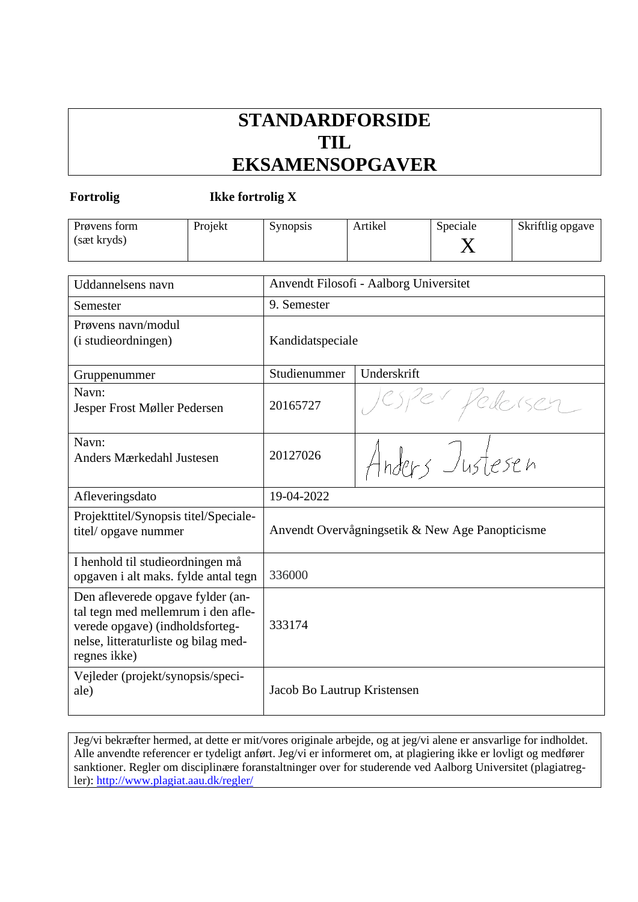# STANDARDFORSIDE TIL EKSAMENSOPGAVER

**Fortrolig** **Ikke fortrolig X**

| Prøvens form (sæt kryds) | Projekt | Synopsis | Artikel | Speciale | Skriftlig opgave |
|---|---|---|---|---|---|
| | | | | X | |

| | | |
|---|---|---|
| Uddannelsens navn | Anvendt Filosofi - Aalborg Universitet | |
| Semester | 9. Semester | |
| Prøvens navn/modul (i studieordningen) | Kandidatspeciale | |
| Gruppenummer | Studienummer | Underskrift |
| Navn: Jesper Frost Møller Pedersen | 20165727 | Jesper Pedersen |
| Navn: Anders Mærkedahl Justesen | 20127026 | Anders Justesen |
| Afleveringsdato | 19-04-2022 | |
| Projekttitel/Synopsis titel/Speciale-titel/ opgave nummer | Anvendt Overvågningsetik & New Age Panopticisme | |
| I henhold til studieordningen må opgaven i alt maks. fylde antal tegn | 336000 | |
| Den afleverede opgave fylder (antal tegn med mellemrum i den afleverede opgave) (indholdsfortegnelse, litteraturliste og bilag medregnes ikke) | 333174 | |
| Vejleder (projekt/synopsis/speciale) | Jacob Bo Lautrup Kristensen | |

Jeg/vi bekræfter hermed, at dette er mit/vores originale arbejde, og at jeg/vi alene er ansvarlige for indholdet. Alle anvendte referencer er tydeligt anført. Jeg/vi er informeret om, at plagiering ikke er lovligt og medfører sanktioner. Regler om disciplinære foranstaltninger over for studerende ved Aalborg Universitet (plagiatregler): http://www.plagiat.aau.dk/regler/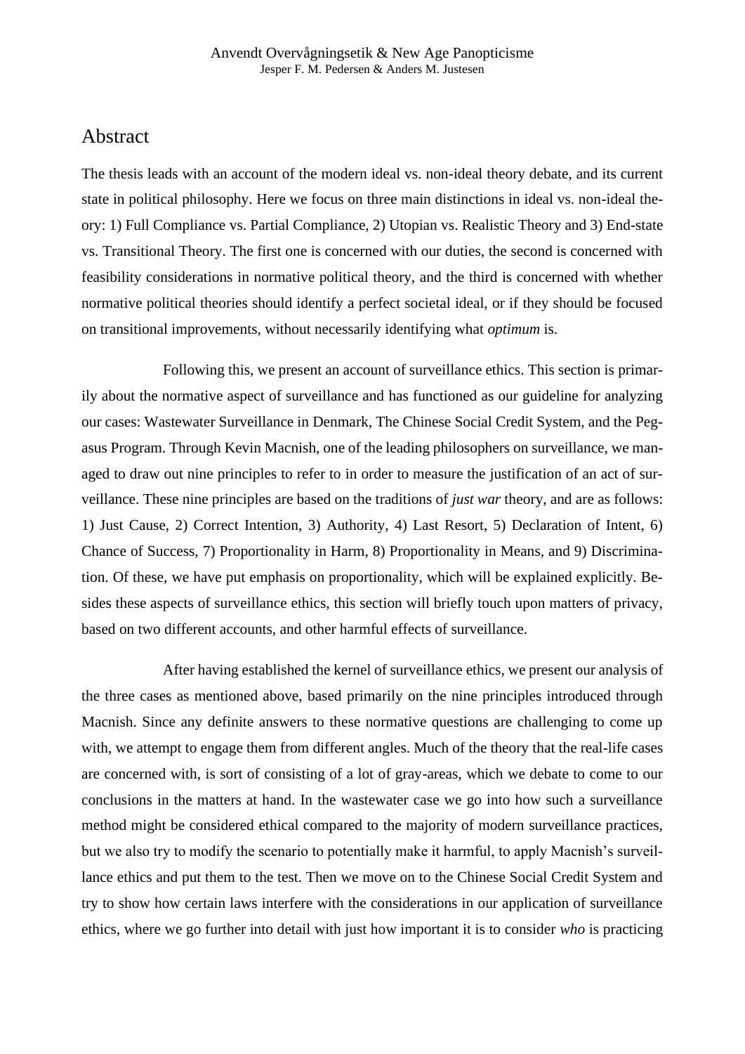# Abstract

The thesis leads with an account of the modern ideal vs. non-ideal theory debate, and its current state in political philosophy. Here we focus on three main distinctions in ideal vs. non-ideal theory: 1) Full Compliance vs. Partial Compliance, 2) Utopian vs. Realistic Theory and 3) End-state vs. Transitional Theory. The first one is concerned with our duties, the second is concerned with feasibility considerations in normative political theory, and the third is concerned with whether normative political theories should identify a perfect societal ideal, or if they should be focused on transitional improvements, without necessarily identifying what *optimum* is.

Following this, we present an account of surveillance ethics. This section is primarily about the normative aspect of surveillance and has functioned as our guideline for analyzing our cases: Wastewater Surveillance in Denmark, The Chinese Social Credit System, and the Pegasus Program. Through Kevin Macnish, one of the leading philosophers on surveillance, we managed to draw out nine principles to refer to in order to measure the justification of an act of surveillance. These nine principles are based on the traditions of *just war* theory, and are as follows: 1) Just Cause, 2) Correct Intention, 3) Authority, 4) Last Resort, 5) Declaration of Intent, 6) Chance of Success, 7) Proportionality in Harm, 8) Proportionality in Means, and 9) Discrimination. Of these, we have put emphasis on proportionality, which will be explained explicitly. Besides these aspects of surveillance ethics, this section will briefly touch upon matters of privacy, based on two different accounts, and other harmful effects of surveillance.

After having established the kernel of surveillance ethics, we present our analysis of the three cases as mentioned above, based primarily on the nine principles introduced through Macnish. Since any definite answers to these normative questions are challenging to come up with, we attempt to engage them from different angles. Much of the theory that the real-life cases are concerned with, is sort of consisting of a lot of gray-areas, which we debate to come to our conclusions in the matters at hand. In the wastewater case we go into how such a surveillance method might be considered ethical compared to the majority of modern surveillance practices, but we also try to modify the scenario to potentially make it harmful, to apply Macnish's surveillance ethics and put them to the test. Then we move on to the Chinese Social Credit System and try to show how certain laws interfere with the considerations in our application of surveillance ethics, where we go further into detail with just how important it is to consider *who* is practicing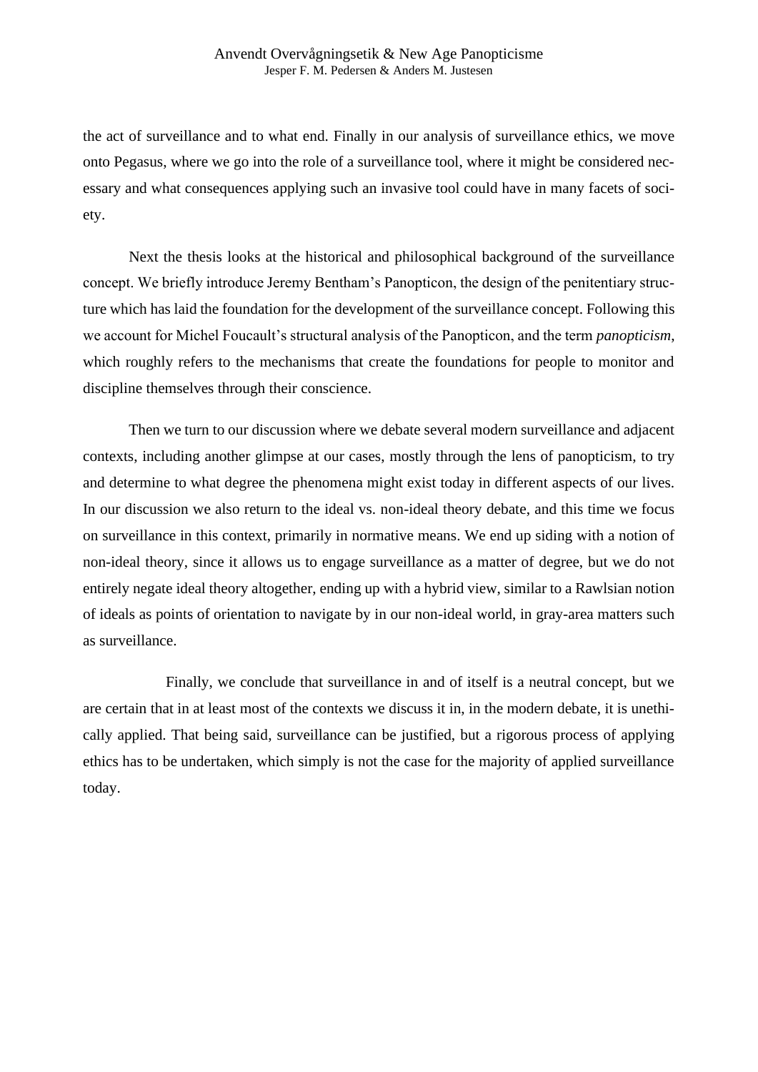the act of surveillance and to what end. Finally in our analysis of surveillance ethics, we move onto Pegasus, where we go into the role of a surveillance tool, where it might be considered necessary and what consequences applying such an invasive tool could have in many facets of society.

Next the thesis looks at the historical and philosophical background of the surveillance concept. We briefly introduce Jeremy Bentham's Panopticon, the design of the penitentiary structure which has laid the foundation for the development of the surveillance concept. Following this we account for Michel Foucault's structural analysis of the Panopticon, and the term *panopticism*, which roughly refers to the mechanisms that create the foundations for people to monitor and discipline themselves through their conscience.

Then we turn to our discussion where we debate several modern surveillance and adjacent contexts, including another glimpse at our cases, mostly through the lens of panopticism, to try and determine to what degree the phenomena might exist today in different aspects of our lives. In our discussion we also return to the ideal vs. non-ideal theory debate, and this time we focus on surveillance in this context, primarily in normative means. We end up siding with a notion of non-ideal theory, since it allows us to engage surveillance as a matter of degree, but we do not entirely negate ideal theory altogether, ending up with a hybrid view, similar to a Rawlsian notion of ideals as points of orientation to navigate by in our non-ideal world, in gray-area matters such as surveillance.

Finally, we conclude that surveillance in and of itself is a neutral concept, but we are certain that in at least most of the contexts we discuss it in, in the modern debate, it is unethically applied. That being said, surveillance can be justified, but a rigorous process of applying ethics has to be undertaken, which simply is not the case for the majority of applied surveillance today.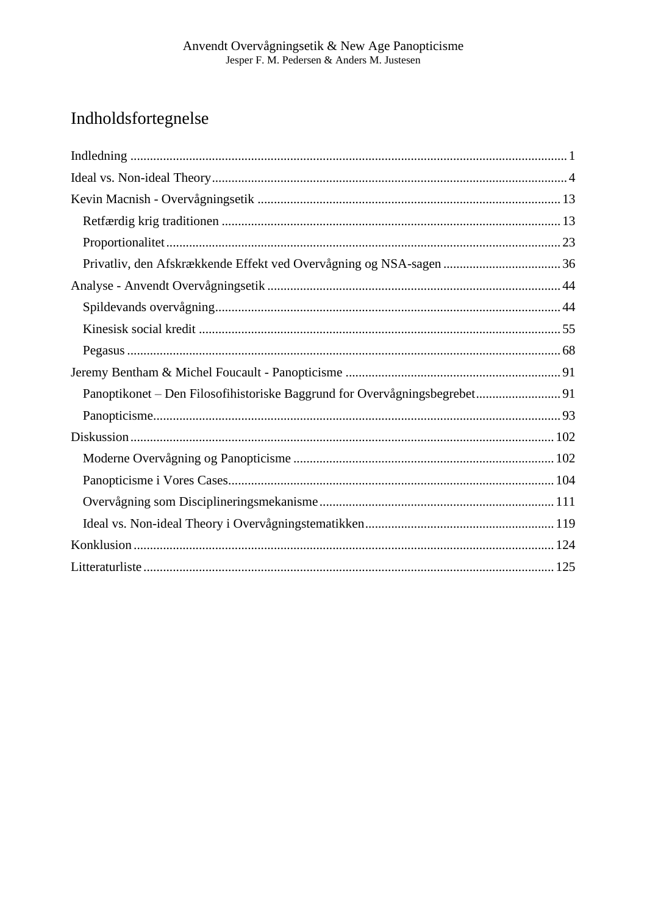# Indholdsfortegnelse

Indledning ........................................................................................................................ 1
Ideal vs. Non-ideal Theory ................................................................................................ 4
Kevin Macnish - Overvågningsetik .................................................................................. 13
- Retfærdig krig traditionen ............................................................................................ 13
- Proportionalitet ............................................................................................................. 23
- Privatliv, den Afskrækkende Effekt ved Overvågning og NSA-sagen ......................... 36

Analyse - Anvendt Overvågningsetik ............................................................................... 44
- Spildevands overvågning .............................................................................................. 44
- Kinesisk social kredit .................................................................................................... 55
- Pegasus ......................................................................................................................... 68

Jeremy Bentham & Michel Foucault - Panopticisme ........................................................ 91
- Panoptikonet – Den Filosofihistoriske Baggrund for Overvågningsbegrebet ............... 91
- Panopticisme ................................................................................................................. 93

Diskussion ........................................................................................................................ 102
- Moderne Overvågning og Panopticisme ....................................................................... 102
- Panopticisme i Vores Cases .......................................................................................... 104
- Overvågning som Disciplineringsmekanisme .............................................................. 111
- Ideal vs. Non-ideal Theory i Overvågningstematikken ................................................ 119

Konklusion ........................................................................................................................ 124
Litteraturliste .................................................................................................................... 125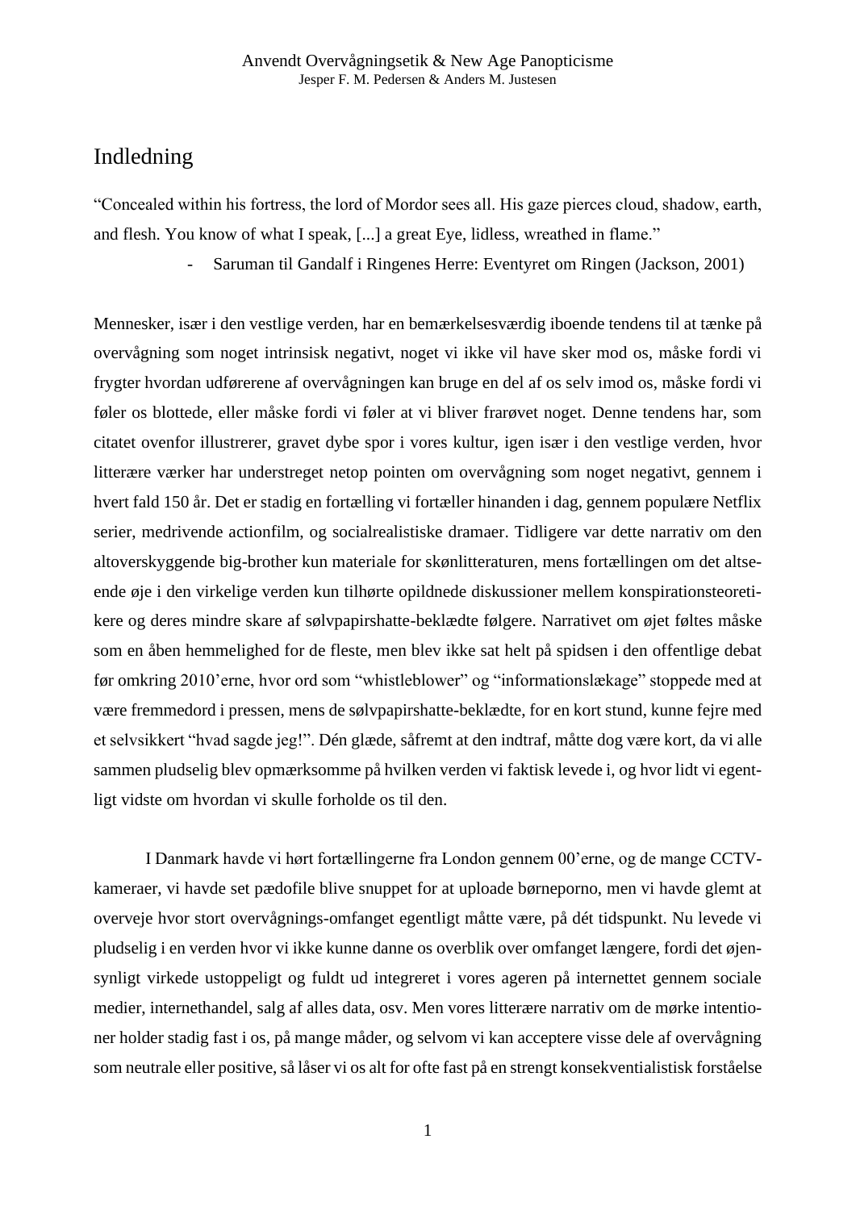# Indledning

"Concealed within his fortress, the lord of Mordor sees all. His gaze pierces cloud, shadow, earth, and flesh. You know of what I speak, [...] a great Eye, lidless, wreathed in flame."

- Saruman til Gandalf i Ringenes Herre: Eventyret om Ringen (Jackson, 2001)

Mennesker, især i den vestlige verden, har en bemærkelsesværdig iboende tendens til at tænke på overvågning som noget intrinsisk negativt, noget vi ikke vil have sker mod os, måske fordi vi frygter hvordan udførerene af overvågningen kan bruge en del af os selv imod os, måske fordi vi føler os blottede, eller måske fordi vi føler at vi bliver frarøvet noget. Denne tendens har, som citatet ovenfor illustrerer, gravet dybe spor i vores kultur, igen især i den vestlige verden, hvor litterære værker har understreget netop pointen om overvågning som noget negativt, gennem i hvert fald 150 år. Det er stadig en fortælling vi fortæller hinanden i dag, gennem populære Netflix serier, medrivende actionfilm, og socialrealistiske dramaer. Tidligere var dette narrativ om den altoverskyggende big-brother kun materiale for skønlitteraturen, mens fortællingen om det altseende øje i den virkelige verden kun tilhørte opildnede diskussioner mellem konspirationsteoretikere og deres mindre skare af sølvpapirshatte-beklædte følgere. Narrativet om øjet føltes måske som en åben hemmelighed for de fleste, men blev ikke sat helt på spidsen i den offentlige debat før omkring 2010'erne, hvor ord som "whistleblower" og "informationslækage" stoppede med at være fremmedord i pressen, mens de sølvpapirshatte-beklædte, for en kort stund, kunne fejre med et selvsikkert "hvad sagde jeg!". Dén glæde, såfremt at den indtraf, måtte dog være kort, da vi alle sammen pludselig blev opmærksomme på hvilken verden vi faktisk levede i, og hvor lidt vi egentligt vidste om hvordan vi skulle forholde os til den.

I Danmark havde vi hørt fortællingerne fra London gennem 00'erne, og de mange CCTV-kameraer, vi havde set pædofile blive snuppet for at uploade børneporno, men vi havde glemt at overveje hvor stort overvågnings-omfanget egentligt måtte være, på dét tidspunkt. Nu levede vi pludselig i en verden hvor vi ikke kunne danne os overblik over omfanget længere, fordi det øjensynligt virkede ustoppeligt og fuldt ud integreret i vores ageren på internettet gennem sociale medier, internethandel, salg af alles data, osv. Men vores litterære narrativ om de mørke intentioner holder stadig fast i os, på mange måder, og selvom vi kan acceptere visse dele af overvågning som neutrale eller positive, så låser vi os alt for ofte fast på en strengt konsekventialistisk forståelse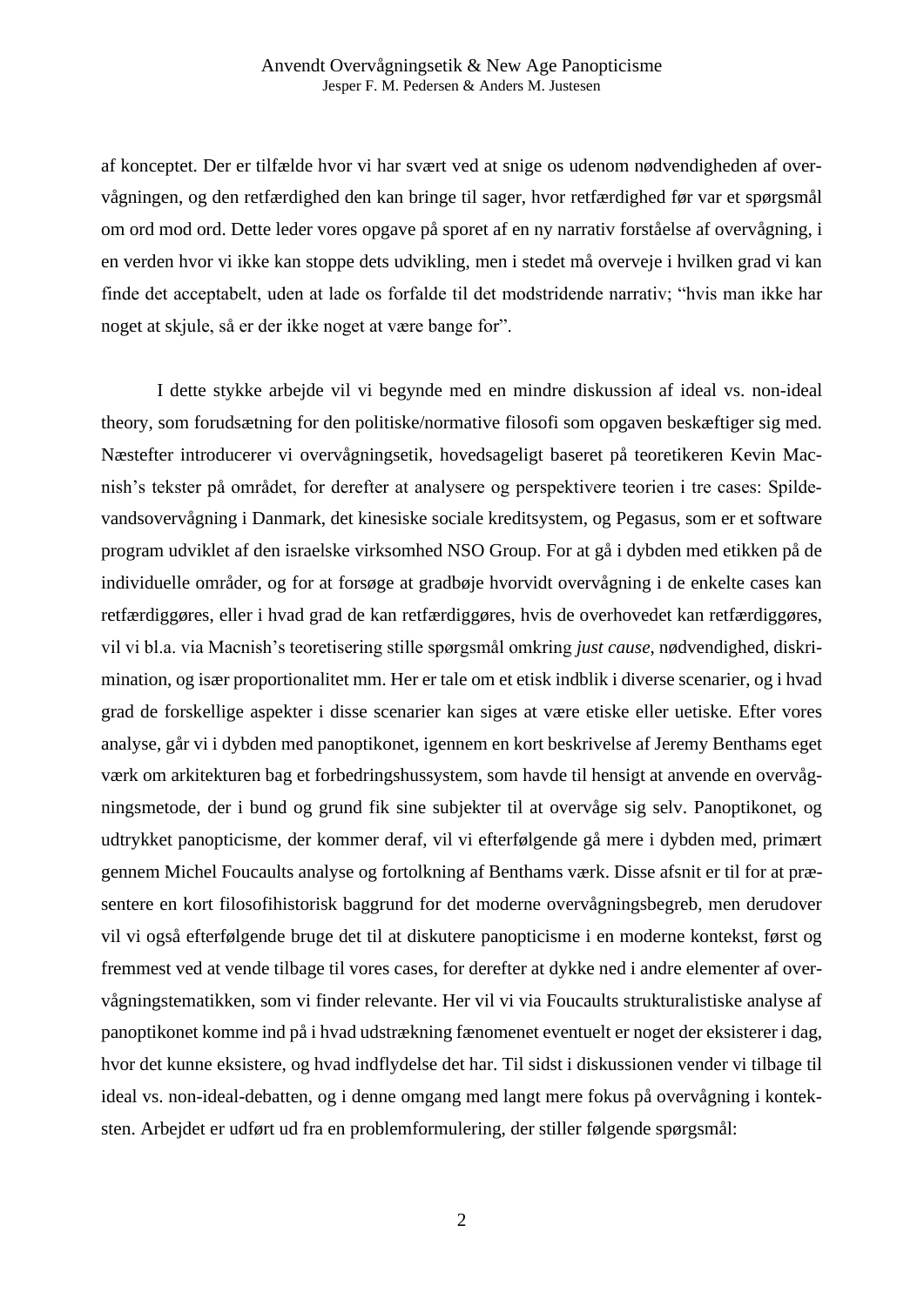af konceptet. Der er tilfælde hvor vi har svært ved at snige os udenom nødvendigheden af overvågningen, og den retfærdighed den kan bringe til sager, hvor retfærdighed før var et spørgsmål om ord mod ord. Dette leder vores opgave på sporet af en ny narrativ forståelse af overvågning, i en verden hvor vi ikke kan stoppe dets udvikling, men i stedet må overveje i hvilken grad vi kan finde det acceptabelt, uden at lade os forfalde til det modstridende narrativ; "hvis man ikke har noget at skjule, så er der ikke noget at være bange for".

I dette stykke arbejde vil vi begynde med en mindre diskussion af ideal vs. non-ideal theory, som forudsætning for den politiske/normative filosofi som opgaven beskæftiger sig med. Næstefter introducerer vi overvågningsetik, hovedsageligt baseret på teoretikeren Kevin Macnish's tekster på området, for derefter at analysere og perspektivere teorien i tre cases: Spildevandsovervågning i Danmark, det kinesiske sociale kreditsystem, og Pegasus, som er et software program udviklet af den israelske virksomhed NSO Group. For at gå i dybden med etikken på de individuelle områder, og for at forsøge at gradbøje hvorvidt overvågning i de enkelte cases kan retfærdiggøres, eller i hvad grad de kan retfærdiggøres, hvis de overhovedet kan retfærdiggøres, vil vi bl.a. via Macnish's teoretisering stille spørgsmål omkring *just cause*, nødvendighed, diskrimination, og især proportionalitet mm. Her er tale om et etisk indblik i diverse scenarier, og i hvad grad de forskellige aspekter i disse scenarier kan siges at være etiske eller uetiske. Efter vores analyse, går vi i dybden med panoptikonet, igennem en kort beskrivelse af Jeremy Benthams eget værk om arkitekturen bag et forbedringshussystem, som havde til hensigt at anvende en overvågningsmetode, der i bund og grund fik sine subjekter til at overvåge sig selv. Panoptikonet, og udtrykket panopticisme, der kommer deraf, vil vi efterfølgende gå mere i dybden med, primært gennem Michel Foucaults analyse og fortolkning af Benthams værk. Disse afsnit er til for at præsentere en kort filosofihistorisk baggrund for det moderne overvågningsbegreb, men derudover vil vi også efterfølgende bruge det til at diskutere panopticisme i en moderne kontekst, først og fremmest ved at vende tilbage til vores cases, for derefter at dykke ned i andre elementer af overvågningstematikken, som vi finder relevante. Her vil vi via Foucaults strukturalistiske analyse af panoptikonet komme ind på i hvad udstrækning fænomenet eventuelt er noget der eksisterer i dag, hvor det kunne eksistere, og hvad indflydelse det har. Til sidst i diskussionen vender vi tilbage til ideal vs. non-ideal-debatten, og i denne omgang med langt mere fokus på overvågning i konteksten. Arbejdet er udført ud fra en problemformulering, der stiller følgende spørgsmål: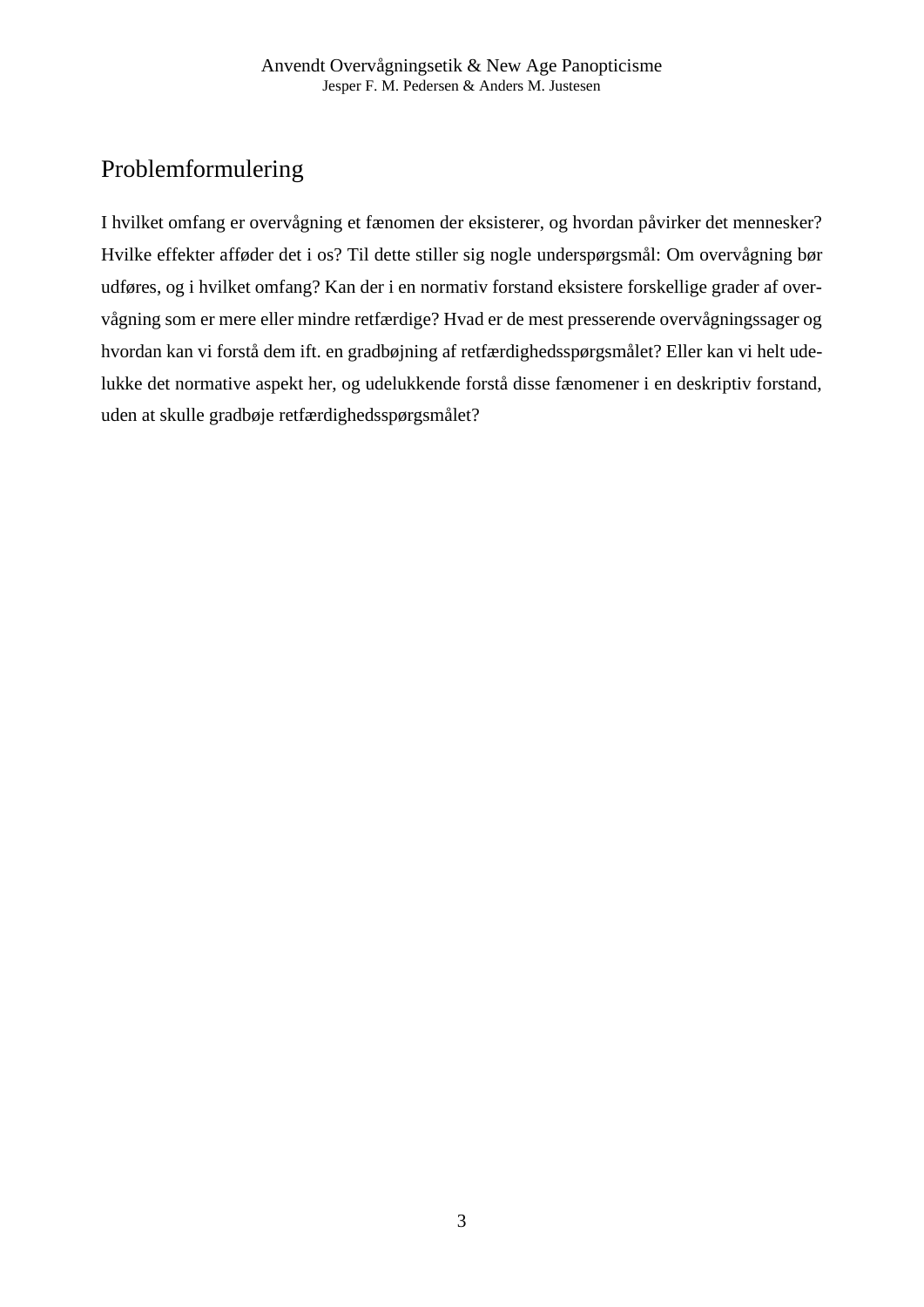# Problemformulering

I hvilket omfang er overvågning et fænomen der eksisterer, og hvordan påvirker det mennesker? Hvilke effekter afføder det i os? Til dette stiller sig nogle underspørgsmål: Om overvågning bør udføres, og i hvilket omfang? Kan der i en normativ forstand eksistere forskellige grader af overvågning som er mere eller mindre retfærdige? Hvad er de mest presserende overvågningssager og hvordan kan vi forstå dem ift. en gradbøjning af retfærdighedsspørgsmålet? Eller kan vi helt udelukke det normative aspekt her, og udelukkende forstå disse fænomener i en deskriptiv forstand, uden at skulle gradbøje retfærdighedsspørgsmålet?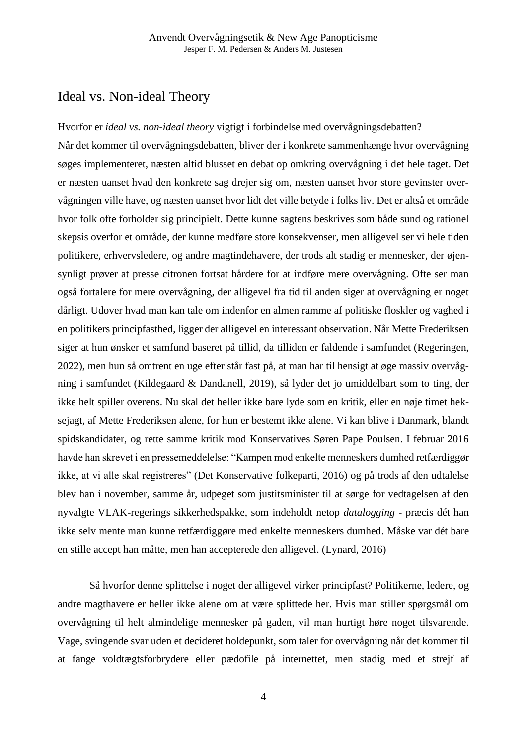## Ideal vs. Non-ideal Theory

Hvorfor er *ideal vs. non-ideal theory* vigtigt i forbindelse med overvågningsdebatten?
Når det kommer til overvågningsdebatten, bliver der i konkrete sammenhænge hvor overvågning søges implementeret, næsten altid blusset en debat op omkring overvågning i det hele taget. Det er næsten uanset hvad den konkrete sag drejer sig om, næsten uanset hvor store gevinster overvågningen ville have, og næsten uanset hvor lidt det ville betyde i folks liv. Det er altså et område hvor folk ofte forholder sig principielt. Dette kunne sagtens beskrives som både sund og rationel skepsis overfor et område, der kunne medføre store konsekvenser, men alligevel ser vi hele tiden politikere, erhvervsledere, og andre magtindehavere, der trods alt stadig er mennesker, der øjensynligt prøver at presse citronen fortsat hårdere for at indføre mere overvågning. Ofte ser man også fortalere for mere overvågning, der alligevel fra tid til anden siger at overvågning er noget dårligt. Udover hvad man kan tale om indenfor en almen ramme af politiske floskler og vaghed i en politikers principfasthed, ligger der alligevel en interessant observation. Når Mette Frederiksen siger at hun ønsker et samfund baseret på tillid, da tilliden er faldende i samfundet (Regeringen, 2022), men hun så omtrent en uge efter står fast på, at man har til hensigt at øge massiv overvågning i samfundet (Kildegaard & Dandanell, 2019), så lyder det jo umiddelbart som to ting, der ikke helt spiller overens. Nu skal det heller ikke bare lyde som en kritik, eller en nøje timet heksejagt, af Mette Frederiksen alene, for hun er bestemt ikke alene. Vi kan blive i Danmark, blandt spidskandidater, og rette samme kritik mod Konservatives Søren Pape Poulsen. I februar 2016 havde han skrevet i en pressemeddelelse: "Kampen mod enkelte menneskers dumhed retfærdiggør ikke, at vi alle skal registreres" (Det Konservative folkeparti, 2016) og på trods af den udtalelse blev han i november, samme år, udpeget som justitsminister til at sørge for vedtagelsen af den nyvalgte VLAK-regerings sikkerhedspakke, som indeholdt netop *datalogging* - præcis dét han ikke selv mente man kunne retfærdiggøre med enkelte menneskers dumhed. Måske var dét bare en stille accept han måtte, men han accepterede den alligevel. (Lynard, 2016)

Så hvorfor denne splittelse i noget der alligevel virker principfast? Politikerne, ledere, og andre magthavere er heller ikke alene om at være splittede her. Hvis man stiller spørgsmål om overvågning til helt almindelige mennesker på gaden, vil man hurtigt høre noget tilsvarende. Vage, svingende svar uden et decideret holdepunkt, som taler for overvågning når det kommer til at fange voldtægtsforbrydere eller pædofile på internettet, men stadig med et strejf af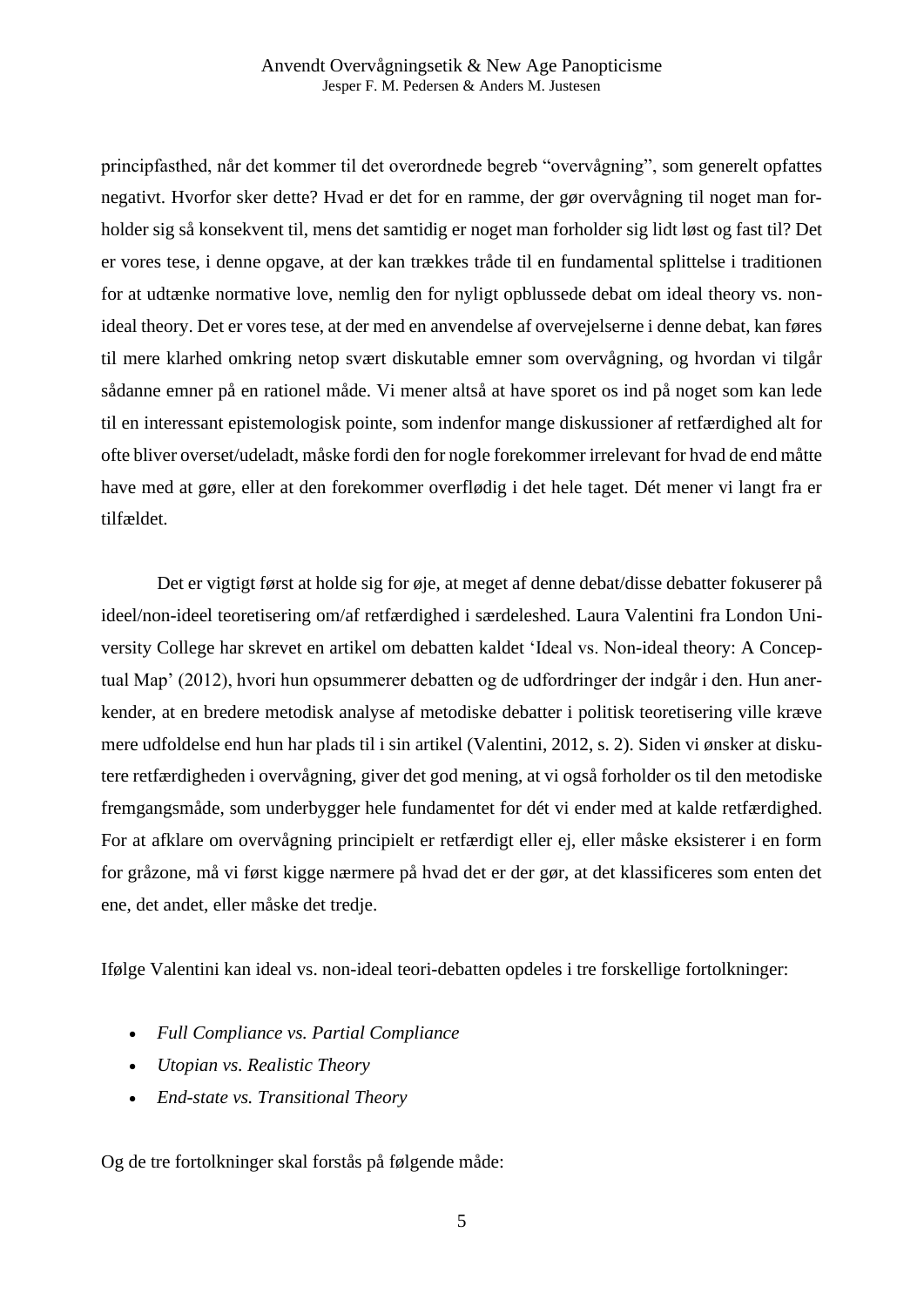principfasthed, når det kommer til det overordnede begreb "overvågning", som generelt opfattes negativt. Hvorfor sker dette? Hvad er det for en ramme, der gør overvågning til noget man forholder sig så konsekvent til, mens det samtidig er noget man forholder sig lidt løst og fast til? Det er vores tese, i denne opgave, at der kan trækkes tråde til en fundamental splittelse i traditionen for at udtænke normative love, nemlig den for nyligt opblussede debat om ideal theory vs. non-ideal theory. Det er vores tese, at der med en anvendelse af overvejelserne i denne debat, kan føres til mere klarhed omkring netop svært diskutable emner som overvågning, og hvordan vi tilgår sådanne emner på en rationel måde. Vi mener altså at have sporet os ind på noget som kan lede til en interessant epistemologisk pointe, som indenfor mange diskussioner af retfærdighed alt for ofte bliver overset/udeladt, måske fordi den for nogle forekommer irrelevant for hvad de end måtte have med at gøre, eller at den forekommer overflødig i det hele taget. Dét mener vi langt fra er tilfældet.

Det er vigtigt først at holde sig for øje, at meget af denne debat/disse debatter fokuserer på ideel/non-ideel teoretisering om/af retfærdighed i særdeleshed. Laura Valentini fra London University College har skrevet en artikel om debatten kaldet 'Ideal vs. Non-ideal theory: A Conceptual Map' (2012), hvori hun opsummerer debatten og de udfordringer der indgår i den. Hun anerkender, at en bredere metodisk analyse af metodiske debatter i politisk teoretisering ville kræve mere udfoldelse end hun har plads til i sin artikel (Valentini, 2012, s. 2). Siden vi ønsker at diskutere retfærdigheden i overvågning, giver det god mening, at vi også forholder os til den metodiske fremgangsmåde, som underbygger hele fundamentet for dét vi ender med at kalde retfærdighed. For at afklare om overvågning principielt er retfærdigt eller ej, eller måske eksisterer i en form for gråzone, må vi først kigge nærmere på hvad det er der gør, at det klassificeres som enten det ene, det andet, eller måske det tredje.

Ifølge Valentini kan ideal vs. non-ideal teori-debatten opdeles i tre forskellige fortolkninger:

- *Full Compliance vs. Partial Compliance*
- *Utopian vs. Realistic Theory*
- *End-state vs. Transitional Theory*

Og de tre fortolkninger skal forstås på følgende måde: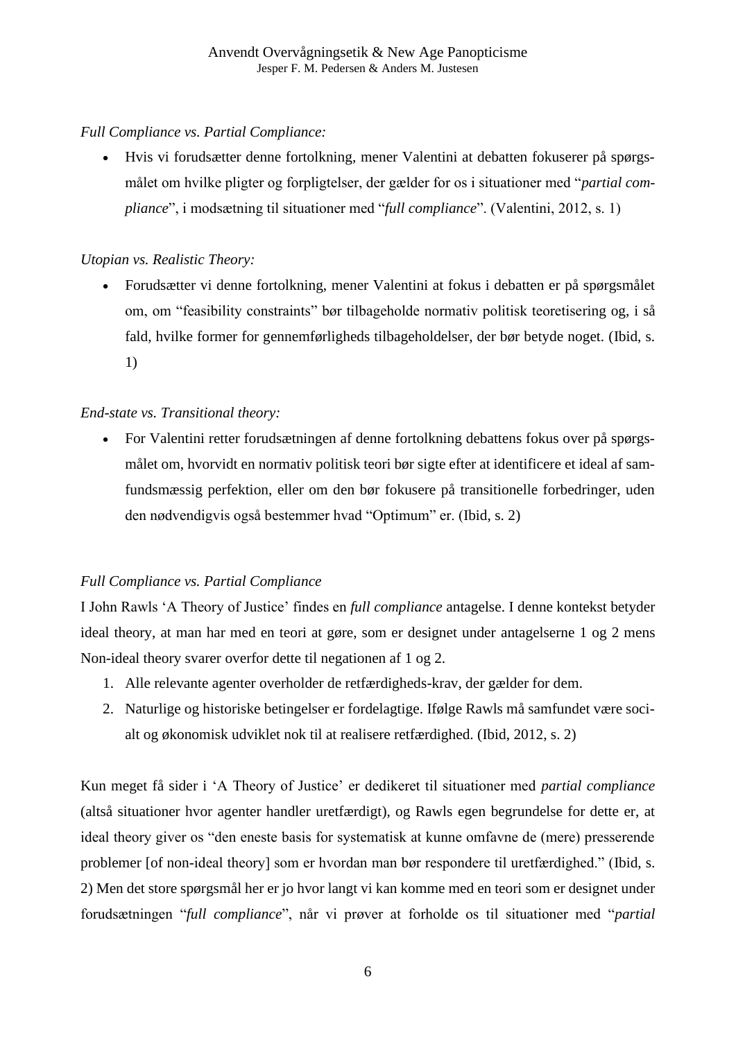*Full Compliance vs. Partial Compliance:*

- Hvis vi forudsætter denne fortolkning, mener Valentini at debatten fokuserer på spørgsmålet om hvilke pligter og forpligtelser, der gælder for os i situationer med "*partial compliance*", i modsætning til situationer med "*full compliance*". (Valentini, 2012, s. 1)

*Utopian vs. Realistic Theory:*

- Forudsætter vi denne fortolkning, mener Valentini at fokus i debatten er på spørgsmålet om, om "feasibility constraints" bør tilbageholde normativ politisk teoretisering og, i så fald, hvilke former for gennemførligheds tilbageholdelser, der bør betyde noget. (Ibid, s. 1)

*End-state vs. Transitional theory:*

- For Valentini retter forudsætningen af denne fortolkning debattens fokus over på spørgsmålet om, hvorvidt en normativ politisk teori bør sigte efter at identificere et ideal af samfundsmæssig perfektion, eller om den bør fokusere på transitionelle forbedringer, uden den nødvendigvis også bestemmer hvad "Optimum" er. (Ibid, s. 2)

*Full Compliance vs. Partial Compliance*

I John Rawls 'A Theory of Justice' findes en *full compliance* antagelse. I denne kontekst betyder ideal theory, at man har med en teori at gøre, som er designet under antagelserne 1 og 2 mens Non-ideal theory svarer overfor dette til negationen af 1 og 2.

1. Alle relevante agenter overholder de retfærdigheds-krav, der gælder for dem.
2. Naturlige og historiske betingelser er fordelagtige. Ifølge Rawls må samfundet være socialt og økonomisk udviklet nok til at realisere retfærdighed. (Ibid, 2012, s. 2)

Kun meget få sider i 'A Theory of Justice' er dedikeret til situationer med *partial compliance* (altså situationer hvor agenter handler uretfærdigt), og Rawls egen begrundelse for dette er, at ideal theory giver os "den eneste basis for systematisk at kunne omfavne de (mere) presserende problemer [of non-ideal theory] som er hvordan man bør respondere til uretfærdighed." (Ibid, s. 2) Men det store spørgsmål her er jo hvor langt vi kan komme med en teori som er designet under forudsætningen "*full compliance*", når vi prøver at forholde os til situationer med "*partial*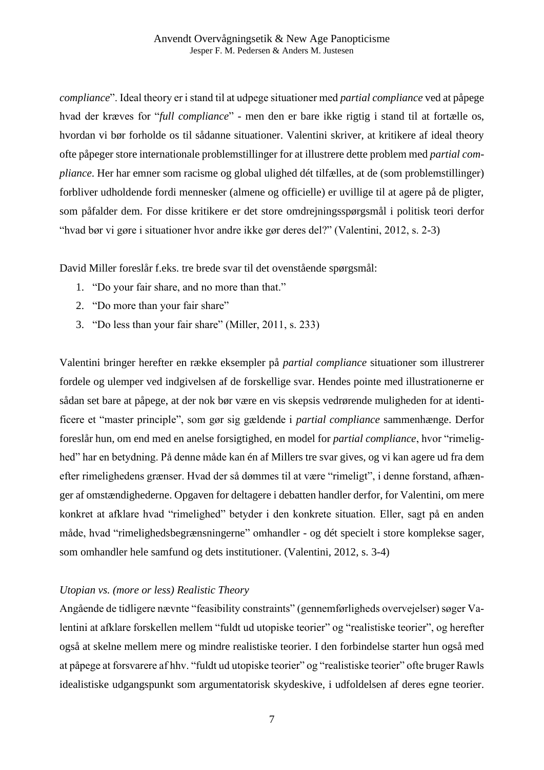*compliance*". Ideal theory er i stand til at udpege situationer med *partial compliance* ved at påpege hvad der kræves for "*full compliance*" - men den er bare ikke rigtig i stand til at fortælle os, hvordan vi bør forholde os til sådanne situationer. Valentini skriver, at kritikere af ideal theory ofte påpeger store internationale problemstillinger for at illustrere dette problem med *partial compliance*. Her har emner som racisme og global ulighed dét tilfælles, at de (som problemstillinger) forbliver udholdende fordi mennesker (almene og officielle) er uvillige til at agere på de pligter, som påfalder dem. For disse kritikere er det store omdrejningsspørgsmål i politisk teori derfor "hvad bør vi gøre i situationer hvor andre ikke gør deres del?" (Valentini, 2012, s. 2-3)

David Miller foreslår f.eks. tre brede svar til det ovenstående spørgsmål:

1. "Do your fair share, and no more than that."
2. "Do more than your fair share"
3. "Do less than your fair share" (Miller, 2011, s. 233)

Valentini bringer herefter en række eksempler på *partial compliance* situationer som illustrerer fordele og ulemper ved indgivelsen af de forskellige svar. Hendes pointe med illustrationerne er sådan set bare at påpege, at der nok bør være en vis skepsis vedrørende muligheden for at identificere et "master principle", som gør sig gældende i *partial compliance* sammenhænge. Derfor foreslår hun, om end med en anelse forsigtighed, en model for *partial compliance*, hvor "rimelighed" har en betydning. På denne måde kan én af Millers tre svar gives, og vi kan agere ud fra dem efter rimelighedens grænser. Hvad der så dømmes til at være "rimeligt", i denne forstand, afhænger af omstændighederne. Opgaven for deltagere i debatten handler derfor, for Valentini, om mere konkret at afklare hvad "rimelighed" betyder i den konkrete situation. Eller, sagt på en anden måde, hvad "rimelighedsbegrænsningerne" omhandler - og dét specielt i store komplekse sager, som omhandler hele samfund og dets institutioner. (Valentini, 2012, s. 3-4)

*Utopian vs. (more or less) Realistic Theory*

Angående de tidligere nævnte "feasibility constraints" (gennemførligheds overvejelser) søger Valentini at afklare forskellen mellem "fuldt ud utopiske teorier" og "realistiske teorier", og herefter også at skelne mellem mere og mindre realistiske teorier. I den forbindelse starter hun også med at påpege at forsvarere af hhv. "fuldt ud utopiske teorier" og "realistiske teorier" ofte bruger Rawls idealistiske udgangspunkt som argumentatorisk skydeskive, i udfoldelsen af deres egne teorier.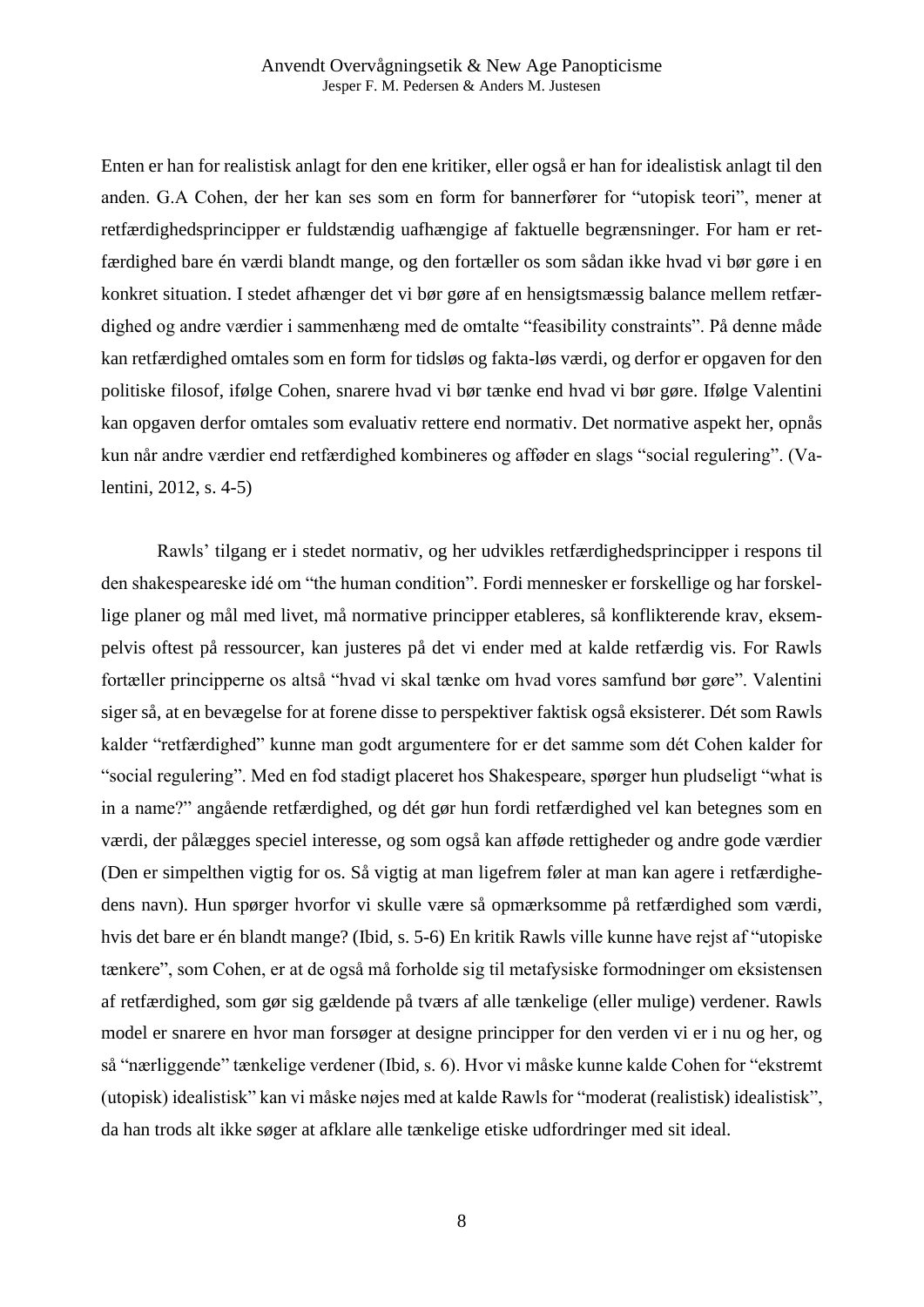Enten er han for realistisk anlagt for den ene kritiker, eller også er han for idealistisk anlagt til den anden. G.A Cohen, der her kan ses som en form for bannerfører for "utopisk teori", mener at retfærdighedsprincipper er fuldstændig uafhængige af faktuelle begrænsninger. For ham er retfærdighed bare én værdi blandt mange, og den fortæller os som sådan ikke hvad vi bør gøre i en konkret situation. I stedet afhænger det vi bør gøre af en hensigtsmæssig balance mellem retfærdighed og andre værdier i sammenhæng med de omtalte "feasibility constraints". På denne måde kan retfærdighed omtales som en form for tidsløs og fakta-løs værdi, og derfor er opgaven for den politiske filosof, ifølge Cohen, snarere hvad vi bør tænke end hvad vi bør gøre. Ifølge Valentini kan opgaven derfor omtales som evaluativ rettere end normativ. Det normative aspekt her, opnås kun når andre værdier end retfærdighed kombineres og afføder en slags "social regulering". (Valentini, 2012, s. 4-5)

Rawls' tilgang er i stedet normativ, og her udvikles retfærdighedsprincipper i respons til den shakespeareske idé om "the human condition". Fordi mennesker er forskellige og har forskellige planer og mål med livet, må normative principper etableres, så konflikterende krav, eksempelvis oftest på ressourcer, kan justeres på det vi ender med at kalde retfærdig vis. For Rawls fortæller principperne os altså "hvad vi skal tænke om hvad vores samfund bør gøre". Valentini siger så, at en bevægelse for at forene disse to perspektiver faktisk også eksisterer. Dét som Rawls kalder "retfærdighed" kunne man godt argumentere for er det samme som dét Cohen kalder for "social regulering". Med en fod stadigt placeret hos Shakespeare, spørger hun pludseligt "what is in a name?" angående retfærdighed, og dét gør hun fordi retfærdighed vel kan betegnes som en værdi, der pålægges speciel interesse, og som også kan afføde rettigheder og andre gode værdier (Den er simpelthen vigtig for os. Så vigtig at man ligefrem føler at man kan agere i retfærdighedens navn). Hun spørger hvorfor vi skulle være så opmærksomme på retfærdighed som værdi, hvis det bare er én blandt mange? (Ibid, s. 5-6) En kritik Rawls ville kunne have rejst af "utopiske tænkere", som Cohen, er at de også må forholde sig til metafysiske formodninger om eksistensen af retfærdighed, som gør sig gældende på tværs af alle tænkelige (eller mulige) verdener. Rawls model er snarere en hvor man forsøger at designe principper for den verden vi er i nu og her, og så "nærliggende" tænkelige verdener (Ibid, s. 6). Hvor vi måske kunne kalde Cohen for "ekstremt (utopisk) idealistisk" kan vi måske nøjes med at kalde Rawls for "moderat (realistisk) idealistisk", da han trods alt ikke søger at afklare alle tænkelige etiske udfordringer med sit ideal.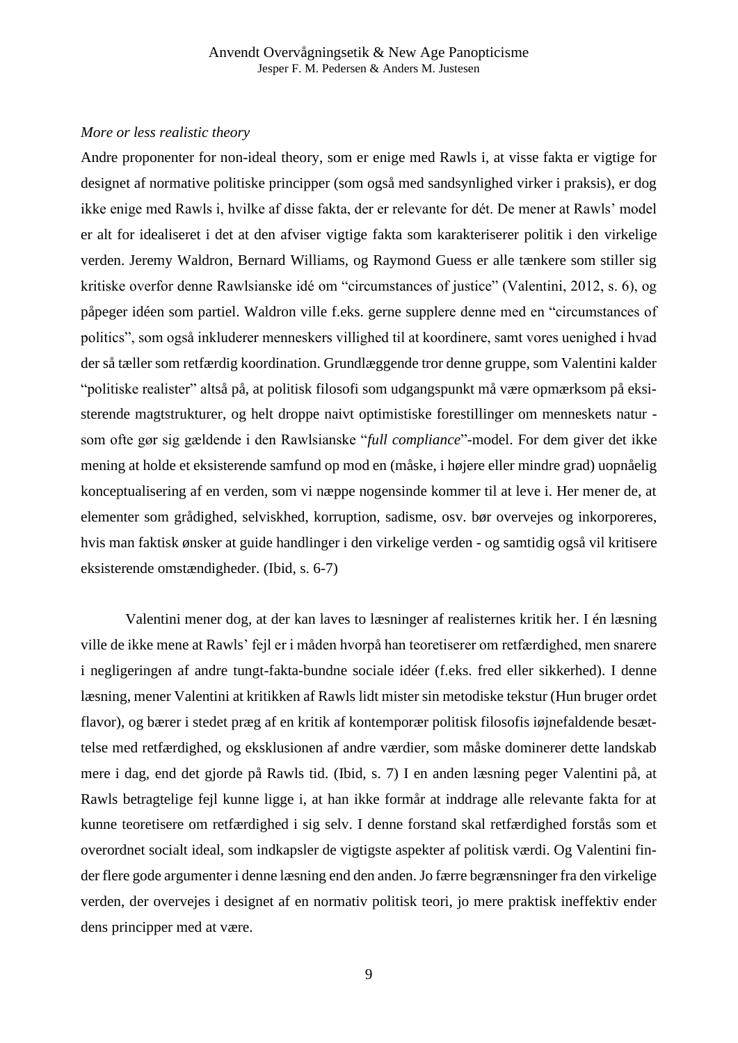*More or less realistic theory*

Andre proponenter for non-ideal theory, som er enige med Rawls i, at visse fakta er vigtige for designet af normative politiske principper (som også med sandsynlighed virker i praksis), er dog ikke enige med Rawls i, hvilke af disse fakta, der er relevante for dét. De mener at Rawls' model er alt for idealiseret i det at den afviser vigtige fakta som karakteriserer politik i den virkelige verden. Jeremy Waldron, Bernard Williams, og Raymond Guess er alle tænkere som stiller sig kritiske overfor denne Rawlsianske idé om "circumstances of justice" (Valentini, 2012, s. 6), og påpeger idéen som partiel. Waldron ville f.eks. gerne supplere denne med en "circumstances of politics", som også inkluderer menneskers villighed til at koordinere, samt vores uenighed i hvad der så tæller som retfærdig koordination. Grundlæggende tror denne gruppe, som Valentini kalder "politiske realister" altså på, at politisk filosofi som udgangspunkt må være opmærksom på eksisterende magtstrukturer, og helt droppe naivt optimistiske forestillinger om menneskets natur - som ofte gør sig gældende i den Rawlsianske "*full compliance*"-model. For dem giver det ikke mening at holde et eksisterende samfund op mod en (måske, i højere eller mindre grad) uopnåelig konceptualisering af en verden, som vi næppe nogensinde kommer til at leve i. Her mener de, at elementer som grådighed, selviskhed, korruption, sadisme, osv. bør overvejes og inkorporeres, hvis man faktisk ønsker at guide handlinger i den virkelige verden - og samtidig også vil kritisere eksisterende omstændigheder. (Ibid, s. 6-7)

Valentini mener dog, at der kan laves to læsninger af realisternes kritik her. I én læsning ville de ikke mene at Rawls' fejl er i måden hvorpå han teoretiserer om retfærdighed, men snarere i negligeringen af andre tungt-fakta-bundne sociale idéer (f.eks. fred eller sikkerhed). I denne læsning, mener Valentini at kritikken af Rawls lidt mister sin metodiske tekstur (Hun bruger ordet flavor), og bærer i stedet præg af en kritik af kontemporær politisk filosofis iøjnefaldende besættelse med retfærdighed, og eksklusionen af andre værdier, som måske dominerer dette landskab mere i dag, end det gjorde på Rawls tid. (Ibid, s. 7) I en anden læsning peger Valentini på, at Rawls betragtelige fejl kunne ligge i, at han ikke formår at inddrage alle relevante fakta for at kunne teoretisere om retfærdighed i sig selv. I denne forstand skal retfærdighed forstås som et overordnet socialt ideal, som indkapsler de vigtigste aspekter af politisk værdi. Og Valentini finder flere gode argumenter i denne læsning end den anden. Jo færre begrænsninger fra den virkelige verden, der overvejes i designet af en normativ politisk teori, jo mere praktisk ineffektiv ender dens principper med at være.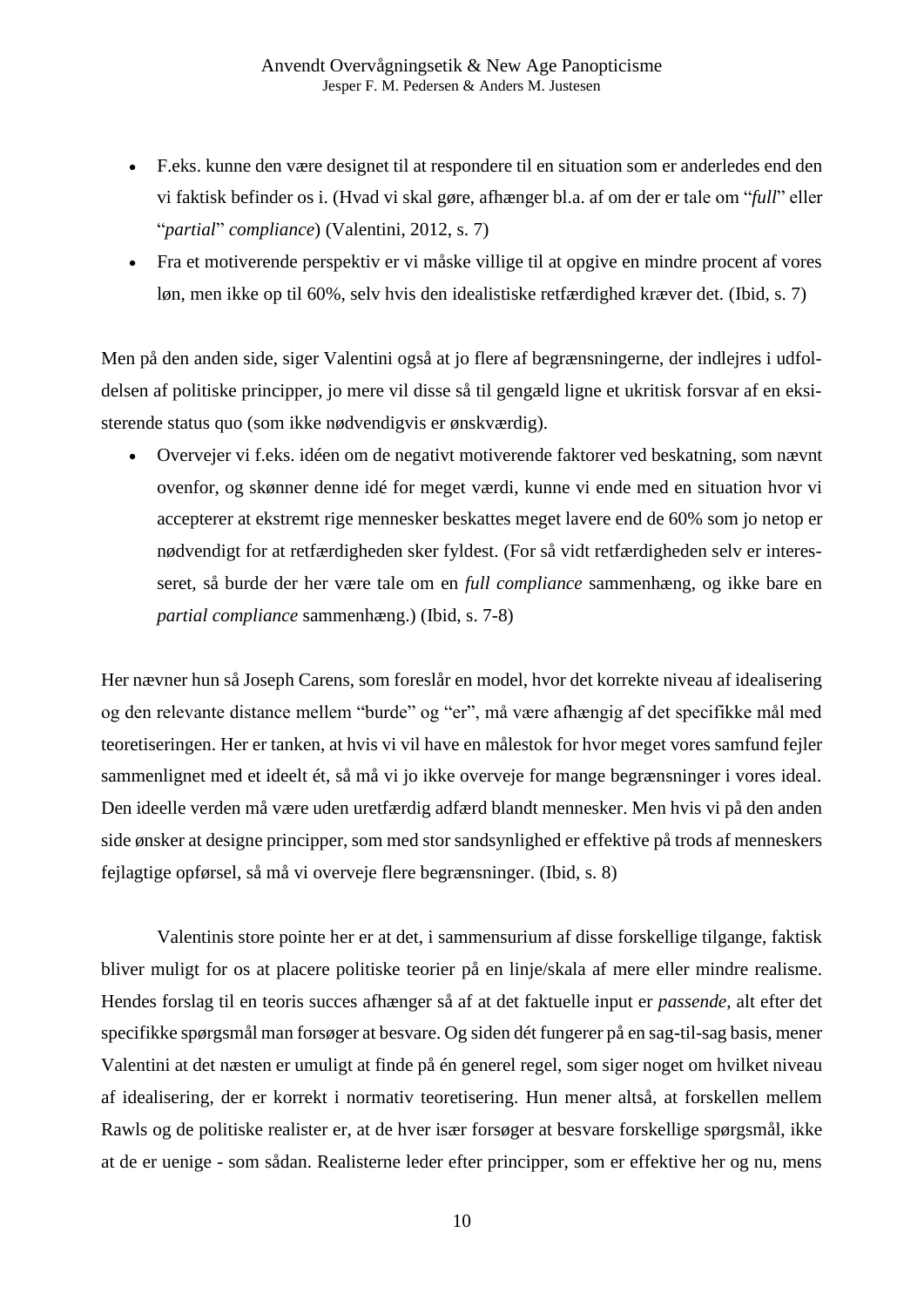- F.eks. kunne den være designet til at respondere til en situation som er anderledes end den vi faktisk befinder os i. (Hvad vi skal gøre, afhænger bl.a. af om der er tale om "*full*" eller "*partial*" *compliance*) (Valentini, 2012, s. 7)
- Fra et motiverende perspektiv er vi måske villige til at opgive en mindre procent af vores løn, men ikke op til 60%, selv hvis den idealistiske retfærdighed kræver det. (Ibid, s. 7)

Men på den anden side, siger Valentini også at jo flere af begrænsningerne, der indlejres i udfoldelsen af politiske principper, jo mere vil disse så til gengæld ligne et ukritisk forsvar af en eksisterende status quo (som ikke nødvendigvis er ønskværdig).

- Overvejer vi f.eks. idéen om de negativt motiverende faktorer ved beskatning, som nævnt ovenfor, og skønner denne idé for meget værdi, kunne vi ende med en situation hvor vi accepterer at ekstremt rige mennesker beskattes meget lavere end de 60% som jo netop er nødvendigt for at retfærdigheden sker fyldest. (For så vidt retfærdigheden selv er interesseret, så burde der her være tale om en *full compliance* sammenhæng, og ikke bare en *partial compliance* sammenhæng.) (Ibid, s. 7-8)

Her nævner hun så Joseph Carens, som foreslår en model, hvor det korrekte niveau af idealisering og den relevante distance mellem "burde" og "er", må være afhængig af det specifikke mål med teoretiseringen. Her er tanken, at hvis vi vil have en målestok for hvor meget vores samfund fejler sammenlignet med et ideelt ét, så må vi jo ikke overveje for mange begrænsninger i vores ideal. Den ideelle verden må være uden uretfærdig adfærd blandt mennesker. Men hvis vi på den anden side ønsker at designe principper, som med stor sandsynlighed er effektive på trods af menneskers fejlagtige opførsel, så må vi overveje flere begrænsninger. (Ibid, s. 8)

Valentinis store pointe her er at det, i sammensurium af disse forskellige tilgange, faktisk bliver muligt for os at placere politiske teorier på en linje/skala af mere eller mindre realisme. Hendes forslag til en teoris succes afhænger så af at det faktuelle input er *passende*, alt efter det specifikke spørgsmål man forsøger at besvare. Og siden dét fungerer på en sag-til-sag basis, mener Valentini at det næsten er umuligt at finde på én generel regel, som siger noget om hvilket niveau af idealisering, der er korrekt i normativ teoretisering. Hun mener altså, at forskellen mellem Rawls og de politiske realister er, at de hver især forsøger at besvare forskellige spørgsmål, ikke at de er uenige - som sådan. Realisterne leder efter principper, som er effektive her og nu, mens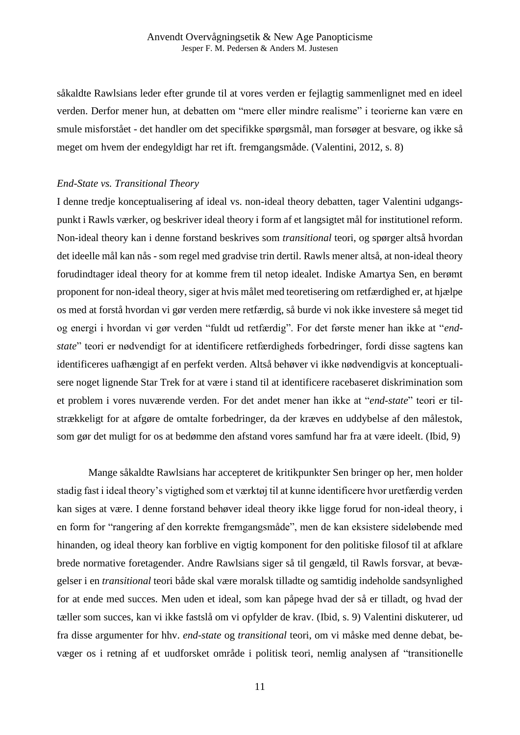såkaldte Rawlsians leder efter grunde til at vores verden er fejlagtig sammenlignet med en ideel verden. Derfor mener hun, at debatten om "mere eller mindre realisme" i teorierne kan være en smule misforstået - det handler om det specifikke spørgsmål, man forsøger at besvare, og ikke så meget om hvem der endegyldigt har ret ift. fremgangsmåde. (Valentini, 2012, s. 8)

*End-State vs. Transitional Theory*

I denne tredje konceptualisering af ideal vs. non-ideal theory debatten, tager Valentini udgangspunkt i Rawls værker, og beskriver ideal theory i form af et langsigtet mål for institutionel reform. Non-ideal theory kan i denne forstand beskrives som *transitional* teori, og spørger altså hvordan det ideelle mål kan nås - som regel med gradvise trin dertil. Rawls mener altså, at non-ideal theory forudindtager ideal theory for at komme frem til netop idealet. Indiske Amartya Sen, en berømt proponent for non-ideal theory, siger at hvis målet med teoretisering om retfærdighed er, at hjælpe os med at forstå hvordan vi gør verden mere retfærdig, så burde vi nok ikke investere så meget tid og energi i hvordan vi gør verden "fuldt ud retfærdig". For det første mener han ikke at "*end-state*" teori er nødvendigt for at identificere retfærdigheds forbedringer, fordi disse sagtens kan identificeres uafhængigt af en perfekt verden. Altså behøver vi ikke nødvendigvis at konceptualisere noget lignende Star Trek for at være i stand til at identificere racebaseret diskrimination som et problem i vores nuværende verden. For det andet mener han ikke at "*end-state*" teori er tilstrækkeligt for at afgøre de omtalte forbedringer, da der kræves en uddybelse af den målestok, som gør det muligt for os at bedømme den afstand vores samfund har fra at være ideelt. (Ibid, 9)

Mange såkaldte Rawlsians har accepteret de kritikpunkter Sen bringer op her, men holder stadig fast i ideal theory's vigtighed som et værktøj til at kunne identificere hvor uretfærdig verden kan siges at være. I denne forstand behøver ideal theory ikke ligge forud for non-ideal theory, i en form for "rangering af den korrekte fremgangsmåde", men de kan eksistere sideløbende med hinanden, og ideal theory kan forblive en vigtig komponent for den politiske filosof til at afklare brede normative foretagender. Andre Rawlsians siger så til gengæld, til Rawls forsvar, at bevægelser i en *transitional* teori både skal være moralsk tilladte og samtidig indeholde sandsynlighed for at ende med succes. Men uden et ideal, som kan påpege hvad der så er tilladt, og hvad der tæller som succes, kan vi ikke fastslå om vi opfylder de krav. (Ibid, s. 9) Valentini diskuterer, ud fra disse argumenter for hhv. *end-state* og *transitional* teori, om vi måske med denne debat, bevæger os i retning af et uudforsket område i politisk teori, nemlig analysen af "transitionelle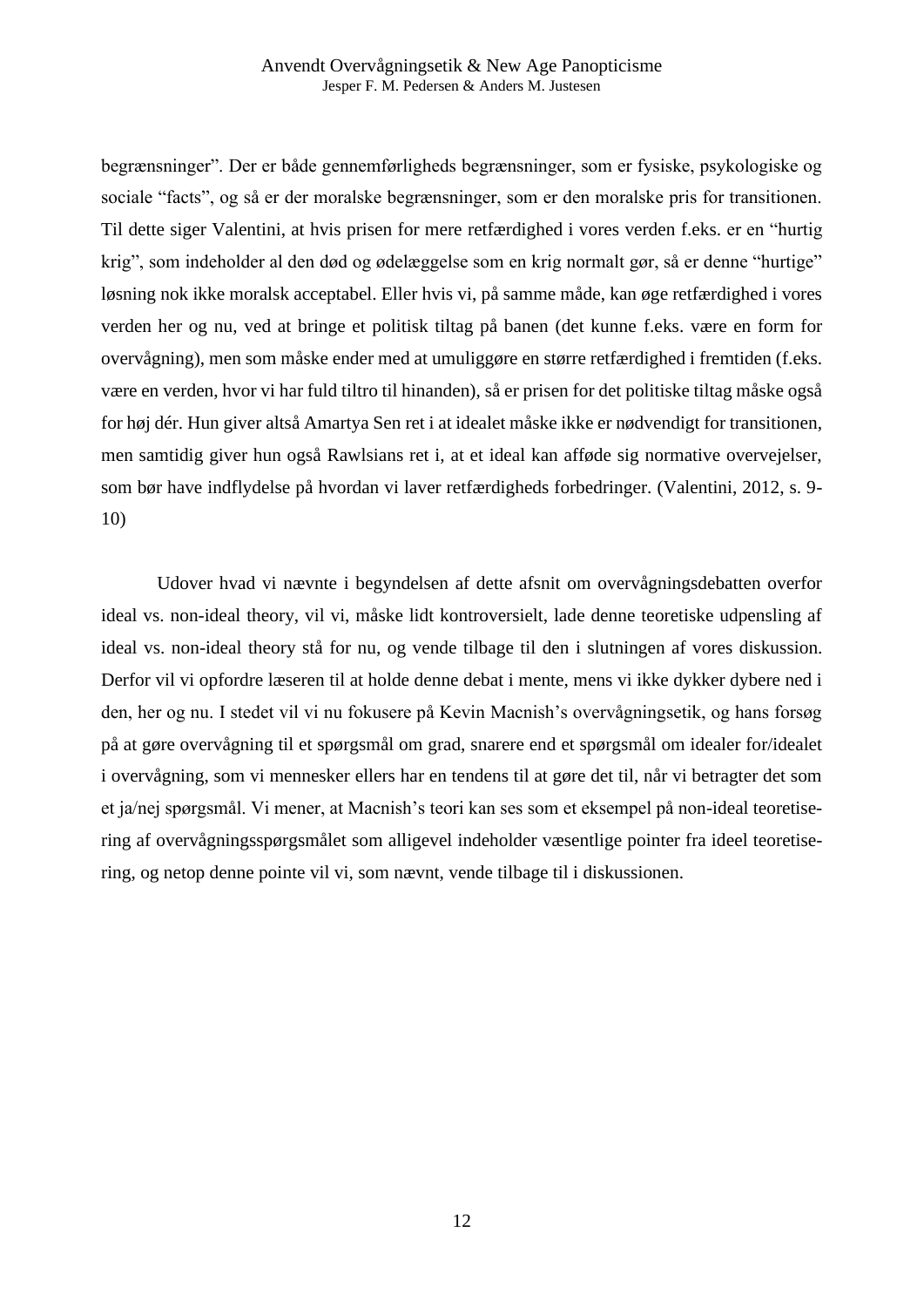begrænsninger”. Der er både gennemførligheds begrænsninger, som er fysiske, psykologiske og sociale “facts”, og så er der moralske begrænsninger, som er den moralske pris for transitionen. Til dette siger Valentini, at hvis prisen for mere retfærdighed i vores verden f.eks. er en “hurtig krig”, som indeholder al den død og ødelæggelse som en krig normalt gør, så er denne “hurtige” løsning nok ikke moralsk acceptabel. Eller hvis vi, på samme måde, kan øge retfærdighed i vores verden her og nu, ved at bringe et politisk tiltag på banen (det kunne f.eks. være en form for overvågning), men som måske ender med at umuliggøre en større retfærdighed i fremtiden (f.eks. være en verden, hvor vi har fuld tiltro til hinanden), så er prisen for det politiske tiltag måske også for høj dér. Hun giver altså Amartya Sen ret i at idealet måske ikke er nødvendigt for transitionen, men samtidig giver hun også Rawlsians ret i, at et ideal kan afføde sig normative overvejelser, som bør have indflydelse på hvordan vi laver retfærdigheds forbedringer. (Valentini, 2012, s. 9-10)

Udover hvad vi nævnte i begyndelsen af dette afsnit om overvågningsdebatten overfor ideal vs. non-ideal theory, vil vi, måske lidt kontroversielt, lade denne teoretiske udpensling af ideal vs. non-ideal theory stå for nu, og vende tilbage til den i slutningen af vores diskussion. Derfor vil vi opfordre læseren til at holde denne debat i mente, mens vi ikke dykker dybere ned i den, her og nu. I stedet vil vi nu fokusere på Kevin Macnish’s overvågningsetik, og hans forsøg på at gøre overvågning til et spørgsmål om grad, snarere end et spørgsmål om idealer for/idealet i overvågning, som vi mennesker ellers har en tendens til at gøre det til, når vi betragter det som et ja/nej spørgsmål. Vi mener, at Macnish’s teori kan ses som et eksempel på non-ideal teoretisering af overvågningsspørgsmålet som alligevel indeholder væsentlige pointer fra ideel teoretisering, og netop denne pointe vil vi, som nævnt, vende tilbage til i diskussionen.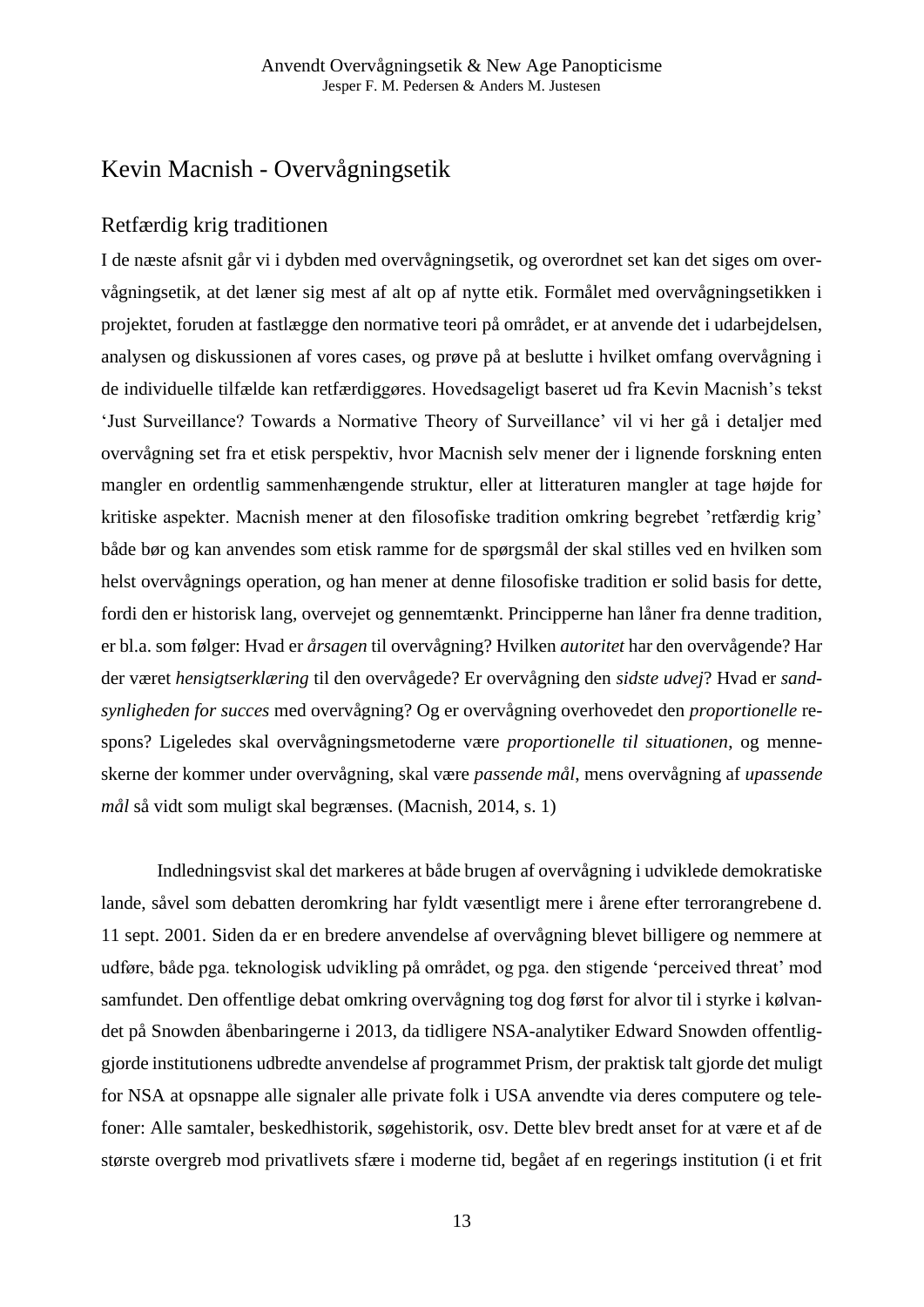## Kevin Macnish - Overvågningsetik

### Retfærdig krig traditionen

I de næste afsnit går vi i dybden med overvågningsetik, og overordnet set kan det siges om overvågningsetik, at det læner sig mest af alt op af nytte etik. Formålet med overvågningsetikken i projektet, foruden at fastlægge den normative teori på området, er at anvende det i udarbejdelsen, analysen og diskussionen af vores cases, og prøve på at beslutte i hvilket omfang overvågning i de individuelle tilfælde kan retfærdiggøres. Hovedsageligt baseret ud fra Kevin Macnish's tekst 'Just Surveillance? Towards a Normative Theory of Surveillance' vil vi her gå i detaljer med overvågning set fra et etisk perspektiv, hvor Macnish selv mener der i lignende forskning enten mangler en ordentlig sammenhængende struktur, eller at litteraturen mangler at tage højde for kritiske aspekter. Macnish mener at den filosofiske tradition omkring begrebet 'retfærdig krig' både bør og kan anvendes som etisk ramme for de spørgsmål der skal stilles ved en hvilken som helst overvågnings operation, og han mener at denne filosofiske tradition er solid basis for dette, fordi den er historisk lang, overvejet og gennemtænkt. Principperne han låner fra denne tradition, er bl.a. som følger: Hvad er *årsagen* til overvågning? Hvilken *autoritet* har den overvågende? Har der været *hensigtserklæring* til den overvågede? Er overvågning den *sidste udvej*? Hvad er *sandsynligheden for succes* med overvågning? Og er overvågning overhovedet den *proportionelle* respons? Ligeledes skal overvågningsmetoderne være *proportionelle til situationen*, og menneskerne der kommer under overvågning, skal være *passende mål*, mens overvågning af *upassende mål* så vidt som muligt skal begrænses. (Macnish, 2014, s. 1)

Indledningsvist skal det markeres at både brugen af overvågning i udviklede demokratiske lande, såvel som debatten deromkring har fyldt væsentligt mere i årene efter terrorangrebene d. 11 sept. 2001. Siden da er en bredere anvendelse af overvågning blevet billigere og nemmere at udføre, både pga. teknologisk udvikling på området, og pga. den stigende 'perceived threat' mod samfundet. Den offentlige debat omkring overvågning tog dog først for alvor til i styrke i kølvandet på Snowden åbenbaringerne i 2013, da tidligere NSA-analytiker Edward Snowden offentliggjorde institutionens udbredte anvendelse af programmet Prism, der praktisk talt gjorde det muligt for NSA at opsnappe alle signaler alle private folk i USA anvendte via deres computere og telefoner: Alle samtaler, beskedhistorik, søgehistorik, osv. Dette blev bredt anset for at være et af de største overgreb mod privatlivets sfære i moderne tid, begået af en regerings institution (i et frit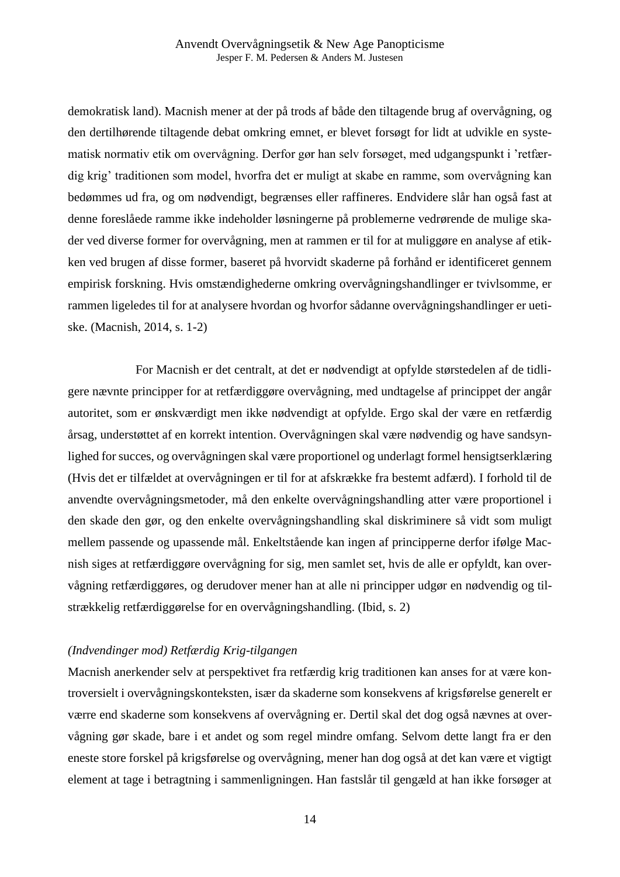demokratisk land). Macnish mener at der på trods af både den tiltagende brug af overvågning, og den dertilhørende tiltagende debat omkring emnet, er blevet forsøgt for lidt at udvikle en systematisk normativ etik om overvågning. Derfor gør han selv forsøget, med udgangspunkt i 'retfærdig krig' traditionen som model, hvorfra det er muligt at skabe en ramme, som overvågning kan bedømmes ud fra, og om nødvendigt, begrænses eller raffineres. Endvidere slår han også fast at denne foreslåede ramme ikke indeholder løsningerne på problemerne vedrørende de mulige skader ved diverse former for overvågning, men at rammen er til for at muliggøre en analyse af etikken ved brugen af disse former, baseret på hvorvidt skaderne på forhånd er identificeret gennem empirisk forskning. Hvis omstændighederne omkring overvågningshandlinger er tvivlsomme, er rammen ligeledes til for at analysere hvordan og hvorfor sådanne overvågningshandlinger er uetiske. (Macnish, 2014, s. 1-2)

For Macnish er det centralt, at det er nødvendigt at opfylde størstedelen af de tidligere nævnte principper for at retfærdiggøre overvågning, med undtagelse af princippet der angår autoritet, som er ønskværdigt men ikke nødvendigt at opfylde. Ergo skal der være en retfærdig årsag, understøttet af en korrekt intention. Overvågningen skal være nødvendig og have sandsynlighed for succes, og overvågningen skal være proportionel og underlagt formel hensigtserklæring (Hvis det er tilfældet at overvågningen er til for at afskrække fra bestemt adfærd). I forhold til de anvendte overvågningsmetoder, må den enkelte overvågningshandling atter være proportionel i den skade den gør, og den enkelte overvågningshandling skal diskriminere så vidt som muligt mellem passende og upassende mål. Enkeltstående kan ingen af principperne derfor ifølge Macnish siges at retfærdiggøre overvågning for sig, men samlet set, hvis de alle er opfyldt, kan overvågning retfærdiggøres, og derudover mener han at alle ni principper udgør en nødvendig og tilstrækkelig retfærdiggørelse for en overvågningshandling. (Ibid, s. 2)

*(Indvendinger mod) Retfærdig Krig-tilgangen*

Macnish anerkender selv at perspektivet fra retfærdig krig traditionen kan anses for at være kontroversielt i overvågningskonteksten, især da skaderne som konsekvens af krigsførelse generelt er værre end skaderne som konsekvens af overvågning er. Dertil skal det dog også nævnes at overvågning gør skade, bare i et andet og som regel mindre omfang. Selvom dette langt fra er den eneste store forskel på krigsførelse og overvågning, mener han dog også at det kan være et vigtigt element at tage i betragtning i sammenligningen. Han fastslår til gengæld at han ikke forsøger at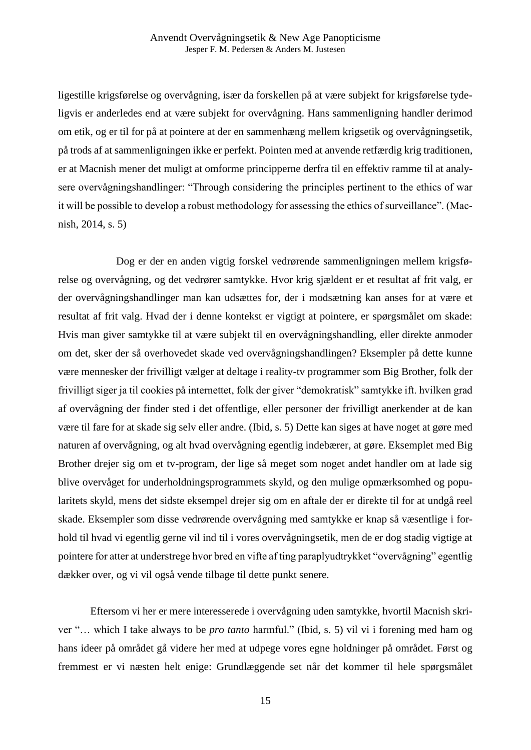ligestille krigsførelse og overvågning, især da forskellen på at være subjekt for krigsførelse tydeligvis er anderledes end at være subjekt for overvågning. Hans sammenligning handler derimod om etik, og er til for på at pointere at der en sammenhæng mellem krigsetik og overvågningsetik, på trods af at sammenligningen ikke er perfekt. Pointen med at anvende retfærdig krig traditionen, er at Macnish mener det muligt at omforme principperne derfra til en effektiv ramme til at analysere overvågningshandlinger: "Through considering the principles pertinent to the ethics of war it will be possible to develop a robust methodology for assessing the ethics of surveillance". (Macnish, 2014, s. 5)

Dog er der en anden vigtig forskel vedrørende sammenligningen mellem krigsførelse og overvågning, og det vedrører samtykke. Hvor krig sjældent er et resultat af frit valg, er der overvågningshandlinger man kan udsættes for, der i modsætning kan anses for at være et resultat af frit valg. Hvad der i denne kontekst er vigtigt at pointere, er spørgsmålet om skade: Hvis man giver samtykke til at være subjekt til en overvågningshandling, eller direkte anmoder om det, sker der så overhovedet skade ved overvågningshandlingen? Eksempler på dette kunne være mennesker der frivilligt vælger at deltage i reality-tv programmer som Big Brother, folk der frivilligt siger ja til cookies på internettet, folk der giver "demokratisk" samtykke ift. hvilken grad af overvågning der finder sted i det offentlige, eller personer der frivilligt anerkender at de kan være til fare for at skade sig selv eller andre. (Ibid, s. 5) Dette kan siges at have noget at gøre med naturen af overvågning, og alt hvad overvågning egentlig indebærer, at gøre. Eksemplet med Big Brother drejer sig om et tv-program, der lige så meget som noget andet handler om at lade sig blive overvåget for underholdningsprogrammets skyld, og den mulige opmærksomhed og popularitets skyld, mens det sidste eksempel drejer sig om en aftale der er direkte til for at undgå reel skade. Eksempler som disse vedrørende overvågning med samtykke er knap så væsentlige i forhold til hvad vi egentlig gerne vil ind til i vores overvågningsetik, men de er dog stadig vigtige at pointere for atter at understrege hvor bred en vifte af ting paraplyudtrykket "overvågning" egentlig dækker over, og vi vil også vende tilbage til dette punkt senere.

Eftersom vi her er mere interesserede i overvågning uden samtykke, hvortil Macnish skriver "… which I take always to be *pro tanto* harmful." (Ibid, s. 5) vil vi i forening med ham og hans ideer på området gå videre her med at udpege vores egne holdninger på området. Først og fremmest er vi næsten helt enige: Grundlæggende set når det kommer til hele spørgsmålet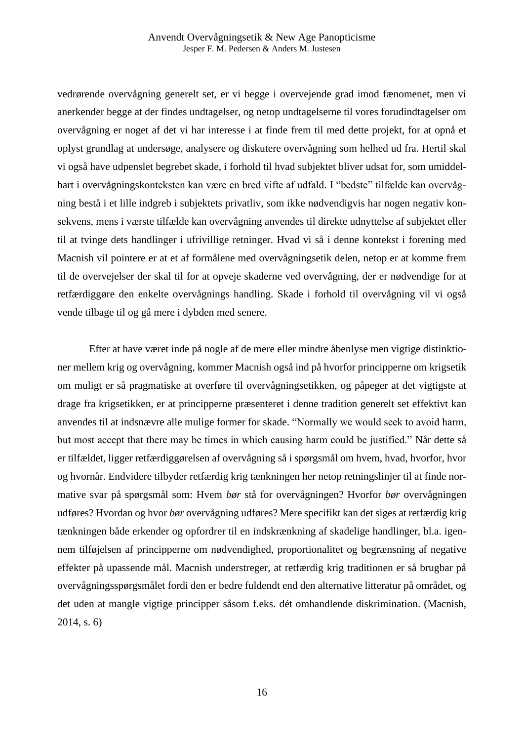vedrørende overvågning generelt set, er vi begge i overvejende grad imod fænomenet, men vi anerkender begge at der findes undtagelser, og netop undtagelserne til vores forudindtagelser om overvågning er noget af det vi har interesse i at finde frem til med dette projekt, for at opnå et oplyst grundlag at undersøge, analysere og diskutere overvågning som helhed ud fra. Hertil skal vi også have udpenslet begrebet skade, i forhold til hvad subjektet bliver udsat for, som umiddelbart i overvågningskonteksten kan være en bred vifte af udfald. I "bedste" tilfælde kan overvågning bestå i et lille indgreb i subjektets privatliv, som ikke nødvendigvis har nogen negativ konsekvens, mens i værste tilfælde kan overvågning anvendes til direkte udnyttelse af subjektet eller til at tvinge dets handlinger i ufrivillige retninger. Hvad vi så i denne kontekst i forening med Macnish vil pointere er at et af formålene med overvågningsetik delen, netop er at komme frem til de overvejelser der skal til for at opveje skaderne ved overvågning, der er nødvendige for at retfærdiggøre den enkelte overvågnings handling. Skade i forhold til overvågning vil vi også vende tilbage til og gå mere i dybden med senere.

Efter at have været inde på nogle af de mere eller mindre åbenlyse men vigtige distinktioner mellem krig og overvågning, kommer Macnish også ind på hvorfor principperne om krigsetik om muligt er så pragmatiske at overføre til overvågningsetikken, og påpeger at det vigtigste at drage fra krigsetikken, er at principperne præsenteret i denne tradition generelt set effektivt kan anvendes til at indsnævre alle mulige former for skade. "Normally we would seek to avoid harm, but most accept that there may be times in which causing harm could be justified." Når dette så er tilfældet, ligger retfærdiggørelsen af overvågning så i spørgsmål om hvem, hvad, hvorfor, hvor og hvornår. Endvidere tilbyder retfærdig krig tænkningen her netop retningslinjer til at finde normative svar på spørgsmål som: Hvem *bør* stå for overvågningen? Hvorfor *bør* overvågningen udføres? Hvordan og hvor *bør* overvågning udføres? Mere specifikt kan det siges at retfærdig krig tænkningen både erkender og opfordrer til en indskrænkning af skadelige handlinger, bl.a. igennem tilføjelsen af principperne om nødvendighed, proportionalitet og begrænsning af negative effekter på upassende mål. Macnish understreger, at retfærdig krig traditionen er så brugbar på overvågningsspørgsmålet fordi den er bedre fuldendt end den alternative litteratur på området, og det uden at mangle vigtige principper såsom f.eks. dét omhandlende diskrimination. (Macnish, 2014, s. 6)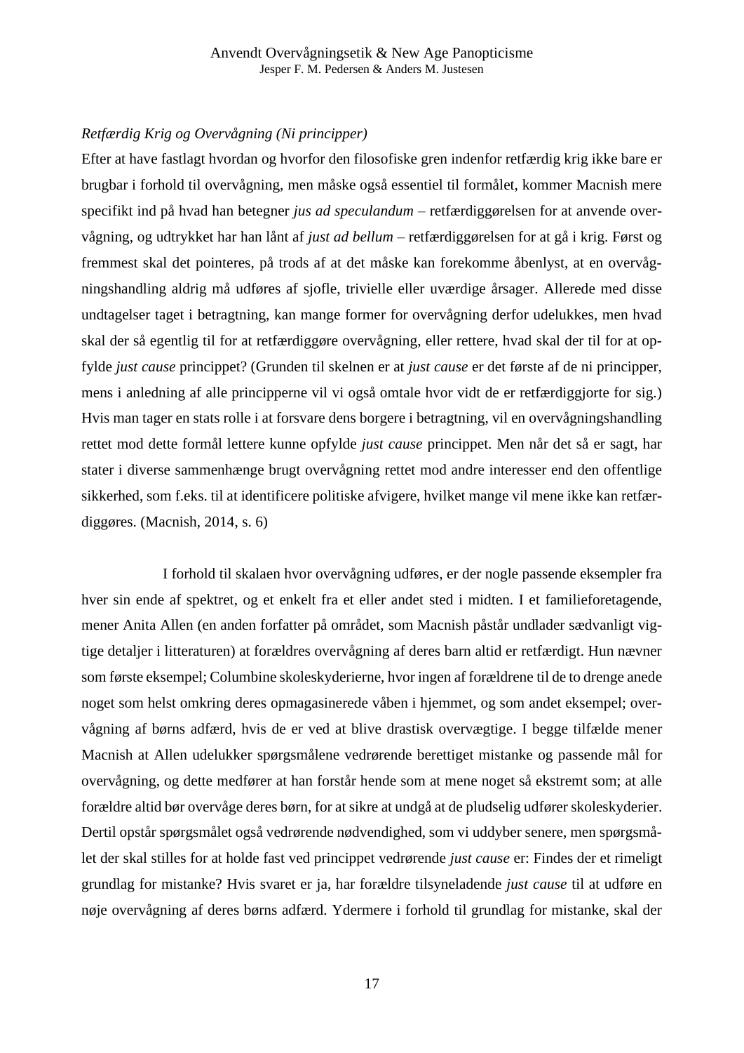*Retfærdig Krig og Overvågning (Ni principper)*

Efter at have fastlagt hvordan og hvorfor den filosofiske gren indenfor retfærdig krig ikke bare er brugbar i forhold til overvågning, men måske også essentiel til formålet, kommer Macnish mere specifikt ind på hvad han betegner *jus ad speculandum* – retfærdiggørelsen for at anvende overvågning, og udtrykket har han lånt af *just ad bellum* – retfærdiggørelsen for at gå i krig. Først og fremmest skal det pointeres, på trods af at det måske kan forekomme åbenlyst, at en overvågningshandling aldrig må udføres af sjofle, trivielle eller uværdige årsager. Allerede med disse undtagelser taget i betragtning, kan mange former for overvågning derfor udelukkes, men hvad skal der så egentlig til for at retfærdiggøre overvågning, eller rettere, hvad skal der til for at opfylde *just cause* princippet? (Grunden til skelnen er at *just cause* er det første af de ni principper, mens i anledning af alle principperne vil vi også omtale hvor vidt de er retfærdiggjorte for sig.) Hvis man tager en stats rolle i at forsvare dens borgere i betragtning, vil en overvågningshandling rettet mod dette formål lettere kunne opfylde *just cause* princippet. Men når det så er sagt, har stater i diverse sammenhænge brugt overvågning rettet mod andre interesser end den offentlige sikkerhed, som f.eks. til at identificere politiske afvigere, hvilket mange vil mene ikke kan retfærdiggøres. (Macnish, 2014, s. 6)

I forhold til skalaen hvor overvågning udføres, er der nogle passende eksempler fra hver sin ende af spektret, og et enkelt fra et eller andet sted i midten. I et familieforetagende, mener Anita Allen (en anden forfatter på området, som Macnish påstår undlader sædvanligt vigtige detaljer i litteraturen) at forældres overvågning af deres barn altid er retfærdigt. Hun nævner som første eksempel; Columbine skoleskyderierne, hvor ingen af forældrene til de to drenge anede noget som helst omkring deres opmagasinerede våben i hjemmet, og som andet eksempel; overvågning af børns adfærd, hvis de er ved at blive drastisk overvægtige. I begge tilfælde mener Macnish at Allen udelukker spørgsmålene vedrørende berettiget mistanke og passende mål for overvågning, og dette medfører at han forstår hende som at mene noget så ekstremt som; at alle forældre altid bør overvåge deres børn, for at sikre at undgå at de pludselig udfører skoleskyderier. Dertil opstår spørgsmålet også vedrørende nødvendighed, som vi uddyber senere, men spørgsmålet der skal stilles for at holde fast ved princippet vedrørende *just cause* er: Findes der et rimeligt grundlag for mistanke? Hvis svaret er ja, har forældre tilsyneladende *just cause* til at udføre en nøje overvågning af deres børns adfærd. Ydermere i forhold til grundlag for mistanke, skal der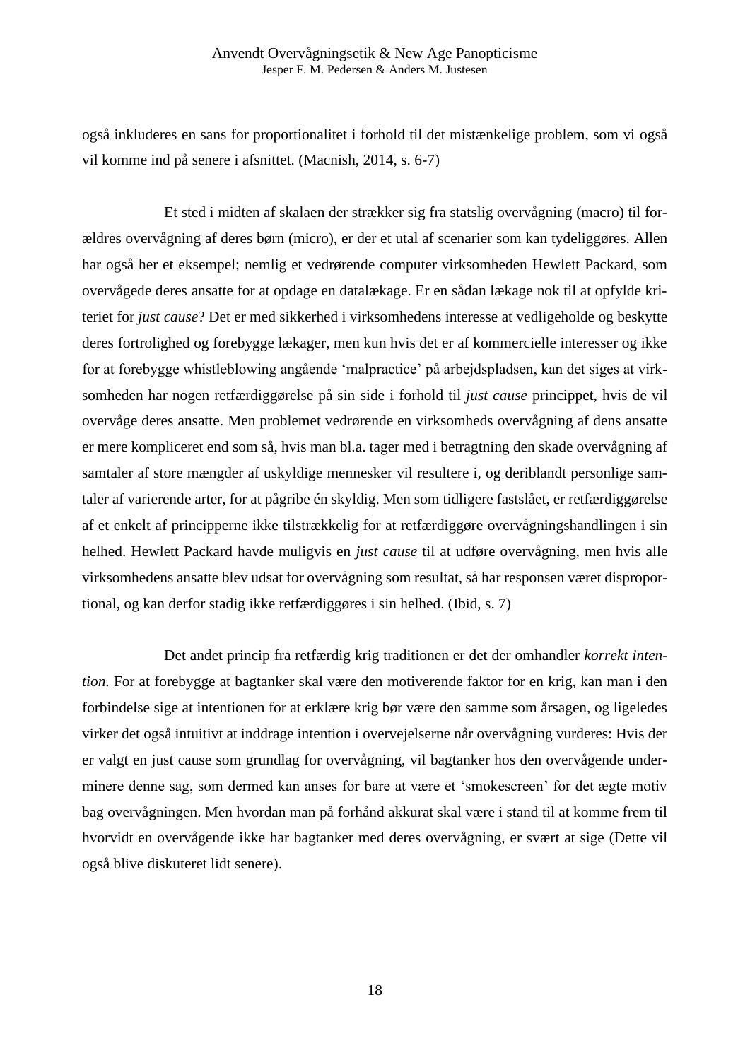også inkluderes en sans for proportionalitet i forhold til det mistænkelige problem, som vi også vil komme ind på senere i afsnittet. (Macnish, 2014, s. 6-7)

Et sted i midten af skalaen der strækker sig fra statslig overvågning (macro) til forældres overvågning af deres børn (micro), er der et utal af scenarier som kan tydeliggøres. Allen har også her et eksempel; nemlig et vedrørende computer virksomheden Hewlett Packard, som overvågede deres ansatte for at opdage en datalækage. Er en sådan lækage nok til at opfylde kriteriet for *just cause*? Det er med sikkerhed i virksomhedens interesse at vedligeholde og beskytte deres fortrolighed og forebygge lækager, men kun hvis det er af kommercielle interesser og ikke for at forebygge whistleblowing angående 'malpractice' på arbejdspladsen, kan det siges at virksomheden har nogen retfærdiggørelse på sin side i forhold til *just cause* princippet, hvis de vil overvåge deres ansatte. Men problemet vedrørende en virksomheds overvågning af dens ansatte er mere kompliceret end som så, hvis man bl.a. tager med i betragtning den skade overvågning af samtaler af store mængder af uskyldige mennesker vil resultere i, og deriblandt personlige samtaler af varierende arter, for at pågribe én skyldig. Men som tidligere fastslået, er retfærdiggørelse af et enkelt af principperne ikke tilstrækkelig for at retfærdiggøre overvågningshandlingen i sin helhed. Hewlett Packard havde muligvis en *just cause* til at udføre overvågning, men hvis alle virksomhedens ansatte blev udsat for overvågning som resultat, så har responsen været disproportional, og kan derfor stadig ikke retfærdiggøres i sin helhed. (Ibid, s. 7)

Det andet princip fra retfærdig krig traditionen er det der omhandler *korrekt intention*. For at forebygge at bagtanker skal være den motiverende faktor for en krig, kan man i den forbindelse sige at intentionen for at erklære krig bør være den samme som årsagen, og ligeledes virker det også intuitivt at inddrage intention i overvejelserne når overvågning vurderes: Hvis der er valgt en just cause som grundlag for overvågning, vil bagtanker hos den overvågende underminere denne sag, som dermed kan anses for bare at være et 'smokescreen' for det ægte motiv bag overvågningen. Men hvordan man på forhånd akkurat skal være i stand til at komme frem til hvorvidt en overvågende ikke har bagtanker med deres overvågning, er svært at sige (Dette vil også blive diskuteret lidt senere).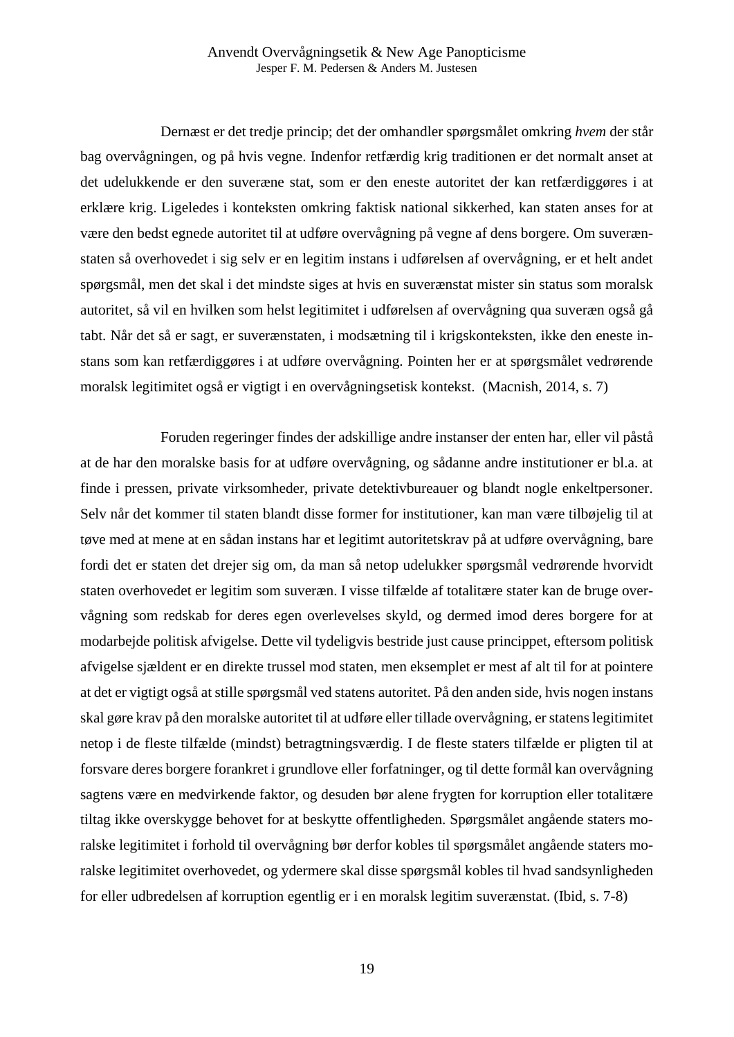Dernæst er det tredje princip; det der omhandler spørgsmålet omkring *hvem* der står bag overvågningen, og på hvis vegne. Indenfor retfærdig krig traditionen er det normalt anset at det udelukkende er den suveræne stat, som er den eneste autoritet der kan retfærdiggøres i at erklære krig. Ligeledes i konteksten omkring faktisk national sikkerhed, kan staten anses for at være den bedst egnede autoritet til at udføre overvågning på vegne af dens borgere. Om suverænstaten så overhovedet i sig selv er en legitim instans i udførelsen af overvågning, er et helt andet spørgsmål, men det skal i det mindste siges at hvis en suverænstat mister sin status som moralsk autoritet, så vil en hvilken som helst legitimitet i udførelsen af overvågning qua suveræn også gå tabt. Når det så er sagt, er suverænstaten, i modsætning til i krigskonteksten, ikke den eneste instans som kan retfærdiggøres i at udføre overvågning. Pointen her er at spørgsmålet vedrørende moralsk legitimitet også er vigtigt i en overvågningsetisk kontekst. (Macnish, 2014, s. 7)

Foruden regeringer findes der adskillige andre instanser der enten har, eller vil påstå at de har den moralske basis for at udføre overvågning, og sådanne andre institutioner er bl.a. at finde i pressen, private virksomheder, private detektivbureauer og blandt nogle enkeltpersoner. Selv når det kommer til staten blandt disse former for institutioner, kan man være tilbøjelig til at tøve med at mene at en sådan instans har et legitimt autoritetskrav på at udføre overvågning, bare fordi det er staten det drejer sig om, da man så netop udelukker spørgsmål vedrørende hvorvidt staten overhovedet er legitim som suveræn. I visse tilfælde af totalitære stater kan de bruge overvågning som redskab for deres egen overlevelses skyld, og dermed imod deres borgere for at modarbejde politisk afvigelse. Dette vil tydeligvis bestride just cause princippet, eftersom politisk afvigelse sjældent er en direkte trussel mod staten, men eksemplet er mest af alt til for at pointere at det er vigtigt også at stille spørgsmål ved statens autoritet. På den anden side, hvis nogen instans skal gøre krav på den moralske autoritet til at udføre eller tillade overvågning, er statens legitimitet netop i de fleste tilfælde (mindst) betragtningsværdig. I de fleste staters tilfælde er pligten til at forsvare deres borgere forankret i grundlove eller forfatninger, og til dette formål kan overvågning sagtens være en medvirkende faktor, og desuden bør alene frygten for korruption eller totalitære tiltag ikke overskygge behovet for at beskytte offentligheden. Spørgsmålet angående staters moralske legitimitet i forhold til overvågning bør derfor kobles til spørgsmålet angående staters moralske legitimitet overhovedet, og ydermere skal disse spørgsmål kobles til hvad sandsynligheden for eller udbredelsen af korruption egentlig er i en moralsk legitim suverænstat. (Ibid, s. 7-8)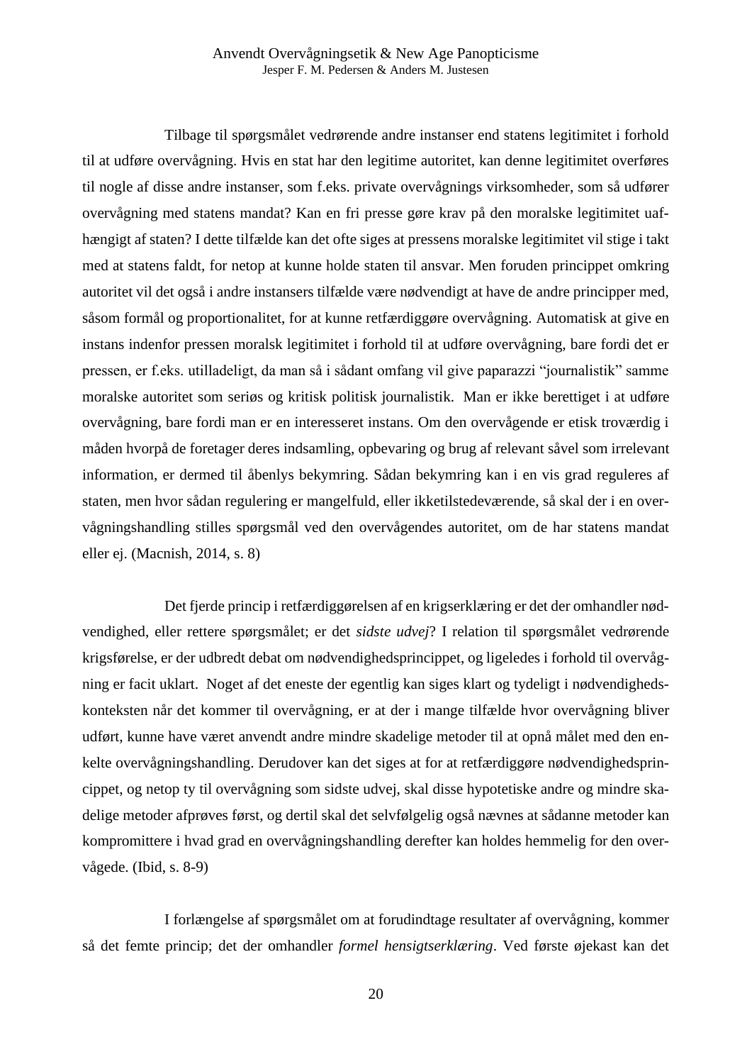Tilbage til spørgsmålet vedrørende andre instanser end statens legitimitet i forhold til at udføre overvågning. Hvis en stat har den legitime autoritet, kan denne legitimitet overføres til nogle af disse andre instanser, som f.eks. private overvågnings virksomheder, som så udfører overvågning med statens mandat? Kan en fri presse gøre krav på den moralske legitimitet uafhængigt af staten? I dette tilfælde kan det ofte siges at pressens moralske legitimitet vil stige i takt med at statens faldt, for netop at kunne holde staten til ansvar. Men foruden princippet omkring autoritet vil det også i andre instansers tilfælde være nødvendigt at have de andre principper med, såsom formål og proportionalitet, for at kunne retfærdiggøre overvågning. Automatisk at give en instans indenfor pressen moralsk legitimitet i forhold til at udføre overvågning, bare fordi det er pressen, er f.eks. utilladeligt, da man så i sådant omfang vil give paparazzi "journalistik" samme moralske autoritet som seriøs og kritisk politisk journalistik. Man er ikke berettiget i at udføre overvågning, bare fordi man er en interesseret instans. Om den overvågende er etisk troværdig i måden hvorpå de foretager deres indsamling, opbevaring og brug af relevant såvel som irrelevant information, er dermed til åbenlys bekymring. Sådan bekymring kan i en vis grad reguleres af staten, men hvor sådan regulering er mangelfuld, eller ikketilstedeværende, så skal der i en overvågningshandling stilles spørgsmål ved den overvågendes autoritet, om de har statens mandat eller ej. (Macnish, 2014, s. 8)

Det fjerde princip i retfærdiggørelsen af en krigserklæring er det der omhandler nødvendighed, eller rettere spørgsmålet; er det *sidste udvej*? I relation til spørgsmålet vedrørende krigsførelse, er der udbredt debat om nødvendighedsprincippet, og ligeledes i forhold til overvågning er facit uklart. Noget af det eneste der egentlig kan siges klart og tydeligt i nødvendighedskonteksten når det kommer til overvågning, er at der i mange tilfælde hvor overvågning bliver udført, kunne have været anvendt andre mindre skadelige metoder til at opnå målet med den enkelte overvågningshandling. Derudover kan det siges at for at retfærdiggøre nødvendighedsprincippet, og netop ty til overvågning som sidste udvej, skal disse hypotetiske andre og mindre skadelige metoder afprøves først, og dertil skal det selvfølgelig også nævnes at sådanne metoder kan kompromittere i hvad grad en overvågningshandling derefter kan holdes hemmelig for den overvågede. (Ibid, s. 8-9)

I forlængelse af spørgsmålet om at forudindtage resultater af overvågning, kommer så det femte princip; det der omhandler *formel hensigtserklæring*. Ved første øjekast kan det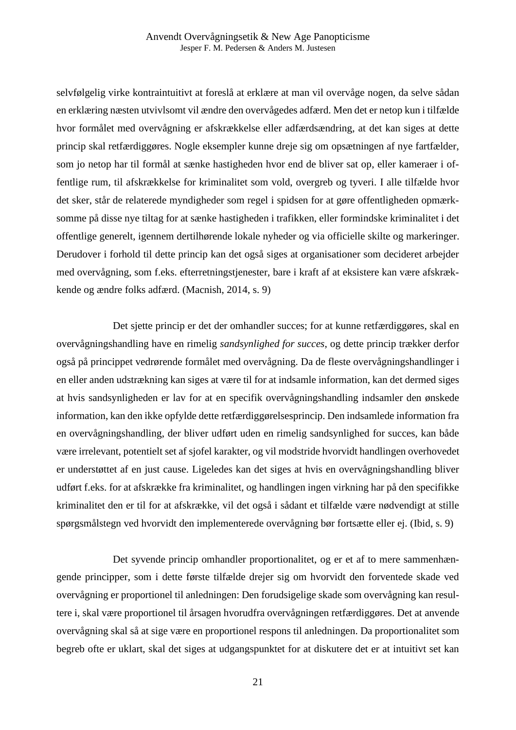selvfølgelig virke kontraintuitivt at foreslå at erklære at man vil overvåge nogen, da selve sådan en erklæring næsten utvivlsomt vil ændre den overvågedes adfærd. Men det er netop kun i tilfælde hvor formålet med overvågning er afskrækkelse eller adfærdsændring, at det kan siges at dette princip skal retfærdiggøres. Nogle eksempler kunne dreje sig om opsætningen af nye fartfælder, som jo netop har til formål at sænke hastigheden hvor end de bliver sat op, eller kameraer i offentlige rum, til afskrækkelse for kriminalitet som vold, overgreb og tyveri. I alle tilfælde hvor det sker, står de relaterede myndigheder som regel i spidsen for at gøre offentligheden opmærksomme på disse nye tiltag for at sænke hastigheden i trafikken, eller formindske kriminalitet i det offentlige generelt, igennem dertilhørende lokale nyheder og via officielle skilte og markeringer. Derudover i forhold til dette princip kan det også siges at organisationer som decideret arbejder med overvågning, som f.eks. efterretningstjenester, bare i kraft af at eksistere kan være afskrækkende og ændre folks adfærd. (Macnish, 2014, s. 9)

Det sjette princip er det der omhandler succes; for at kunne retfærdiggøres, skal en overvågningshandling have en rimelig *sandsynlighed for succes*, og dette princip trækker derfor også på princippet vedrørende formålet med overvågning. Da de fleste overvågningshandlinger i en eller anden udstrækning kan siges at være til for at indsamle information, kan det dermed siges at hvis sandsynligheden er lav for at en specifik overvågningshandling indsamler den ønskede information, kan den ikke opfylde dette retfærdiggørelsesprincip. Den indsamlede information fra en overvågningshandling, der bliver udført uden en rimelig sandsynlighed for succes, kan både være irrelevant, potentielt set af sjofel karakter, og vil modstride hvorvidt handlingen overhovedet er understøttet af en just cause. Ligeledes kan det siges at hvis en overvågningshandling bliver udført f.eks. for at afskrække fra kriminalitet, og handlingen ingen virkning har på den specifikke kriminalitet den er til for at afskrække, vil det også i sådant et tilfælde være nødvendigt at stille spørgsmålstegn ved hvorvidt den implementerede overvågning bør fortsætte eller ej. (Ibid, s. 9)

Det syvende princip omhandler proportionalitet, og er et af to mere sammenhængende principper, som i dette første tilfælde drejer sig om hvorvidt den forventede skade ved overvågning er proportionel til anledningen: Den forudsigelige skade som overvågning kan resultere i, skal være proportionel til årsagen hvorudfra overvågningen retfærdiggøres. Det at anvende overvågning skal så at sige være en proportionel respons til anledningen. Da proportionalitet som begreb ofte er uklart, skal det siges at udgangspunktet for at diskutere det er at intuitivt set kan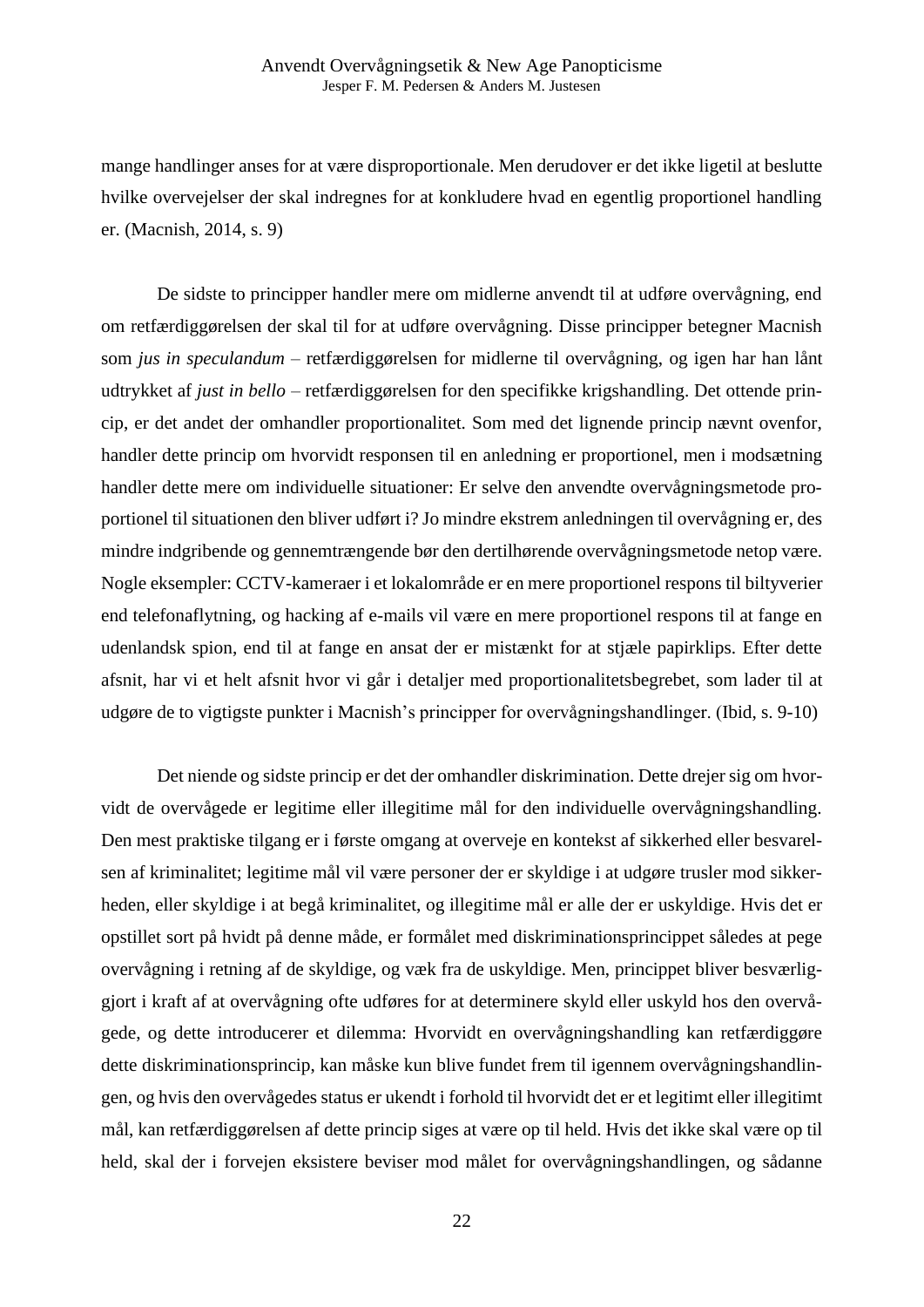mange handlinger anses for at være disproportionale. Men derudover er det ikke ligetil at beslutte hvilke overvejelser der skal indregnes for at konkludere hvad en egentlig proportionel handling er. (Macnish, 2014, s. 9)

De sidste to principper handler mere om midlerne anvendt til at udføre overvågning, end om retfærdiggørelsen der skal til for at udføre overvågning. Disse principper betegner Macnish som *jus in speculandum* – retfærdiggørelsen for midlerne til overvågning, og igen har han lånt udtrykket af *just in bello* – retfærdiggørelsen for den specifikke krigshandling. Det ottende princip, er det andet der omhandler proportionalitet. Som med det lignende princip nævnt ovenfor, handler dette princip om hvorvidt responsen til en anledning er proportionel, men i modsætning handler dette mere om individuelle situationer: Er selve den anvendte overvågningsmetode proportionel til situationen den bliver udført i? Jo mindre ekstrem anledningen til overvågning er, des mindre indgribende og gennemtrængende bør den dertilhørende overvågningsmetode netop være. Nogle eksempler: CCTV-kameraer i et lokalområde er en mere proportionel respons til biltyverier end telefonaflytning, og hacking af e-mails vil være en mere proportionel respons til at fange en udenlandsk spion, end til at fange en ansat der er mistænkt for at stjæle papirklips. Efter dette afsnit, har vi et helt afsnit hvor vi går i detaljer med proportionalitetsbegrebet, som lader til at udgøre de to vigtigste punkter i Macnish's principper for overvågningshandlinger. (Ibid, s. 9-10)

Det niende og sidste princip er det der omhandler diskrimination. Dette drejer sig om hvorvidt de overvågede er legitime eller illegitime mål for den individuelle overvågningshandling. Den mest praktiske tilgang er i første omgang at overveje en kontekst af sikkerhed eller besvarelsen af kriminalitet; legitime mål vil være personer der er skyldige i at udgøre trusler mod sikkerheden, eller skyldige i at begå kriminalitet, og illegitime mål er alle der er uskyldige. Hvis det er opstillet sort på hvidt på denne måde, er formålet med diskriminationsprincippet således at pege overvågning i retning af de skyldige, og væk fra de uskyldige. Men, princippet bliver besværliggjort i kraft af at overvågning ofte udføres for at determinere skyld eller uskyld hos den overvågede, og dette introducerer et dilemma: Hvorvidt en overvågningshandling kan retfærdiggøre dette diskriminationsprincip, kan måske kun blive fundet frem til igennem overvågningshandlingen, og hvis den overvågedes status er ukendt i forhold til hvorvidt det er et legitimt eller illegitimt mål, kan retfærdiggørelsen af dette princip siges at være op til held. Hvis det ikke skal være op til held, skal der i forvejen eksistere beviser mod målet for overvågningshandlingen, og sådanne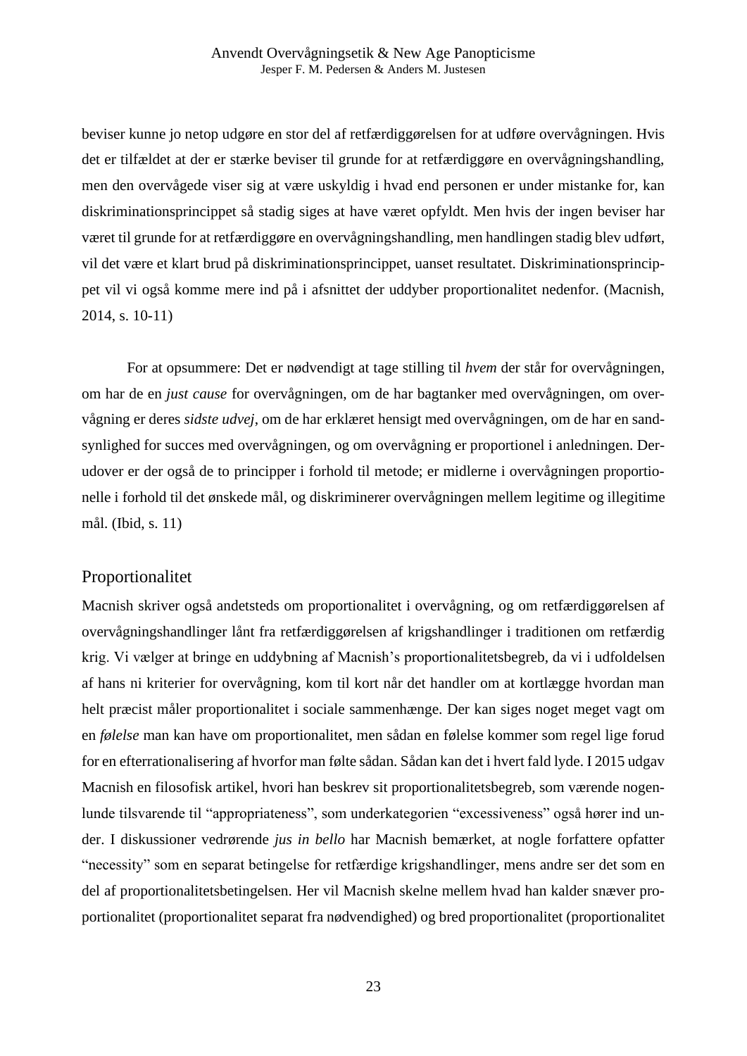beviser kunne jo netop udgøre en stor del af retfærdiggørelsen for at udføre overvågningen. Hvis det er tilfældet at der er stærke beviser til grunde for at retfærdiggøre en overvågningshandling, men den overvågede viser sig at være uskyldig i hvad end personen er under mistanke for, kan diskriminationsprincippet så stadig siges at have været opfyldt. Men hvis der ingen beviser har været til grunde for at retfærdiggøre en overvågningshandling, men handlingen stadig blev udført, vil det være et klart brud på diskriminationsprincippet, uanset resultatet. Diskriminationsprincippet vil vi også komme mere ind på i afsnittet der uddyber proportionalitet nedenfor. (Macnish, 2014, s. 10-11)

For at opsummere: Det er nødvendigt at tage stilling til *hvem* der står for overvågningen, om har de en *just cause* for overvågningen, om de har bagtanker med overvågningen, om overvågning er deres *sidste udvej*, om de har erklæret hensigt med overvågningen, om de har en sandsynlighed for succes med overvågningen, og om overvågning er proportionel i anledningen. Derudover er der også de to principper i forhold til metode; er midlerne i overvågningen proportionelle i forhold til det ønskede mål, og diskriminerer overvågningen mellem legitime og illegitime mål. (Ibid, s. 11)

## Proportionalitet

Macnish skriver også andetsteds om proportionalitet i overvågning, og om retfærdiggørelsen af overvågningshandlinger lånt fra retfærdiggørelsen af krigshandlinger i traditionen om retfærdig krig. Vi vælger at bringe en uddybning af Macnish's proportionalitetsbegreb, da vi i udfoldelsen af hans ni kriterier for overvågning, kom til kort når det handler om at kortlægge hvordan man helt præcist måler proportionalitet i sociale sammenhænge. Der kan siges noget meget vagt om en *følelse* man kan have om proportionalitet, men sådan en følelse kommer som regel lige forud for en efterrationalisering af hvorfor man følte sådan. Sådan kan det i hvert fald lyde. I 2015 udgav Macnish en filosofisk artikel, hvori han beskrev sit proportionalitetsbegreb, som værende nogenlunde tilsvarende til "appropriateness", som underkategorien "excessiveness" også hører ind under. I diskussioner vedrørende *jus in bello* har Macnish bemærket, at nogle forfattere opfatter "necessity" som en separat betingelse for retfærdige krigshandlinger, mens andre ser det som en del af proportionalitetsbetingelsen. Her vil Macnish skelne mellem hvad han kalder snæver proportionalitet (proportionalitet separat fra nødvendighed) og bred proportionalitet (proportionalitet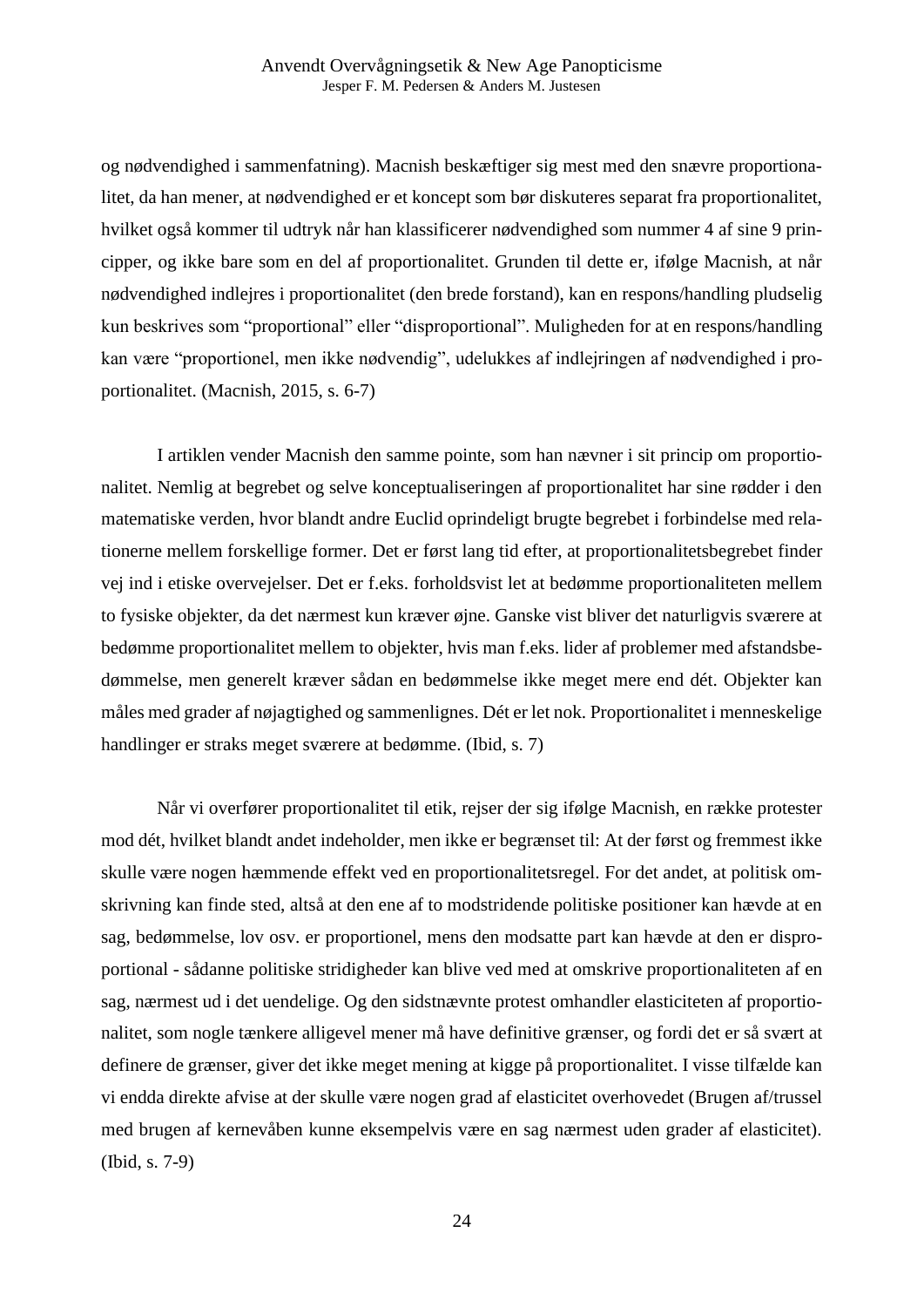og nødvendighed i sammenfatning). Macnish beskæftiger sig mest med den snævre proportionalitet, da han mener, at nødvendighed er et koncept som bør diskuteres separat fra proportionalitet, hvilket også kommer til udtryk når han klassificerer nødvendighed som nummer 4 af sine 9 principper, og ikke bare som en del af proportionalitet. Grunden til dette er, ifølge Macnish, at når nødvendighed indlejres i proportionalitet (den brede forstand), kan en respons/handling pludselig kun beskrives som "proportional" eller "disproportional". Muligheden for at en respons/handling kan være "proportionel, men ikke nødvendig", udelukkes af indlejringen af nødvendighed i proportionalitet. (Macnish, 2015, s. 6-7)

I artiklen vender Macnish den samme pointe, som han nævner i sit princip om proportionalitet. Nemlig at begrebet og selve konceptualiseringen af proportionalitet har sine rødder i den matematiske verden, hvor blandt andre Euclid oprindeligt brugte begrebet i forbindelse med relationerne mellem forskellige former. Det er først lang tid efter, at proportionalitetsbegrebet finder vej ind i etiske overvejelser. Det er f.eks. forholdsvist let at bedømme proportionaliteten mellem to fysiske objekter, da det nærmest kun kræver øjne. Ganske vist bliver det naturligvis sværere at bedømme proportionalitet mellem to objekter, hvis man f.eks. lider af problemer med afstandsbedømmelse, men generelt kræver sådan en bedømmelse ikke meget mere end dét. Objekter kan måles med grader af nøjagtighed og sammenlignes. Dét er let nok. Proportionalitet i menneskelige handlinger er straks meget sværere at bedømme. (Ibid, s. 7)

Når vi overfører proportionalitet til etik, rejser der sig ifølge Macnish, en række protester mod dét, hvilket blandt andet indeholder, men ikke er begrænset til: At der først og fremmest ikke skulle være nogen hæmmende effekt ved en proportionalitetsregel. For det andet, at politisk omskrivning kan finde sted, altså at den ene af to modstridende politiske positioner kan hævde at en sag, bedømmelse, lov osv. er proportionel, mens den modsatte part kan hævde at den er disproportional - sådanne politiske stridigheder kan blive ved med at omskrive proportionaliteten af en sag, nærmest ud i det uendelige. Og den sidstnævnte protest omhandler elasticiteten af proportionalitet, som nogle tænkere alligevel mener må have definitive grænser, og fordi det er så svært at definere de grænser, giver det ikke meget mening at kigge på proportionalitet. I visse tilfælde kan vi endda direkte afvise at der skulle være nogen grad af elasticitet overhovedet (Brugen af/trussel med brugen af kernevåben kunne eksempelvis være en sag nærmest uden grader af elasticitet). (Ibid, s. 7-9)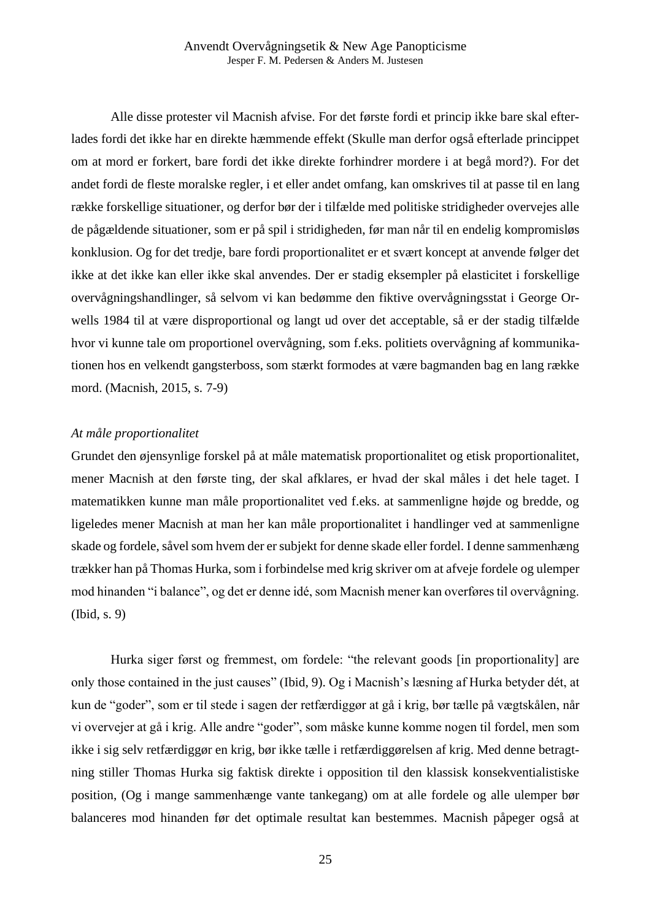Alle disse protester vil Macnish afvise. For det første fordi et princip ikke bare skal efterlades fordi det ikke har en direkte hæmmende effekt (Skulle man derfor også efterlade princippet om at mord er forkert, bare fordi det ikke direkte forhindrer mordere i at begå mord?). For det andet fordi de fleste moralske regler, i et eller andet omfang, kan omskrives til at passe til en lang række forskellige situationer, og derfor bør der i tilfælde med politiske stridigheder overvejes alle de pågældende situationer, som er på spil i stridigheden, før man når til en endelig kompromisløs konklusion. Og for det tredje, bare fordi proportionalitet er et svært koncept at anvende følger det ikke at det ikke kan eller ikke skal anvendes. Der er stadig eksempler på elasticitet i forskellige overvågningshandlinger, så selvom vi kan bedømme den fiktive overvågningsstat i George Orwells 1984 til at være disproportional og langt ud over det acceptable, så er der stadig tilfælde hvor vi kunne tale om proportionel overvågning, som f.eks. politiets overvågning af kommunikationen hos en velkendt gangsterboss, som stærkt formodes at være bagmanden bag en lang række mord. (Macnish, 2015, s. 7-9)

*At måle proportionalitet*

Grundet den øjensynlige forskel på at måle matematisk proportionalitet og etisk proportionalitet, mener Macnish at den første ting, der skal afklares, er hvad der skal måles i det hele taget. I matematikken kunne man måle proportionalitet ved f.eks. at sammenligne højde og bredde, og ligeledes mener Macnish at man her kan måle proportionalitet i handlinger ved at sammenligne skade og fordele, såvel som hvem der er subjekt for denne skade eller fordel. I denne sammenhæng trækker han på Thomas Hurka, som i forbindelse med krig skriver om at afveje fordele og ulemper mod hinanden "i balance", og det er denne idé, som Macnish mener kan overføres til overvågning. (Ibid, s. 9)

Hurka siger først og fremmest, om fordele: "the relevant goods [in proportionality] are only those contained in the just causes" (Ibid, 9). Og i Macnish's læsning af Hurka betyder dét, at kun de "goder", som er til stede i sagen der retfærdiggør at gå i krig, bør tælle på vægtskålen, når vi overvejer at gå i krig. Alle andre "goder", som måske kunne komme nogen til fordel, men som ikke i sig selv retfærdiggør en krig, bør ikke tælle i retfærdiggørelsen af krig. Med denne betragtning stiller Thomas Hurka sig faktisk direkte i opposition til den klassisk konsekventialistiske position, (Og i mange sammenhænge vante tankegang) om at alle fordele og alle ulemper bør balanceres mod hinanden før det optimale resultat kan bestemmes. Macnish påpeger også at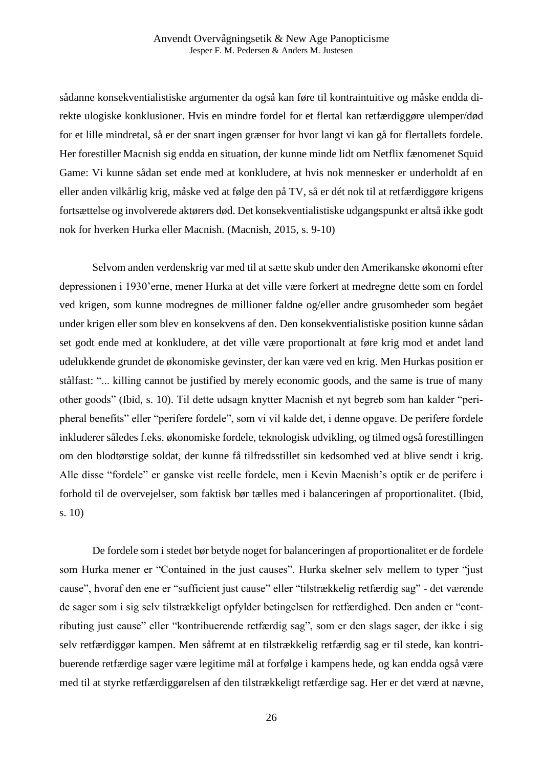sådanne konsekventialistiske argumenter da også kan føre til kontraintuitive og måske endda direkte ulogiske konklusioner. Hvis en mindre fordel for et flertal kan retfærdiggøre ulemper/død for et lille mindretal, så er der snart ingen grænser for hvor langt vi kan gå for flertallets fordele. Her forestiller Macnish sig endda en situation, der kunne minde lidt om Netflix fænomenet Squid Game: Vi kunne sådan set ende med at konkludere, at hvis nok mennesker er underholdt af en eller anden vilkårlig krig, måske ved at følge den på TV, så er dét nok til at retfærdiggøre krigens fortsættelse og involverede aktørers død. Det konsekventialistiske udgangspunkt er altså ikke godt nok for hverken Hurka eller Macnish. (Macnish, 2015, s. 9-10)

Selvom anden verdenskrig var med til at sætte skub under den Amerikanske økonomi efter depressionen i 1930'erne, mener Hurka at det ville være forkert at medregne dette som en fordel ved krigen, som kunne modregnes de millioner faldne og/eller andre grusomheder som begået under krigen eller som blev en konsekvens af den. Den konsekventialistiske position kunne sådan set godt ende med at konkludere, at det ville være proportionalt at føre krig mod et andet land udelukkende grundet de økonomiske gevinster, der kan være ved en krig. Men Hurkas position er stålfast: "... killing cannot be justified by merely economic goods, and the same is true of many other goods" (Ibid, s. 10). Til dette udsagn knytter Macnish et nyt begreb som han kalder "peripheral benefits" eller "perifere fordele", som vi vil kalde det, i denne opgave. De perifere fordele inkluderer således f.eks. økonomiske fordele, teknologisk udvikling, og tilmed også forestillingen om den blodtørstige soldat, der kunne få tilfredsstillet sin kedsomhed ved at blive sendt i krig. Alle disse "fordele" er ganske vist reelle fordele, men i Kevin Macnish's optik er de perifere i forhold til de overvejelser, som faktisk bør tælles med i balanceringen af proportionalitet. (Ibid, s. 10)

De fordele som i stedet bør betyde noget for balanceringen af proportionalitet er de fordele som Hurka mener er "Contained in the just causes". Hurka skelner selv mellem to typer "just cause", hvoraf den ene er "sufficient just cause" eller "tilstrækkelig retfærdig sag" - det værende de sager som i sig selv tilstrækkeligt opfylder betingelsen for retfærdighed. Den anden er "contributing just cause" eller "kontribuerende retfærdig sag", som er den slags sager, der ikke i sig selv retfærdiggør kampen. Men såfremt at en tilstrækkelig retfærdig sag er til stede, kan kontribuerende retfærdige sager være legitime mål at forfølge i kampens hede, og kan endda også være med til at styrke retfærdiggørelsen af den tilstrækkeligt retfærdige sag. Her er det værd at nævne,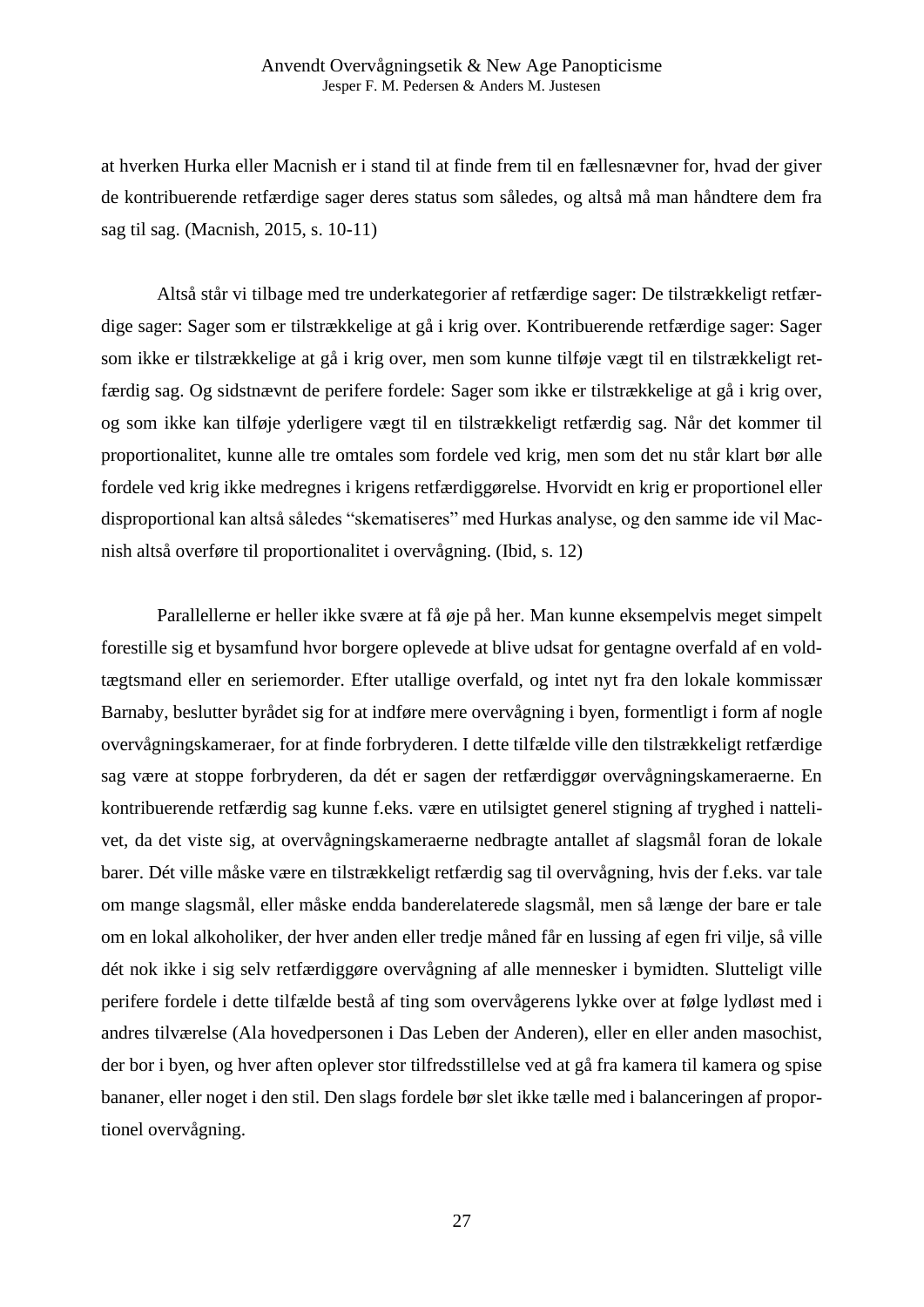at hverken Hurka eller Macnish er i stand til at finde frem til en fællesnævner for, hvad der giver de kontribuerende retfærdige sager deres status som således, og altså må man håndtere dem fra sag til sag. (Macnish, 2015, s. 10-11)

Altså står vi tilbage med tre underkategorier af retfærdige sager: De tilstrækkeligt retfærdige sager: Sager som er tilstrækkelige at gå i krig over. Kontribuerende retfærdige sager: Sager som ikke er tilstrækkelige at gå i krig over, men som kunne tilføje vægt til en tilstrækkeligt retfærdig sag. Og sidstnævnt de perifere fordele: Sager som ikke er tilstrækkelige at gå i krig over, og som ikke kan tilføje yderligere vægt til en tilstrækkeligt retfærdig sag. Når det kommer til proportionalitet, kunne alle tre omtales som fordele ved krig, men som det nu står klart bør alle fordele ved krig ikke medregnes i krigens retfærdiggørelse. Hvorvidt en krig er proportionel eller disproportional kan altså således "skematiseres" med Hurkas analyse, og den samme ide vil Macnish altså overføre til proportionalitet i overvågning. (Ibid, s. 12)

Parallellerne er heller ikke svære at få øje på her. Man kunne eksempelvis meget simpelt forestille sig et bysamfund hvor borgere oplevede at blive udsat for gentagne overfald af en voldtægtsmand eller en seriemorder. Efter utallige overfald, og intet nyt fra den lokale kommissær Barnaby, beslutter byrådet sig for at indføre mere overvågning i byen, formentligt i form af nogle overvågningskameraer, for at finde forbryderen. I dette tilfælde ville den tilstrækkeligt retfærdige sag være at stoppe forbryderen, da dét er sagen der retfærdiggør overvågningskameraerne. En kontribuerende retfærdig sag kunne f.eks. være en utilsigtet generel stigning af tryghed i nattelivet, da det viste sig, at overvågningskameraerne nedbragte antallet af slagsmål foran de lokale barer. Dét ville måske være en tilstrækkeligt retfærdig sag til overvågning, hvis der f.eks. var tale om mange slagsmål, eller måske endda banderelaterede slagsmål, men så længe der bare er tale om en lokal alkoholiker, der hver anden eller tredje måned får en lussing af egen fri vilje, så ville dét nok ikke i sig selv retfærdiggøre overvågning af alle mennesker i bymidten. Slutteligt ville perifere fordele i dette tilfælde bestå af ting som overvågerens lykke over at følge lydløst med i andres tilværelse (Ala hovedpersonen i Das Leben der Anderen), eller en eller anden masochist, der bor i byen, og hver aften oplever stor tilfredsstillelse ved at gå fra kamera til kamera og spise bananer, eller noget i den stil. Den slags fordele bør slet ikke tælle med i balanceringen af proportionel overvågning.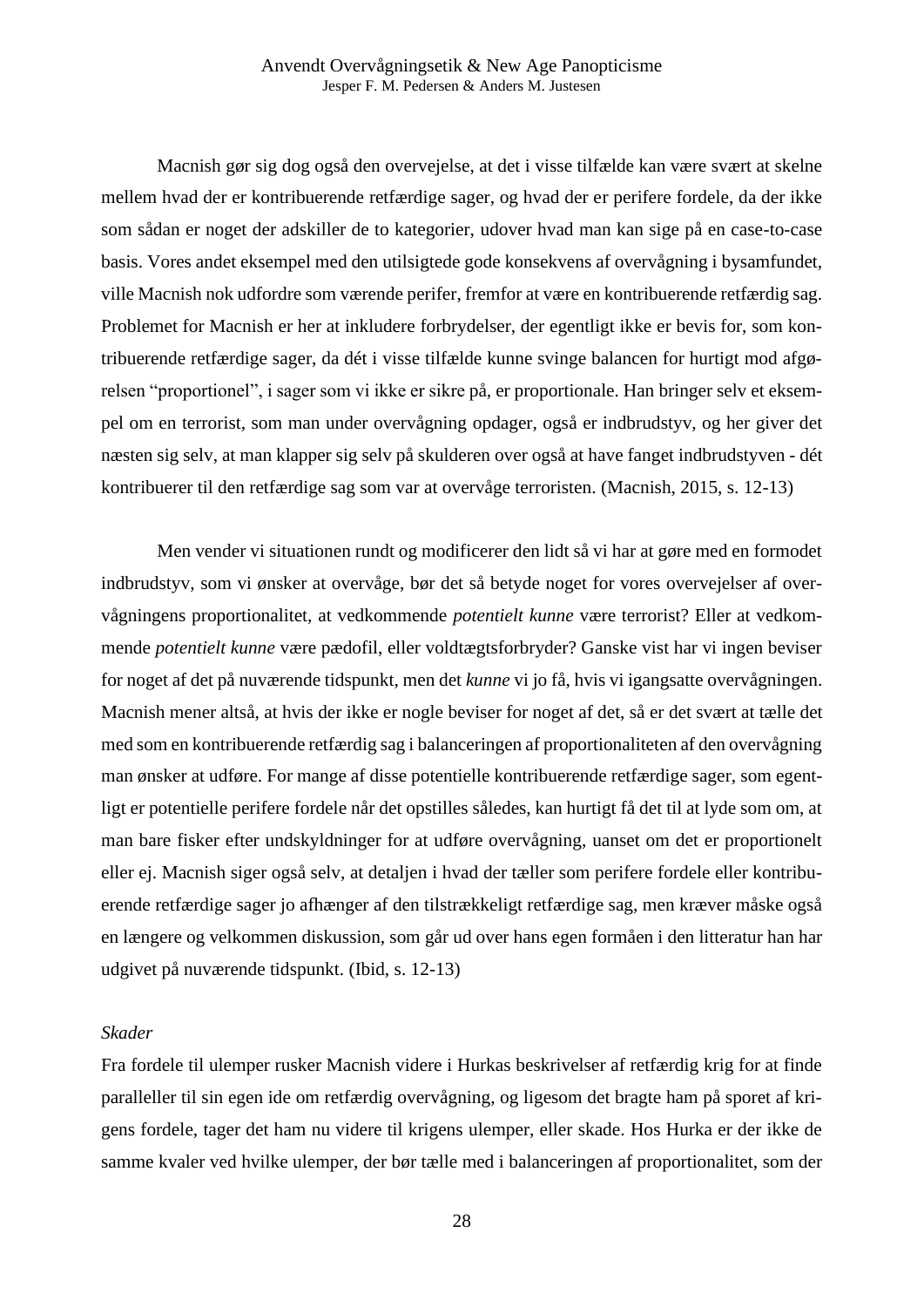Macnish gør sig dog også den overvejelse, at det i visse tilfælde kan være svært at skelne mellem hvad der er kontribuerende retfærdige sager, og hvad der er perifere fordele, da der ikke som sådan er noget der adskiller de to kategorier, udover hvad man kan sige på en case-to-case basis. Vores andet eksempel med den utilsigtede gode konsekvens af overvågning i bysamfundet, ville Macnish nok udfordre som værende perifer, fremfor at være en kontribuerende retfærdig sag. Problemet for Macnish er her at inkludere forbrydelser, der egentligt ikke er bevis for, som kontribuerende retfærdige sager, da dét i visse tilfælde kunne svinge balancen for hurtigt mod afgørelsen "proportionel", i sager som vi ikke er sikre på, er proportionale. Han bringer selv et eksempel om en terrorist, som man under overvågning opdager, også er indbrudstyv, og her giver det næsten sig selv, at man klapper sig selv på skulderen over også at have fanget indbrudstyven - dét kontribuerer til den retfærdige sag som var at overvåge terroristen. (Macnish, 2015, s. 12-13)

Men vender vi situationen rundt og modificerer den lidt så vi har at gøre med en formodet indbrudstyv, som vi ønsker at overvåge, bør det så betyde noget for vores overvejelser af overvågningens proportionalitet, at vedkommende *potentielt kunne* være terrorist? Eller at vedkommende *potentielt kunne* være pædofil, eller voldtægtsforbryder? Ganske vist har vi ingen beviser for noget af det på nuværende tidspunkt, men det *kunne* vi jo få, hvis vi igangsatte overvågningen. Macnish mener altså, at hvis der ikke er nogle beviser for noget af det, så er det svært at tælle det med som en kontribuerende retfærdig sag i balanceringen af proportionaliteten af den overvågning man ønsker at udføre. For mange af disse potentielle kontribuerende retfærdige sager, som egentligt er potentielle perifere fordele når det opstilles således, kan hurtigt få det til at lyde som om, at man bare fisker efter undskyldninger for at udføre overvågning, uanset om det er proportionelt eller ej. Macnish siger også selv, at detaljen i hvad der tæller som perifere fordele eller kontribuerende retfærdige sager jo afhænger af den tilstrækkeligt retfærdige sag, men kræver måske også en længere og velkommen diskussion, som går ud over hans egen formåen i den litteratur han har udgivet på nuværende tidspunkt. (Ibid, s. 12-13)

*Skader*

Fra fordele til ulemper rusker Macnish videre i Hurkas beskrivelser af retfærdig krig for at finde paralleller til sin egen ide om retfærdig overvågning, og ligesom det bragte ham på sporet af krigens fordele, tager det ham nu videre til krigens ulemper, eller skade. Hos Hurka er der ikke de samme kvaler ved hvilke ulemper, der bør tælle med i balanceringen af proportionalitet, som der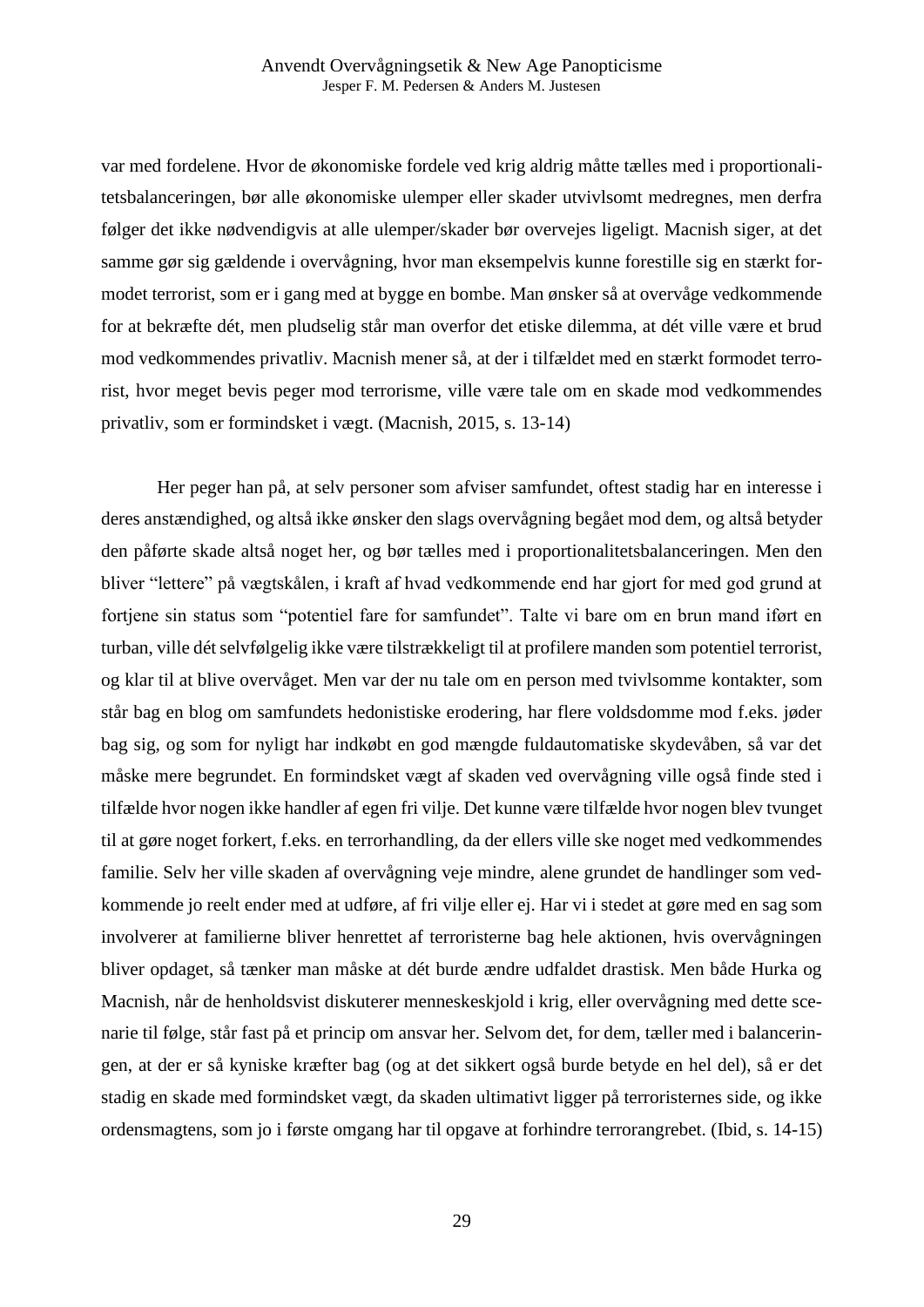var med fordelene. Hvor de økonomiske fordele ved krig aldrig måtte tælles med i proportionalitetsbalanceringen, bør alle økonomiske ulemper eller skader utvivlsomt medregnes, men derfra følger det ikke nødvendigvis at alle ulemper/skader bør overvejes ligeligt. Macnish siger, at det samme gør sig gældende i overvågning, hvor man eksempelvis kunne forestille sig en stærkt formodet terrorist, som er i gang med at bygge en bombe. Man ønsker så at overvåge vedkommende for at bekræfte dét, men pludselig står man overfor det etiske dilemma, at dét ville være et brud mod vedkommendes privatliv. Macnish mener så, at der i tilfældet med en stærkt formodet terrorist, hvor meget bevis peger mod terrorisme, ville være tale om en skade mod vedkommendes privatliv, som er formindsket i vægt. (Macnish, 2015, s. 13-14)

Her peger han på, at selv personer som afviser samfundet, oftest stadig har en interesse i deres anstændighed, og altså ikke ønsker den slags overvågning begået mod dem, og altså betyder den påførte skade altså noget her, og bør tælles med i proportionalitetsbalanceringen. Men den bliver "lettere" på vægtskålen, i kraft af hvad vedkommende end har gjort for med god grund at fortjene sin status som "potentiel fare for samfundet". Talte vi bare om en brun mand iført en turban, ville dét selvfølgelig ikke være tilstrækkeligt til at profilere manden som potentiel terrorist, og klar til at blive overvåget. Men var der nu tale om en person med tvivlsomme kontakter, som står bag en blog om samfundets hedonistiske erodering, har flere voldsdomme mod f.eks. jøder bag sig, og som for nyligt har indkøbt en god mængde fuldautomatiske skydevåben, så var det måske mere begrundet. En formindsket vægt af skaden ved overvågning ville også finde sted i tilfælde hvor nogen ikke handler af egen fri vilje. Det kunne være tilfælde hvor nogen blev tvunget til at gøre noget forkert, f.eks. en terrorhandling, da der ellers ville ske noget med vedkommendes familie. Selv her ville skaden af overvågning veje mindre, alene grundet de handlinger som vedkommende jo reelt ender med at udføre, af fri vilje eller ej. Har vi i stedet at gøre med en sag som involverer at familierne bliver henrettet af terroristerne bag hele aktionen, hvis overvågningen bliver opdaget, så tænker man måske at dét burde ændre udfaldet drastisk. Men både Hurka og Macnish, når de henholdsvist diskuterer menneskeskjold i krig, eller overvågning med dette scenarie til følge, står fast på et princip om ansvar her. Selvom det, for dem, tæller med i balanceringen, at der er så kyniske kræfter bag (og at det sikkert også burde betyde en hel del), så er det stadig en skade med formindsket vægt, da skaden ultimativt ligger på terroristernes side, og ikke ordensmagtens, som jo i første omgang har til opgave at forhindre terrorangrebet. (Ibid, s. 14-15)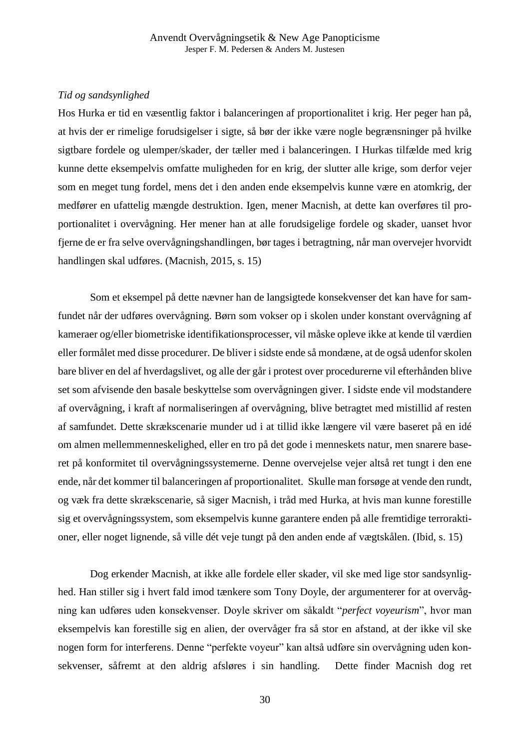*Tid og sandsynlighed*

Hos Hurka er tid en væsentlig faktor i balanceringen af proportionalitet i krig. Her peger han på, at hvis der er rimelige forudsigelser i sigte, så bør der ikke være nogle begrænsninger på hvilke sigtbare fordele og ulemper/skader, der tæller med i balanceringen. I Hurkas tilfælde med krig kunne dette eksempelvis omfatte muligheden for en krig, der slutter alle krige, som derfor vejer som en meget tung fordel, mens det i den anden ende eksempelvis kunne være en atomkrig, der medfører en ufattelig mængde destruktion. Igen, mener Macnish, at dette kan overføres til proportionalitet i overvågning. Her mener han at alle forudsigelige fordele og skader, uanset hvor fjerne de er fra selve overvågningshandlingen, bør tages i betragtning, når man overvejer hvorvidt handlingen skal udføres. (Macnish, 2015, s. 15)

Som et eksempel på dette nævner han de langsigtede konsekvenser det kan have for samfundet når der udføres overvågning. Børn som vokser op i skolen under konstant overvågning af kameraer og/eller biometriske identifikationsprocesser, vil måske opleve ikke at kende til værdien eller formålet med disse procedurer. De bliver i sidste ende så mondæne, at de også udenfor skolen bare bliver en del af hverdagslivet, og alle der går i protest over procedurerne vil efterhånden blive set som afvisende den basale beskyttelse som overvågningen giver. I sidste ende vil modstandere af overvågning, i kraft af normaliseringen af overvågning, blive betragtet med mistillid af resten af samfundet. Dette skrækscenarie munder ud i at tillid ikke længere vil være baseret på en idé om almen mellemmenneskelighed, eller en tro på det gode i menneskets natur, men snarere baseret på konformitet til overvågningssystemerne. Denne overvejelse vejer altså ret tungt i den ene ende, når det kommer til balanceringen af proportionalitet. Skulle man forsøge at vende den rundt, og væk fra dette skrækscenarie, så siger Macnish, i tråd med Hurka, at hvis man kunne forestille sig et overvågningssystem, som eksempelvis kunne garantere enden på alle fremtidige terroraktioner, eller noget lignende, så ville dét veje tungt på den anden ende af vægtskålen. (Ibid, s. 15)

Dog erkender Macnish, at ikke alle fordele eller skader, vil ske med lige stor sandsynlighed. Han stiller sig i hvert fald imod tænkere som Tony Doyle, der argumenterer for at overvågning kan udføres uden konsekvenser. Doyle skriver om såkaldt "*perfect voyeurism*", hvor man eksempelvis kan forestille sig en alien, der overvåger fra så stor en afstand, at der ikke vil ske nogen form for interferens. Denne "perfekte voyeur" kan altså udføre sin overvågning uden konsekvenser, såfremt at den aldrig afsløres i sin handling. Dette finder Macnish dog ret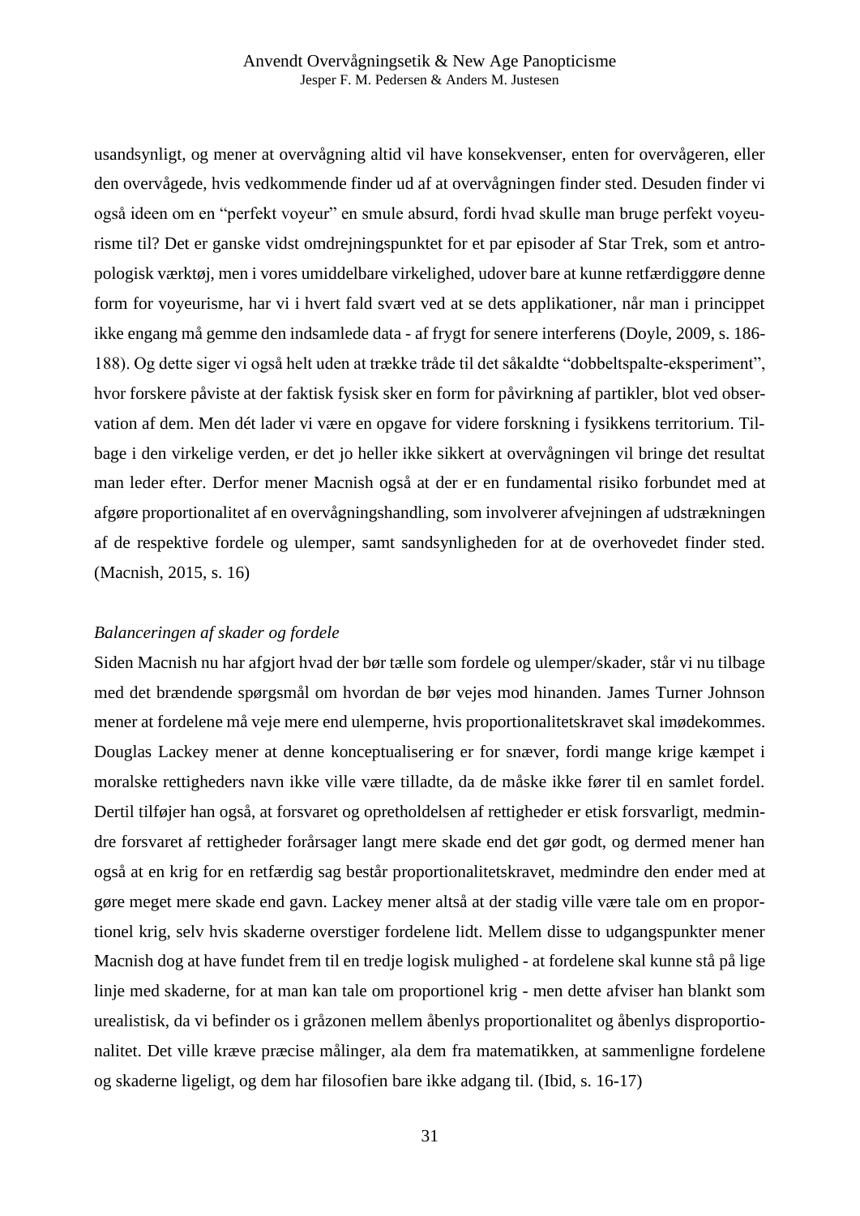usandsynligt, og mener at overvågning altid vil have konsekvenser, enten for overvågeren, eller den overvågede, hvis vedkommende finder ud af at overvågningen finder sted. Desuden finder vi også ideen om en "perfekt voyeur" en smule absurd, fordi hvad skulle man bruge perfekt voyeurisme til? Det er ganske vidst omdrejningspunktet for et par episoder af Star Trek, som et antropologisk værktøj, men i vores umiddelbare virkelighed, udover bare at kunne retfærdiggøre denne form for voyeurisme, har vi i hvert fald svært ved at se dets applikationer, når man i princippet ikke engang må gemme den indsamlede data - af frygt for senere interferens (Doyle, 2009, s. 186-188). Og dette siger vi også helt uden at trække tråde til det såkaldte "dobbeltspalte-eksperiment", hvor forskere påviste at der faktisk fysisk sker en form for påvirkning af partikler, blot ved observation af dem. Men dét lader vi være en opgave for videre forskning i fysikkens territorium. Tilbage i den virkelige verden, er det jo heller ikke sikkert at overvågningen vil bringe det resultat man leder efter. Derfor mener Macnish også at der er en fundamental risiko forbundet med at afgøre proportionalitet af en overvågningshandling, som involverer afvejningen af udstrækningen af de respektive fordele og ulemper, samt sandsynligheden for at de overhovedet finder sted. (Macnish, 2015, s. 16)

*Balanceringen af skader og fordele*

Siden Macnish nu har afgjort hvad der bør tælle som fordele og ulemper/skader, står vi nu tilbage med det brændende spørgsmål om hvordan de bør vejes mod hinanden. James Turner Johnson mener at fordelene må veje mere end ulemperne, hvis proportionalitetskravet skal imødekommes. Douglas Lackey mener at denne konceptualisering er for snæver, fordi mange krige kæmpet i moralske rettigheders navn ikke ville være tilladte, da de måske ikke fører til en samlet fordel. Dertil tilføjer han også, at forsvaret og opretholdelsen af rettigheder er etisk forsvarligt, medmindre forsvaret af rettigheder forårsager langt mere skade end det gør godt, og dermed mener han også at en krig for en retfærdig sag består proportionalitetskravet, medmindre den ender med at gøre meget mere skade end gavn. Lackey mener altså at der stadig ville være tale om en proportionel krig, selv hvis skaderne overstiger fordelene lidt. Mellem disse to udgangspunkter mener Macnish dog at have fundet frem til en tredje logisk mulighed - at fordelene skal kunne stå på lige linje med skaderne, for at man kan tale om proportionel krig - men dette afviser han blankt som urealistisk, da vi befinder os i gråzonen mellem åbenlys proportionalitet og åbenlys disproportionalitet. Det ville kræve præcise målinger, ala dem fra matematikken, at sammenligne fordelene og skaderne ligeligt, og dem har filosofien bare ikke adgang til. (Ibid, s. 16-17)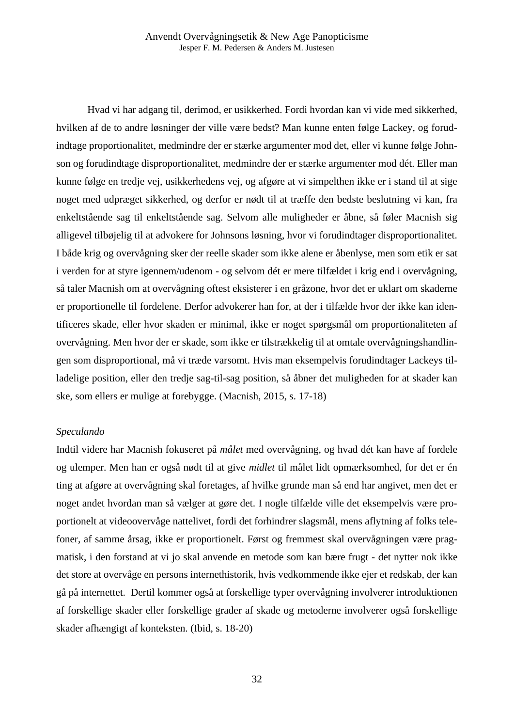Hvad vi har adgang til, derimod, er usikkerhed. Fordi hvordan kan vi vide med sikkerhed, hvilken af de to andre løsninger der ville være bedst? Man kunne enten følge Lackey, og forudindtage proportionalitet, medmindre der er stærke argumenter mod det, eller vi kunne følge Johnson og forudindtage disproportionalitet, medmindre der er stærke argumenter mod dét. Eller man kunne følge en tredje vej, usikkerhedens vej, og afgøre at vi simpelthen ikke er i stand til at sige noget med udpræget sikkerhed, og derfor er nødt til at træffe den bedste beslutning vi kan, fra enkeltstående sag til enkeltstående sag. Selvom alle muligheder er åbne, så føler Macnish sig alligevel tilbøjelig til at advokere for Johnsons løsning, hvor vi forudindtager disproportionalitet. I både krig og overvågning sker der reelle skader som ikke alene er åbenlyse, men som etik er sat i verden for at styre igennem/udenom - og selvom dét er mere tilfældet i krig end i overvågning, så taler Macnish om at overvågning oftest eksisterer i en gråzone, hvor det er uklart om skaderne er proportionelle til fordelene. Derfor advokerer han for, at der i tilfælde hvor der ikke kan identificeres skade, eller hvor skaden er minimal, ikke er noget spørgsmål om proportionaliteten af overvågning. Men hvor der er skade, som ikke er tilstrækkelig til at omtale overvågningshandlingen som disproportional, må vi træde varsomt. Hvis man eksempelvis forudindtager Lackeys tilladelige position, eller den tredje sag-til-sag position, så åbner det muligheden for at skader kan ske, som ellers er mulige at forebygge. (Macnish, 2015, s. 17-18)

*Speculando*

Indtil videre har Macnish fokuseret på *målet* med overvågning, og hvad dét kan have af fordele og ulemper. Men han er også nødt til at give *midlet* til målet lidt opmærksomhed, for det er én ting at afgøre at overvågning skal foretages, af hvilke grunde man så end har angivet, men det er noget andet hvordan man så vælger at gøre det. I nogle tilfælde ville det eksempelvis være proportionelt at videoovervåge nattelivet, fordi det forhindrer slagsmål, mens aflytning af folks telefoner, af samme årsag, ikke er proportionelt. Først og fremmest skal overvågningen være pragmatisk, i den forstand at vi jo skal anvende en metode som kan bære frugt - det nytter nok ikke det store at overvåge en persons internethistorik, hvis vedkommende ikke ejer et redskab, der kan gå på internettet. Dertil kommer også at forskellige typer overvågning involverer introduktionen af forskellige skader eller forskellige grader af skade og metoderne involverer også forskellige skader afhængigt af konteksten. (Ibid, s. 18-20)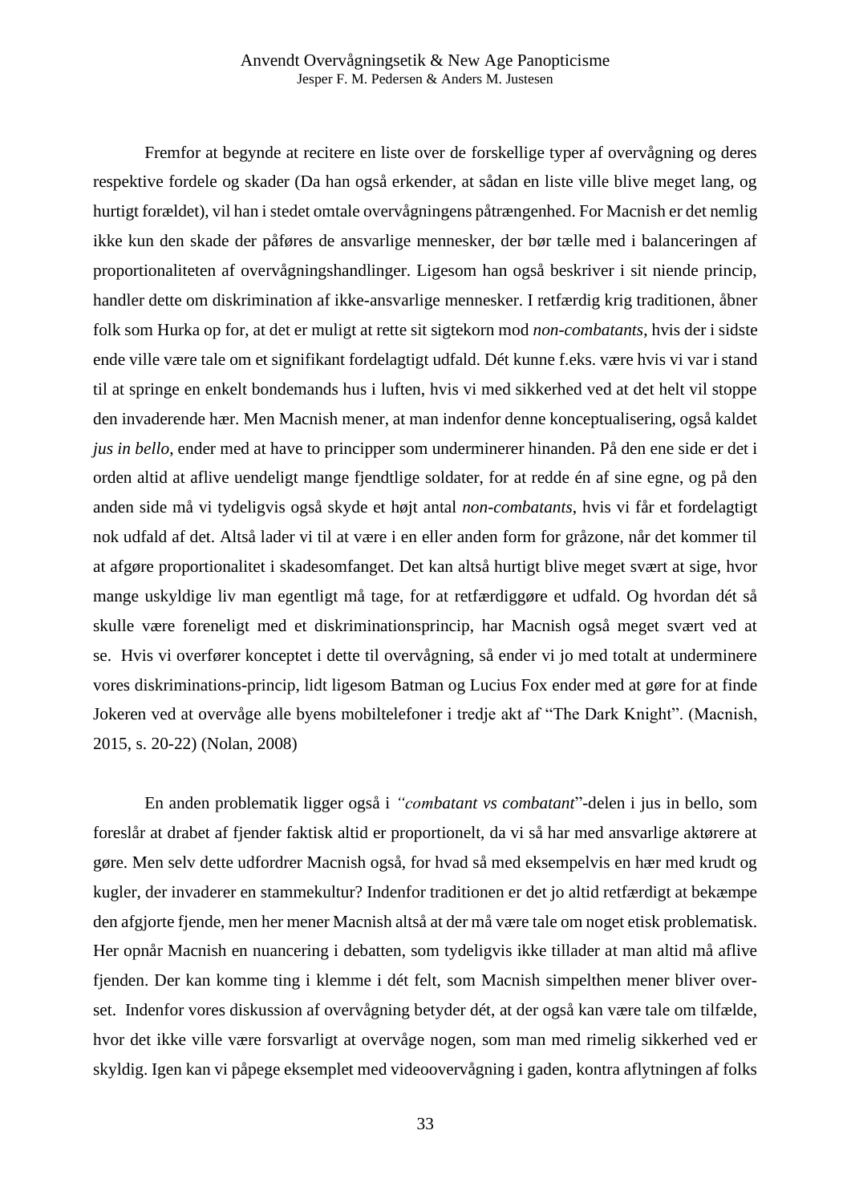Fremfor at begynde at recitere en liste over de forskellige typer af overvågning og deres respektive fordele og skader (Da han også erkender, at sådan en liste ville blive meget lang, og hurtigt forældet), vil han i stedet omtale overvågningens påtrængenhed. For Macnish er det nemlig ikke kun den skade der påføres de ansvarlige mennesker, der bør tælle med i balanceringen af proportionaliteten af overvågningshandlinger. Ligesom han også beskriver i sit niende princip, handler dette om diskrimination af ikke-ansvarlige mennesker. I retfærdig krig traditionen, åbner folk som Hurka op for, at det er muligt at rette sit sigtekorn mod *non-combatants*, hvis der i sidste ende ville være tale om et signifikant fordelagtigt udfald. Dét kunne f.eks. være hvis vi var i stand til at springe en enkelt bondemands hus i luften, hvis vi med sikkerhed ved at det helt vil stoppe den invaderende hær. Men Macnish mener, at man indenfor denne konceptualisering, også kaldet *jus in bello*, ender med at have to principper som underminerer hinanden. På den ene side er det i orden altid at aflive uendeligt mange fjendtlige soldater, for at redde én af sine egne, og på den anden side må vi tydeligvis også skyde et højt antal *non-combatants*, hvis vi får et fordelagtigt nok udfald af det. Altså lader vi til at være i en eller anden form for gråzone, når det kommer til at afgøre proportionalitet i skadesomfanget. Det kan altså hurtigt blive meget svært at sige, hvor mange uskyldige liv man egentligt må tage, for at retfærdiggøre et udfald. Og hvordan dét så skulle være foreneligt med et diskriminationsprincip, har Macnish også meget svært ved at se. Hvis vi overfører konceptet i dette til overvågning, så ender vi jo med totalt at underminere vores diskriminations-princip, lidt ligesom Batman og Lucius Fox ender med at gøre for at finde Jokeren ved at overvåge alle byens mobiltelefoner i tredje akt af "The Dark Knight". (Macnish, 2015, s. 20-22) (Nolan, 2008)

En anden problematik ligger også i *"combatant vs combatant"*-delen i jus in bello, som foreslår at drabet af fjender faktisk altid er proportionelt, da vi så har med ansvarlige aktørere at gøre. Men selv dette udfordrer Macnish også, for hvad så med eksempelvis en hær med krudt og kugler, der invaderer en stammekultur? Indenfor traditionen er det jo altid retfærdigt at bekæmpe den afgjorte fjende, men her mener Macnish altså at der må være tale om noget etisk problematisk. Her opnår Macnish en nuancering i debatten, som tydeligvis ikke tillader at man altid må aflive fjenden. Der kan komme ting i klemme i dét felt, som Macnish simpelthen mener bliver overset. Indenfor vores diskussion af overvågning betyder dét, at der også kan være tale om tilfælde, hvor det ikke ville være forsvarligt at overvåge nogen, som man med rimelig sikkerhed ved er skyldig. Igen kan vi påpege eksemplet med videoovervågning i gaden, kontra aflytningen af folks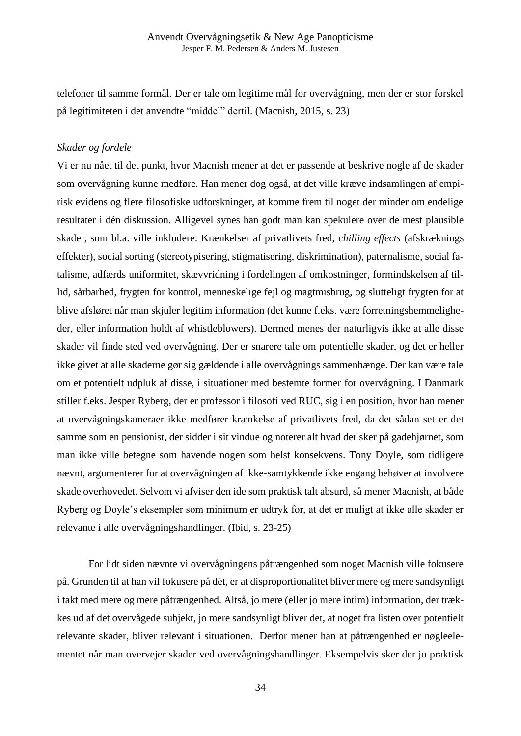telefoner til samme formål. Der er tale om legitime mål for overvågning, men der er stor forskel på legitimiteten i det anvendte "middel" dertil. (Macnish, 2015, s. 23)

*Skader og fordele*

Vi er nu nået til det punkt, hvor Macnish mener at det er passende at beskrive nogle af de skader som overvågning kunne medføre. Han mener dog også, at det ville kræve indsamlingen af empirisk evidens og flere filosofiske udforskninger, at komme frem til noget der minder om endelige resultater i dén diskussion. Alligevel synes han godt man kan spekulere over de mest plausible skader, som bl.a. ville inkludere: Krænkelser af privatlivets fred, *chilling effects* (afskræknings effekter), social sorting (stereotypisering, stigmatisering, diskrimination), paternalisme, social fatalisme, adfærds uniformitet, skævvridning i fordelingen af omkostninger, formindskelsen af tillid, sårbarhed, frygten for kontrol, menneskelige fejl og magtmisbrug, og slutteligt frygten for at blive afsløret når man skjuler legitim information (det kunne f.eks. være forretningshemmeligheder, eller information holdt af whistleblowers). Dermed menes der naturligvis ikke at alle disse skader vil finde sted ved overvågning. Der er snarere tale om potentielle skader, og det er heller ikke givet at alle skaderne gør sig gældende i alle overvågnings sammenhænge. Der kan være tale om et potentielt udpluk af disse, i situationer med bestemte former for overvågning. I Danmark stiller f.eks. Jesper Ryberg, der er professor i filosofi ved RUC, sig i en position, hvor han mener at overvågningskameraer ikke medfører krænkelse af privatlivets fred, da det sådan set er det samme som en pensionist, der sidder i sit vindue og noterer alt hvad der sker på gadehjørnet, som man ikke ville betegne som havende nogen som helst konsekvens. Tony Doyle, som tidligere nævnt, argumenterer for at overvågningen af ikke-samtykkende ikke engang behøver at involvere skade overhovedet. Selvom vi afviser den ide som praktisk talt absurd, så mener Macnish, at både Ryberg og Doyle's eksempler som minimum er udtryk for, at det er muligt at ikke alle skader er relevante i alle overvågningshandlinger. (Ibid, s. 23-25)

For lidt siden nævnte vi overvågningens påtrængenhed som noget Macnish ville fokusere på. Grunden til at han vil fokusere på dét, er at disproportionalitet bliver mere og mere sandsynligt i takt med mere og mere påtrængenhed. Altså, jo mere (eller jo mere intim) information, der trækkes ud af det overvågede subjekt, jo mere sandsynligt bliver det, at noget fra listen over potentielt relevante skader, bliver relevant i situationen. Derfor mener han at påtrængenhed er nøgleelementet når man overvejer skader ved overvågningshandlinger. Eksempelvis sker der jo praktisk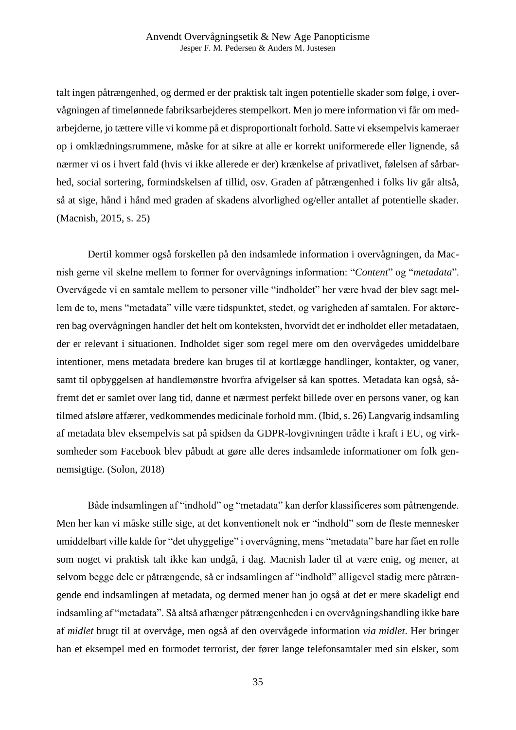talt ingen påtrængenhed, og dermed er der praktisk talt ingen potentielle skader som følge, i overvågningen af timelønnede fabriksarbejderes stempelkort. Men jo mere information vi får om medarbejderne, jo tættere ville vi komme på et disproportionalt forhold. Satte vi eksempelvis kameraer op i omklædningsrummene, måske for at sikre at alle er korrekt uniformerede eller lignende, så nærmer vi os i hvert fald (hvis vi ikke allerede er der) krænkelse af privatlivet, følelsen af sårbarhed, social sortering, formindskelsen af tillid, osv. Graden af påtrængenhed i folks liv går altså, så at sige, hånd i hånd med graden af skadens alvorlighed og/eller antallet af potentielle skader. (Macnish, 2015, s. 25)

Dertil kommer også forskellen på den indsamlede information i overvågningen, da Macnish gerne vil skelne mellem to former for overvågnings information: "*Content*" og "*metadata*". Overvågede vi en samtale mellem to personer ville "indholdet" her være hvad der blev sagt mellem de to, mens "metadata" ville være tidspunktet, stedet, og varigheden af samtalen. For aktøreren bag overvågningen handler det helt om konteksten, hvorvidt det er indholdet eller metadataen, der er relevant i situationen. Indholdet siger som regel mere om den overvågedes umiddelbare intentioner, mens metadata bredere kan bruges til at kortlægge handlinger, kontakter, og vaner, samt til opbyggelsen af handlemønstre hvorfra afvigelser så kan spottes. Metadata kan også, såfremt det er samlet over lang tid, danne et nærmest perfekt billede over en persons vaner, og kan tilmed afsløre affærer, vedkommendes medicinale forhold mm. (Ibid, s. 26) Langvarig indsamling af metadata blev eksempelvis sat på spidsen da GDPR-lovgivningen trådte i kraft i EU, og virksomheder som Facebook blev påbudt at gøre alle deres indsamlede informationer om folk gennemsigtige. (Solon, 2018)

Både indsamlingen af "indhold" og "metadata" kan derfor klassificeres som påtrængende. Men her kan vi måske stille sige, at det konventionelt nok er "indhold" som de fleste mennesker umiddelbart ville kalde for "det uhyggelige" i overvågning, mens "metadata" bare har fået en rolle som noget vi praktisk talt ikke kan undgå, i dag. Macnish lader til at være enig, og mener, at selvom begge dele er påtrængende, så er indsamlingen af "indhold" alligevel stadig mere påtrængende end indsamlingen af metadata, og dermed mener han jo også at det er mere skadeligt end indsamling af "metadata". Så altså afhænger påtrængenheden i en overvågningshandling ikke bare af *midlet* brugt til at overvåge, men også af den overvågede information *via midlet*. Her bringer han et eksempel med en formodet terrorist, der fører lange telefonsamtaler med sin elsker, som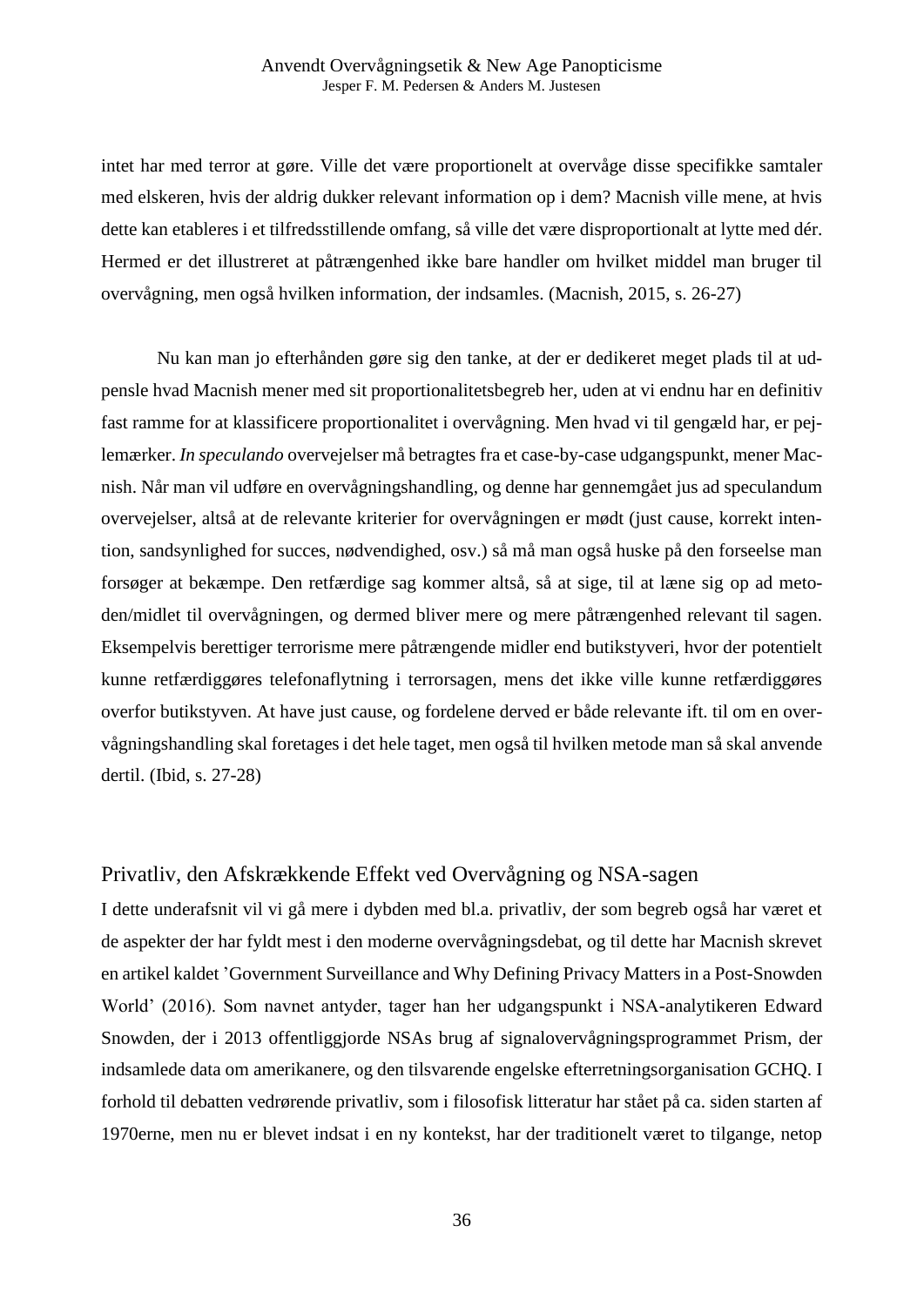intet har med terror at gøre. Ville det være proportionelt at overvåge disse specifikke samtaler med elskeren, hvis der aldrig dukker relevant information op i dem? Macnish ville mene, at hvis dette kan etableres i et tilfredsstillende omfang, så ville det være disproportionalt at lytte med dér. Hermed er det illustreret at påtrængenhed ikke bare handler om hvilket middel man bruger til overvågning, men også hvilken information, der indsamles. (Macnish, 2015, s. 26-27)

Nu kan man jo efterhånden gøre sig den tanke, at der er dedikeret meget plads til at udpensle hvad Macnish mener med sit proportionalitetsbegreb her, uden at vi endnu har en definitiv fast ramme for at klassificere proportionalitet i overvågning. Men hvad vi til gengæld har, er pejlemærker. *In speculando* overvejelser må betragtes fra et case-by-case udgangspunkt, mener Macnish. Når man vil udføre en overvågningshandling, og denne har gennemgået jus ad speculandum overvejelser, altså at de relevante kriterier for overvågningen er mødt (just cause, korrekt intention, sandsynlighed for succes, nødvendighed, osv.) så må man også huske på den forseelse man forsøger at bekæmpe. Den retfærdige sag kommer altså, så at sige, til at læne sig op ad metoden/midlet til overvågningen, og dermed bliver mere og mere påtrængenhed relevant til sagen. Eksempelvis berettiger terrorisme mere påtrængende midler end butikstyveri, hvor der potentielt kunne retfærdiggøres telefonaflytning i terrorsagen, mens det ikke ville kunne retfærdiggøres overfor butikstyven. At have just cause, og fordelene derved er både relevante ift. til om en overvågningshandling skal foretages i det hele taget, men også til hvilken metode man så skal anvende dertil. (Ibid, s. 27-28)

## Privatliv, den Afskrækkende Effekt ved Overvågning og NSA-sagen

I dette underafsnit vil vi gå mere i dybden med bl.a. privatliv, der som begreb også har været et de aspekter der har fyldt mest i den moderne overvågningsdebat, og til dette har Macnish skrevet en artikel kaldet 'Government Surveillance and Why Defining Privacy Matters in a Post-Snowden World' (2016). Som navnet antyder, tager han her udgangspunkt i NSA-analytikeren Edward Snowden, der i 2013 offentliggjorde NSAs brug af signalovervågningsprogrammet Prism, der indsamlede data om amerikanere, og den tilsvarende engelske efterretningsorganisation GCHQ. I forhold til debatten vedrørende privatliv, som i filosofisk litteratur har stået på ca. siden starten af 1970erne, men nu er blevet indsat i en ny kontekst, har der traditionelt været to tilgange, netop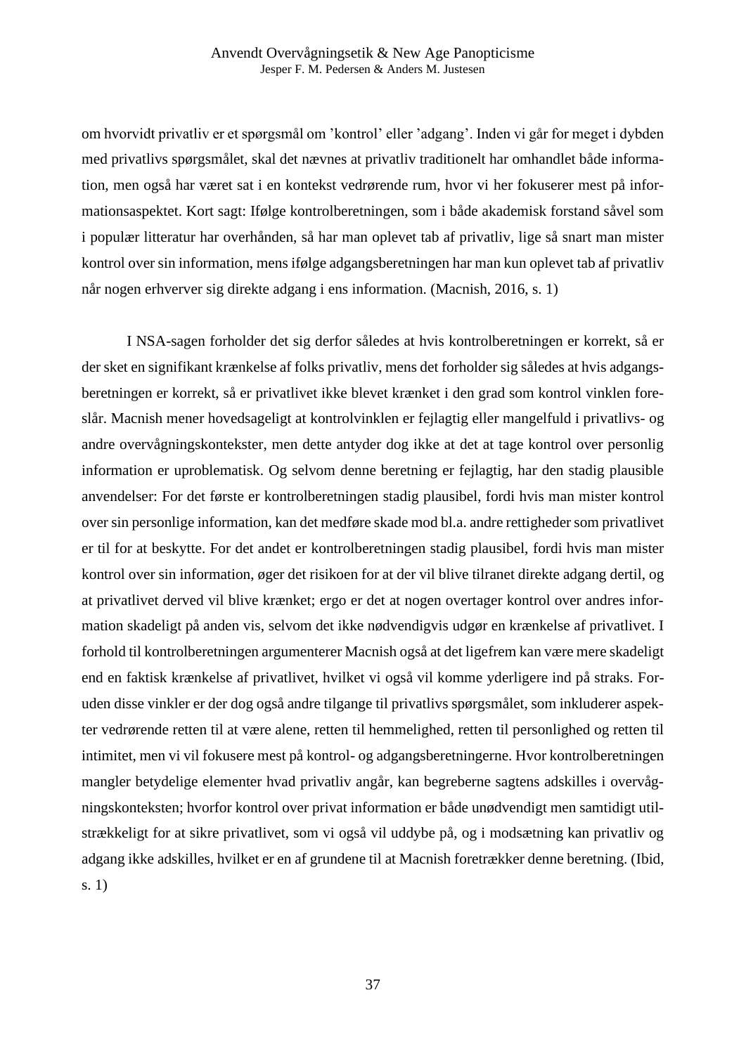om hvorvidt privatliv er et spørgsmål om 'kontrol' eller 'adgang'. Inden vi går for meget i dybden med privatlivs spørgsmålet, skal det nævnes at privatliv traditionelt har omhandlet både information, men også har været sat i en kontekst vedrørende rum, hvor vi her fokuserer mest på informationsaspektet. Kort sagt: Ifølge kontrolberetningen, som i både akademisk forstand såvel som i populær litteratur har overhånden, så har man oplevet tab af privatliv, lige så snart man mister kontrol over sin information, mens ifølge adgangsberetningen har man kun oplevet tab af privatliv når nogen erhverver sig direkte adgang i ens information. (Macnish, 2016, s. 1)

I NSA-sagen forholder det sig derfor således at hvis kontrolberetningen er korrekt, så er der sket en signifikant krænkelse af folks privatliv, mens det forholder sig således at hvis adgangsberetningen er korrekt, så er privatlivet ikke blevet krænket i den grad som kontrol vinklen foreslår. Macnish mener hovedsageligt at kontrolvinklen er fejlagtig eller mangelfuld i privatlivs- og andre overvågningskontekster, men dette antyder dog ikke at det at tage kontrol over personlig information er uproblematisk. Og selvom denne beretning er fejlagtig, har den stadig plausible anvendelser: For det første er kontrolberetningen stadig plausibel, fordi hvis man mister kontrol over sin personlige information, kan det medføre skade mod bl.a. andre rettigheder som privatlivet er til for at beskytte. For det andet er kontrolberetningen stadig plausibel, fordi hvis man mister kontrol over sin information, øger det risikoen for at der vil blive tilranet direkte adgang dertil, og at privatlivet derved vil blive krænket; ergo er det at nogen overtager kontrol over andres information skadeligt på anden vis, selvom det ikke nødvendigvis udgør en krænkelse af privatlivet. I forhold til kontrolberetningen argumenterer Macnish også at det ligefrem kan være mere skadeligt end en faktisk krænkelse af privatlivet, hvilket vi også vil komme yderligere ind på straks. Foruden disse vinkler er der dog også andre tilgange til privatlivs spørgsmålet, som inkluderer aspekter vedrørende retten til at være alene, retten til hemmelighed, retten til personlighed og retten til intimitet, men vi vil fokusere mest på kontrol- og adgangsberetningerne. Hvor kontrolberetningen mangler betydelige elementer hvad privatliv angår, kan begreberne sagtens adskilles i overvågningskonteksten; hvorfor kontrol over privat information er både unødvendigt men samtidigt utilstrækkeligt for at sikre privatlivet, som vi også vil uddybe på, og i modsætning kan privatliv og adgang ikke adskilles, hvilket er en af grundene til at Macnish foretrækker denne beretning. (Ibid, s. 1)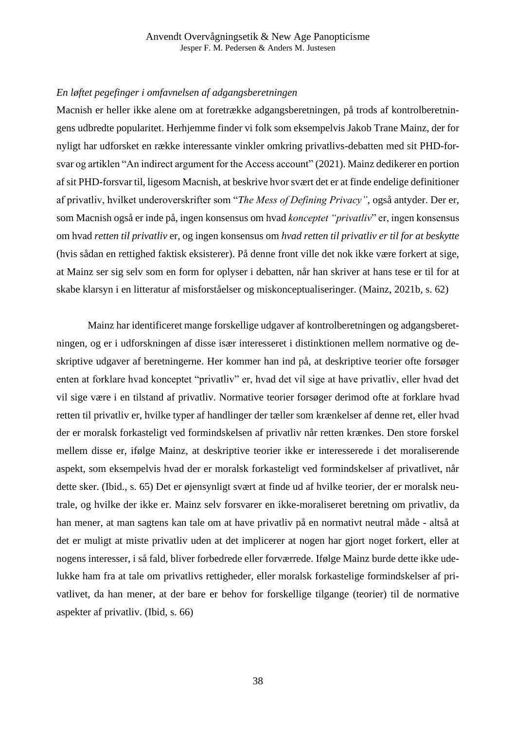*En løftet pegefinger i omfavnelsen af adgangsberetningen*

Macnish er heller ikke alene om at foretrække adgangsberetningen, på trods af kontrolberetningens udbredte popularitet. Herhjemme finder vi folk som eksempelvis Jakob Trane Mainz, der for nyligt har udforsket en række interessante vinkler omkring privatlivs-debatten med sit PHD-forsvar og artiklen "An indirect argument for the Access account" (2021). Mainz dedikerer en portion af sit PHD-forsvar til, ligesom Macnish, at beskrive hvor svært det er at finde endelige definitioner af privatliv, hvilket underoverskrifter som "*The Mess of Defining Privacy"*, også antyder. Der er, som Macnish også er inde på, ingen konsensus om hvad *konceptet "privatliv*" er, ingen konsensus om hvad *retten til privatliv* er, og ingen konsensus om *hvad retten til privatliv er til for at beskytte* (hvis sådan en rettighed faktisk eksisterer). På denne front ville det nok ikke være forkert at sige, at Mainz ser sig selv som en form for oplyser i debatten, når han skriver at hans tese er til for at skabe klarsyn i en litteratur af misforståelser og miskonceptualiseringer. (Mainz, 2021b, s. 62)

Mainz har identificeret mange forskellige udgaver af kontrolberetningen og adgangsberetningen, og er i udforskningen af disse især interesseret i distinktionen mellem normative og deskriptive udgaver af beretningerne. Her kommer han ind på, at deskriptive teorier ofte forsøger enten at forklare hvad konceptet "privatliv" er, hvad det vil sige at have privatliv, eller hvad det vil sige være i en tilstand af privatliv. Normative teorier forsøger derimod ofte at forklare hvad retten til privatliv er, hvilke typer af handlinger der tæller som krænkelser af denne ret, eller hvad der er moralsk forkasteligt ved formindskelsen af privatliv når retten krænkes. Den store forskel mellem disse er, ifølge Mainz, at deskriptive teorier ikke er interesserede i det moraliserende aspekt, som eksempelvis hvad der er moralsk forkasteligt ved formindskelser af privatlivet, når dette sker. (Ibid., s. 65) Det er øjensynligt svært at finde ud af hvilke teorier, der er moralsk neutrale, og hvilke der ikke er. Mainz selv forsvarer en ikke-moraliseret beretning om privatliv, da han mener, at man sagtens kan tale om at have privatliv på en normativt neutral måde - altså at det er muligt at miste privatliv uden at det implicerer at nogen har gjort noget forkert, eller at nogens interesser, i så fald, bliver forbedrede eller forværrede. Ifølge Mainz burde dette ikke udelukke ham fra at tale om privatlivs rettigheder, eller moralsk forkastelige formindskelser af privatlivet, da han mener, at der bare er behov for forskellige tilgange (teorier) til de normative aspekter af privatliv. (Ibid, s. 66)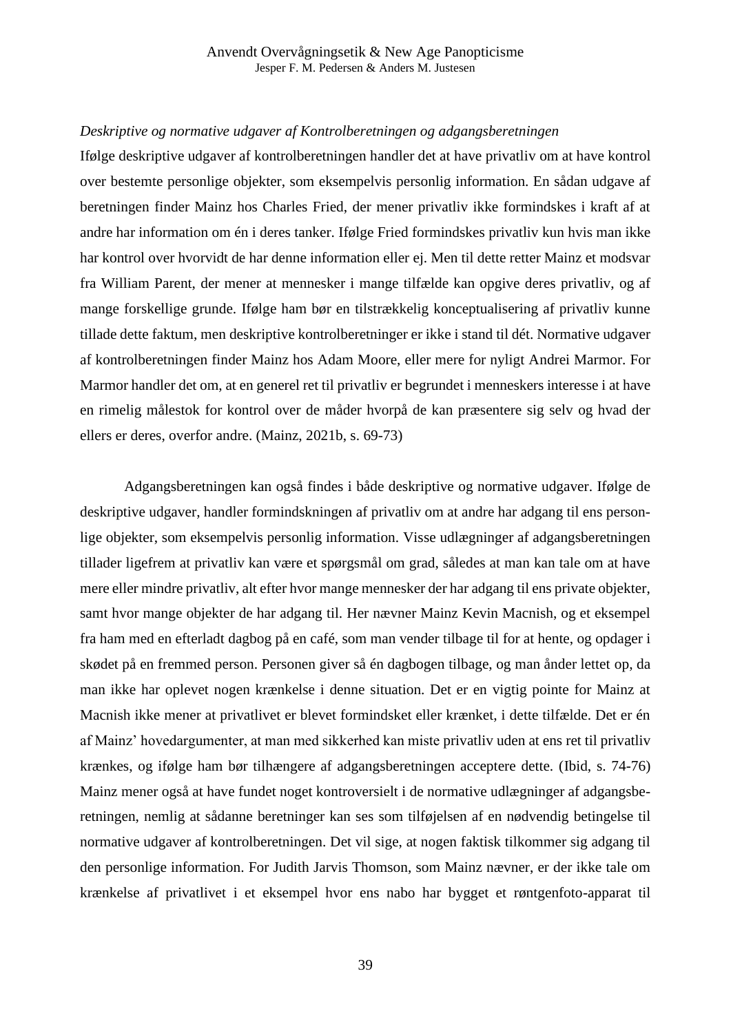*Deskriptive og normative udgaver af Kontrolberetningen og adgangsberetningen*

Ifølge deskriptive udgaver af kontrolberetningen handler det at have privatliv om at have kontrol over bestemte personlige objekter, som eksempelvis personlig information. En sådan udgave af beretningen finder Mainz hos Charles Fried, der mener privatliv ikke formindskes i kraft af at andre har information om én i deres tanker. Ifølge Fried formindskes privatliv kun hvis man ikke har kontrol over hvorvidt de har denne information eller ej. Men til dette retter Mainz et modsvar fra William Parent, der mener at mennesker i mange tilfælde kan opgive deres privatliv, og af mange forskellige grunde. Ifølge ham bør en tilstrækkelig konceptualisering af privatliv kunne tillade dette faktum, men deskriptive kontrolberetninger er ikke i stand til dét. Normative udgaver af kontrolberetningen finder Mainz hos Adam Moore, eller mere for nyligt Andrei Marmor. For Marmor handler det om, at en generel ret til privatliv er begrundet i menneskers interesse i at have en rimelig målestok for kontrol over de måder hvorpå de kan præsentere sig selv og hvad der ellers er deres, overfor andre. (Mainz, 2021b, s. 69-73)

Adgangsberetningen kan også findes i både deskriptive og normative udgaver. Ifølge de deskriptive udgaver, handler formindskningen af privatliv om at andre har adgang til ens personlige objekter, som eksempelvis personlig information. Visse udlægninger af adgangsberetningen tillader ligefrem at privatliv kan være et spørgsmål om grad, således at man kan tale om at have mere eller mindre privatliv, alt efter hvor mange mennesker der har adgang til ens private objekter, samt hvor mange objekter de har adgang til. Her nævner Mainz Kevin Macnish, og et eksempel fra ham med en efterladt dagbog på en café, som man vender tilbage til for at hente, og opdager i skødet på en fremmed person. Personen giver så én dagbogen tilbage, og man ånder lettet op, da man ikke har oplevet nogen krænkelse i denne situation. Det er en vigtig pointe for Mainz at Macnish ikke mener at privatlivet er blevet formindsket eller krænket, i dette tilfælde. Det er én af Mainz' hovedargumenter, at man med sikkerhed kan miste privatliv uden at ens ret til privatliv krænkes, og ifølge ham bør tilhængere af adgangsberetningen acceptere dette. (Ibid, s. 74-76) Mainz mener også at have fundet noget kontroversielt i de normative udlægninger af adgangsberetningen, nemlig at sådanne beretninger kan ses som tilføjelsen af en nødvendig betingelse til normative udgaver af kontrolberetningen. Det vil sige, at nogen faktisk tilkommer sig adgang til den personlige information. For Judith Jarvis Thomson, som Mainz nævner, er der ikke tale om krænkelse af privatlivet i et eksempel hvor ens nabo har bygget et røntgenfoto-apparat til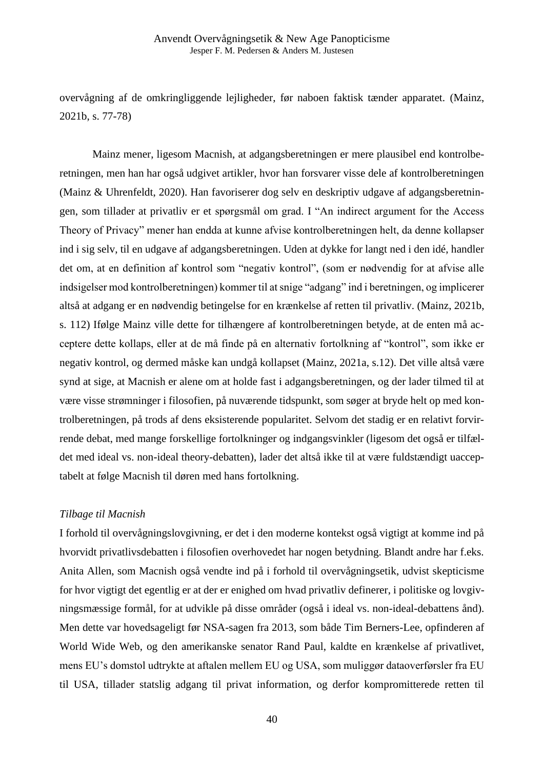overvågning af de omkringliggende lejligheder, før naboen faktisk tænder apparatet. (Mainz, 2021b, s. 77-78)

Mainz mener, ligesom Macnish, at adgangsberetningen er mere plausibel end kontrolberetningen, men han har også udgivet artikler, hvor han forsvarer visse dele af kontrolberetningen (Mainz & Uhrenfeldt, 2020). Han favoriserer dog selv en deskriptiv udgave af adgangsberetningen, som tillader at privatliv er et spørgsmål om grad. I "An indirect argument for the Access Theory of Privacy" mener han endda at kunne afvise kontrolberetningen helt, da denne kollapser ind i sig selv, til en udgave af adgangsberetningen. Uden at dykke for langt ned i den idé, handler det om, at en definition af kontrol som "negativ kontrol", (som er nødvendig for at afvise alle indsigelser mod kontrolberetningen) kommer til at snige "adgang" ind i beretningen, og implicerer altså at adgang er en nødvendig betingelse for en krænkelse af retten til privatliv. (Mainz, 2021b, s. 112) Ifølge Mainz ville dette for tilhængere af kontrolberetningen betyde, at de enten må acceptere dette kollaps, eller at de må finde på en alternativ fortolkning af "kontrol", som ikke er negativ kontrol, og dermed måske kan undgå kollapset (Mainz, 2021a, s.12). Det ville altså være synd at sige, at Macnish er alene om at holde fast i adgangsberetningen, og der lader tilmed til at være visse strømninger i filosofien, på nuværende tidspunkt, som søger at bryde helt op med kontrolberetningen, på trods af dens eksisterende popularitet. Selvom det stadig er en relativt forvirrende debat, med mange forskellige fortolkninger og indgangsvinkler (ligesom det også er tilfældet med ideal vs. non-ideal theory-debatten), lader det altså ikke til at være fuldstændigt uacceptabelt at følge Macnish til døren med hans fortolkning.

*Tilbage til Macnish*

I forhold til overvågningslovgivning, er det i den moderne kontekst også vigtigt at komme ind på hvorvidt privatlivsdebatten i filosofien overhovedet har nogen betydning. Blandt andre har f.eks. Anita Allen, som Macnish også vendte ind på i forhold til overvågningsetik, udvist skepticisme for hvor vigtigt det egentlig er at der er enighed om hvad privatliv definerer, i politiske og lovgivningsmæssige formål, for at udvikle på disse områder (også i ideal vs. non-ideal-debattens ånd). Men dette var hovedsageligt før NSA-sagen fra 2013, som både Tim Berners-Lee, opfinderen af World Wide Web, og den amerikanske senator Rand Paul, kaldte en krænkelse af privatlivet, mens EU's domstol udtrykte at aftalen mellem EU og USA, som muliggør dataoverførsler fra EU til USA, tillader statslig adgang til privat information, og derfor kompromitterede retten til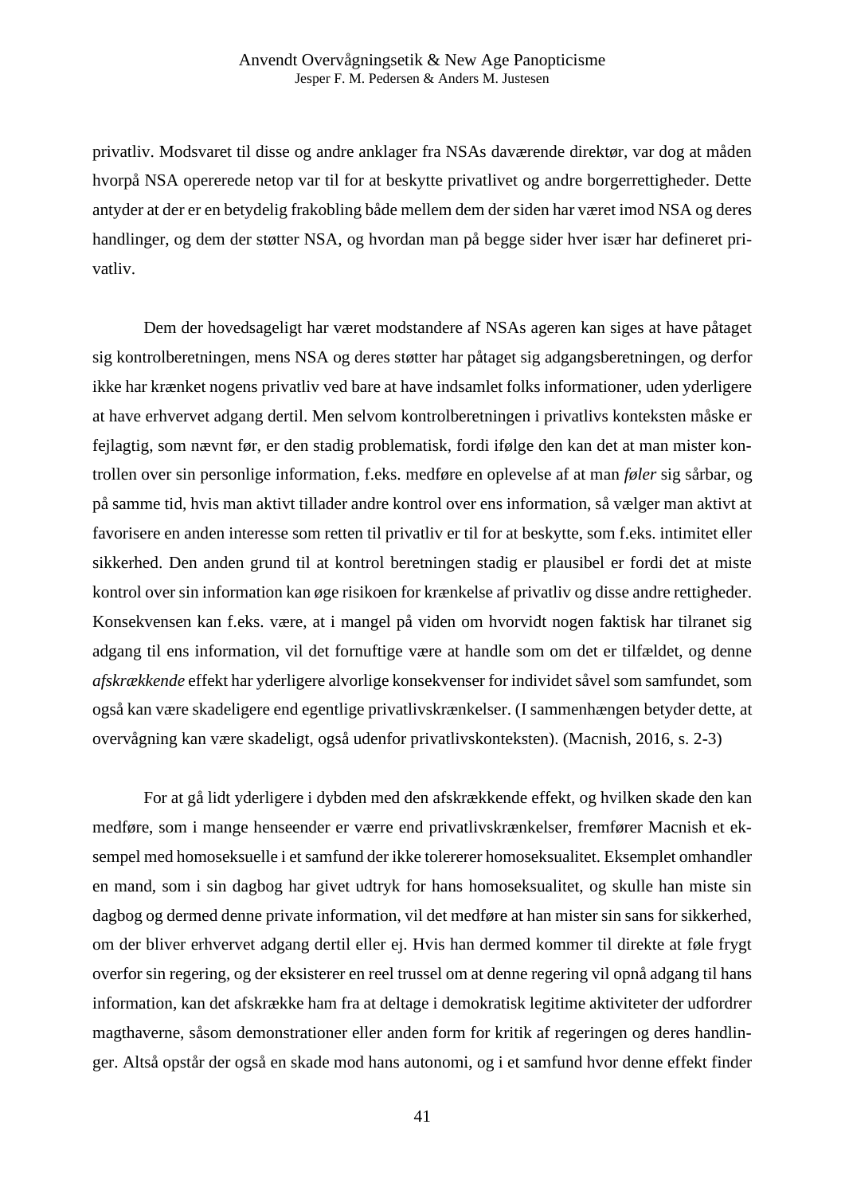privatliv. Modsvaret til disse og andre anklager fra NSAs daværende direktør, var dog at måden hvorpå NSA opererede netop var til for at beskytte privatlivet og andre borgerrettigheder. Dette antyder at der er en betydelig frakobling både mellem dem der siden har været imod NSA og deres handlinger, og dem der støtter NSA, og hvordan man på begge sider hver især har defineret privatliv.

Dem der hovedsageligt har været modstandere af NSAs ageren kan siges at have påtaget sig kontrolberetningen, mens NSA og deres støtter har påtaget sig adgangsberetningen, og derfor ikke har krænket nogens privatliv ved bare at have indsamlet folks informationer, uden yderligere at have erhvervet adgang dertil. Men selvom kontrolberetningen i privatlivs konteksten måske er fejlagtig, som nævnt før, er den stadig problematisk, fordi ifølge den kan det at man mister kontrollen over sin personlige information, f.eks. medføre en oplevelse af at man *føler* sig sårbar, og på samme tid, hvis man aktivt tillader andre kontrol over ens information, så vælger man aktivt at favorisere en anden interesse som retten til privatliv er til for at beskytte, som f.eks. intimitet eller sikkerhed. Den anden grund til at kontrol beretningen stadig er plausibel er fordi det at miste kontrol over sin information kan øge risikoen for krænkelse af privatliv og disse andre rettigheder. Konsekvensen kan f.eks. være, at i mangel på viden om hvorvidt nogen faktisk har tilranet sig adgang til ens information, vil det fornuftige være at handle som om det er tilfældet, og denne *afskrækkende* effekt har yderligere alvorlige konsekvenser for individet såvel som samfundet, som også kan være skadeligere end egentlige privatlivskrænkelser. (I sammenhængen betyder dette, at overvågning kan være skadeligt, også udenfor privatlivskonteksten). (Macnish, 2016, s. 2-3)

For at gå lidt yderligere i dybden med den afskrækkende effekt, og hvilken skade den kan medføre, som i mange henseender er værre end privatlivskrænkelser, fremfører Macnish et eksempel med homoseksuelle i et samfund der ikke tolererer homoseksualitet. Eksemplet omhandler en mand, som i sin dagbog har givet udtryk for hans homoseksualitet, og skulle han miste sin dagbog og dermed denne private information, vil det medføre at han mister sin sans for sikkerhed, om der bliver erhvervet adgang dertil eller ej. Hvis han dermed kommer til direkte at føle frygt overfor sin regering, og der eksisterer en reel trussel om at denne regering vil opnå adgang til hans information, kan det afskrække ham fra at deltage i demokratisk legitime aktiviteter der udfordrer magthaverne, såsom demonstrationer eller anden form for kritik af regeringen og deres handlinger. Altså opstår der også en skade mod hans autonomi, og i et samfund hvor denne effekt finder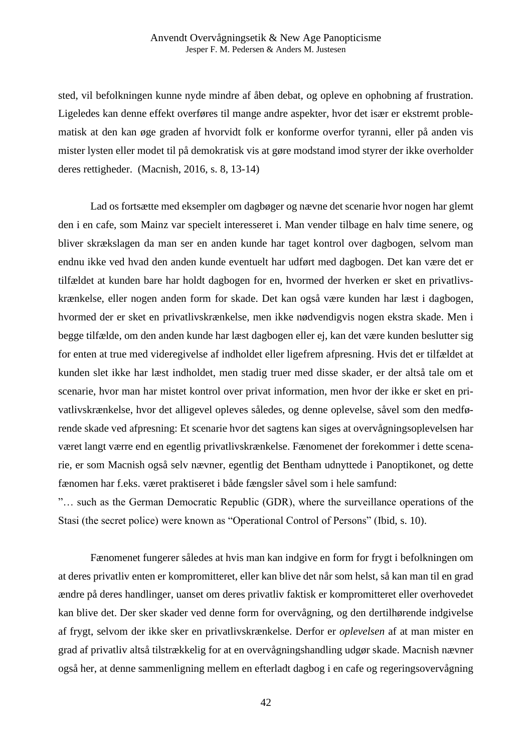sted, vil befolkningen kunne nyde mindre af åben debat, og opleve en ophobning af frustration. Ligeledes kan denne effekt overføres til mange andre aspekter, hvor det især er ekstremt problematisk at den kan øge graden af hvorvidt folk er konforme overfor tyranni, eller på anden vis mister lysten eller modet til på demokratisk vis at gøre modstand imod styrer der ikke overholder deres rettigheder. (Macnish, 2016, s. 8, 13-14)

Lad os fortsætte med eksempler om dagbøger og nævne det scenarie hvor nogen har glemt den i en cafe, som Mainz var specielt interesseret i. Man vender tilbage en halv time senere, og bliver skrækslagen da man ser en anden kunde har taget kontrol over dagbogen, selvom man endnu ikke ved hvad den anden kunde eventuelt har udført med dagbogen. Det kan være det er tilfældet at kunden bare har holdt dagbogen for en, hvormed der hverken er sket en privatlivskrænkelse, eller nogen anden form for skade. Det kan også være kunden har læst i dagbogen, hvormed der er sket en privatlivskrænkelse, men ikke nødvendigvis nogen ekstra skade. Men i begge tilfælde, om den anden kunde har læst dagbogen eller ej, kan det være kunden beslutter sig for enten at true med videregivelse af indholdet eller ligefrem afpresning. Hvis det er tilfældet at kunden slet ikke har læst indholdet, men stadig truer med disse skader, er der altså tale om et scenarie, hvor man har mistet kontrol over privat information, men hvor der ikke er sket en privatlivskrænkelse, hvor det alligevel opleves således, og denne oplevelse, såvel som den medførende skade ved afpresning: Et scenarie hvor det sagtens kan siges at overvågningsoplevelsen har været langt værre end en egentlig privatlivskrænkelse. Fænomenet der forekommer i dette scenarie, er som Macnish også selv nævner, egentlig det Bentham udnyttede i Panoptikonet, og dette fænomen har f.eks. været praktiseret i både fængsler såvel som i hele samfund:

"… such as the German Democratic Republic (GDR), where the surveillance operations of the Stasi (the secret police) were known as "Operational Control of Persons" (Ibid, s. 10).

Fænomenet fungerer således at hvis man kan indgive en form for frygt i befolkningen om at deres privatliv enten er kompromitteret, eller kan blive det når som helst, så kan man til en grad ændre på deres handlinger, uanset om deres privatliv faktisk er kompromitteret eller overhovedet kan blive det. Der sker skader ved denne form for overvågning, og den dertilhørende indgivelse af frygt, selvom der ikke sker en privatlivskrænkelse. Derfor er *oplevelsen* af at man mister en grad af privatliv altså tilstrækkelig for at en overvågningshandling udgør skade. Macnish nævner også her, at denne sammenligning mellem en efterladt dagbog i en cafe og regeringsovervågning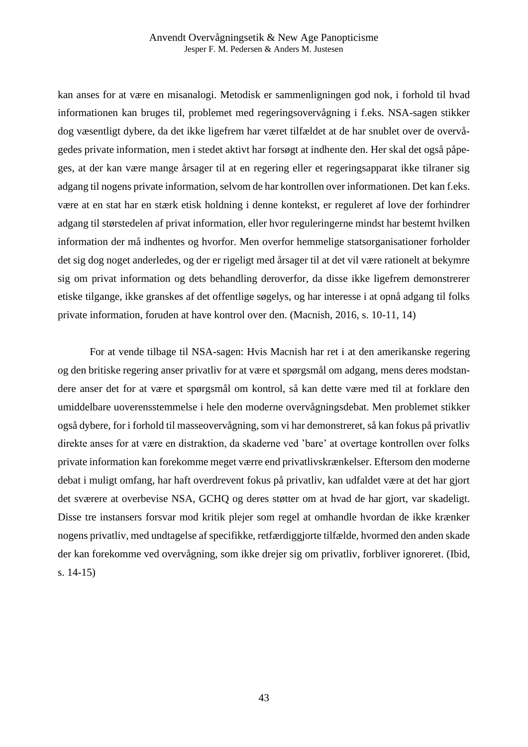kan anses for at være en misanalogi. Metodisk er sammenligningen god nok, i forhold til hvad informationen kan bruges til, problemet med regeringsovervågning i f.eks. NSA-sagen stikker dog væsentligt dybere, da det ikke ligefrem har været tilfældet at de har snublet over de overvågedes private information, men i stedet aktivt har forsøgt at indhente den. Her skal det også påpeges, at der kan være mange årsager til at en regering eller et regeringsapparat ikke tilraner sig adgang til nogens private information, selvom de har kontrollen over informationen. Det kan f.eks. være at en stat har en stærk etisk holdning i denne kontekst, er reguleret af love der forhindrer adgang til størstedelen af privat information, eller hvor reguleringerne mindst har bestemt hvilken information der må indhentes og hvorfor. Men overfor hemmelige statsorganisationer forholder det sig dog noget anderledes, og der er rigeligt med årsager til at det vil være rationelt at bekymre sig om privat information og dets behandling deroverfor, da disse ikke ligefrem demonstrerer etiske tilgange, ikke granskes af det offentlige søgelys, og har interesse i at opnå adgang til folks private information, foruden at have kontrol over den. (Macnish, 2016, s. 10-11, 14)

For at vende tilbage til NSA-sagen: Hvis Macnish har ret i at den amerikanske regering og den britiske regering anser privatliv for at være et spørgsmål om adgang, mens deres modstandere anser det for at være et spørgsmål om kontrol, så kan dette være med til at forklare den umiddelbare uoverensstemmelse i hele den moderne overvågningsdebat. Men problemet stikker også dybere, for i forhold til masseovervågning, som vi har demonstreret, så kan fokus på privatliv direkte anses for at være en distraktion, da skaderne ved 'bare' at overtage kontrollen over folks private information kan forekomme meget værre end privatlivskrænkelser. Eftersom den moderne debat i muligt omfang, har haft overdrevent fokus på privatliv, kan udfaldet være at det har gjort det sværere at overbevise NSA, GCHQ og deres støtter om at hvad de har gjort, var skadeligt. Disse tre instansers forsvar mod kritik plejer som regel at omhandle hvordan de ikke krænker nogens privatliv, med undtagelse af specifikke, retfærdiggjorte tilfælde, hvormed den anden skade der kan forekomme ved overvågning, som ikke drejer sig om privatliv, forbliver ignoreret. (Ibid, s. 14-15)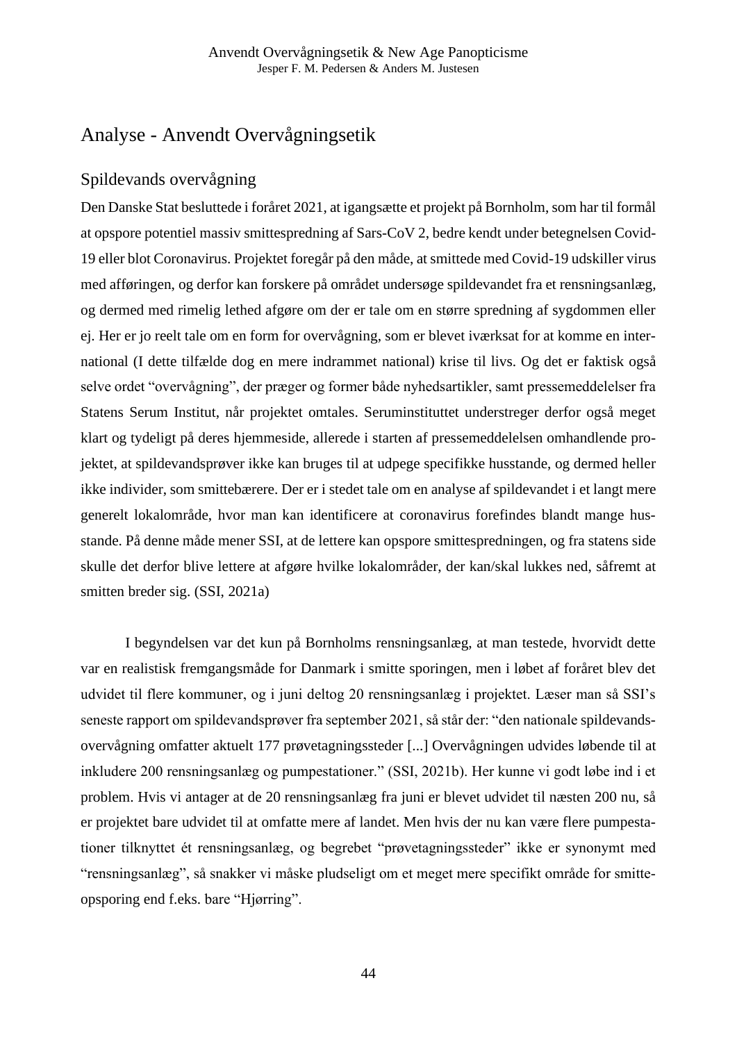# Analyse - Anvendt Overvågningsetik

## Spildevands overvågning

Den Danske Stat besluttede i foråret 2021, at igangsætte et projekt på Bornholm, som har til formål at opspore potentiel massiv smittespredning af Sars-CoV 2, bedre kendt under betegnelsen Covid-19 eller blot Coronavirus. Projektet foregår på den måde, at smittede med Covid-19 udskiller virus med afføringen, og derfor kan forskere på området undersøge spildevandet fra et rensningsanlæg, og dermed med rimelig lethed afgøre om der er tale om en større spredning af sygdommen eller ej. Her er jo reelt tale om en form for overvågning, som er blevet iværksat for at komme en international (I dette tilfælde dog en mere indrammet national) krise til livs. Og det er faktisk også selve ordet "overvågning", der præger og former både nyhedsartikler, samt pressemeddelelser fra Statens Serum Institut, når projektet omtales. Seruminstituttet understreger derfor også meget klart og tydeligt på deres hjemmeside, allerede i starten af pressemeddelelsen omhandlende projektet, at spildevandsprøver ikke kan bruges til at udpege specifikke husstande, og dermed heller ikke individer, som smittebærere. Der er i stedet tale om en analyse af spildevandet i et langt mere generelt lokalområde, hvor man kan identificere at coronavirus forefindes blandt mange husstande. På denne måde mener SSI, at de lettere kan opspore smittespredningen, og fra statens side skulle det derfor blive lettere at afgøre hvilke lokalområder, der kan/skal lukkes ned, såfremt at smitten breder sig. (SSI, 2021a)

I begyndelsen var det kun på Bornholms rensningsanlæg, at man testede, hvorvidt dette var en realistisk fremgangsmåde for Danmark i smitte sporingen, men i løbet af foråret blev det udvidet til flere kommuner, og i juni deltog 20 rensningsanlæg i projektet. Læser man så SSI's seneste rapport om spildevandsprøver fra september 2021, så står der: "den nationale spildevandsovervågning omfatter aktuelt 177 prøvetagningssteder [...] Overvågningen udvides løbende til at inkludere 200 rensningsanlæg og pumpestationer." (SSI, 2021b). Her kunne vi godt løbe ind i et problem. Hvis vi antager at de 20 rensningsanlæg fra juni er blevet udvidet til næsten 200 nu, så er projektet bare udvidet til at omfatte mere af landet. Men hvis der nu kan være flere pumpestationer tilknyttet ét rensningsanlæg, og begrebet "prøvetagningssteder" ikke er synonymt med "rensningsanlæg", så snakker vi måske pludseligt om et meget mere specifikt område for smitteopsporing end f.eks. bare "Hjørring".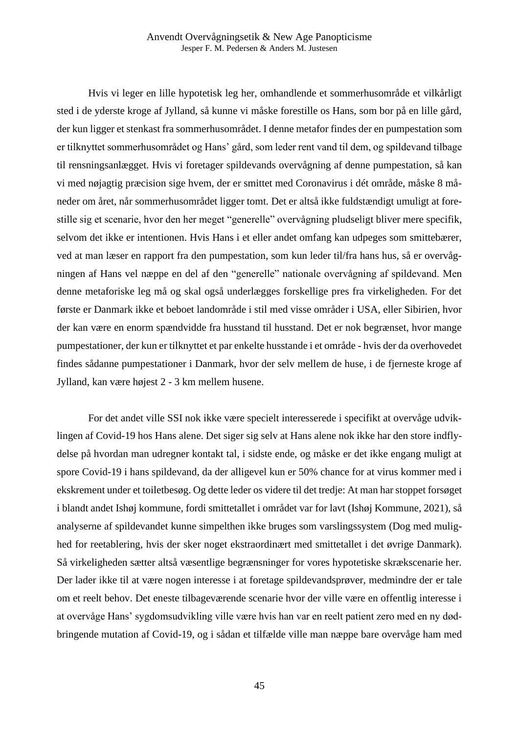Hvis vi leger en lille hypotetisk leg her, omhandlende et sommerhusområde et vilkårligt sted i de yderste kroge af Jylland, så kunne vi måske forestille os Hans, som bor på en lille gård, der kun ligger et stenkast fra sommerhusområdet. I denne metafor findes der en pumpestation som er tilknyttet sommerhusområdet og Hans' gård, som leder rent vand til dem, og spildevand tilbage til rensningsanlægget. Hvis vi foretager spildevands overvågning af denne pumpestation, så kan vi med nøjagtig præcision sige hvem, der er smittet med Coronavirus i dét område, måske 8 måneder om året, når sommerhusområdet ligger tomt. Det er altså ikke fuldstændigt umuligt at forestille sig et scenarie, hvor den her meget "generelle" overvågning pludseligt bliver mere specifik, selvom det ikke er intentionen. Hvis Hans i et eller andet omfang kan udpeges som smittebærer, ved at man læser en rapport fra den pumpestation, som kun leder til/fra hans hus, så er overvågningen af Hans vel næppe en del af den "generelle" nationale overvågning af spildevand. Men denne metaforiske leg må og skal også underlægges forskellige pres fra virkeligheden. For det første er Danmark ikke et beboet landområde i stil med visse områder i USA, eller Sibirien, hvor der kan være en enorm spændvidde fra husstand til husstand. Det er nok begrænset, hvor mange pumpestationer, der kun er tilknyttet et par enkelte husstande i et område - hvis der da overhovedet findes sådanne pumpestationer i Danmark, hvor der selv mellem de huse, i de fjerneste kroge af Jylland, kan være højest 2 - 3 km mellem husene.

For det andet ville SSI nok ikke være specielt interesserede i specifikt at overvåge udviklingen af Covid-19 hos Hans alene. Det siger sig selv at Hans alene nok ikke har den store indflydelse på hvordan man udregner kontakt tal, i sidste ende, og måske er det ikke engang muligt at spore Covid-19 i hans spildevand, da der alligevel kun er 50% chance for at virus kommer med i ekskrement under et toiletbesøg. Og dette leder os videre til det tredje: At man har stoppet forsøget i blandt andet Ishøj kommune, fordi smittetallet i området var for lavt (Ishøj Kommune, 2021), så analyserne af spildevandet kunne simpelthen ikke bruges som varslingssystem (Dog med mulighed for reetablering, hvis der sker noget ekstraordinært med smittetallet i det øvrige Danmark). Så virkeligheden sætter altså væsentlige begrænsninger for vores hypotetiske skrækscenarie her. Der lader ikke til at være nogen interesse i at foretage spildevandsprøver, medmindre der er tale om et reelt behov. Det eneste tilbageværende scenarie hvor der ville være en offentlig interesse i at overvåge Hans' sygdomsudvikling ville være hvis han var en reelt patient zero med en ny dødbringende mutation af Covid-19, og i sådan et tilfælde ville man næppe bare overvåge ham med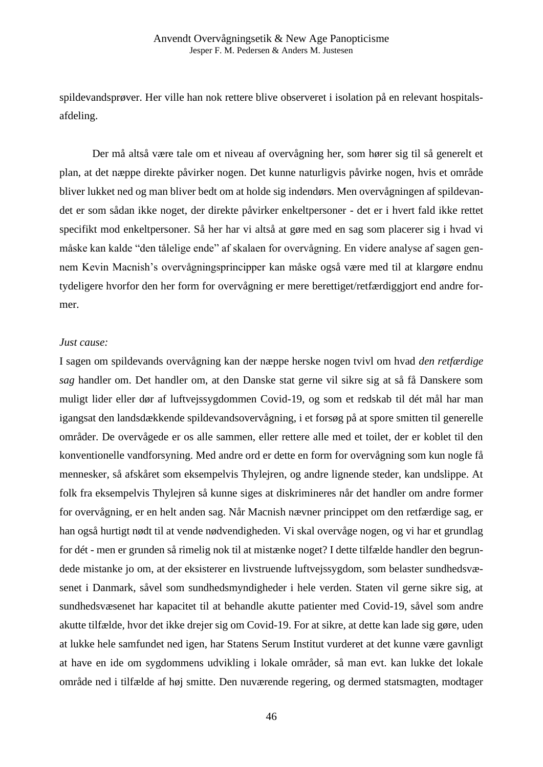spildevandsprøver. Her ville han nok rettere blive observeret i isolation på en relevant hospitalsafdeling.

Der må altså være tale om et niveau af overvågning her, som hører sig til så generelt et plan, at det næppe direkte påvirker nogen. Det kunne naturligvis påvirke nogen, hvis et område bliver lukket ned og man bliver bedt om at holde sig indendørs. Men overvågningen af spildevandet er som sådan ikke noget, der direkte påvirker enkeltpersoner - det er i hvert fald ikke rettet specifikt mod enkeltpersoner. Så her har vi altså at gøre med en sag som placerer sig i hvad vi måske kan kalde "den tålelige ende" af skalaen for overvågning. En videre analyse af sagen gennem Kevin Macnish's overvågningsprincipper kan måske også være med til at klargøre endnu tydeligere hvorfor den her form for overvågning er mere berettiget/retfærdiggjort end andre former.

*Just cause:*

I sagen om spildevands overvågning kan der næppe herske nogen tvivl om hvad *den retfærdige sag* handler om. Det handler om, at den Danske stat gerne vil sikre sig at så få Danskere som muligt lider eller dør af luftvejssygdommen Covid-19, og som et redskab til dét mål har man igangsat den landsdækkende spildevandsovervågning, i et forsøg på at spore smitten til generelle områder. De overvågede er os alle sammen, eller rettere alle med et toilet, der er koblet til den konventionelle vandforsyning. Med andre ord er dette en form for overvågning som kun nogle få mennesker, så afskåret som eksempelvis Thylejren, og andre lignende steder, kan undslippe. At folk fra eksempelvis Thylejren så kunne siges at diskrimineres når det handler om andre former for overvågning, er en helt anden sag. Når Macnish nævner princippet om den retfærdige sag, er han også hurtigt nødt til at vende nødvendigheden. Vi skal overvåge nogen, og vi har et grundlag for dét - men er grunden så rimelig nok til at mistænke noget? I dette tilfælde handler den begrundede mistanke jo om, at der eksisterer en livstruende luftvejssygdom, som belaster sundhedsvæsenet i Danmark, såvel som sundhedsmyndigheder i hele verden. Staten vil gerne sikre sig, at sundhedsvæsenet har kapacitet til at behandle akutte patienter med Covid-19, såvel som andre akutte tilfælde, hvor det ikke drejer sig om Covid-19. For at sikre, at dette kan lade sig gøre, uden at lukke hele samfundet ned igen, har Statens Serum Institut vurderet at det kunne være gavnligt at have en ide om sygdommens udvikling i lokale områder, så man evt. kan lukke det lokale område ned i tilfælde af høj smitte. Den nuværende regering, og dermed statsmagten, modtager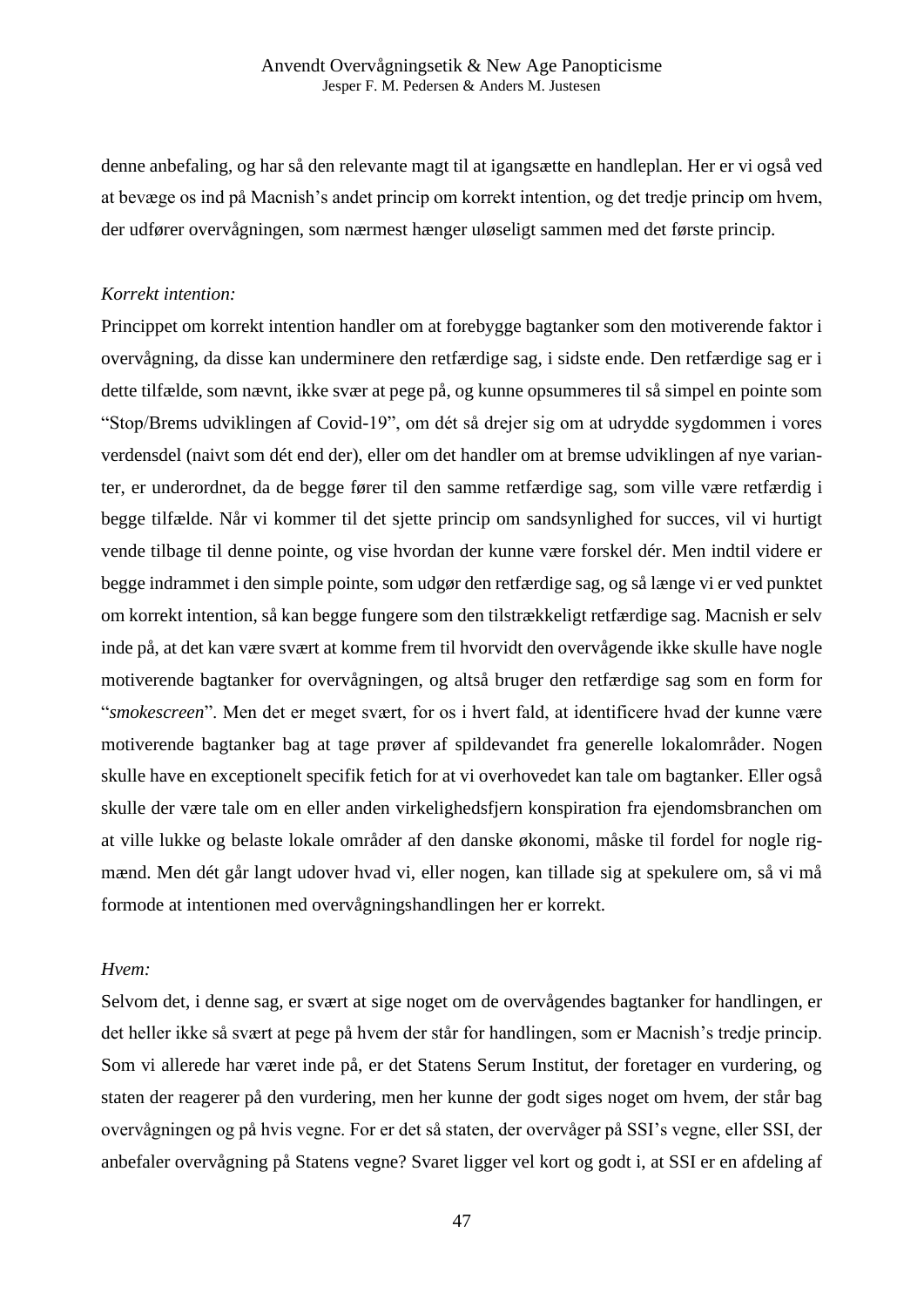denne anbefaling, og har så den relevante magt til at igangsætte en handleplan. Her er vi også ved at bevæge os ind på Macnish's andet princip om korrekt intention, og det tredje princip om hvem, der udfører overvågningen, som nærmest hænger uløseligt sammen med det første princip.

*Korrekt intention:*

Princippet om korrekt intention handler om at forebygge bagtanker som den motiverende faktor i overvågning, da disse kan underminere den retfærdige sag, i sidste ende. Den retfærdige sag er i dette tilfælde, som nævnt, ikke svær at pege på, og kunne opsummeres til så simpel en pointe som "Stop/Brems udviklingen af Covid-19", om dét så drejer sig om at udrydde sygdommen i vores verdensdel (naivt som dét end der), eller om det handler om at bremse udviklingen af nye varianter, er underordnet, da de begge fører til den samme retfærdige sag, som ville være retfærdig i begge tilfælde. Når vi kommer til det sjette princip om sandsynlighed for succes, vil vi hurtigt vende tilbage til denne pointe, og vise hvordan der kunne være forskel dér. Men indtil videre er begge indrammet i den simple pointe, som udgør den retfærdige sag, og så længe vi er ved punktet om korrekt intention, så kan begge fungere som den tilstrækkeligt retfærdige sag. Macnish er selv inde på, at det kan være svært at komme frem til hvorvidt den overvågende ikke skulle have nogle motiverende bagtanker for overvågningen, og altså bruger den retfærdige sag som en form for "*smokescreen*". Men det er meget svært, for os i hvert fald, at identificere hvad der kunne være motiverende bagtanker bag at tage prøver af spildevandet fra generelle lokalområder. Nogen skulle have en exceptionelt specifik fetich for at vi overhovedet kan tale om bagtanker. Eller også skulle der være tale om en eller anden virkelighedsfjern konspiration fra ejendomsbranchen om at ville lukke og belaste lokale områder af den danske økonomi, måske til fordel for nogle rigmænd. Men dét går langt udover hvad vi, eller nogen, kan tillade sig at spekulere om, så vi må formode at intentionen med overvågningshandlingen her er korrekt.

*Hvem:*

Selvom det, i denne sag, er svært at sige noget om de overvågendes bagtanker for handlingen, er det heller ikke så svært at pege på hvem der står for handlingen, som er Macnish's tredje princip. Som vi allerede har været inde på, er det Statens Serum Institut, der foretager en vurdering, og staten der reagerer på den vurdering, men her kunne der godt siges noget om hvem, der står bag overvågningen og på hvis vegne. For er det så staten, der overvåger på SSI's vegne, eller SSI, der anbefaler overvågning på Statens vegne? Svaret ligger vel kort og godt i, at SSI er en afdeling af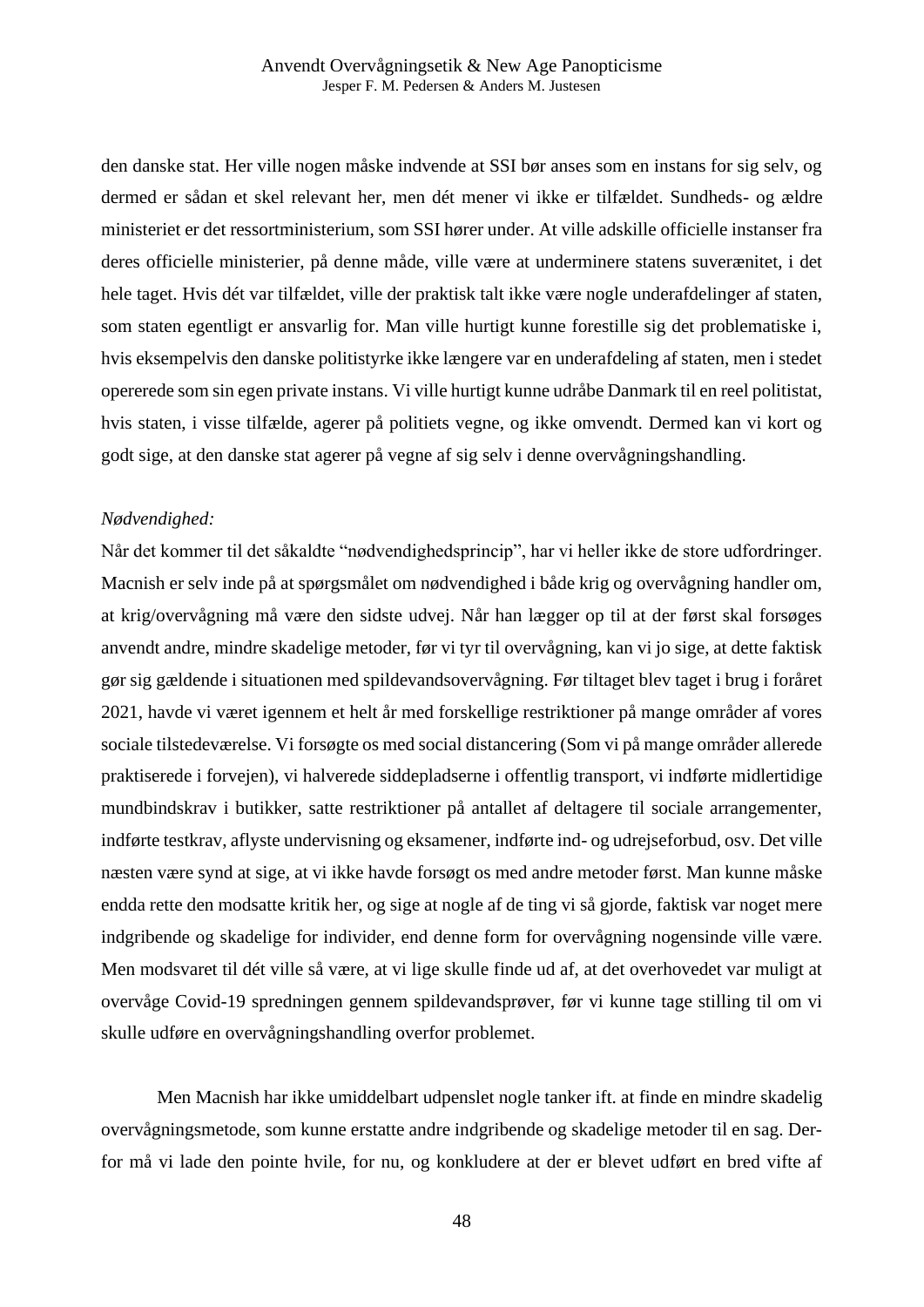den danske stat. Her ville nogen måske indvende at SSI bør anses som en instans for sig selv, og dermed er sådan et skel relevant her, men dét mener vi ikke er tilfældet. Sundheds- og ældre ministeriet er det ressortministerium, som SSI hører under. At ville adskille officielle instanser fra deres officielle ministerier, på denne måde, ville være at underminere statens suverænitet, i det hele taget. Hvis dét var tilfældet, ville der praktisk talt ikke være nogle underafdelinger af staten, som staten egentligt er ansvarlig for. Man ville hurtigt kunne forestille sig det problematiske i, hvis eksempelvis den danske politistyrke ikke længere var en underafdeling af staten, men i stedet opererede som sin egen private instans. Vi ville hurtigt kunne udråbe Danmark til en reel politistat, hvis staten, i visse tilfælde, agerer på politiets vegne, og ikke omvendt. Dermed kan vi kort og godt sige, at den danske stat agerer på vegne af sig selv i denne overvågningshandling.

*Nødvendighed:*

Når det kommer til det såkaldte "nødvendighedsprincip", har vi heller ikke de store udfordringer. Macnish er selv inde på at spørgsmålet om nødvendighed i både krig og overvågning handler om, at krig/overvågning må være den sidste udvej. Når han lægger op til at der først skal forsøges anvendt andre, mindre skadelige metoder, før vi tyr til overvågning, kan vi jo sige, at dette faktisk gør sig gældende i situationen med spildevandsovervågning. Før tiltaget blev taget i brug i foråret 2021, havde vi været igennem et helt år med forskellige restriktioner på mange områder af vores sociale tilstedeværelse. Vi forsøgte os med social distancering (Som vi på mange områder allerede praktiserede i forvejen), vi halverede siddepladserne i offentlig transport, vi indførte midlertidige mundbindskrav i butikker, satte restriktioner på antallet af deltagere til sociale arrangementer, indførte testkrav, aflyste undervisning og eksamener, indførte ind- og udrejseforbud, osv. Det ville næsten være synd at sige, at vi ikke havde forsøgt os med andre metoder først. Man kunne måske endda rette den modsatte kritik her, og sige at nogle af de ting vi så gjorde, faktisk var noget mere indgribende og skadelige for individer, end denne form for overvågning nogensinde ville være. Men modsvaret til dét ville så være, at vi lige skulle finde ud af, at det overhovedet var muligt at overvåge Covid-19 spredningen gennem spildevandsprøver, før vi kunne tage stilling til om vi skulle udføre en overvågningshandling overfor problemet.

Men Macnish har ikke umiddelbart udpenslet nogle tanker ift. at finde en mindre skadelig overvågningsmetode, som kunne erstatte andre indgribende og skadelige metoder til en sag. Derfor må vi lade den pointe hvile, for nu, og konkludere at der er blevet udført en bred vifte af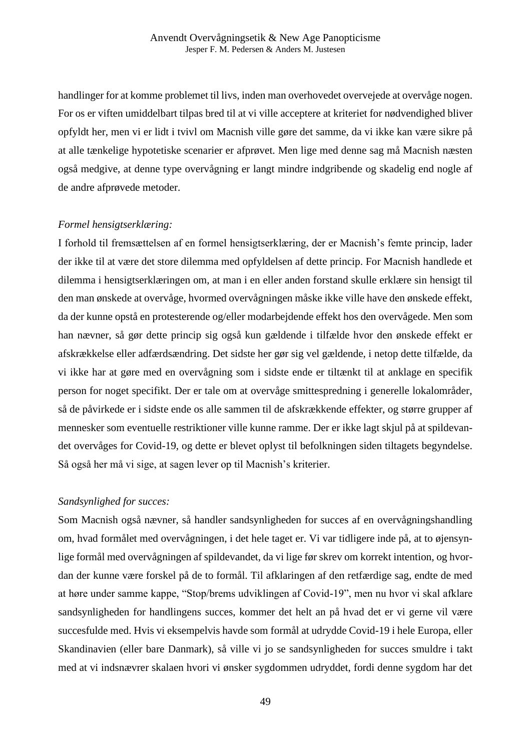handlinger for at komme problemet til livs, inden man overhovedet overvejede at overvåge nogen. For os er viften umiddelbart tilpas bred til at vi ville acceptere at kriteriet for nødvendighed bliver opfyldt her, men vi er lidt i tvivl om Macnish ville gøre det samme, da vi ikke kan være sikre på at alle tænkelige hypotetiske scenarier er afprøvet. Men lige med denne sag må Macnish næsten også medgive, at denne type overvågning er langt mindre indgribende og skadelig end nogle af de andre afprøvede metoder.

*Formel hensigtserklæring:*

I forhold til fremsættelsen af en formel hensigtserklæring, der er Macnish's femte princip, lader der ikke til at være det store dilemma med opfyldelsen af dette princip. For Macnish handlede et dilemma i hensigtserklæringen om, at man i en eller anden forstand skulle erklære sin hensigt til den man ønskede at overvåge, hvormed overvågningen måske ikke ville have den ønskede effekt, da der kunne opstå en protesterende og/eller modarbejdende effekt hos den overvågede. Men som han nævner, så gør dette princip sig også kun gældende i tilfælde hvor den ønskede effekt er afskrækkelse eller adfærdsændring. Det sidste her gør sig vel gældende, i netop dette tilfælde, da vi ikke har at gøre med en overvågning som i sidste ende er tiltænkt til at anklage en specifik person for noget specifikt. Der er tale om at overvåge smittespredning i generelle lokalområder, så de påvirkede er i sidste ende os alle sammen til de afskrækkende effekter, og større grupper af mennesker som eventuelle restriktioner ville kunne ramme. Der er ikke lagt skjul på at spildevandet overvåges for Covid-19, og dette er blevet oplyst til befolkningen siden tiltagets begyndelse. Så også her må vi sige, at sagen lever op til Macnish's kriterier.

*Sandsynlighed for succes:*

Som Macnish også nævner, så handler sandsynligheden for succes af en overvågningshandling om, hvad formålet med overvågningen, i det hele taget er. Vi var tidligere inde på, at to øjensynlige formål med overvågningen af spildevandet, da vi lige før skrev om korrekt intention, og hvordan der kunne være forskel på de to formål. Til afklaringen af den retfærdige sag, endte de med at høre under samme kappe, "Stop/brems udviklingen af Covid-19", men nu hvor vi skal afklare sandsynligheden for handlingens succes, kommer det helt an på hvad det er vi gerne vil være succesfulde med. Hvis vi eksempelvis havde som formål at udrydde Covid-19 i hele Europa, eller Skandinavien (eller bare Danmark), så ville vi jo se sandsynligheden for succes smuldre i takt med at vi indsnævrer skalaen hvori vi ønsker sygdommen udryddet, fordi denne sygdom har det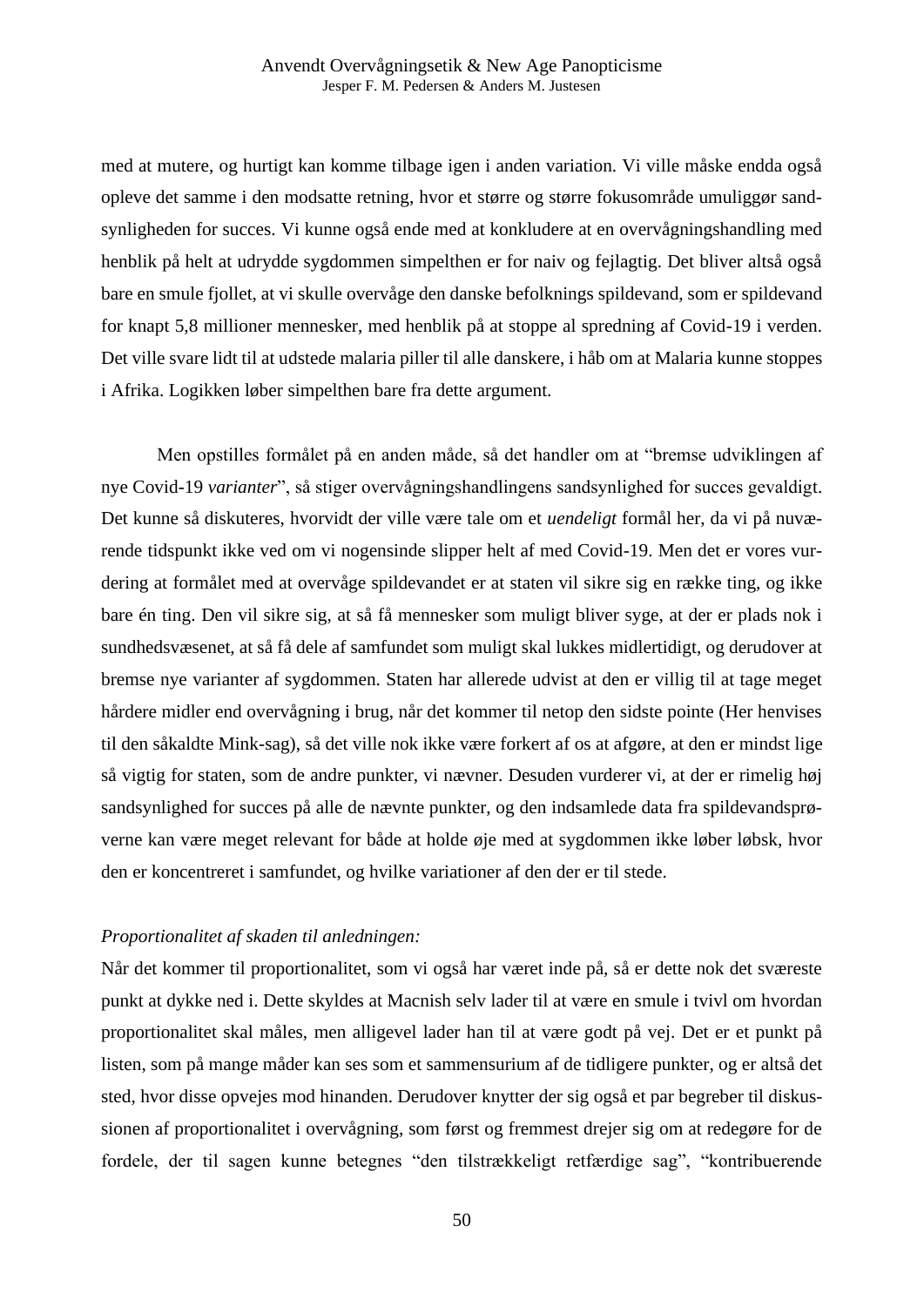med at mutere, og hurtigt kan komme tilbage igen i anden variation. Vi ville måske endda også opleve det samme i den modsatte retning, hvor et større og større fokusområde umuliggør sandsynligheden for succes. Vi kunne også ende med at konkludere at en overvågningshandling med henblik på helt at udrydde sygdommen simpelthen er for naiv og fejlagtig. Det bliver altså også bare en smule fjollet, at vi skulle overvåge den danske befolknings spildevand, som er spildevand for knapt 5,8 millioner mennesker, med henblik på at stoppe al spredning af Covid-19 i verden. Det ville svare lidt til at udstede malaria piller til alle danskere, i håb om at Malaria kunne stoppes i Afrika. Logikken løber simpelthen bare fra dette argument.

Men opstilles formålet på en anden måde, så det handler om at "bremse udviklingen af nye Covid-19 *varianter*", så stiger overvågningshandlingens sandsynlighed for succes gevaldigt. Det kunne så diskuteres, hvorvidt der ville være tale om et *uendeligt* formål her, da vi på nuværende tidspunkt ikke ved om vi nogensinde slipper helt af med Covid-19. Men det er vores vurdering at formålet med at overvåge spildevandet er at staten vil sikre sig en række ting, og ikke bare én ting. Den vil sikre sig, at så få mennesker som muligt bliver syge, at der er plads nok i sundhedsvæsenet, at så få dele af samfundet som muligt skal lukkes midlertidigt, og derudover at bremse nye varianter af sygdommen. Staten har allerede udvist at den er villig til at tage meget hårdere midler end overvågning i brug, når det kommer til netop den sidste pointe (Her henvises til den såkaldte Mink-sag), så det ville nok ikke være forkert af os at afgøre, at den er mindst lige så vigtig for staten, som de andre punkter, vi nævner. Desuden vurderer vi, at der er rimelig høj sandsynlighed for succes på alle de nævnte punkter, og den indsamlede data fra spildevandsprøverne kan være meget relevant for både at holde øje med at sygdommen ikke løber løbsk, hvor den er koncentreret i samfundet, og hvilke variationer af den der er til stede.

*Proportionalitet af skaden til anledningen:*

Når det kommer til proportionalitet, som vi også har været inde på, så er dette nok det sværeste punkt at dykke ned i. Dette skyldes at Macnish selv lader til at være en smule i tvivl om hvordan proportionalitet skal måles, men alligevel lader han til at være godt på vej. Det er et punkt på listen, som på mange måder kan ses som et sammensurium af de tidligere punkter, og er altså det sted, hvor disse opvejes mod hinanden. Derudover knytter der sig også et par begreber til diskussionen af proportionalitet i overvågning, som først og fremmest drejer sig om at redegøre for de fordele, der til sagen kunne betegnes "den tilstrækkeligt retfærdige sag", "kontribuerende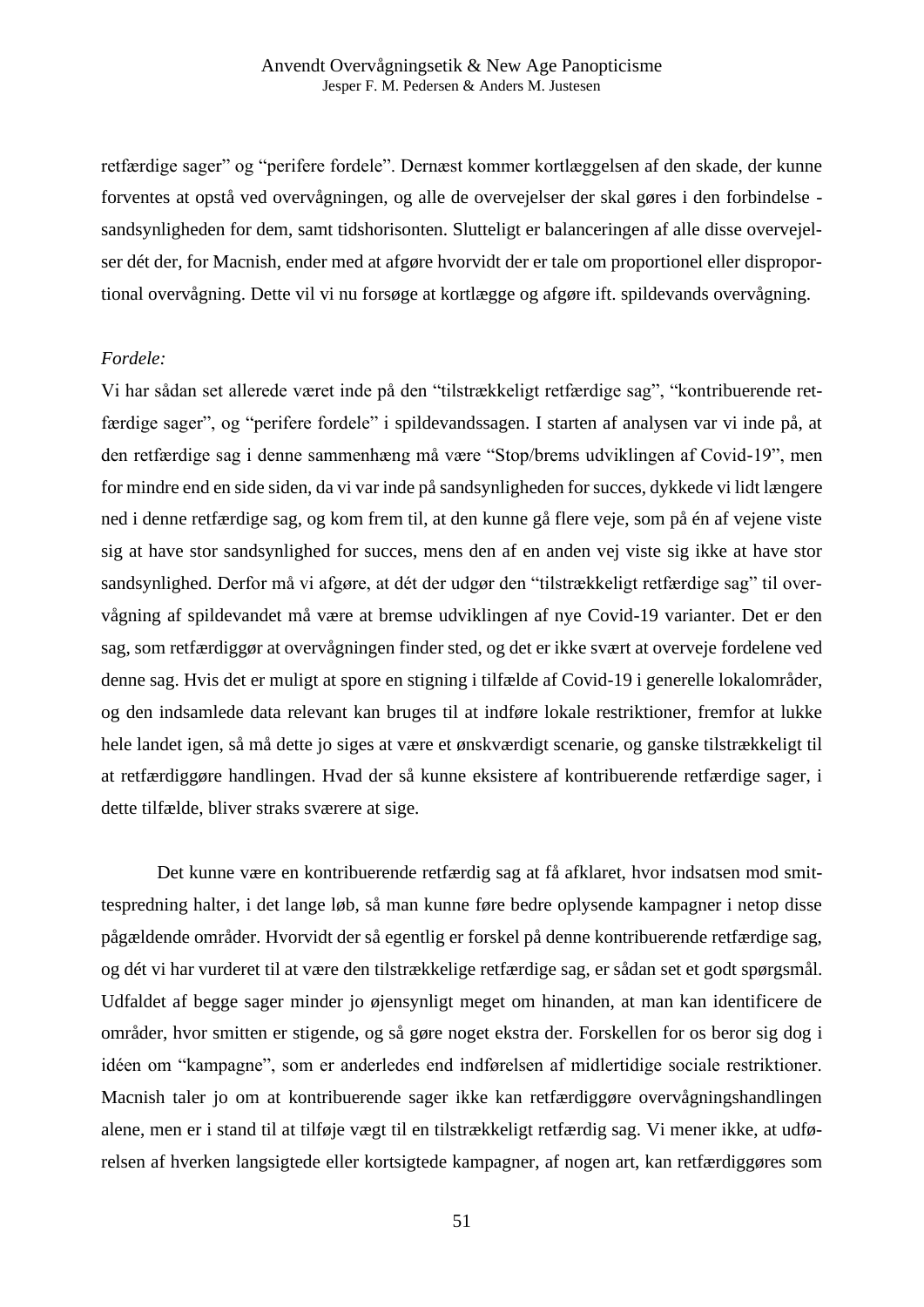retfærdige sager" og "perifere fordele". Dernæst kommer kortlæggelsen af den skade, der kunne forventes at opstå ved overvågningen, og alle de overvejelser der skal gøres i den forbindelse - sandsynligheden for dem, samt tidshorisonten. Slutteligt er balanceringen af alle disse overvejelser dét der, for Macnish, ender med at afgøre hvorvidt der er tale om proportionel eller disproportional overvågning. Dette vil vi nu forsøge at kortlægge og afgøre ift. spildevands overvågning.

*Fordele:*

Vi har sådan set allerede været inde på den "tilstrækkeligt retfærdige sag", "kontribuerende retfærdige sager", og "perifere fordele" i spildevandssagen. I starten af analysen var vi inde på, at den retfærdige sag i denne sammenhæng må være "Stop/brems udviklingen af Covid-19", men for mindre end en side siden, da vi var inde på sandsynligheden for succes, dykkede vi lidt længere ned i denne retfærdige sag, og kom frem til, at den kunne gå flere veje, som på én af vejene viste sig at have stor sandsynlighed for succes, mens den af en anden vej viste sig ikke at have stor sandsynlighed. Derfor må vi afgøre, at dét der udgør den "tilstrækkeligt retfærdige sag" til overvågning af spildevandet må være at bremse udviklingen af nye Covid-19 varianter. Det er den sag, som retfærdiggør at overvågningen finder sted, og det er ikke svært at overveje fordelene ved denne sag. Hvis det er muligt at spore en stigning i tilfælde af Covid-19 i generelle lokalområder, og den indsamlede data relevant kan bruges til at indføre lokale restriktioner, fremfor at lukke hele landet igen, så må dette jo siges at være et ønskværdigt scenarie, og ganske tilstrækkeligt til at retfærdiggøre handlingen. Hvad der så kunne eksistere af kontribuerende retfærdige sager, i dette tilfælde, bliver straks sværere at sige.

Det kunne være en kontribuerende retfærdig sag at få afklaret, hvor indsatsen mod smittespredning halter, i det lange løb, så man kunne føre bedre oplysende kampagner i netop disse pågældende områder. Hvorvidt der så egentlig er forskel på denne kontribuerende retfærdige sag, og dét vi har vurderet til at være den tilstrækkelige retfærdige sag, er sådan set et godt spørgsmål. Udfaldet af begge sager minder jo øjensynligt meget om hinanden, at man kan identificere de områder, hvor smitten er stigende, og så gøre noget ekstra der. Forskellen for os beror sig dog i idéen om "kampagne", som er anderledes end indførelsen af midlertidige sociale restriktioner. Macnish taler jo om at kontribuerende sager ikke kan retfærdiggøre overvågningshandlingen alene, men er i stand til at tilføje vægt til en tilstrækkeligt retfærdig sag. Vi mener ikke, at udførelsen af hverken langsigtede eller kortsigtede kampagner, af nogen art, kan retfærdiggøres som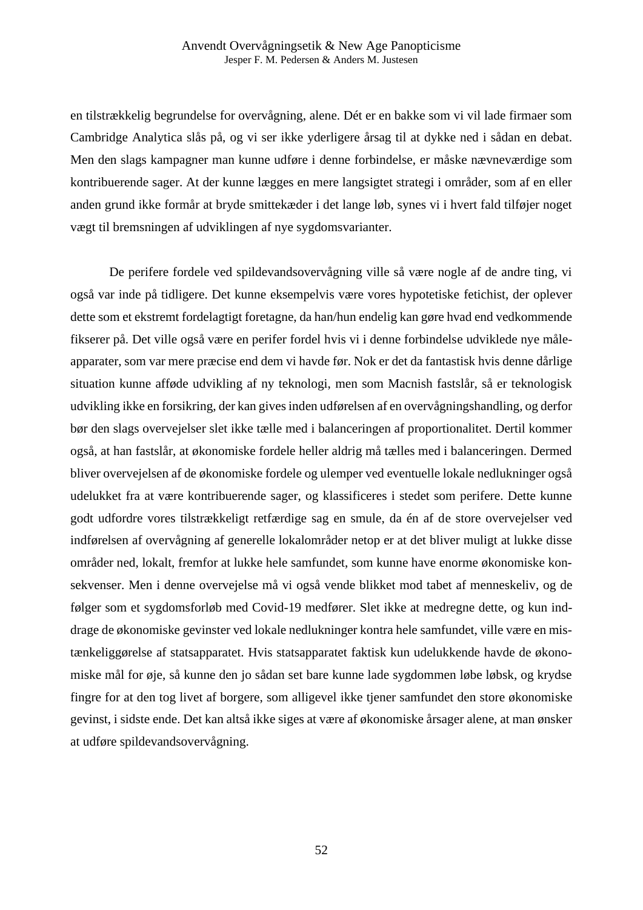en tilstrækkelig begrundelse for overvågning, alene. Dét er en bakke som vi vil lade firmaer som Cambridge Analytica slås på, og vi ser ikke yderligere årsag til at dykke ned i sådan en debat. Men den slags kampagner man kunne udføre i denne forbindelse, er måske nævneværdige som kontribuerende sager. At der kunne lægges en mere langsigtet strategi i områder, som af en eller anden grund ikke formår at bryde smittekæder i det lange løb, synes vi i hvert fald tilføjer noget vægt til bremsningen af udviklingen af nye sygdomsvarianter.

De perifere fordele ved spildevandsovervågning ville så være nogle af de andre ting, vi også var inde på tidligere. Det kunne eksempelvis være vores hypotetiske fetichist, der oplever dette som et ekstremt fordelagtigt foretagne, da han/hun endelig kan gøre hvad end vedkommende fikserer på. Det ville også være en perifer fordel hvis vi i denne forbindelse udviklede nye måle-apparater, som var mere præcise end dem vi havde før. Nok er det da fantastisk hvis denne dårlige situation kunne afføde udvikling af ny teknologi, men som Macnish fastslår, så er teknologisk udvikling ikke en forsikring, der kan gives inden udførelsen af en overvågningshandling, og derfor bør den slags overvejelser slet ikke tælle med i balanceringen af proportionalitet. Dertil kommer også, at han fastslår, at økonomiske fordele heller aldrig må tælles med i balanceringen. Dermed bliver overvejelsen af de økonomiske fordele og ulemper ved eventuelle lokale nedlukninger også udelukket fra at være kontribuerende sager, og klassificeres i stedet som perifere. Dette kunne godt udfordre vores tilstrækkeligt retfærdige sag en smule, da én af de store overvejelser ved indførelsen af overvågning af generelle lokalområder netop er at det bliver muligt at lukke disse områder ned, lokalt, fremfor at lukke hele samfundet, som kunne have enorme økonomiske konsekvenser. Men i denne overvejelse må vi også vende blikket mod tabet af menneskeliv, og de følger som et sygdomsforløb med Covid-19 medfører. Slet ikke at medregne dette, og kun inddrage de økonomiske gevinster ved lokale nedlukninger kontra hele samfundet, ville være en mistænkeliggørelse af statsapparatet. Hvis statsapparatet faktisk kun udelukkende havde de økonomiske mål for øje, så kunne den jo sådan set bare kunne lade sygdommen løbe løbsk, og krydse fingre for at den tog livet af borgere, som alligevel ikke tjener samfundet den store økonomiske gevinst, i sidste ende. Det kan altså ikke siges at være af økonomiske årsager alene, at man ønsker at udføre spildevandsovervågning.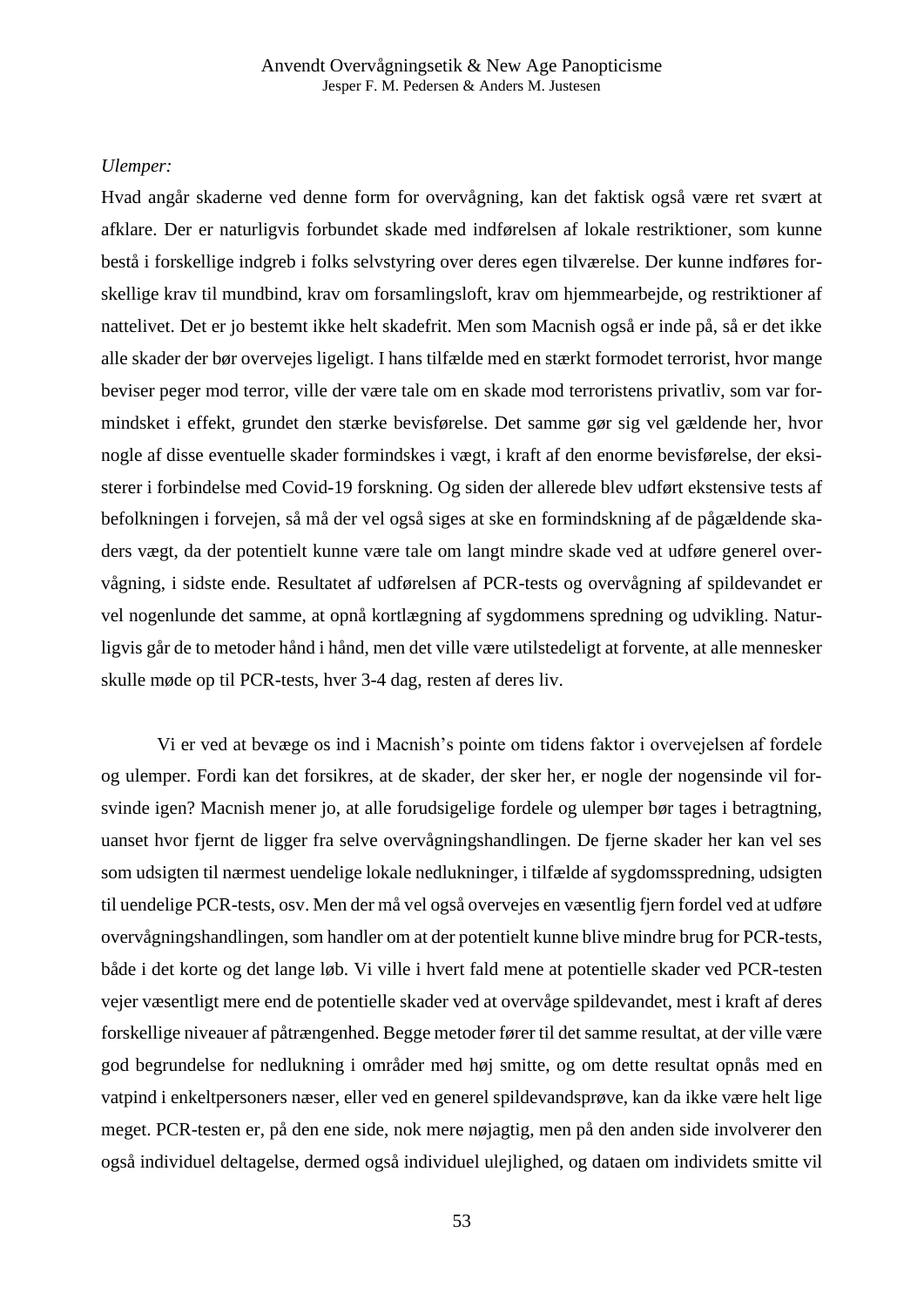*Ulemper:*

Hvad angår skaderne ved denne form for overvågning, kan det faktisk også være ret svært at afklare. Der er naturligvis forbundet skade med indførelsen af lokale restriktioner, som kunne bestå i forskellige indgreb i folks selvstyring over deres egen tilværelse. Der kunne indføres forskellige krav til mundbind, krav om forsamlingsloft, krav om hjemmearbejde, og restriktioner af nattelivet. Det er jo bestemt ikke helt skadefrit. Men som Macnish også er inde på, så er det ikke alle skader der bør overvejes ligeligt. I hans tilfælde med en stærkt formodet terrorist, hvor mange beviser peger mod terror, ville der være tale om en skade mod terroristens privatliv, som var formindsket i effekt, grundet den stærke bevisførelse. Det samme gør sig vel gældende her, hvor nogle af disse eventuelle skader formindskes i vægt, i kraft af den enorme bevisførelse, der eksisterer i forbindelse med Covid-19 forskning. Og siden der allerede blev udført ekstensive tests af befolkningen i forvejen, så må der vel også siges at ske en formindskning af de pågældende skaders vægt, da der potentielt kunne være tale om langt mindre skade ved at udføre generel overvågning, i sidste ende. Resultatet af udførelsen af PCR-tests og overvågning af spildevandet er vel nogenlunde det samme, at opnå kortlægning af sygdommens spredning og udvikling. Naturligvis går de to metoder hånd i hånd, men det ville være utilstedeligt at forvente, at alle mennesker skulle møde op til PCR-tests, hver 3-4 dag, resten af deres liv.

Vi er ved at bevæge os ind i Macnish's pointe om tidens faktor i overvejelsen af fordele og ulemper. Fordi kan det forsikres, at de skader, der sker her, er nogle der nogensinde vil forsvinde igen? Macnish mener jo, at alle forudsigelige fordele og ulemper bør tages i betragtning, uanset hvor fjernt de ligger fra selve overvågningshandlingen. De fjerne skader her kan vel ses som udsigten til nærmest uendelige lokale nedlukninger, i tilfælde af sygdomsspredning, udsigten til uendelige PCR-tests, osv. Men der må vel også overvejes en væsentlig fjern fordel ved at udføre overvågningshandlingen, som handler om at der potentielt kunne blive mindre brug for PCR-tests, både i det korte og det lange løb. Vi ville i hvert fald mene at potentielle skader ved PCR-testen vejer væsentligt mere end de potentielle skader ved at overvåge spildevandet, mest i kraft af deres forskellige niveauer af påtrængenhed. Begge metoder fører til det samme resultat, at der ville være god begrundelse for nedlukning i områder med høj smitte, og om dette resultat opnås med en vatpind i enkeltpersoners næser, eller ved en generel spildevandsprøve, kan da ikke være helt lige meget. PCR-testen er, på den ene side, nok mere nøjagtig, men på den anden side involverer den også individuel deltagelse, dermed også individuel ulejlighed, og dataen om individets smitte vil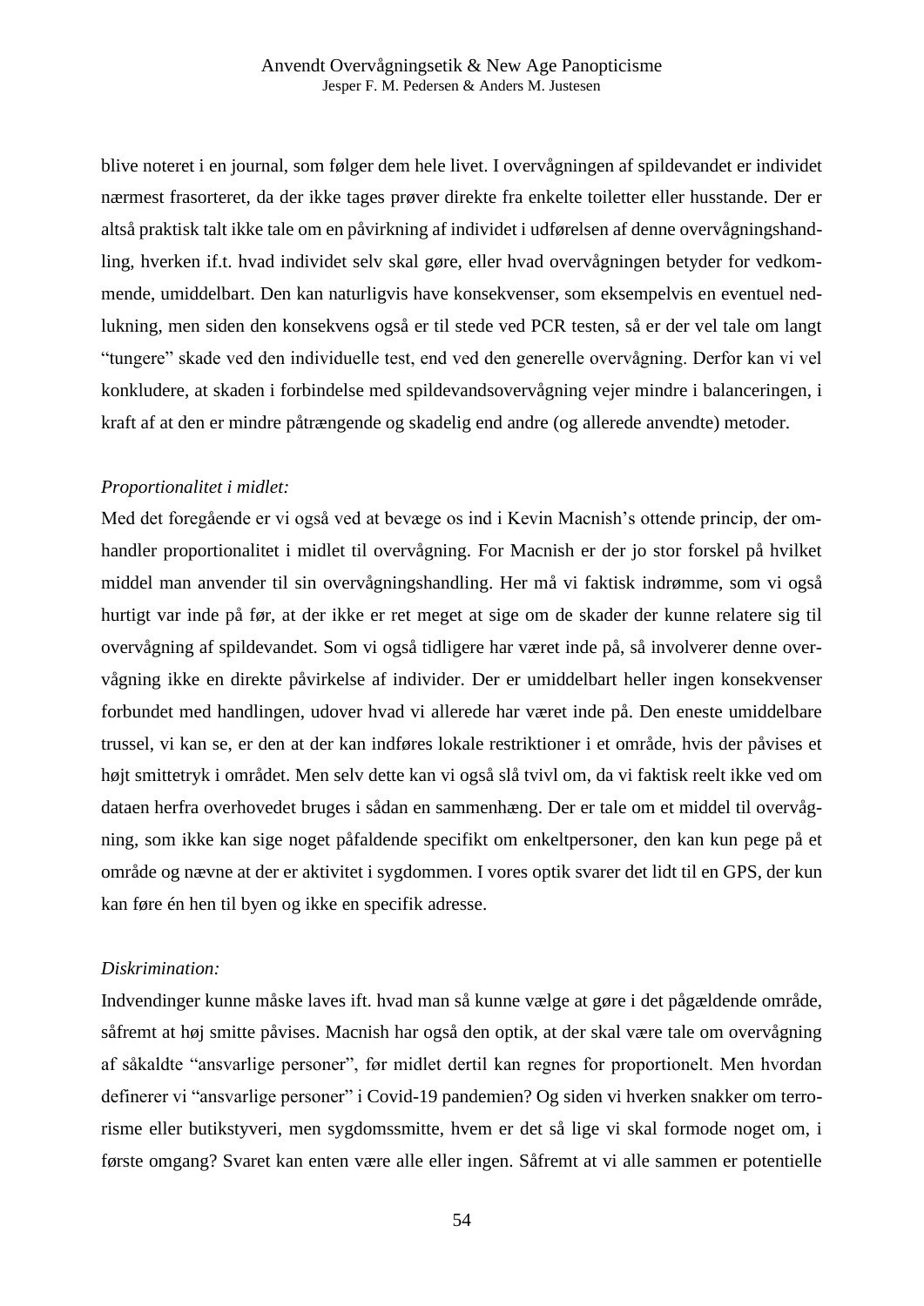blive noteret i en journal, som følger dem hele livet. I overvågningen af spildevandet er individet nærmest frasorteret, da der ikke tages prøver direkte fra enkelte toiletter eller husstande. Der er altså praktisk talt ikke tale om en påvirkning af individet i udførelsen af denne overvågningshandling, hverken if.t. hvad individet selv skal gøre, eller hvad overvågningen betyder for vedkommende, umiddelbart. Den kan naturligvis have konsekvenser, som eksempelvis en eventuel nedlukning, men siden den konsekvens også er til stede ved PCR testen, så er der vel tale om langt "tungere" skade ved den individuelle test, end ved den generelle overvågning. Derfor kan vi vel konkludere, at skaden i forbindelse med spildevandsovervågning vejer mindre i balanceringen, i kraft af at den er mindre påtrængende og skadelig end andre (og allerede anvendte) metoder.

*Proportionalitet i midlet:*

Med det foregående er vi også ved at bevæge os ind i Kevin Macnish's ottende princip, der omhandler proportionalitet i midlet til overvågning. For Macnish er der jo stor forskel på hvilket middel man anvender til sin overvågningshandling. Her må vi faktisk indrømme, som vi også hurtigt var inde på før, at der ikke er ret meget at sige om de skader der kunne relatere sig til overvågning af spildevandet. Som vi også tidligere har været inde på, så involverer denne overvågning ikke en direkte påvirkelse af individer. Der er umiddelbart heller ingen konsekvenser forbundet med handlingen, udover hvad vi allerede har været inde på. Den eneste umiddelbare trussel, vi kan se, er den at der kan indføres lokale restriktioner i et område, hvis der påvises et højt smittetryk i området. Men selv dette kan vi også slå tvivl om, da vi faktisk reelt ikke ved om dataen herfra overhovedet bruges i sådan en sammenhæng. Der er tale om et middel til overvågning, som ikke kan sige noget påfaldende specifikt om enkeltpersoner, den kan kun pege på et område og nævne at der er aktivitet i sygdommen. I vores optik svarer det lidt til en GPS, der kun kan føre én hen til byen og ikke en specifik adresse.

*Diskrimination:*

Indvendinger kunne måske laves ift. hvad man så kunne vælge at gøre i det pågældende område, såfremt at høj smitte påvises. Macnish har også den optik, at der skal være tale om overvågning af såkaldte "ansvarlige personer", før midlet dertil kan regnes for proportionelt. Men hvordan definerer vi "ansvarlige personer" i Covid-19 pandemien? Og siden vi hverken snakker om terrorisme eller butikstyveri, men sygdomssmitte, hvem er det så lige vi skal formode noget om, i første omgang? Svaret kan enten være alle eller ingen. Såfremt at vi alle sammen er potentielle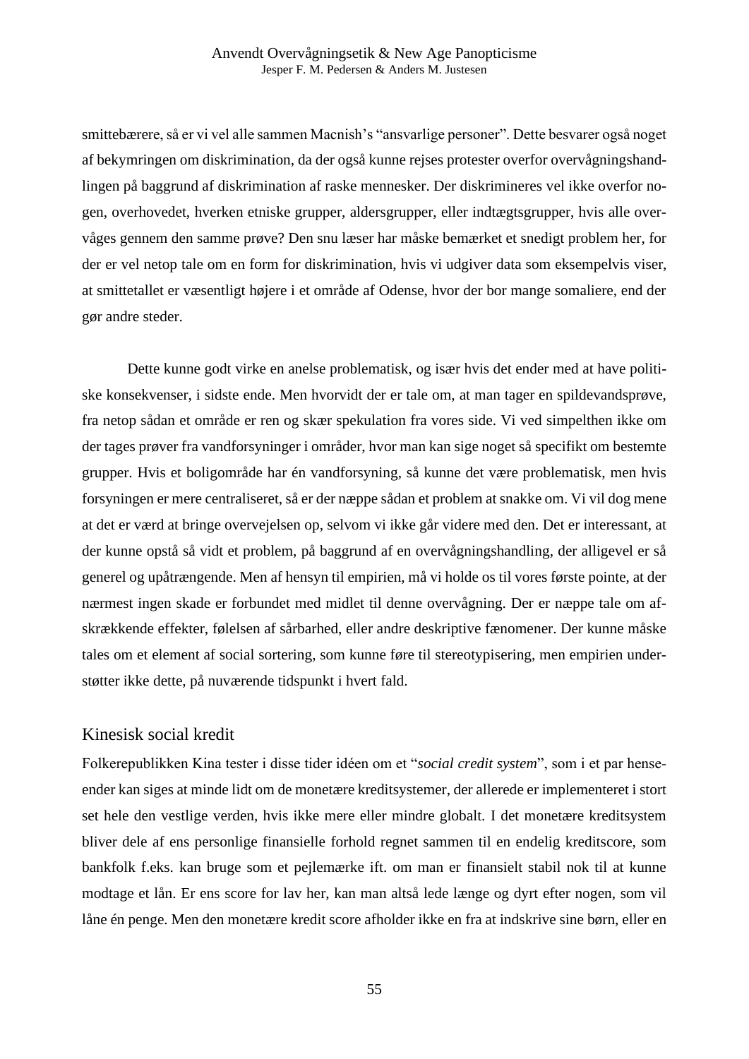smittebærere, så er vi vel alle sammen Macnish's "ansvarlige personer". Dette besvarer også noget af bekymringen om diskrimination, da der også kunne rejses protester overfor overvågningshandlingen på baggrund af diskrimination af raske mennesker. Der diskrimineres vel ikke overfor nogen, overhovedet, hverken etniske grupper, aldersgrupper, eller indtægtsgrupper, hvis alle overvåges gennem den samme prøve? Den snu læser har måske bemærket et snedigt problem her, for der er vel netop tale om en form for diskrimination, hvis vi udgiver data som eksempelvis viser, at smittetallet er væsentligt højere i et område af Odense, hvor der bor mange somaliere, end der gør andre steder.

Dette kunne godt virke en anelse problematisk, og især hvis det ender med at have politiske konsekvenser, i sidste ende. Men hvorvidt der er tale om, at man tager en spildevandsprøve, fra netop sådan et område er ren og skær spekulation fra vores side. Vi ved simpelthen ikke om der tages prøver fra vandforsyninger i områder, hvor man kan sige noget så specifikt om bestemte grupper. Hvis et boligområde har én vandforsyning, så kunne det være problematisk, men hvis forsyningen er mere centraliseret, så er der næppe sådan et problem at snakke om. Vi vil dog mene at det er værd at bringe overvejelsen op, selvom vi ikke går videre med den. Det er interessant, at der kunne opstå så vidt et problem, på baggrund af en overvågningshandling, der alligevel er så generel og upåtrængende. Men af hensyn til empirien, må vi holde os til vores første pointe, at der nærmest ingen skade er forbundet med midlet til denne overvågning. Der er næppe tale om afskrækkende effekter, følelsen af sårbarhed, eller andre deskriptive fænomener. Der kunne måske tales om et element af social sortering, som kunne føre til stereotypisering, men empirien understøtter ikke dette, på nuværende tidspunkt i hvert fald.

## Kinesisk social kredit

Folkerepublikken Kina tester i disse tider idéen om et "*social credit system*", som i et par henseender kan siges at minde lidt om de monetære kreditsystemer, der allerede er implementeret i stort set hele den vestlige verden, hvis ikke mere eller mindre globalt. I det monetære kreditsystem bliver dele af ens personlige finansielle forhold regnet sammen til en endelig kreditscore, som bankfolk f.eks. kan bruge som et pejlemærke ift. om man er finansielt stabil nok til at kunne modtage et lån. Er ens score for lav her, kan man altså lede længe og dyrt efter nogen, som vil låne én penge. Men den monetære kredit score afholder ikke en fra at indskrive sine børn, eller en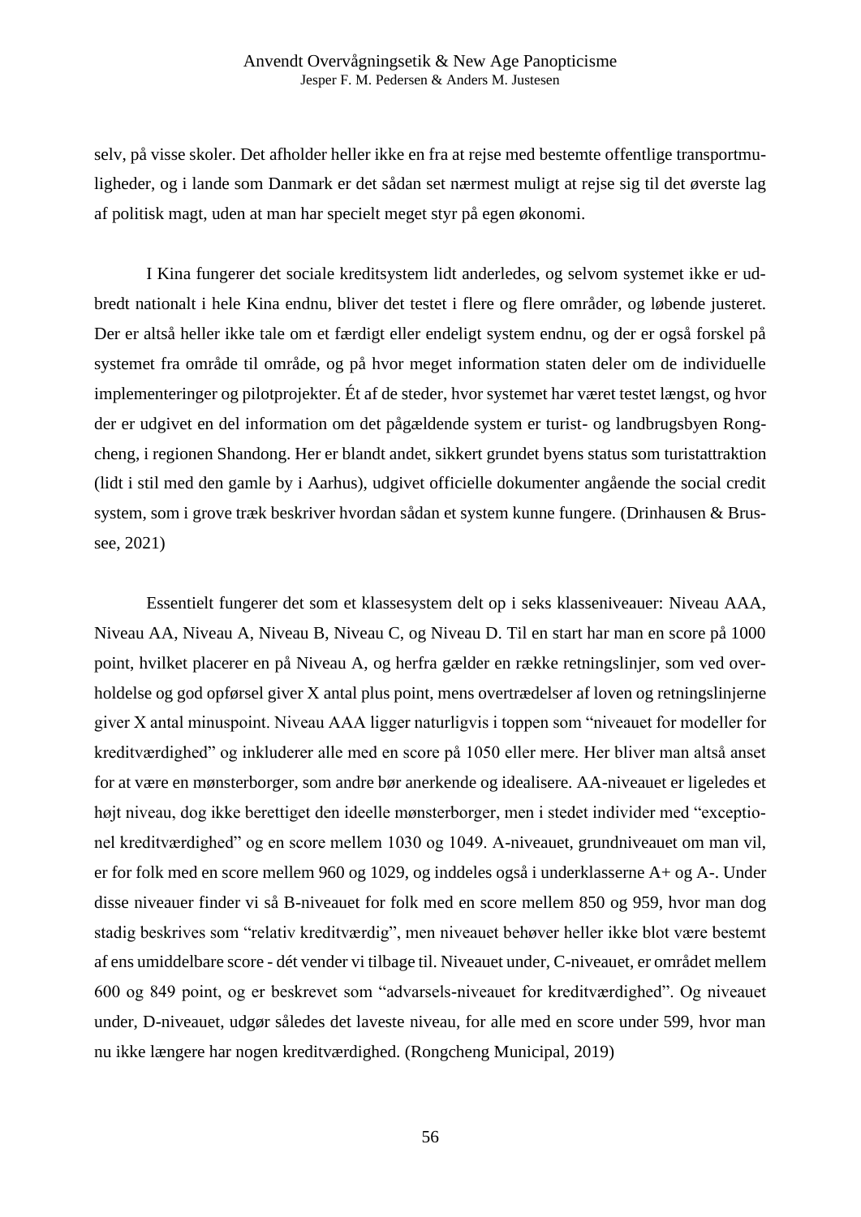selv, på visse skoler. Det afholder heller ikke en fra at rejse med bestemte offentlige transportmuligheder, og i lande som Danmark er det sådan set nærmest muligt at rejse sig til det øverste lag af politisk magt, uden at man har specielt meget styr på egen økonomi.

I Kina fungerer det sociale kreditsystem lidt anderledes, og selvom systemet ikke er udbredt nationalt i hele Kina endnu, bliver det testet i flere og flere områder, og løbende justeret. Der er altså heller ikke tale om et færdigt eller endeligt system endnu, og der er også forskel på systemet fra område til område, og på hvor meget information staten deler om de individuelle implementeringer og pilotprojekter. Ét af de steder, hvor systemet har været testet længst, og hvor der er udgivet en del information om det pågældende system er turist- og landbrugsbyen Rongcheng, i regionen Shandong. Her er blandt andet, sikkert grundet byens status som turistattraktion (lidt i stil med den gamle by i Aarhus), udgivet officielle dokumenter angående the social credit system, som i grove træk beskriver hvordan sådan et system kunne fungere. (Drinhausen & Brussee, 2021)

Essentielt fungerer det som et klassesystem delt op i seks klasseniveauer: Niveau AAA, Niveau AA, Niveau A, Niveau B, Niveau C, og Niveau D. Til en start har man en score på 1000 point, hvilket placerer en på Niveau A, og herfra gælder en række retningslinjer, som ved overholdelse og god opførsel giver X antal plus point, mens overtrædelser af loven og retningslinjerne giver X antal minuspoint. Niveau AAA ligger naturligvis i toppen som "niveauet for modeller for kreditværdighed" og inkluderer alle med en score på 1050 eller mere. Her bliver man altså anset for at være en mønsterborger, som andre bør anerkende og idealisere. AA-niveauet er ligeledes et højt niveau, dog ikke berettiget den ideelle mønsterborger, men i stedet individer med "exceptionel kreditværdighed" og en score mellem 1030 og 1049. A-niveauet, grundniveauet om man vil, er for folk med en score mellem 960 og 1029, og inddeles også i underklasserne A+ og A-. Under disse niveauer finder vi så B-niveauet for folk med en score mellem 850 og 959, hvor man dog stadig beskrives som "relativ kreditværdig", men niveauet behøver heller ikke blot være bestemt af ens umiddelbare score - dét vender vi tilbage til. Niveauet under, C-niveauet, er området mellem 600 og 849 point, og er beskrevet som "advarsels-niveauet for kreditværdighed". Og niveauet under, D-niveauet, udgør således det laveste niveau, for alle med en score under 599, hvor man nu ikke længere har nogen kreditværdighed. (Rongcheng Municipal, 2019)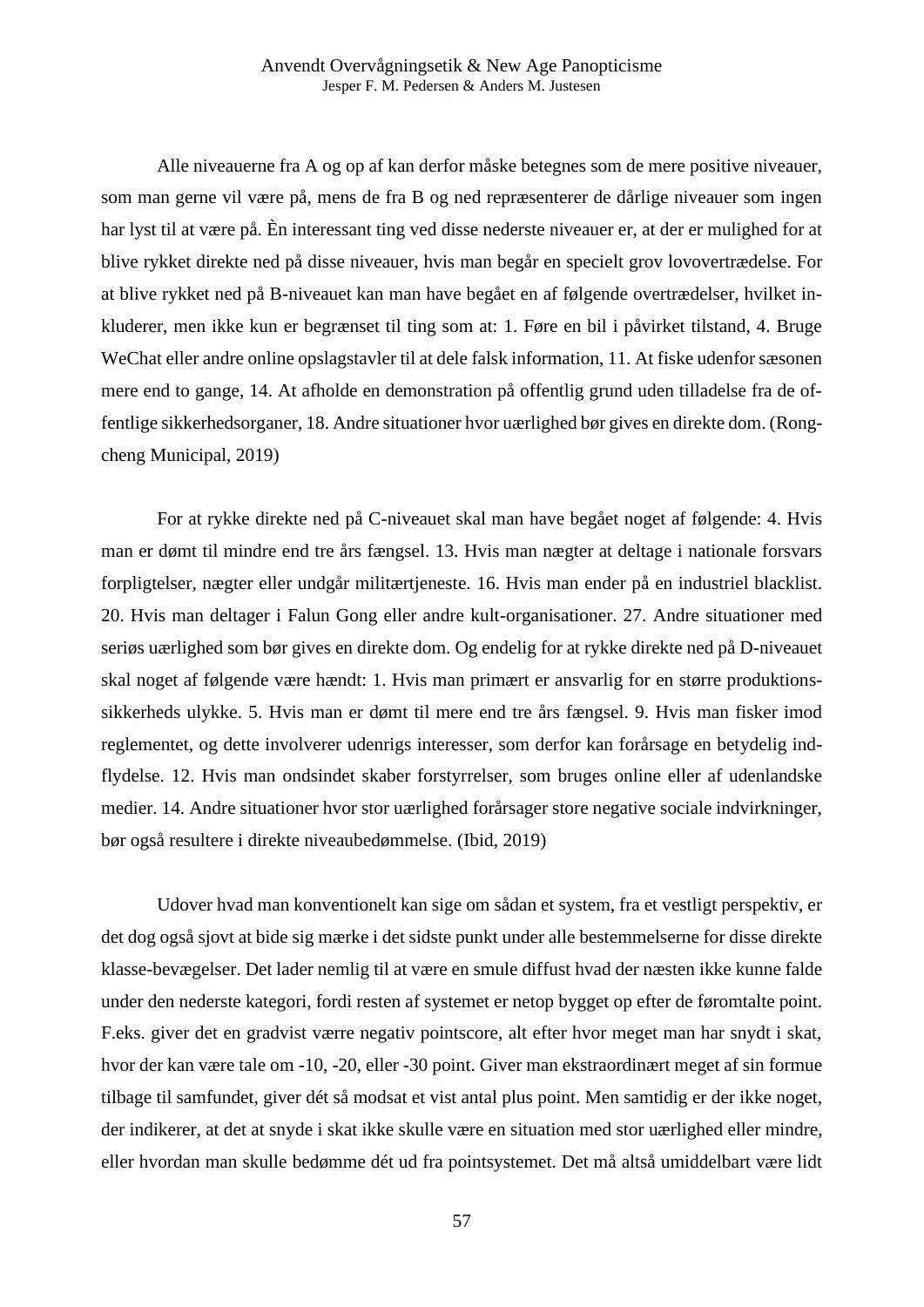Alle niveauerne fra A og op af kan derfor måske betegnes som de mere positive niveauer, som man gerne vil være på, mens de fra B og ned repræsenterer de dårlige niveauer som ingen har lyst til at være på. Èn interessant ting ved disse nederste niveauer er, at der er mulighed for at blive rykket direkte ned på disse niveauer, hvis man begår en specielt grov lovovertrædelse. For at blive rykket ned på B-niveauet kan man have begået en af følgende overtrædelser, hvilket inkluderer, men ikke kun er begrænset til ting som at: 1. Føre en bil i påvirket tilstand, 4. Bruge WeChat eller andre online opslagstavler til at dele falsk information, 11. At fiske udenfor sæsonen mere end to gange, 14. At afholde en demonstration på offentlig grund uden tilladelse fra de offentlige sikkerhedsorganer, 18. Andre situationer hvor uærlighed bør gives en direkte dom. (Rongcheng Municipal, 2019)

For at rykke direkte ned på C-niveauet skal man have begået noget af følgende: 4. Hvis man er dømt til mindre end tre års fængsel. 13. Hvis man nægter at deltage i nationale forsvars forpligtelser, nægter eller undgår militærtjeneste. 16. Hvis man ender på en industriel blacklist. 20. Hvis man deltager i Falun Gong eller andre kult-organisationer. 27. Andre situationer med seriøs uærlighed som bør gives en direkte dom. Og endelig for at rykke direkte ned på D-niveauet skal noget af følgende være hændt: 1. Hvis man primært er ansvarlig for en større produktionssikkerheds ulykke. 5. Hvis man er dømt til mere end tre års fængsel. 9. Hvis man fisker imod reglementet, og dette involverer udenrigs interesser, som derfor kan forårsage en betydelig indflydelse. 12. Hvis man ondsindet skaber forstyrrelser, som bruges online eller af udenlandske medier. 14. Andre situationer hvor stor uærlighed forårsager store negative sociale indvirkninger, bør også resultere i direkte niveaubedømmelse. (Ibid, 2019)

Udover hvad man konventionelt kan sige om sådan et system, fra et vestligt perspektiv, er det dog også sjovt at bide sig mærke i det sidste punkt under alle bestemmelserne for disse direkte klasse-bevægelser. Det lader nemlig til at være en smule diffust hvad der næsten ikke kunne falde under den nederste kategori, fordi resten af systemet er netop bygget op efter de føromtalte point. F.eks. giver det en gradvist værre negativ pointscore, alt efter hvor meget man har snydt i skat, hvor der kan være tale om -10, -20, eller -30 point. Giver man ekstraordinært meget af sin formue tilbage til samfundet, giver dét så modsat et vist antal plus point. Men samtidig er der ikke noget, der indikerer, at det at snyde i skat ikke skulle være en situation med stor uærlighed eller mindre, eller hvordan man skulle bedømme dét ud fra pointsystemet. Det må altså umiddelbart være lidt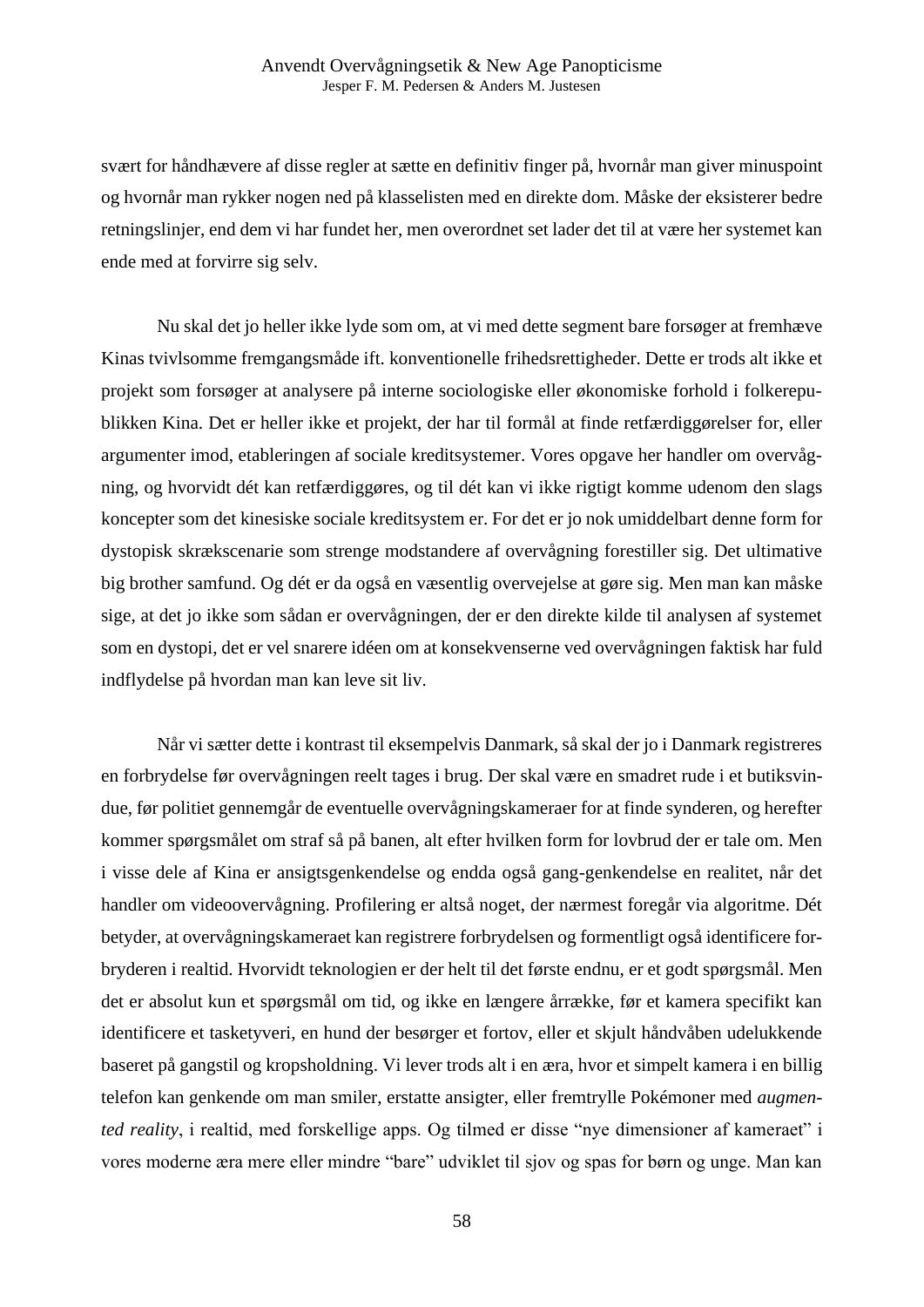svært for håndhævere af disse regler at sætte en definitiv finger på, hvornår man giver minuspoint og hvornår man rykker nogen ned på klasselisten med en direkte dom. Måske der eksisterer bedre retningslinjer, end dem vi har fundet her, men overordnet set lader det til at være her systemet kan ende med at forvirre sig selv.

Nu skal det jo heller ikke lyde som om, at vi med dette segment bare forsøger at fremhæve Kinas tvivlsomme fremgangsmåde ift. konventionelle frihedsrettigheder. Dette er trods alt ikke et projekt som forsøger at analysere på interne sociologiske eller økonomiske forhold i folkerepublikken Kina. Det er heller ikke et projekt, der har til formål at finde retfærdiggørelser for, eller argumenter imod, etableringen af sociale kreditsystemer. Vores opgave her handler om overvågning, og hvorvidt dét kan retfærdiggøres, og til dét kan vi ikke rigtigt komme udenom den slags koncepter som det kinesiske sociale kreditsystem er. For det er jo nok umiddelbart denne form for dystopisk skrækscenarie som strenge modstandere af overvågning forestiller sig. Det ultimative big brother samfund. Og dét er da også en væsentlig overvejelse at gøre sig. Men man kan måske sige, at det jo ikke som sådan er overvågningen, der er den direkte kilde til analysen af systemet som en dystopi, det er vel snarere idéen om at konsekvenserne ved overvågningen faktisk har fuld indflydelse på hvordan man kan leve sit liv.

Når vi sætter dette i kontrast til eksempelvis Danmark, så skal der jo i Danmark registreres en forbrydelse før overvågningen reelt tages i brug. Der skal være en smadret rude i et butiksvindue, før politiet gennemgår de eventuelle overvågningskameraer for at finde synderen, og herefter kommer spørgsmålet om straf så på banen, alt efter hvilken form for lovbrud der er tale om. Men i visse dele af Kina er ansigtsgenkendelse og endda også gang-genkendelse en realitet, når det handler om videoovervågning. Profilering er altså noget, der nærmest foregår via algoritme. Dét betyder, at overvågningskameraet kan registrere forbrydelsen og formentligt også identificere forbryderen i realtid. Hvorvidt teknologien er der helt til det første endnu, er et godt spørgsmål. Men det er absolut kun et spørgsmål om tid, og ikke en længere årrække, før et kamera specifikt kan identificere et tasketyveri, en hund der besørger et fortov, eller et skjult håndvåben udelukkende baseret på gangstil og kropsholdning. Vi lever trods alt i en æra, hvor et simpelt kamera i en billig telefon kan genkende om man smiler, erstatte ansigter, eller fremtrylle Pokémoner med *augmented reality*, i realtid, med forskellige apps. Og tilmed er disse "nye dimensioner af kameraet" i vores moderne æra mere eller mindre "bare" udviklet til sjov og spas for børn og unge. Man kan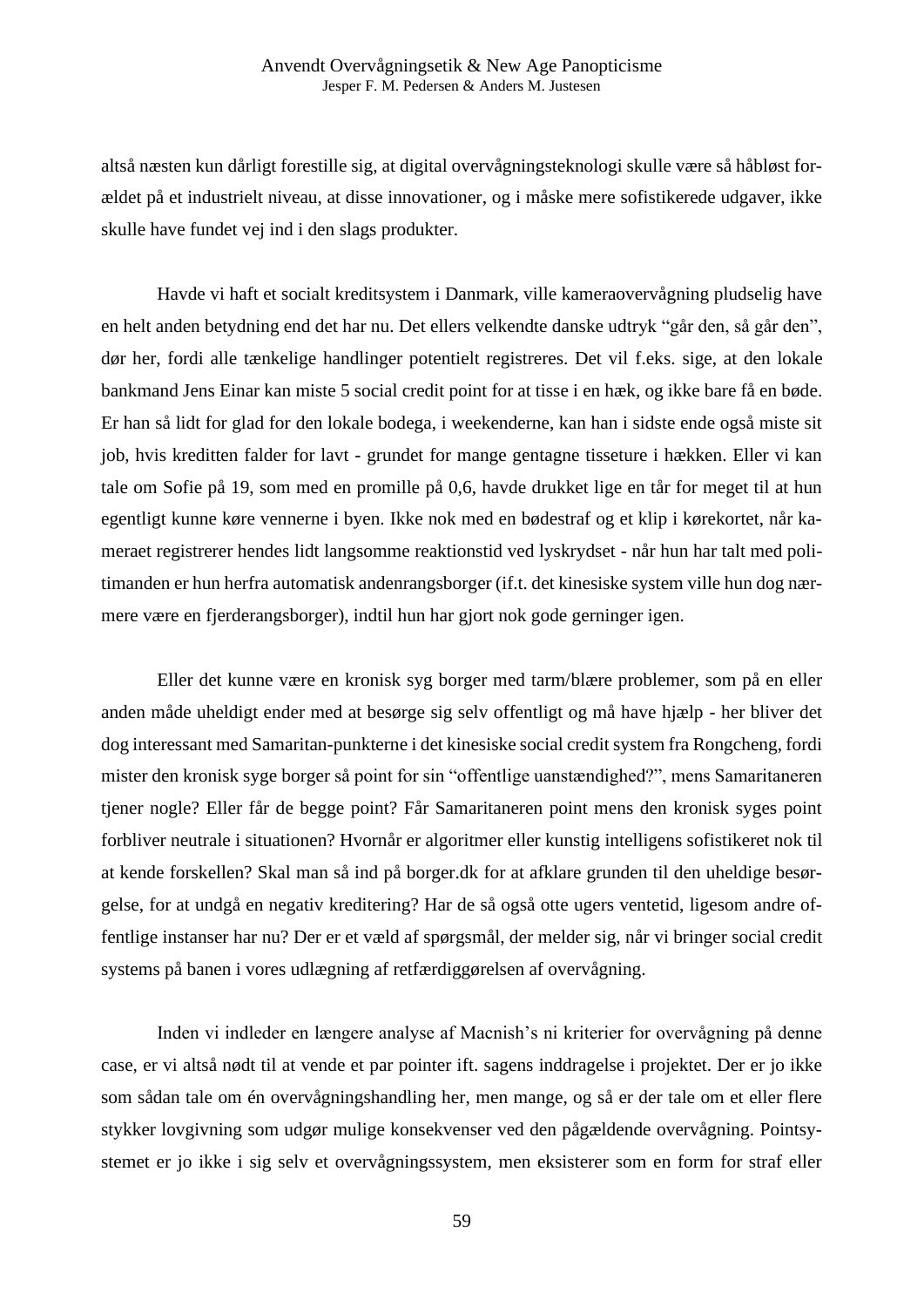altså næsten kun dårligt forestille sig, at digital overvågningsteknologi skulle være så håbløst forældet på et industrielt niveau, at disse innovationer, og i måske mere sofistikerede udgaver, ikke skulle have fundet vej ind i den slags produkter.

Havde vi haft et socialt kreditsystem i Danmark, ville kameraovervågning pludselig have en helt anden betydning end det har nu. Det ellers velkendte danske udtryk "går den, så går den", dør her, fordi alle tænkelige handlinger potentielt registreres. Det vil f.eks. sige, at den lokale bankmand Jens Einar kan miste 5 social credit point for at tisse i en hæk, og ikke bare få en bøde. Er han så lidt for glad for den lokale bodega, i weekenderne, kan han i sidste ende også miste sit job, hvis kreditten falder for lavt - grundet for mange gentagne tisseture i hækken. Eller vi kan tale om Sofie på 19, som med en promille på 0,6, havde drukket lige en tår for meget til at hun egentligt kunne køre vennerne i byen. Ikke nok med en bødestraf og et klip i kørekortet, når kameraet registrerer hendes lidt langsomme reaktionstid ved lyskrydset - når hun har talt med politimanden er hun herfra automatisk andenrangsborger (if.t. det kinesiske system ville hun dog nærmere være en fjerderangsborger), indtil hun har gjort nok gode gerninger igen.

Eller det kunne være en kronisk syg borger med tarm/blære problemer, som på en eller anden måde uheldigt ender med at besørge sig selv offentligt og må have hjælp - her bliver det dog interessant med Samaritan-punkterne i det kinesiske social credit system fra Rongcheng, fordi mister den kronisk syge borger så point for sin "offentlige uanstændighed?", mens Samaritaneren tjener nogle? Eller får de begge point? Får Samaritaneren point mens den kronisk syges point forbliver neutrale i situationen? Hvornår er algoritmer eller kunstig intelligens sofistikeret nok til at kende forskellen? Skal man så ind på borger.dk for at afklare grunden til den uheldige besørgelse, for at undgå en negativ kreditering? Har de så også otte ugers ventetid, ligesom andre offentlige instanser har nu? Der er et væld af spørgsmål, der melder sig, når vi bringer social credit systems på banen i vores udlægning af retfærdiggørelsen af overvågning.

Inden vi indleder en længere analyse af Macnish's ni kriterier for overvågning på denne case, er vi altså nødt til at vende et par pointer ift. sagens inddragelse i projektet. Der er jo ikke som sådan tale om én overvågningshandling her, men mange, og så er der tale om et eller flere stykker lovgivning som udgør mulige konsekvenser ved den pågældende overvågning. Pointsystemet er jo ikke i sig selv et overvågningssystem, men eksisterer som en form for straf eller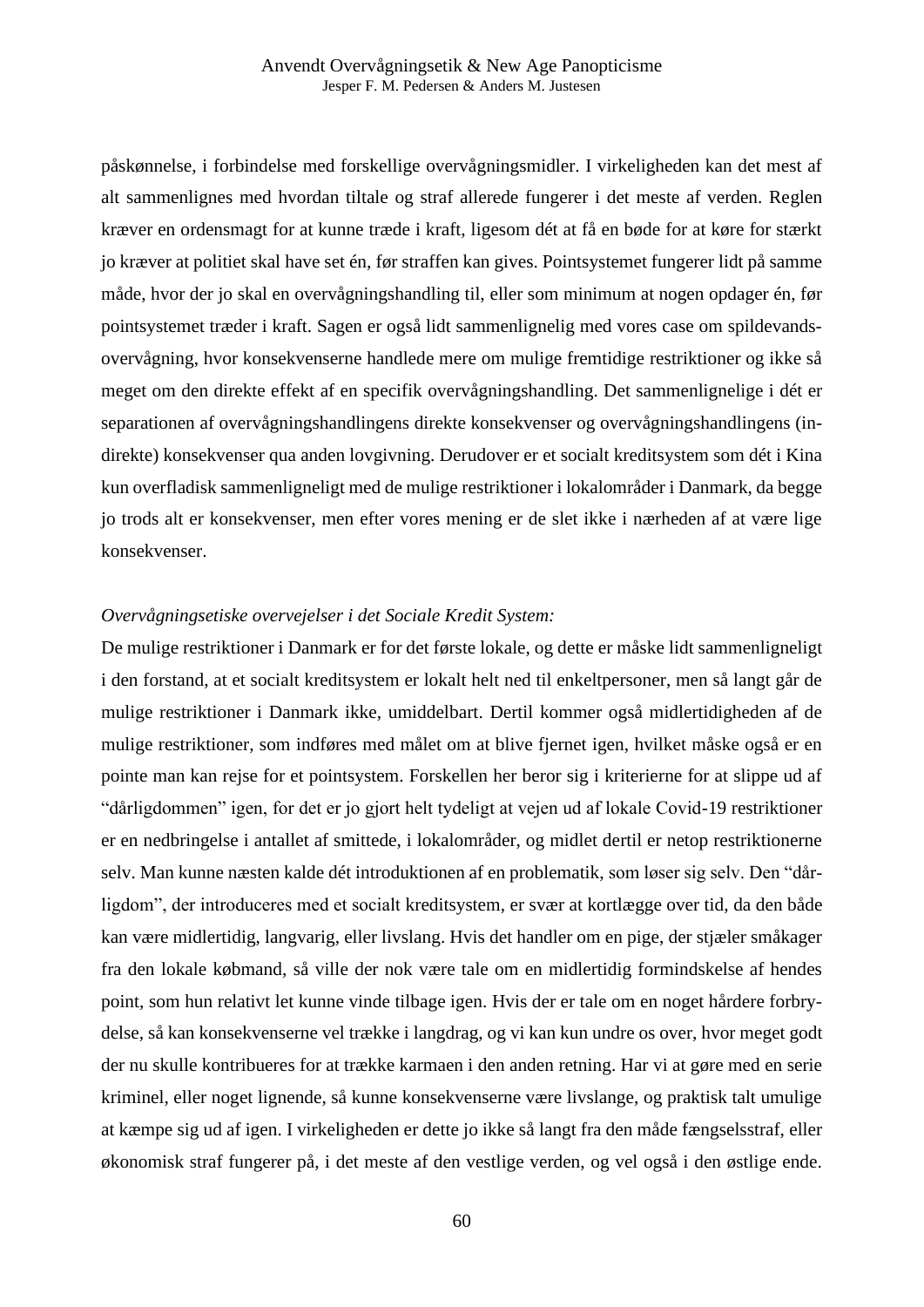påskønnelse, i forbindelse med forskellige overvågningsmidler. I virkeligheden kan det mest af alt sammenlignes med hvordan tiltale og straf allerede fungerer i det meste af verden. Reglen kræver en ordensmagt for at kunne træde i kraft, ligesom dét at få en bøde for at køre for stærkt jo kræver at politiet skal have set én, før straffen kan gives. Pointsystemet fungerer lidt på samme måde, hvor der jo skal en overvågningshandling til, eller som minimum at nogen opdager én, før pointsystemet træder i kraft. Sagen er også lidt sammenlignelig med vores case om spildevands-overvågning, hvor konsekvenserne handlede mere om mulige fremtidige restriktioner og ikke så meget om den direkte effekt af en specifik overvågningshandling. Det sammenlignelige i dét er separationen af overvågningshandlingens direkte konsekvenser og overvågningshandlingens (in-direkte) konsekvenser qua anden lovgivning. Derudover er et socialt kreditsystem som dét i Kina kun overfladisk sammenligneligt med de mulige restriktioner i lokalområder i Danmark, da begge jo trods alt er konsekvenser, men efter vores mening er de slet ikke i nærheden af at være lige konsekvenser.

*Overvågningsetiske overvejelser i det Sociale Kredit System:*

De mulige restriktioner i Danmark er for det første lokale, og dette er måske lidt sammenligneligt i den forstand, at et socialt kreditsystem er lokalt helt ned til enkeltpersoner, men så langt går de mulige restriktioner i Danmark ikke, umiddelbart. Dertil kommer også midlertidigheden af de mulige restriktioner, som indføres med målet om at blive fjernet igen, hvilket måske også er en pointe man kan rejse for et pointsystem. Forskellen her beror sig i kriterierne for at slippe ud af "dårligdommen" igen, for det er jo gjort helt tydeligt at vejen ud af lokale Covid-19 restriktioner er en nedbringelse i antallet af smittede, i lokalområder, og midlet dertil er netop restriktionerne selv. Man kunne næsten kalde dét introduktionen af en problematik, som løser sig selv. Den "dår-ligdom", der introduceres med et socialt kreditsystem, er svær at kortlægge over tid, da den både kan være midlertidig, langvarig, eller livslang. Hvis det handler om en pige, der stjæler småkager fra den lokale købmand, så ville der nok være tale om en midlertidig formindskelse af hendes point, som hun relativt let kunne vinde tilbage igen. Hvis der er tale om en noget hårdere forbry-delse, så kan konsekvenserne vel trække i langdrag, og vi kan kun undre os over, hvor meget godt der nu skulle kontribueres for at trække karmaen i den anden retning. Har vi at gøre med en serie kriminel, eller noget lignende, så kunne konsekvenserne være livslange, og praktisk talt umulige at kæmpe sig ud af igen. I virkeligheden er dette jo ikke så langt fra den måde fængselsstraf, eller økonomisk straf fungerer på, i det meste af den vestlige verden, og vel også i den østlige ende.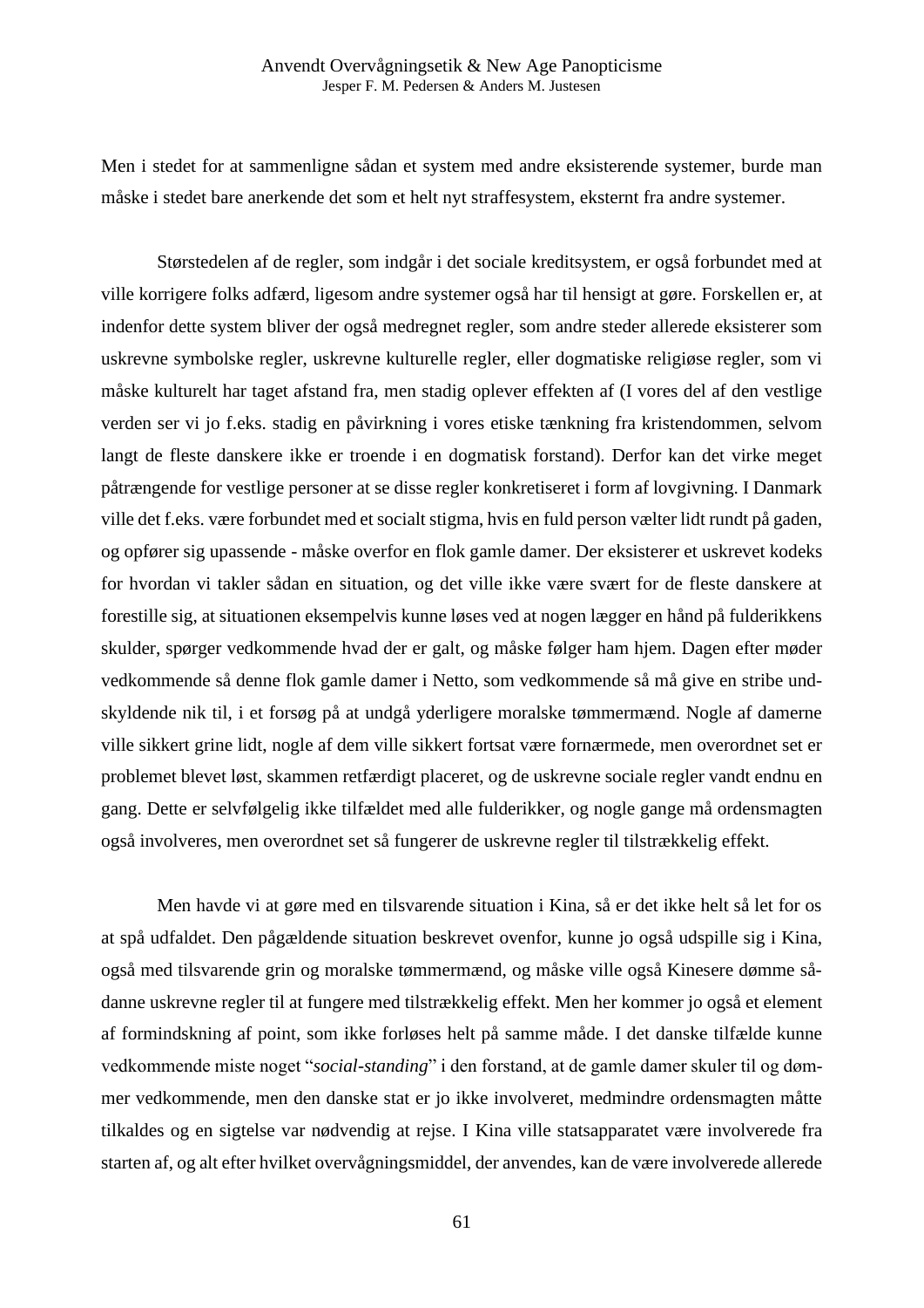Men i stedet for at sammenligne sådan et system med andre eksisterende systemer, burde man måske i stedet bare anerkende det som et helt nyt straffesystem, eksternt fra andre systemer.

Størstedelen af de regler, som indgår i det sociale kreditsystem, er også forbundet med at ville korrigere folks adfærd, ligesom andre systemer også har til hensigt at gøre. Forskellen er, at indenfor dette system bliver der også medregnet regler, som andre steder allerede eksisterer som uskrevne symbolske regler, uskrevne kulturelle regler, eller dogmatiske religiøse regler, som vi måske kulturelt har taget afstand fra, men stadig oplever effekten af (I vores del af den vestlige verden ser vi jo f.eks. stadig en påvirkning i vores etiske tænkning fra kristendommen, selvom langt de fleste danskere ikke er troende i en dogmatisk forstand). Derfor kan det virke meget påtrængende for vestlige personer at se disse regler konkretiseret i form af lovgivning. I Danmark ville det f.eks. være forbundet med et socialt stigma, hvis en fuld person vælter lidt rundt på gaden, og opfører sig upassende - måske overfor en flok gamle damer. Der eksisterer et uskrevet kodeks for hvordan vi takler sådan en situation, og det ville ikke være svært for de fleste danskere at forestille sig, at situationen eksempelvis kunne løses ved at nogen lægger en hånd på fulderikkens skulder, spørger vedkommende hvad der er galt, og måske følger ham hjem. Dagen efter møder vedkommende så denne flok gamle damer i Netto, som vedkommende så må give en stribe undskyldende nik til, i et forsøg på at undgå yderligere moralske tømmermænd. Nogle af damerne ville sikkert grine lidt, nogle af dem ville sikkert fortsat være fornærmede, men overordnet set er problemet blevet løst, skammen retfærdigt placeret, og de uskrevne sociale regler vandt endnu en gang. Dette er selvfølgelig ikke tilfældet med alle fulderikker, og nogle gange må ordensmagten også involveres, men overordnet set så fungerer de uskrevne regler til tilstrækkelig effekt.

Men havde vi at gøre med en tilsvarende situation i Kina, så er det ikke helt så let for os at spå udfaldet. Den pågældende situation beskrevet ovenfor, kunne jo også udspille sig i Kina, også med tilsvarende grin og moralske tømmermænd, og måske ville også Kinesere dømme sådanne uskrevne regler til at fungere med tilstrækkelig effekt. Men her kommer jo også et element af formindskning af point, som ikke forløses helt på samme måde. I det danske tilfælde kunne vedkommende miste noget "*social-standing*" i den forstand, at de gamle damer skuler til og dømmer vedkommende, men den danske stat er jo ikke involveret, medmindre ordensmagten måtte tilkaldes og en sigtelse var nødvendig at rejse. I Kina ville statsapparatet være involverede fra starten af, og alt efter hvilket overvågningsmiddel, der anvendes, kan de være involverede allerede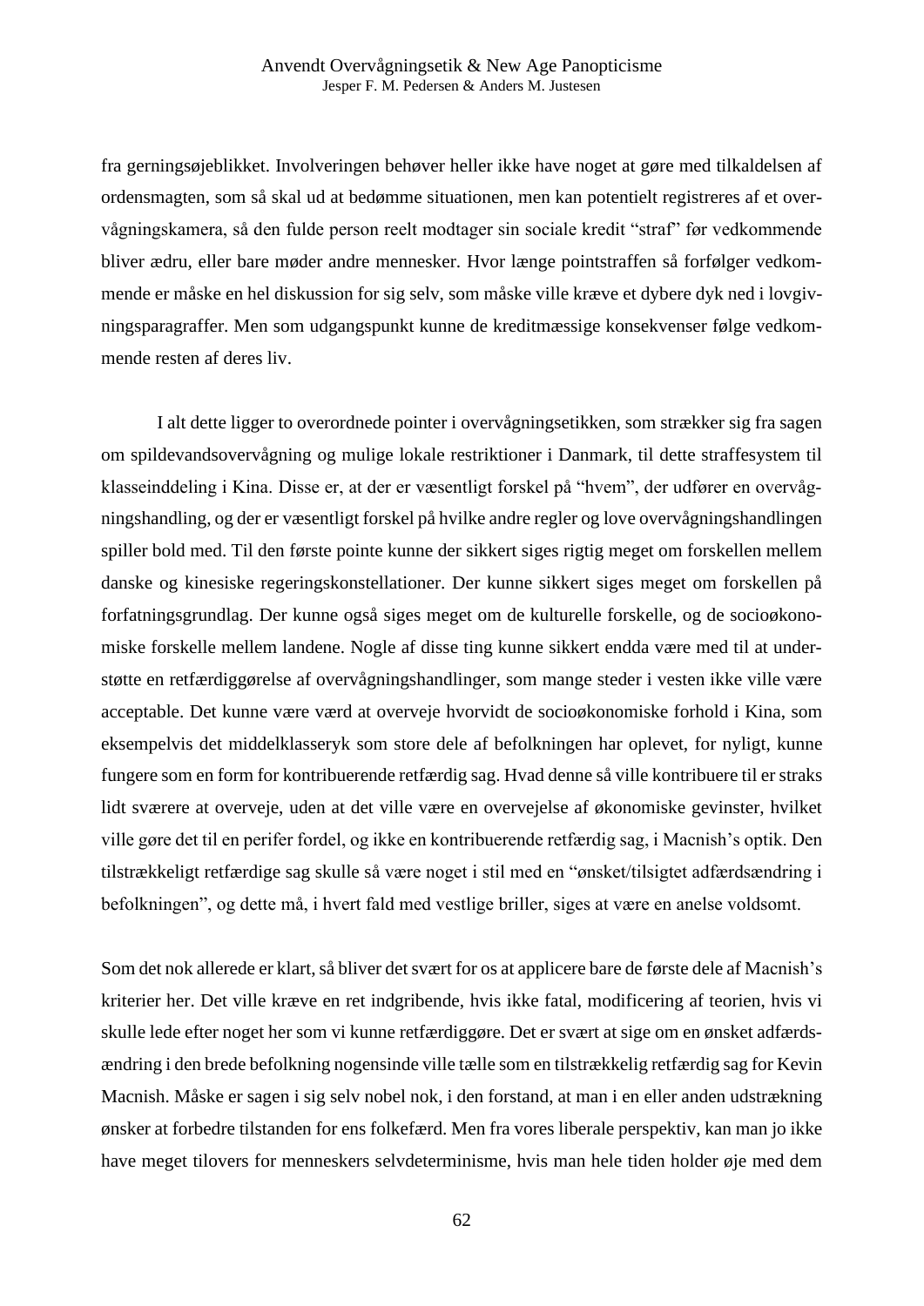fra gerningsøjeblikket. Involveringen behøver heller ikke have noget at gøre med tilkaldelsen af ordensmagten, som så skal ud at bedømme situationen, men kan potentielt registreres af et overvågningskamera, så den fulde person reelt modtager sin sociale kredit "straf" før vedkommende bliver ædru, eller bare møder andre mennesker. Hvor længe pointstraffen så forfølger vedkommende er måske en hel diskussion for sig selv, som måske ville kræve et dybere dyk ned i lovgivningsparagraffer. Men som udgangspunkt kunne de kreditmæssige konsekvenser følge vedkommende resten af deres liv.

I alt dette ligger to overordnede pointer i overvågningsetikken, som strækker sig fra sagen om spildevandsovervågning og mulige lokale restriktioner i Danmark, til dette straffesystem til klasseinddeling i Kina. Disse er, at der er væsentligt forskel på "hvem", der udfører en overvågningshandling, og der er væsentligt forskel på hvilke andre regler og love overvågningshandlingen spiller bold med. Til den første pointe kunne der sikkert siges rigtig meget om forskellen mellem danske og kinesiske regeringskonstellationer. Der kunne sikkert siges meget om forskellen på forfatningsgrundlag. Der kunne også siges meget om de kulturelle forskelle, og de socioøkonomiske forskelle mellem landene. Nogle af disse ting kunne sikkert endda være med til at understøtte en retfærdiggørelse af overvågningshandlinger, som mange steder i vesten ikke ville være acceptable. Det kunne være værd at overveje hvorvidt de socioøkonomiske forhold i Kina, som eksempelvis det middelklasseryk som store dele af befolkningen har oplevet, for nyligt, kunne fungere som en form for kontribuerende retfærdig sag. Hvad denne så ville kontribuere til er straks lidt sværere at overveje, uden at det ville være en overvejelse af økonomiske gevinster, hvilket ville gøre det til en perifer fordel, og ikke en kontribuerende retfærdig sag, i Macnish's optik. Den tilstrækkeligt retfærdige sag skulle så være noget i stil med en "ønsket/tilsigtet adfærdsændring i befolkningen", og dette må, i hvert fald med vestlige briller, siges at være en anelse voldsomt.

Som det nok allerede er klart, så bliver det svært for os at applicere bare de første dele af Macnish's kriterier her. Det ville kræve en ret indgribende, hvis ikke fatal, modificering af teorien, hvis vi skulle lede efter noget her som vi kunne retfærdiggøre. Det er svært at sige om en ønsket adfærdsændring i den brede befolkning nogensinde ville tælle som en tilstrækkelig retfærdig sag for Kevin Macnish. Måske er sagen i sig selv nobel nok, i den forstand, at man i en eller anden udstrækning ønsker at forbedre tilstanden for ens folkefærd. Men fra vores liberale perspektiv, kan man jo ikke have meget tilovers for menneskers selvdeterminisme, hvis man hele tiden holder øje med dem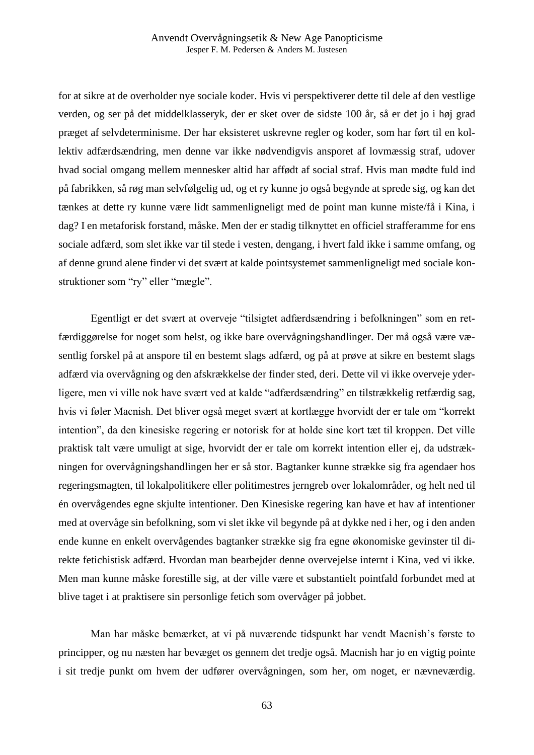for at sikre at de overholder nye sociale koder. Hvis vi perspektiverer dette til dele af den vestlige verden, og ser på det middelklasseryk, der er sket over de sidste 100 år, så er det jo i høj grad præget af selvdeterminisme. Der har eksisteret uskrevne regler og koder, som har ført til en kollektiv adfærdsændring, men denne var ikke nødvendigvis ansporet af lovmæssig straf, udover hvad social omgang mellem mennesker altid har affødt af social straf. Hvis man mødte fuld ind på fabrikken, så røg man selvfølgelig ud, og et ry kunne jo også begynde at sprede sig, og kan det tænkes at dette ry kunne være lidt sammenligneligt med de point man kunne miste/få i Kina, i dag? I en metaforisk forstand, måske. Men der er stadig tilknyttet en officiel strafferamme for ens sociale adfærd, som slet ikke var til stede i vesten, dengang, i hvert fald ikke i samme omfang, og af denne grund alene finder vi det svært at kalde pointsystemet sammenligneligt med sociale konstruktioner som "ry" eller "mægle".

Egentligt er det svært at overveje "tilsigtet adfærdsændring i befolkningen" som en retfærdiggørelse for noget som helst, og ikke bare overvågningshandlinger. Der må også være væsentlig forskel på at anspore til en bestemt slags adfærd, og på at prøve at sikre en bestemt slags adfærd via overvågning og den afskrækkelse der finder sted, deri. Dette vil vi ikke overveje yderligere, men vi ville nok have svært ved at kalde "adfærdsændring" en tilstrækkelig retfærdig sag, hvis vi føler Macnish. Det bliver også meget svært at kortlægge hvorvidt der er tale om "korrekt intention", da den kinesiske regering er notorisk for at holde sine kort tæt til kroppen. Det ville praktisk talt være umuligt at sige, hvorvidt der er tale om korrekt intention eller ej, da udstrækningen for overvågningshandlingen her er så stor. Bagtanker kunne strække sig fra agendaer hos regeringsmagten, til lokalpolitikere eller politimestres jerngreb over lokalområder, og helt ned til én overvågendes egne skjulte intentioner. Den Kinesiske regering kan have et hav af intentioner med at overvåge sin befolkning, som vi slet ikke vil begynde på at dykke ned i her, og i den anden ende kunne en enkelt overvågendes bagtanker strække sig fra egne økonomiske gevinster til direkte fetichistisk adfærd. Hvordan man bearbejder denne overvejelse internt i Kina, ved vi ikke. Men man kunne måske forestille sig, at der ville være et substantielt pointfald forbundet med at blive taget i at praktisere sin personlige fetich som overvåger på jobbet.

Man har måske bemærket, at vi på nuværende tidspunkt har vendt Macnish's første to principper, og nu næsten har bevæget os gennem det tredje også. Macnish har jo en vigtig pointe i sit tredje punkt om hvem der udfører overvågningen, som her, om noget, er nævneværdig.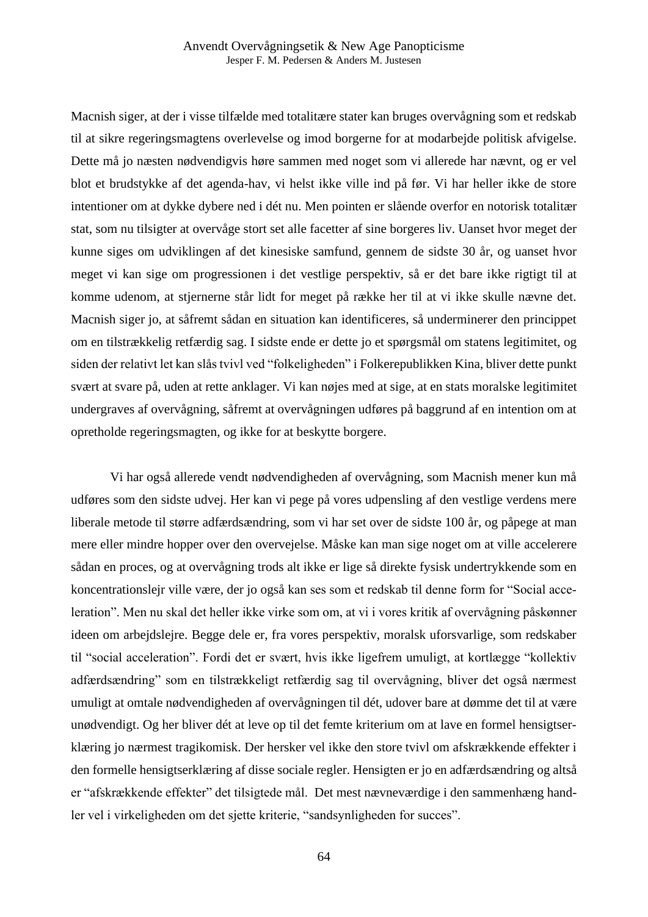Macnish siger, at der i visse tilfælde med totalitære stater kan bruges overvågning som et redskab til at sikre regeringsmagtens overlevelse og imod borgerne for at modarbejde politisk afvigelse. Dette må jo næsten nødvendigvis høre sammen med noget som vi allerede har nævnt, og er vel blot et brudstykke af det agenda-hav, vi helst ikke ville ind på før. Vi har heller ikke de store intentioner om at dykke dybere ned i dét nu. Men pointen er slående overfor en notorisk totalitær stat, som nu tilsigter at overvåge stort set alle facetter af sine borgeres liv. Uanset hvor meget der kunne siges om udviklingen af det kinesiske samfund, gennem de sidste 30 år, og uanset hvor meget vi kan sige om progressionen i det vestlige perspektiv, så er det bare ikke rigtigt til at komme udenom, at stjernerne står lidt for meget på række her til at vi ikke skulle nævne det. Macnish siger jo, at såfremt sådan en situation kan identificeres, så underminerer den princippet om en tilstrækkelig retfærdig sag. I sidste ende er dette jo et spørgsmål om statens legitimitet, og siden der relativt let kan slås tvivl ved "folkeligheden" i Folkerepublikken Kina, bliver dette punkt svært at svare på, uden at rette anklager. Vi kan nøjes med at sige, at en stats moralske legitimitet undergraves af overvågning, såfremt at overvågningen udføres på baggrund af en intention om at opretholde regeringsmagten, og ikke for at beskytte borgere.

Vi har også allerede vendt nødvendigheden af overvågning, som Macnish mener kun må udføres som den sidste udvej. Her kan vi pege på vores udpensling af den vestlige verdens mere liberale metode til større adfærdsændring, som vi har set over de sidste 100 år, og påpege at man mere eller mindre hopper over den overvejelse. Måske kan man sige noget om at ville accelerere sådan en proces, og at overvågning trods alt ikke er lige så direkte fysisk undertrykkende som en koncentrationslejr ville være, der jo også kan ses som et redskab til denne form for "Social acceleration". Men nu skal det heller ikke virke som om, at vi i vores kritik af overvågning påskønner ideen om arbejdslejre. Begge dele er, fra vores perspektiv, moralsk uforsvarlige, som redskaber til "social acceleration". Fordi det er svært, hvis ikke ligefrem umuligt, at kortlægge "kollektiv adfærdsændring" som en tilstrækkeligt retfærdig sag til overvågning, bliver det også nærmest umuligt at omtale nødvendigheden af overvågningen til dét, udover bare at dømme det til at være unødvendigt. Og her bliver dét at leve op til det femte kriterium om at lave en formel hensigtserklæring jo nærmest tragikomisk. Der hersker vel ikke den store tvivl om afskrækkende effekter i den formelle hensigtserklæring af disse sociale regler. Hensigten er jo en adfærdsændring og altså er "afskrækkende effekter" det tilsigtede mål. Det mest nævneværdige i den sammenhæng handler vel i virkeligheden om det sjette kriterie, "sandsynligheden for succes".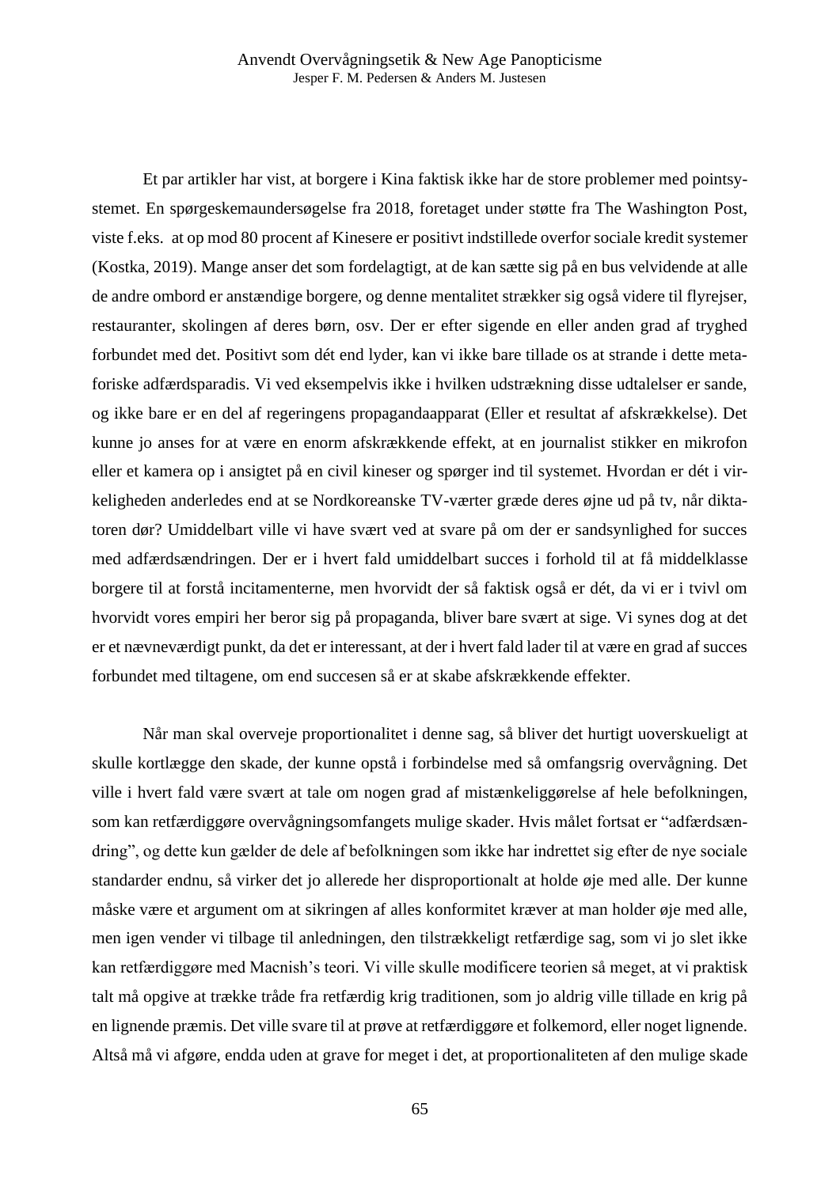Et par artikler har vist, at borgere i Kina faktisk ikke har de store problemer med pointsystemet. En spørgeskemaundersøgelse fra 2018, foretaget under støtte fra The Washington Post, viste f.eks. at op mod 80 procent af Kinesere er positivt indstillede overfor sociale kredit systemer (Kostka, 2019). Mange anser det som fordelagtigt, at de kan sætte sig på en bus velvidende at alle de andre ombord er anstændige borgere, og denne mentalitet strækker sig også videre til flyrejser, restauranter, skolingen af deres børn, osv. Der er efter sigende en eller anden grad af tryghed forbundet med det. Positivt som dét end lyder, kan vi ikke bare tillade os at strande i dette metaforiske adfærdsparadis. Vi ved eksempelvis ikke i hvilken udstrækning disse udtalelser er sande, og ikke bare er en del af regeringens propagandaapparat (Eller et resultat af afskrækkelse). Det kunne jo anses for at være en enorm afskrækkende effekt, at en journalist stikker en mikrofon eller et kamera op i ansigtet på en civil kineser og spørger ind til systemet. Hvordan er dét i virkeligheden anderledes end at se Nordkoreanske TV-værter græde deres øjne ud på tv, når diktatoren dør? Umiddelbart ville vi have svært ved at svare på om der er sandsynlighed for succes med adfærdsændringen. Der er i hvert fald umiddelbart succes i forhold til at få middelklasse borgere til at forstå incitamenterne, men hvorvidt der så faktisk også er dét, da vi er i tvivl om hvorvidt vores empiri her beror sig på propaganda, bliver bare svært at sige. Vi synes dog at det er et nævneværdigt punkt, da det er interessant, at der i hvert fald lader til at være en grad af succes forbundet med tiltagene, om end succesen så er at skabe afskrækkende effekter.

Når man skal overveje proportionalitet i denne sag, så bliver det hurtigt uoverskueligt at skulle kortlægge den skade, der kunne opstå i forbindelse med så omfangsrig overvågning. Det ville i hvert fald være svært at tale om nogen grad af mistænkeliggørelse af hele befolkningen, som kan retfærdiggøre overvågningsomfangets mulige skader. Hvis målet fortsat er "adfærdsændring", og dette kun gælder de dele af befolkningen som ikke har indrettet sig efter de nye sociale standarder endnu, så virker det jo allerede her disproportionalt at holde øje med alle. Der kunne måske være et argument om at sikringen af alles konformitet kræver at man holder øje med alle, men igen vender vi tilbage til anledningen, den tilstrækkeligt retfærdige sag, som vi jo slet ikke kan retfærdiggøre med Macnish's teori. Vi ville skulle modificere teorien så meget, at vi praktisk talt må opgive at trække tråde fra retfærdig krig traditionen, som jo aldrig ville tillade en krig på en lignende præmis. Det ville svare til at prøve at retfærdiggøre et folkemord, eller noget lignende. Altså må vi afgøre, endda uden at grave for meget i det, at proportionaliteten af den mulige skade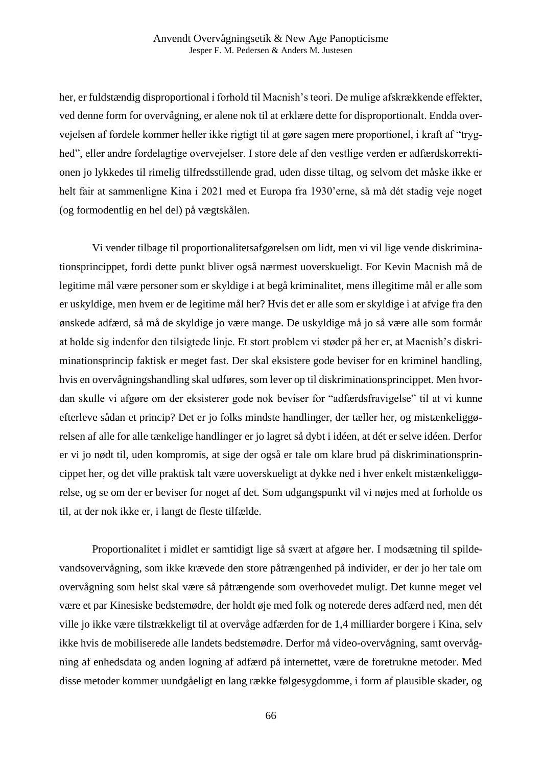her, er fuldstændig disproportional i forhold til Macnish's teori. De mulige afskrækkende effekter, ved denne form for overvågning, er alene nok til at erklære dette for disproportionalt. Endda overvejelsen af fordele kommer heller ikke rigtigt til at gøre sagen mere proportionel, i kraft af "tryghed", eller andre fordelagtige overvejelser. I store dele af den vestlige verden er adfærdskorrektionen jo lykkedes til rimelig tilfredsstillende grad, uden disse tiltag, og selvom det måske ikke er helt fair at sammenligne Kina i 2021 med et Europa fra 1930'erne, så må dét stadig veje noget (og formodentlig en hel del) på vægtskålen.

Vi vender tilbage til proportionalitetsafgørelsen om lidt, men vi vil lige vende diskriminationsprincippet, fordi dette punkt bliver også nærmest uoverskueligt. For Kevin Macnish må de legitime mål være personer som er skyldige i at begå kriminalitet, mens illegitime mål er alle som er uskyldige, men hvem er de legitime mål her? Hvis det er alle som er skyldige i at afvige fra den ønskede adfærd, så må de skyldige jo være mange. De uskyldige må jo så være alle som formår at holde sig indenfor den tilsigtede linje. Et stort problem vi støder på her er, at Macnish's diskriminationsprincip faktisk er meget fast. Der skal eksistere gode beviser for en kriminel handling, hvis en overvågningshandling skal udføres, som lever op til diskriminationsprincippet. Men hvordan skulle vi afgøre om der eksisterer gode nok beviser for "adfærdsfravigelse" til at vi kunne efterleve sådan et princip? Det er jo folks mindste handlinger, der tæller her, og mistænkeliggørelsen af alle for alle tænkelige handlinger er jo lagret så dybt i idéen, at dét er selve idéen. Derfor er vi jo nødt til, uden kompromis, at sige der også er tale om klare brud på diskriminationsprincippet her, og det ville praktisk talt være uoverskueligt at dykke ned i hver enkelt mistænkeliggørelse, og se om der er beviser for noget af det. Som udgangspunkt vil vi nøjes med at forholde os til, at der nok ikke er, i langt de fleste tilfælde.

Proportionalitet i midlet er samtidigt lige så svært at afgøre her. I modsætning til spildevandsovervågning, som ikke krævede den store påtrængenhed på individer, er der jo her tale om overvågning som helst skal være så påtrængende som overhovedet muligt. Det kunne meget vel være et par Kinesiske bedstemødre, der holdt øje med folk og noterede deres adfærd ned, men dét ville jo ikke være tilstrækkeligt til at overvåge adfærden for de 1,4 milliarder borgere i Kina, selv ikke hvis de mobiliserede alle landets bedstemødre. Derfor må video-overvågning, samt overvågning af enhedsdata og anden logning af adfærd på internettet, være de foretrukne metoder. Med disse metoder kommer uundgåeligt en lang række følgesygdomme, i form af plausible skader, og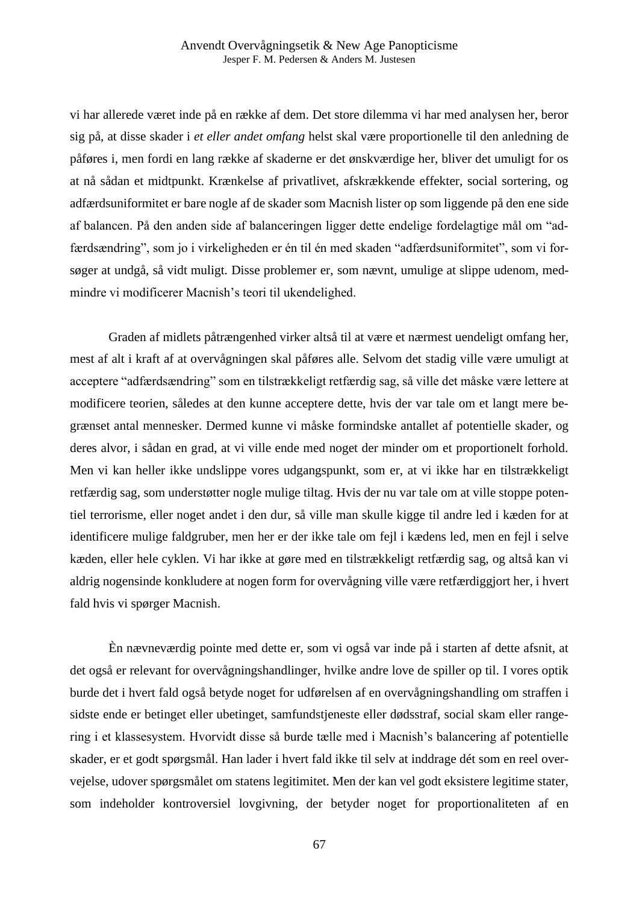vi har allerede været inde på en række af dem. Det store dilemma vi har med analysen her, beror sig på, at disse skader i *et eller andet omfang* helst skal være proportionelle til den anledning de påføres i, men fordi en lang række af skaderne er det ønskværdige her, bliver det umuligt for os at nå sådan et midtpunkt. Krænkelse af privatlivet, afskrækkende effekter, social sortering, og adfærdsuniformitet er bare nogle af de skader som Macnish lister op som liggende på den ene side af balancen. På den anden side af balanceringen ligger dette endelige fordelagtige mål om "adfærdsændring", som jo i virkeligheden er én til én med skaden "adfærdsuniformitet", som vi forsøger at undgå, så vidt muligt. Disse problemer er, som nævnt, umulige at slippe udenom, medmindre vi modificerer Macnish's teori til ukendelighed.

Graden af midlets påtrængenhed virker altså til at være et nærmest uendeligt omfang her, mest af alt i kraft af at overvågningen skal påføres alle. Selvom det stadig ville være umuligt at acceptere "adfærdsændring" som en tilstrækkeligt retfærdig sag, så ville det måske være lettere at modificere teorien, således at den kunne acceptere dette, hvis der var tale om et langt mere begrænset antal mennesker. Dermed kunne vi måske formindske antallet af potentielle skader, og deres alvor, i sådan en grad, at vi ville ende med noget der minder om et proportionelt forhold. Men vi kan heller ikke undslippe vores udgangspunkt, som er, at vi ikke har en tilstrækkeligt retfærdig sag, som understøtter nogle mulige tiltag. Hvis der nu var tale om at ville stoppe potentiel terrorisme, eller noget andet i den dur, så ville man skulle kigge til andre led i kæden for at identificere mulige faldgruber, men her er der ikke tale om fejl i kædens led, men en fejl i selve kæden, eller hele cyklen. Vi har ikke at gøre med en tilstrækkeligt retfærdig sag, og altså kan vi aldrig nogensinde konkludere at nogen form for overvågning ville være retfærdiggjort her, i hvert fald hvis vi spørger Macnish.

Èn nævneværdig pointe med dette er, som vi også var inde på i starten af dette afsnit, at det også er relevant for overvågningshandlinger, hvilke andre love de spiller op til. I vores optik burde det i hvert fald også betyde noget for udførelsen af en overvågningshandling om straffen i sidste ende er betinget eller ubetinget, samfundstjeneste eller dødsstraf, social skam eller rangering i et klassesystem. Hvorvidt disse så burde tælle med i Macnish's balancering af potentielle skader, er et godt spørgsmål. Han lader i hvert fald ikke til selv at inddrage dét som en reel overvejelse, udover spørgsmålet om statens legitimitet. Men der kan vel godt eksistere legitime stater, som indeholder kontroversiel lovgivning, der betyder noget for proportionaliteten af en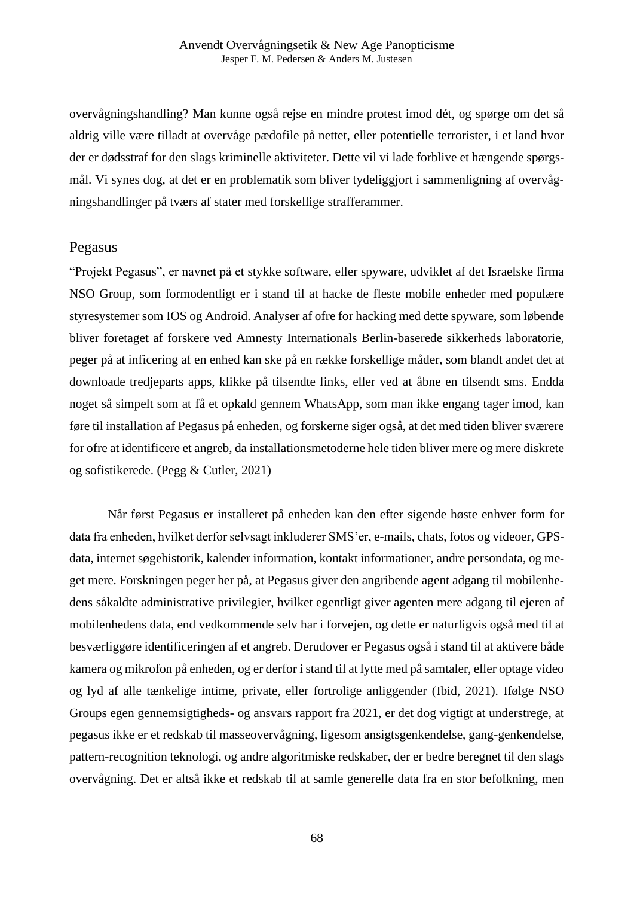overvågningshandling? Man kunne også rejse en mindre protest imod dét, og spørge om det så aldrig ville være tilladt at overvåge pædofile på nettet, eller potentielle terrorister, i et land hvor der er dødsstraf for den slags kriminelle aktiviteter. Dette vil vi lade forblive et hængende spørgsmål. Vi synes dog, at det er en problematik som bliver tydeliggjort i sammenligning af overvågningshandlinger på tværs af stater med forskellige strafferammer.

## Pegasus

"Projekt Pegasus", er navnet på et stykke software, eller spyware, udviklet af det Israelske firma NSO Group, som formodentligt er i stand til at hacke de fleste mobile enheder med populære styresystemer som IOS og Android. Analyser af ofre for hacking med dette spyware, som løbende bliver foretaget af forskere ved Amnesty Internationals Berlin-baserede sikkerheds laboratorie, peger på at inficering af en enhed kan ske på en række forskellige måder, som blandt andet det at downloade tredjeparts apps, klikke på tilsendte links, eller ved at åbne en tilsendt sms. Endda noget så simpelt som at få et opkald gennem WhatsApp, som man ikke engang tager imod, kan føre til installation af Pegasus på enheden, og forskerne siger også, at det med tiden bliver sværere for ofre at identificere et angreb, da installationsmetoderne hele tiden bliver mere og mere diskrete og sofistikerede. (Pegg & Cutler, 2021)

Når først Pegasus er installeret på enheden kan den efter sigende høste enhver form for data fra enheden, hvilket derfor selvsagt inkluderer SMS'er, e-mails, chats, fotos og videoer, GPS-data, internet søgehistorik, kalender information, kontakt informationer, andre persondata, og meget mere. Forskningen peger her på, at Pegasus giver den angribende agent adgang til mobilenhedens såkaldte administrative privilegier, hvilket egentligt giver agenten mere adgang til ejeren af mobilenhedens data, end vedkommende selv har i forvejen, og dette er naturligvis også med til at besværliggøre identificeringen af et angreb. Derudover er Pegasus også i stand til at aktivere både kamera og mikrofon på enheden, og er derfor i stand til at lytte med på samtaler, eller optage video og lyd af alle tænkelige intime, private, eller fortrolige anliggender (Ibid, 2021). Ifølge NSO Groups egen gennemsigtigheds- og ansvars rapport fra 2021, er det dog vigtigt at understrege, at pegasus ikke er et redskab til masseovervågning, ligesom ansigtsgenkendelse, gang-genkendelse, pattern-recognition teknologi, og andre algoritmiske redskaber, der er bedre beregnet til den slags overvågning. Det er altså ikke et redskab til at samle generelle data fra en stor befolkning, men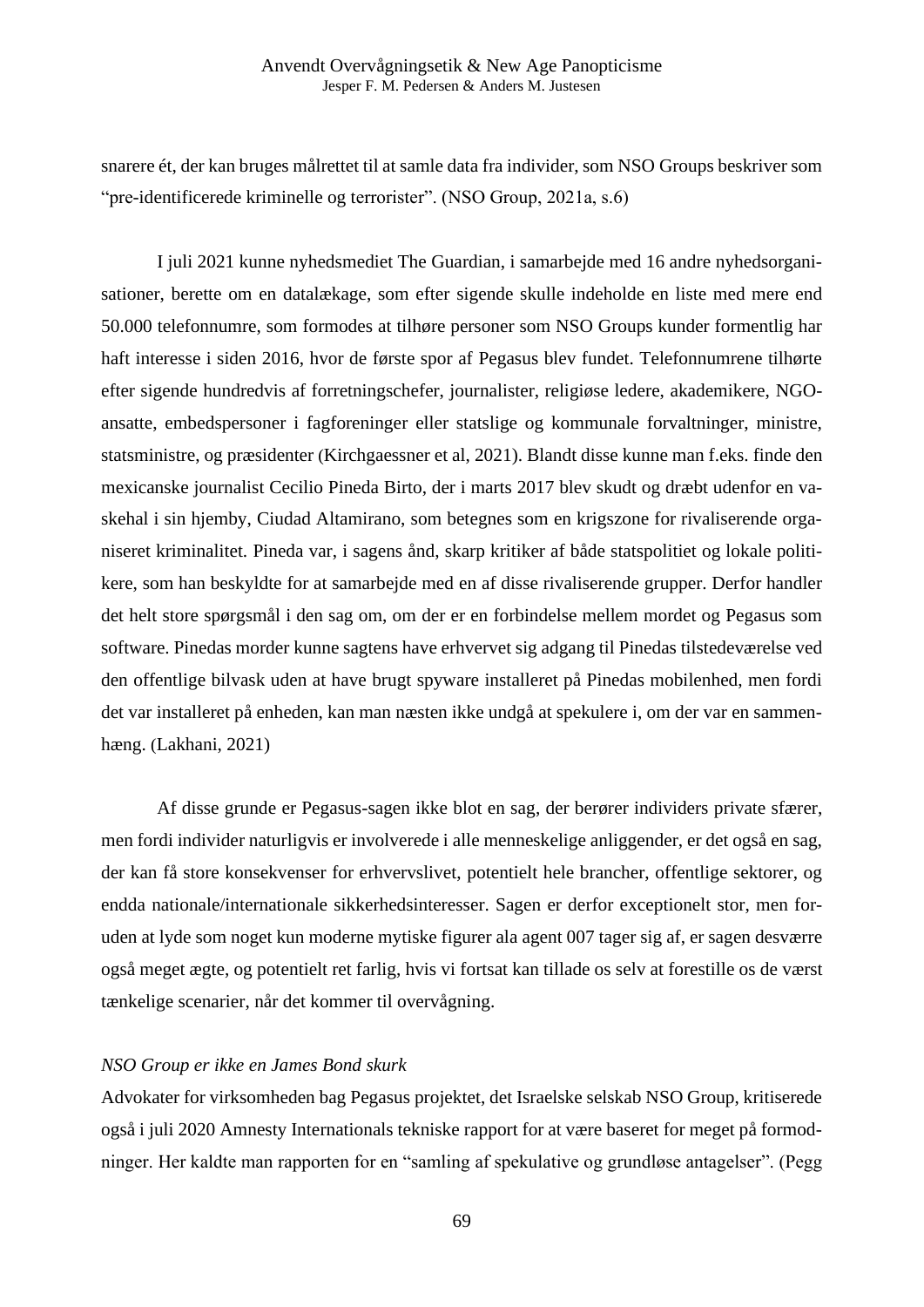snarere ét, der kan bruges målrettet til at samle data fra individer, som NSO Groups beskriver som "pre-identificerede kriminelle og terrorister". (NSO Group, 2021a, s.6)

I juli 2021 kunne nyhedsmediet The Guardian, i samarbejde med 16 andre nyhedsorganisationer, berette om en datalækage, som efter sigende skulle indeholde en liste med mere end 50.000 telefonnumre, som formodes at tilhøre personer som NSO Groups kunder formentlig har haft interesse i siden 2016, hvor de første spor af Pegasus blev fundet. Telefonnumrene tilhørte efter sigende hundredvis af forretningschefer, journalister, religiøse ledere, akademikere, NGO-ansatte, embedspersoner i fagforeninger eller statslige og kommunale forvaltninger, ministre, statsministre, og præsidenter (Kirchgaessner et al, 2021). Blandt disse kunne man f.eks. finde den mexicanske journalist Cecilio Pineda Birto, der i marts 2017 blev skudt og dræbt udenfor en vaskehal i sin hjemby, Ciudad Altamirano, som betegnes som en krigszone for rivaliserende organiseret kriminalitet. Pineda var, i sagens ånd, skarp kritiker af både statspolitiet og lokale politikere, som han beskyldte for at samarbejde med en af disse rivaliserende grupper. Derfor handler det helt store spørgsmål i den sag om, om der er en forbindelse mellem mordet og Pegasus som software. Pinedas morder kunne sagtens have erhvervet sig adgang til Pinedas tilstedeværelse ved den offentlige bilvask uden at have brugt spyware installeret på Pinedas mobilenhed, men fordi det var installeret på enheden, kan man næsten ikke undgå at spekulere i, om der var en sammenhæng. (Lakhani, 2021)

Af disse grunde er Pegasus-sagen ikke blot en sag, der berører individers private sfærer, men fordi individer naturligvis er involverede i alle menneskelige anliggender, er det også en sag, der kan få store konsekvenser for erhvervslivet, potentielt hele brancher, offentlige sektorer, og endda nationale/internationale sikkerhedsinteresser. Sagen er derfor exceptionelt stor, men foruden at lyde som noget kun moderne mytiske figurer ala agent 007 tager sig af, er sagen desværre også meget ægte, og potentielt ret farlig, hvis vi fortsat kan tillade os selv at forestille os de værst tænkelige scenarier, når det kommer til overvågning.

*NSO Group er ikke en James Bond skurk*

Advokater for virksomheden bag Pegasus projektet, det Israelske selskab NSO Group, kritiserede også i juli 2020 Amnesty Internationals tekniske rapport for at være baseret for meget på formodninger. Her kaldte man rapporten for en "samling af spekulative og grundløse antagelser". (Pegg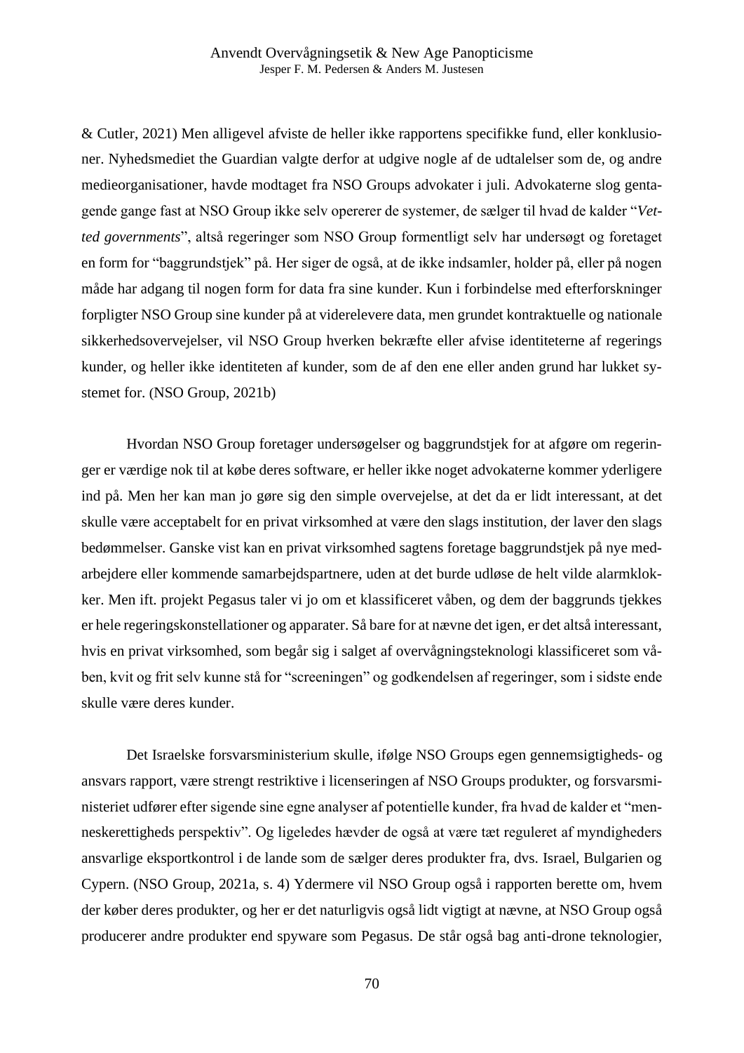& Cutler, 2021) Men alligevel afviste de heller ikke rapportens specifikke fund, eller konklusioner. Nyhedsmediet the Guardian valgte derfor at udgive nogle af de udtalelser som de, og andre medieorganisationer, havde modtaget fra NSO Groups advokater i juli. Advokaterne slog gentagende gange fast at NSO Group ikke selv opererer de systemer, de sælger til hvad de kalder "*Vetted governments*", altså regeringer som NSO Group formentligt selv har undersøgt og foretaget en form for "baggrundstjek" på. Her siger de også, at de ikke indsamler, holder på, eller på nogen måde har adgang til nogen form for data fra sine kunder. Kun i forbindelse med efterforskninger forpligter NSO Group sine kunder på at viderelevere data, men grundet kontraktuelle og nationale sikkerhedsovervejelser, vil NSO Group hverken bekræfte eller afvise identiteterne af regerings kunder, og heller ikke identiteten af kunder, som de af den ene eller anden grund har lukket systemet for. (NSO Group, 2021b)

Hvordan NSO Group foretager undersøgelser og baggrundstjek for at afgøre om regeringer er værdige nok til at købe deres software, er heller ikke noget advokaterne kommer yderligere ind på. Men her kan man jo gøre sig den simple overvejelse, at det da er lidt interessant, at det skulle være acceptabelt for en privat virksomhed at være den slags institution, der laver den slags bedømmelser. Ganske vist kan en privat virksomhed sagtens foretage baggrundstjek på nye medarbejdere eller kommende samarbejdspartnere, uden at det burde udløse de helt vilde alarmklokker. Men ift. projekt Pegasus taler vi jo om et klassificeret våben, og dem der baggrunds tjekkes er hele regeringskonstellationer og apparater. Så bare for at nævne det igen, er det altså interessant, hvis en privat virksomhed, som begår sig i salget af overvågningsteknologi klassificeret som våben, kvit og frit selv kunne stå for "screeningen" og godkendelsen af regeringer, som i sidste ende skulle være deres kunder.

Det Israelske forsvarsministerium skulle, ifølge NSO Groups egen gennemsigtigheds- og ansvars rapport, være strengt restriktive i licenseringen af NSO Groups produkter, og forsvarsministeriet udfører efter sigende sine egne analyser af potentielle kunder, fra hvad de kalder et "menneskerettigheds perspektiv". Og ligeledes hævder de også at være tæt reguleret af myndigheders ansvarlige eksportkontrol i de lande som de sælger deres produkter fra, dvs. Israel, Bulgarien og Cypern. (NSO Group, 2021a, s. 4) Ydermere vil NSO Group også i rapporten berette om, hvem der køber deres produkter, og her er det naturligvis også lidt vigtigt at nævne, at NSO Group også producerer andre produkter end spyware som Pegasus. De står også bag anti-drone teknologier,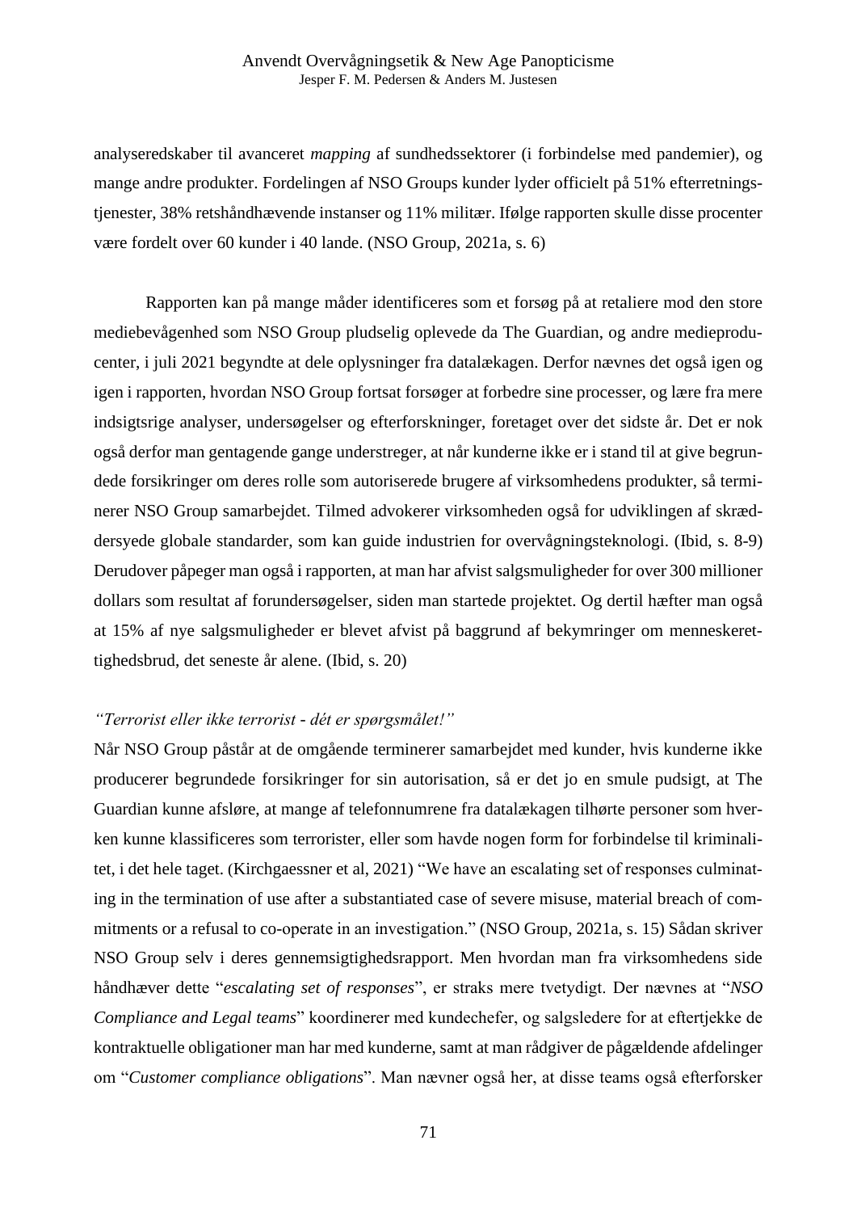analyseredskaber til avanceret *mapping* af sundhedssektorer (i forbindelse med pandemier), og mange andre produkter. Fordelingen af NSO Groups kunder lyder officielt på 51% efterretningstjenester, 38% retshåndhævende instanser og 11% militær. Ifølge rapporten skulle disse procenter være fordelt over 60 kunder i 40 lande. (NSO Group, 2021a, s. 6)

Rapporten kan på mange måder identificeres som et forsøg på at retaliere mod den store mediebevågenhed som NSO Group pludselig oplevede da The Guardian, og andre medieproducenter, i juli 2021 begyndte at dele oplysninger fra datalækagen. Derfor nævnes det også igen og igen i rapporten, hvordan NSO Group fortsat forsøger at forbedre sine processer, og lære fra mere indsigtsrige analyser, undersøgelser og efterforskninger, foretaget over det sidste år. Det er nok også derfor man gentagende gange understreger, at når kunderne ikke er i stand til at give begrundede forsikringer om deres rolle som autoriserede brugere af virksomhedens produkter, så terminerer NSO Group samarbejdet. Tilmed advokerer virksomheden også for udviklingen af skræddersyede globale standarder, som kan guide industrien for overvågningsteknologi. (Ibid, s. 8-9) Derudover påpeger man også i rapporten, at man har afvist salgsmuligheder for over 300 millioner dollars som resultat af forundersøgelser, siden man startede projektet. Og dertil hæfter man også at 15% af nye salgsmuligheder er blevet afvist på baggrund af bekymringer om menneskerettighedsbrud, det seneste år alene. (Ibid, s. 20)

*"Terrorist eller ikke terrorist - dét er spørgsmålet!"*

Når NSO Group påstår at de omgående terminerer samarbejdet med kunder, hvis kunderne ikke producerer begrundede forsikringer for sin autorisation, så er det jo en smule pudsigt, at The Guardian kunne afsløre, at mange af telefonnumrene fra datalækagen tilhørte personer som hverken kunne klassificeres som terrorister, eller som havde nogen form for forbindelse til kriminalitet, i det hele taget. (Kirchgaessner et al, 2021) "We have an escalating set of responses culminating in the termination of use after a substantiated case of severe misuse, material breach of commitments or a refusal to co-operate in an investigation." (NSO Group, 2021a, s. 15) Sådan skriver NSO Group selv i deres gennemsigtighedsrapport. Men hvordan man fra virksomhedens side håndhæver dette "*escalating set of responses*", er straks mere tvetydigt. Der nævnes at "*NSO Compliance and Legal teams*" koordinerer med kundechefer, og salgsledere for at eftertjekke de kontraktuelle obligationer man har med kunderne, samt at man rådgiver de pågældende afdelinger om "*Customer compliance obligations*". Man nævner også her, at disse teams også efterforsker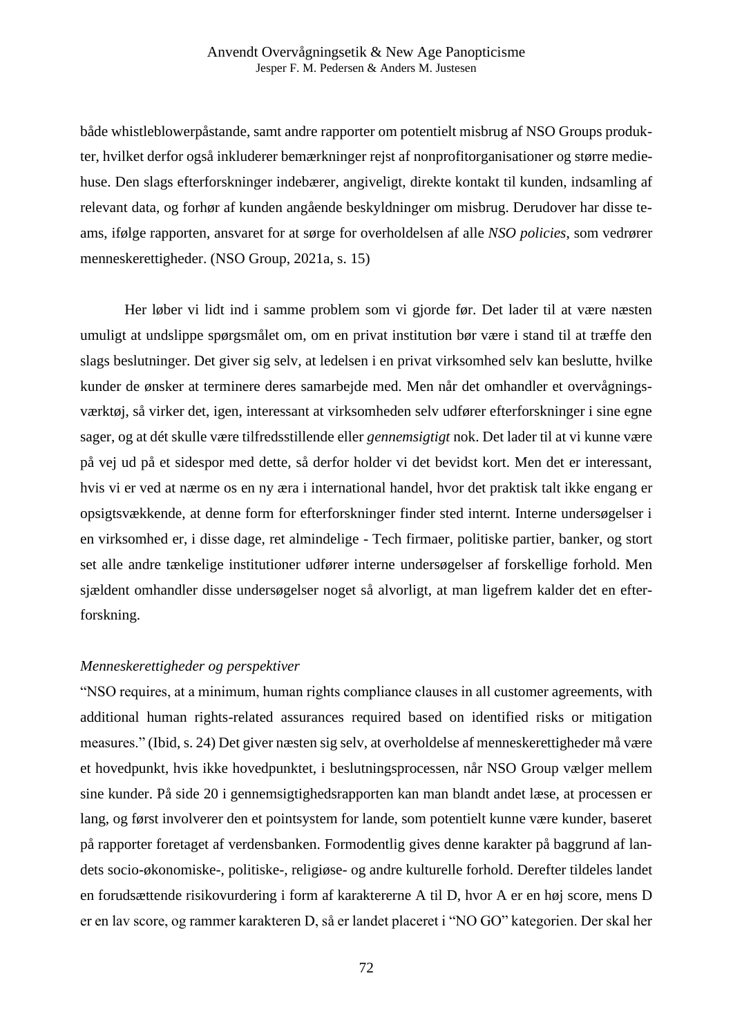både whistleblowerpåstande, samt andre rapporter om potentielt misbrug af NSO Groups produkter, hvilket derfor også inkluderer bemærkninger rejst af nonprofitorganisationer og større mediehuse. Den slags efterforskninger indebærer, angiveligt, direkte kontakt til kunden, indsamling af relevant data, og forhør af kunden angående beskyldninger om misbrug. Derudover har disse teams, ifølge rapporten, ansvaret for at sørge for overholdelsen af alle *NSO policies*, som vedrører menneskerettigheder. (NSO Group, 2021a, s. 15)

Her løber vi lidt ind i samme problem som vi gjorde før. Det lader til at være næsten umuligt at undslippe spørgsmålet om, om en privat institution bør være i stand til at træffe den slags beslutninger. Det giver sig selv, at ledelsen i en privat virksomhed selv kan beslutte, hvilke kunder de ønsker at terminere deres samarbejde med. Men når det omhandler et overvågningsværktøj, så virker det, igen, interessant at virksomheden selv udfører efterforskninger i sine egne sager, og at dét skulle være tilfredsstillende eller *gennemsigtigt* nok. Det lader til at vi kunne være på vej ud på et sidespor med dette, så derfor holder vi det bevidst kort. Men det er interessant, hvis vi er ved at nærme os en ny æra i international handel, hvor det praktisk talt ikke engang er opsigtsvækkende, at denne form for efterforskninger finder sted internt. Interne undersøgelser i en virksomhed er, i disse dage, ret almindelige - Tech firmaer, politiske partier, banker, og stort set alle andre tænkelige institutioner udfører interne undersøgelser af forskellige forhold. Men sjældent omhandler disse undersøgelser noget så alvorligt, at man ligefrem kalder det en efterforskning.

*Menneskerettigheder og perspektiver*

"NSO requires, at a minimum, human rights compliance clauses in all customer agreements, with additional human rights-related assurances required based on identified risks or mitigation measures." (Ibid, s. 24) Det giver næsten sig selv, at overholdelse af menneskerettigheder må være et hovedpunkt, hvis ikke hovedpunktet, i beslutningsprocessen, når NSO Group vælger mellem sine kunder. På side 20 i gennemsigtighedsrapporten kan man blandt andet læse, at processen er lang, og først involverer den et pointsystem for lande, som potentielt kunne være kunder, baseret på rapporter foretaget af verdensbanken. Formodentlig gives denne karakter på baggrund af landets socio-økonomiske-, politiske-, religiøse- og andre kulturelle forhold. Derefter tildeles landet en forudsættende risikovurdering i form af karaktererne A til D, hvor A er en høj score, mens D er en lav score, og rammer karakteren D, så er landet placeret i "NO GO" kategorien. Der skal her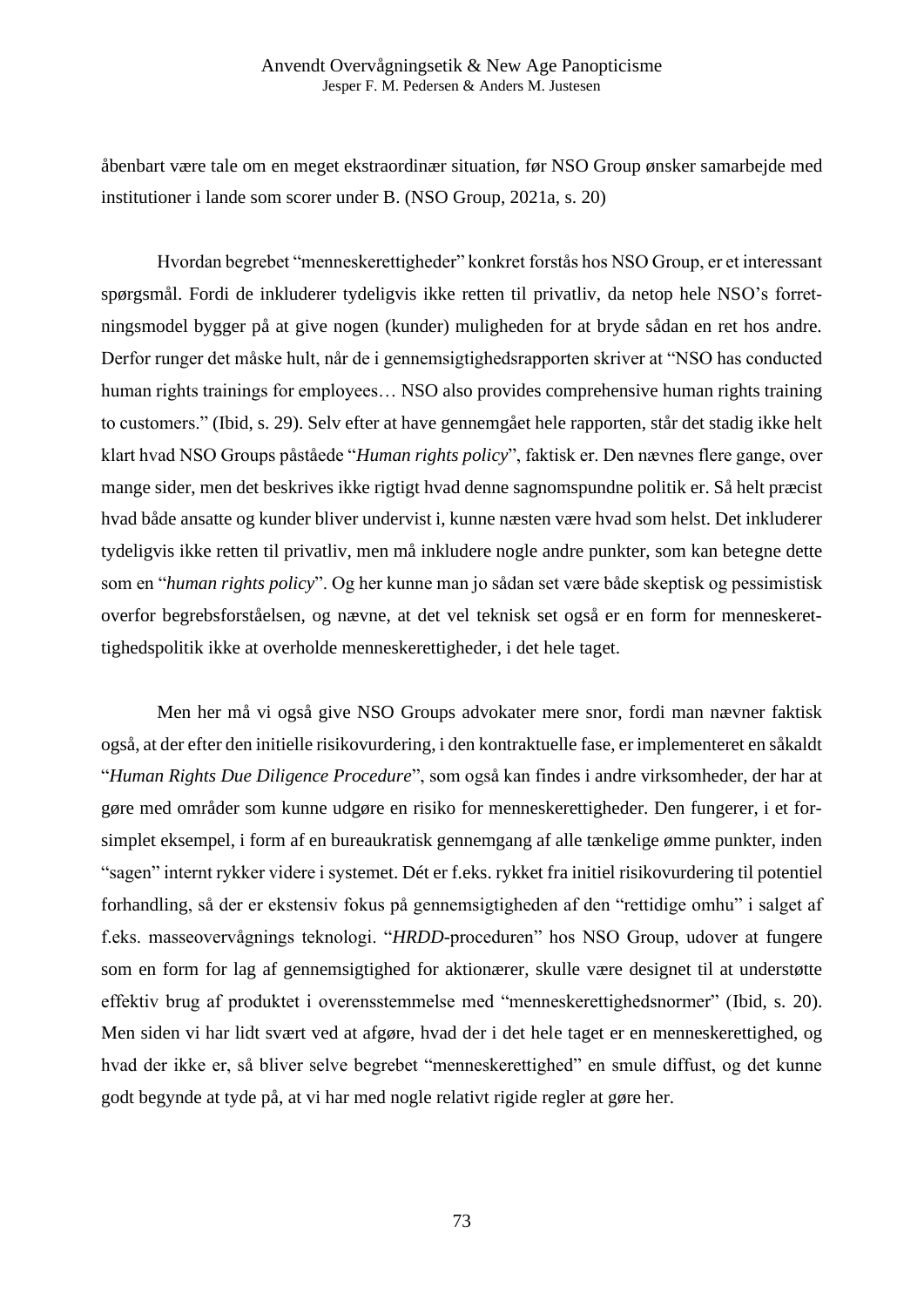åbenbart være tale om en meget ekstraordinær situation, før NSO Group ønsker samarbejde med institutioner i lande som scorer under B. (NSO Group, 2021a, s. 20)

Hvordan begrebet "menneskerettigheder" konkret forstås hos NSO Group, er et interessant spørgsmål. Fordi de inkluderer tydeligvis ikke retten til privatliv, da netop hele NSO's forretningsmodel bygger på at give nogen (kunder) muligheden for at bryde sådan en ret hos andre. Derfor runger det måske hult, når de i gennemsigtighedsrapporten skriver at "NSO has conducted human rights trainings for employees… NSO also provides comprehensive human rights training to customers." (Ibid, s. 29). Selv efter at have gennemgået hele rapporten, står det stadig ikke helt klart hvad NSO Groups påståede "*Human rights policy*", faktisk er. Den nævnes flere gange, over mange sider, men det beskrives ikke rigtigt hvad denne sagnomspundne politik er. Så helt præcist hvad både ansatte og kunder bliver undervist i, kunne næsten være hvad som helst. Det inkluderer tydeligvis ikke retten til privatliv, men må inkludere nogle andre punkter, som kan betegne dette som en "*human rights policy*". Og her kunne man jo sådan set være både skeptisk og pessimistisk overfor begrebsforståelsen, og nævne, at det vel teknisk set også er en form for menneskerettighedspolitik ikke at overholde menneskerettigheder, i det hele taget.

Men her må vi også give NSO Groups advokater mere snor, fordi man nævner faktisk også, at der efter den initielle risikovurdering, i den kontraktuelle fase, er implementeret en såkaldt "*Human Rights Due Diligence Procedure*", som også kan findes i andre virksomheder, der har at gøre med områder som kunne udgøre en risiko for menneskerettigheder. Den fungerer, i et forsimplet eksempel, i form af en bureaukratisk gennemgang af alle tænkelige ømme punkter, inden "sagen" internt rykker videre i systemet. Dét er f.eks. rykket fra initiel risikovurdering til potentiel forhandling, så der er ekstensiv fokus på gennemsigtigheden af den "rettidige omhu" i salget af f.eks. masseovervågnings teknologi. "*HRDD*-proceduren" hos NSO Group, udover at fungere som en form for lag af gennemsigtighed for aktionærer, skulle være designet til at understøtte effektiv brug af produktet i overensstemmelse med "menneskerettighedsnormer" (Ibid, s. 20). Men siden vi har lidt svært ved at afgøre, hvad der i det hele taget er en menneskerettighed, og hvad der ikke er, så bliver selve begrebet "menneskerettighed" en smule diffust, og det kunne godt begynde at tyde på, at vi har med nogle relativt rigide regler at gøre her.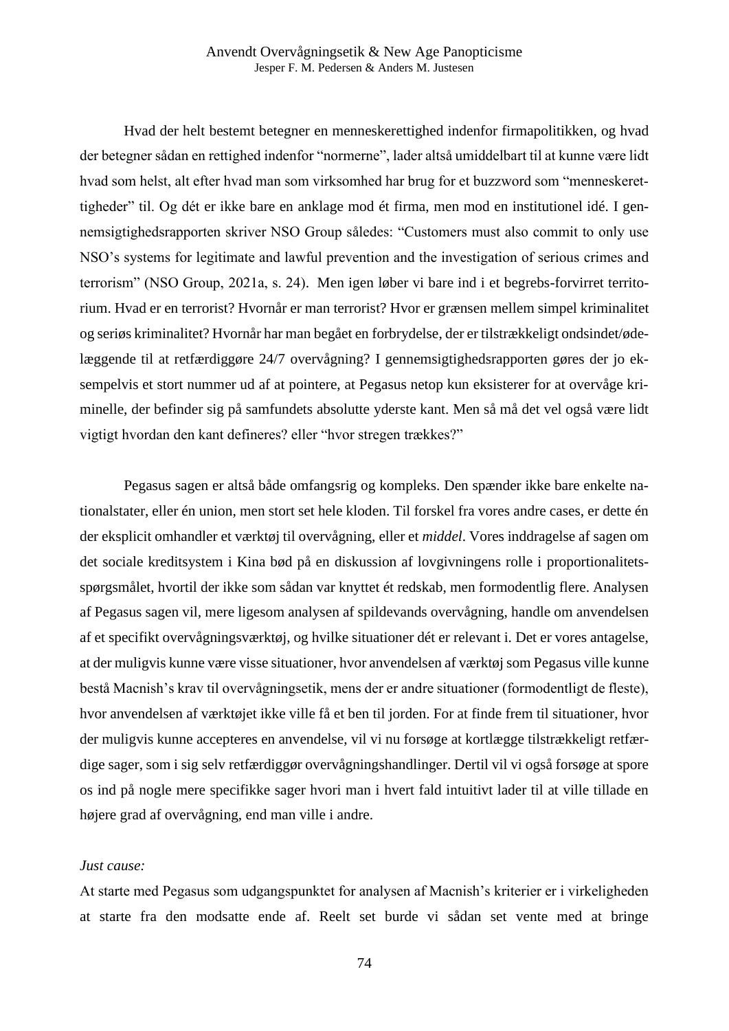Hvad der helt bestemt betegner en menneskerettighed indenfor firmapolitikken, og hvad der betegner sådan en rettighed indenfor "normerne", lader altså umiddelbart til at kunne være lidt hvad som helst, alt efter hvad man som virksomhed har brug for et buzzword som "menneskerettigheder" til. Og dét er ikke bare en anklage mod ét firma, men mod en institutionel idé. I gennemsigtighedsrapporten skriver NSO Group således: "Customers must also commit to only use NSO's systems for legitimate and lawful prevention and the investigation of serious crimes and terrorism" (NSO Group, 2021a, s. 24). Men igen løber vi bare ind i et begrebs-forvirret territorium. Hvad er en terrorist? Hvornår er man terrorist? Hvor er grænsen mellem simpel kriminalitet og seriøs kriminalitet? Hvornår har man begået en forbrydelse, der er tilstrækkeligt ondsindet/ødelæggende til at retfærdiggøre 24/7 overvågning? I gennemsigtighedsrapporten gøres der jo eksempelvis et stort nummer ud af at pointere, at Pegasus netop kun eksisterer for at overvåge kriminelle, der befinder sig på samfundets absolutte yderste kant. Men så må det vel også være lidt vigtigt hvordan den kant defineres? eller "hvor stregen trækkes?"

Pegasus sagen er altså både omfangsrig og kompleks. Den spænder ikke bare enkelte nationalstater, eller én union, men stort set hele kloden. Til forskel fra vores andre cases, er dette én der eksplicit omhandler et værktøj til overvågning, eller et *middel*. Vores inddragelse af sagen om det sociale kreditsystem i Kina bød på en diskussion af lovgivningens rolle i proportionalitetsspørgsmålet, hvortil der ikke som sådan var knyttet ét redskab, men formodentlig flere. Analysen af Pegasus sagen vil, mere ligesom analysen af spildevands overvågning, handle om anvendelsen af et specifikt overvågningsværktøj, og hvilke situationer dét er relevant i. Det er vores antagelse, at der muligvis kunne være visse situationer, hvor anvendelsen af værktøj som Pegasus ville kunne bestå Macnish's krav til overvågningsetik, mens der er andre situationer (formodentligt de fleste), hvor anvendelsen af værktøjet ikke ville få et ben til jorden. For at finde frem til situationer, hvor der muligvis kunne accepteres en anvendelse, vil vi nu forsøge at kortlægge tilstrækkeligt retfærdige sager, som i sig selv retfærdiggør overvågningshandlinger. Dertil vil vi også forsøge at spore os ind på nogle mere specifikke sager hvori man i hvert fald intuitivt lader til at ville tillade en højere grad af overvågning, end man ville i andre.

*Just cause:*

At starte med Pegasus som udgangspunktet for analysen af Macnish's kriterier er i virkeligheden at starte fra den modsatte ende af. Reelt set burde vi sådan set vente med at bringe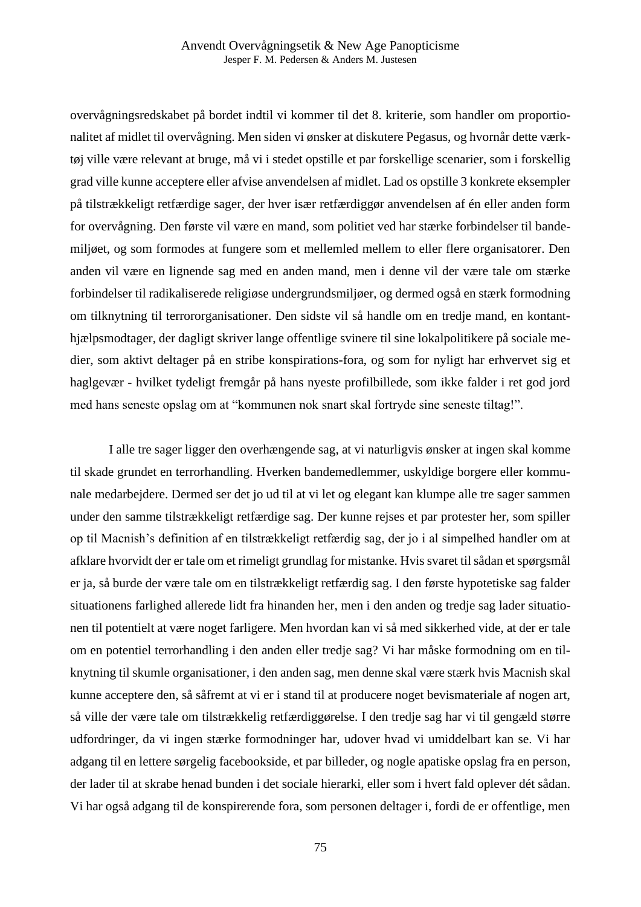overvågningsredskabet på bordet indtil vi kommer til det 8. kriterie, som handler om proportionalitet af midlet til overvågning. Men siden vi ønsker at diskutere Pegasus, og hvornår dette værktøj ville være relevant at bruge, må vi i stedet opstille et par forskellige scenarier, som i forskellig grad ville kunne acceptere eller afvise anvendelsen af midlet. Lad os opstille 3 konkrete eksempler på tilstrækkeligt retfærdige sager, der hver især retfærdiggør anvendelsen af én eller anden form for overvågning. Den første vil være en mand, som politiet ved har stærke forbindelser til bandemiljøet, og som formodes at fungere som et mellemled mellem to eller flere organisatorer. Den anden vil være en lignende sag med en anden mand, men i denne vil der være tale om stærke forbindelser til radikaliserede religiøse undergrundsmiljøer, og dermed også en stærk formodning om tilknytning til terrororganisationer. Den sidste vil så handle om en tredje mand, en kontanthjælpsmodtager, der dagligt skriver lange offentlige svinere til sine lokalpolitikere på sociale medier, som aktivt deltager på en stribe konspirations-fora, og som for nyligt har erhvervet sig et haglgevær - hvilket tydeligt fremgår på hans nyeste profilbillede, som ikke falder i ret god jord med hans seneste opslag om at "kommunen nok snart skal fortryde sine seneste tiltag!".

I alle tre sager ligger den overhængende sag, at vi naturligvis ønsker at ingen skal komme til skade grundet en terrorhandling. Hverken bandemedlemmer, uskyldige borgere eller kommunale medarbejdere. Dermed ser det jo ud til at vi let og elegant kan klumpe alle tre sager sammen under den samme tilstrækkeligt retfærdige sag. Der kunne rejses et par protester her, som spiller op til Macnish's definition af en tilstrækkeligt retfærdig sag, der jo i al simpelhed handler om at afklare hvorvidt der er tale om et rimeligt grundlag for mistanke. Hvis svaret til sådan et spørgsmål er ja, så burde der være tale om en tilstrækkeligt retfærdig sag. I den første hypotetiske sag falder situationens farlighed allerede lidt fra hinanden her, men i den anden og tredje sag lader situationen til potentielt at være noget farligere. Men hvordan kan vi så med sikkerhed vide, at der er tale om en potentiel terrorhandling i den anden eller tredje sag? Vi har måske formodning om en tilknytning til skumle organisationer, i den anden sag, men denne skal være stærk hvis Macnish skal kunne acceptere den, så såfremt at vi er i stand til at producere noget bevismateriale af nogen art, så ville der være tale om tilstrækkelig retfærdiggørelse. I den tredje sag har vi til gengæld større udfordringer, da vi ingen stærke formodninger har, udover hvad vi umiddelbart kan se. Vi har adgang til en lettere sørgelig facebookside, et par billeder, og nogle apatiske opslag fra en person, der lader til at skrabe henad bunden i det sociale hierarki, eller som i hvert fald oplever dét sådan. Vi har også adgang til de konspirerende fora, som personen deltager i, fordi de er offentlige, men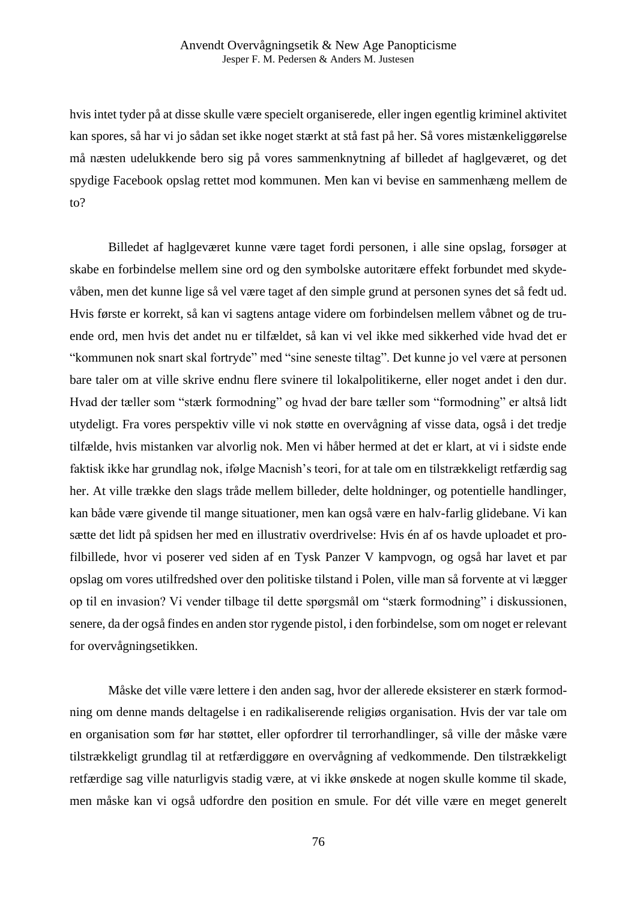hvis intet tyder på at disse skulle være specielt organiserede, eller ingen egentlig kriminel aktivitet kan spores, så har vi jo sådan set ikke noget stærkt at stå fast på her. Så vores mistænkeliggørelse må næsten udelukkende bero sig på vores sammenknytning af billedet af haglgeværet, og det spydige Facebook opslag rettet mod kommunen. Men kan vi bevise en sammenhæng mellem de to?

Billedet af haglgeværet kunne være taget fordi personen, i alle sine opslag, forsøger at skabe en forbindelse mellem sine ord og den symbolske autoritære effekt forbundet med skydevåben, men det kunne lige så vel være taget af den simple grund at personen synes det så fedt ud. Hvis første er korrekt, så kan vi sagtens antage videre om forbindelsen mellem våbnet og de truende ord, men hvis det andet nu er tilfældet, så kan vi vel ikke med sikkerhed vide hvad det er "kommunen nok snart skal fortryde" med "sine seneste tiltag". Det kunne jo vel være at personen bare taler om at ville skrive endnu flere svinere til lokalpolitikerne, eller noget andet i den dur. Hvad der tæller som "stærk formodning" og hvad der bare tæller som "formodning" er altså lidt utydeligt. Fra vores perspektiv ville vi nok støtte en overvågning af visse data, også i det tredje tilfælde, hvis mistanken var alvorlig nok. Men vi håber hermed at det er klart, at vi i sidste ende faktisk ikke har grundlag nok, ifølge Macnish's teori, for at tale om en tilstrækkeligt retfærdig sag her. At ville trække den slags tråde mellem billeder, delte holdninger, og potentielle handlinger, kan både være givende til mange situationer, men kan også være en halv-farlig glidebane. Vi kan sætte det lidt på spidsen her med en illustrativ overdrivelse: Hvis én af os havde uploadet et profilbillede, hvor vi poserer ved siden af en Tysk Panzer V kampvogn, og også har lavet et par opslag om vores utilfredshed over den politiske tilstand i Polen, ville man så forvente at vi lægger op til en invasion? Vi vender tilbage til dette spørgsmål om "stærk formodning" i diskussionen, senere, da der også findes en anden stor rygende pistol, i den forbindelse, som om noget er relevant for overvågningsetikken.

Måske det ville være lettere i den anden sag, hvor der allerede eksisterer en stærk formodning om denne mands deltagelse i en radikaliserende religiøs organisation. Hvis der var tale om en organisation som før har støttet, eller opfordrer til terrorhandlinger, så ville der måske være tilstrækkeligt grundlag til at retfærdiggøre en overvågning af vedkommende. Den tilstrækkeligt retfærdige sag ville naturligvis stadig være, at vi ikke ønskede at nogen skulle komme til skade, men måske kan vi også udfordre den position en smule. For dét ville være en meget generelt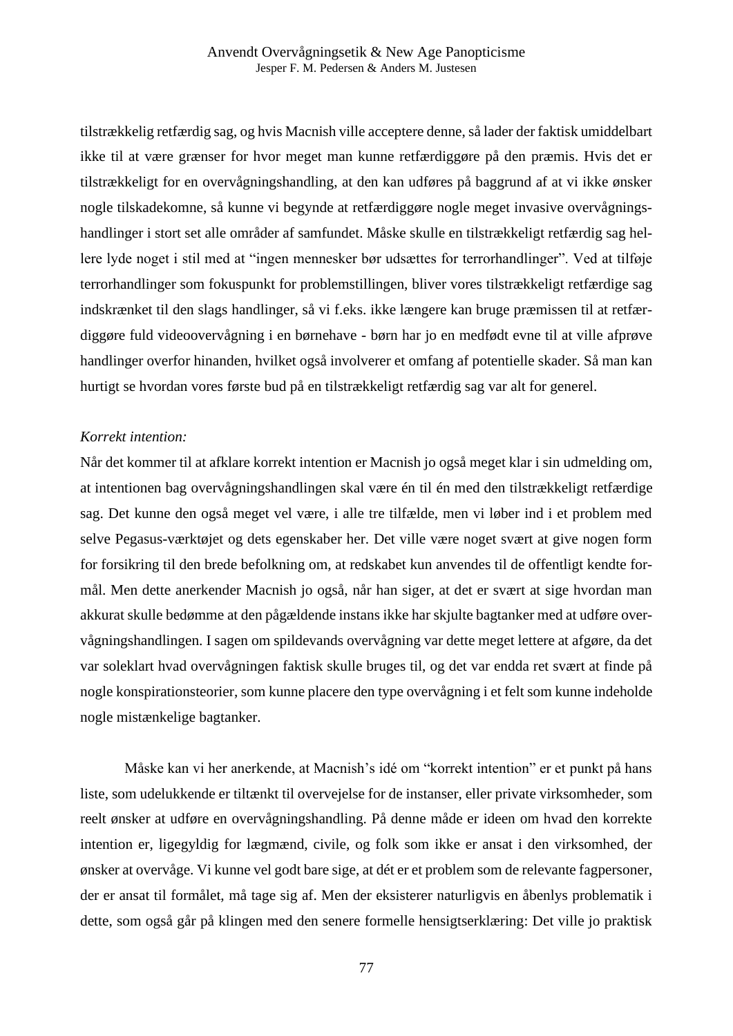tilstrækkelig retfærdig sag, og hvis Macnish ville acceptere denne, så lader der faktisk umiddelbart ikke til at være grænser for hvor meget man kunne retfærdiggøre på den præmis. Hvis det er tilstrækkeligt for en overvågningshandling, at den kan udføres på baggrund af at vi ikke ønsker nogle tilskadekomne, så kunne vi begynde at retfærdiggøre nogle meget invasive overvågningshandlinger i stort set alle områder af samfundet. Måske skulle en tilstrækkeligt retfærdig sag hellere lyde noget i stil med at "ingen mennesker bør udsættes for terrorhandlinger". Ved at tilføje terrorhandlinger som fokuspunkt for problemstillingen, bliver vores tilstrækkeligt retfærdige sag indskrænket til den slags handlinger, så vi f.eks. ikke længere kan bruge præmissen til at retfærdiggøre fuld videoovervågning i en børnehave - børn har jo en medfødt evne til at ville afprøve handlinger overfor hinanden, hvilket også involverer et omfang af potentielle skader. Så man kan hurtigt se hvordan vores første bud på en tilstrækkeligt retfærdig sag var alt for generel.

*Korrekt intention:*

Når det kommer til at afklare korrekt intention er Macnish jo også meget klar i sin udmelding om, at intentionen bag overvågningshandlingen skal være én til én med den tilstrækkeligt retfærdige sag. Det kunne den også meget vel være, i alle tre tilfælde, men vi løber ind i et problem med selve Pegasus-værktøjet og dets egenskaber her. Det ville være noget svært at give nogen form for forsikring til den brede befolkning om, at redskabet kun anvendes til de offentligt kendte formål. Men dette anerkender Macnish jo også, når han siger, at det er svært at sige hvordan man akkurat skulle bedømme at den pågældende instans ikke har skjulte bagtanker med at udføre overvågningshandlingen. I sagen om spildevands overvågning var dette meget lettere at afgøre, da det var soleklart hvad overvågningen faktisk skulle bruges til, og det var endda ret svært at finde på nogle konspirationsteorier, som kunne placere den type overvågning i et felt som kunne indeholde nogle mistænkelige bagtanker.

Måske kan vi her anerkende, at Macnish's idé om "korrekt intention" er et punkt på hans liste, som udelukkende er tiltænkt til overvejelse for de instanser, eller private virksomheder, som reelt ønsker at udføre en overvågningshandling. På denne måde er ideen om hvad den korrekte intention er, ligegyldig for lægmænd, civile, og folk som ikke er ansat i den virksomhed, der ønsker at overvåge. Vi kunne vel godt bare sige, at dét er et problem som de relevante fagpersoner, der er ansat til formålet, må tage sig af. Men der eksisterer naturligvis en åbenlys problematik i dette, som også går på klingen med den senere formelle hensigtserklæring: Det ville jo praktisk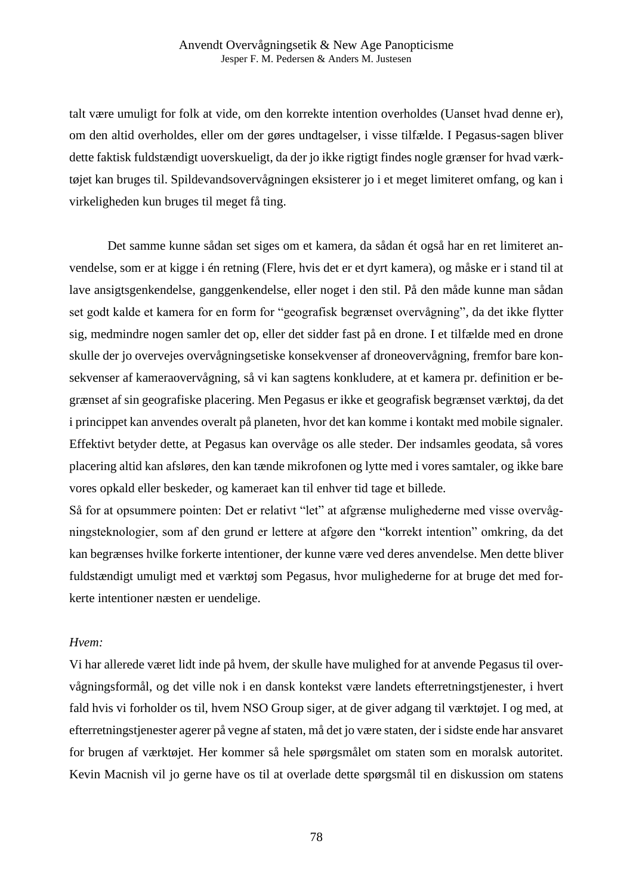talt være umuligt for folk at vide, om den korrekte intention overholdes (Uanset hvad denne er), om den altid overholdes, eller om der gøres undtagelser, i visse tilfælde. I Pegasus-sagen bliver dette faktisk fuldstændigt uoverskueligt, da der jo ikke rigtigt findes nogle grænser for hvad værktøjet kan bruges til. Spildevandsovervågningen eksisterer jo i et meget limiteret omfang, og kan i virkeligheden kun bruges til meget få ting.

Det samme kunne sådan set siges om et kamera, da sådan ét også har en ret limiteret anvendelse, som er at kigge i én retning (Flere, hvis det er et dyrt kamera), og måske er i stand til at lave ansigtsgenkendelse, ganggenkendelse, eller noget i den stil. På den måde kunne man sådan set godt kalde et kamera for en form for "geografisk begrænset overvågning", da det ikke flytter sig, medmindre nogen samler det op, eller det sidder fast på en drone. I et tilfælde med en drone skulle der jo overvejes overvågningsetiske konsekvenser af droneovervågning, fremfor bare konsekvenser af kameraovervågning, så vi kan sagtens konkludere, at et kamera pr. definition er begrænset af sin geografiske placering. Men Pegasus er ikke et geografisk begrænset værktøj, da det i princippet kan anvendes overalt på planeten, hvor det kan komme i kontakt med mobile signaler. Effektivt betyder dette, at Pegasus kan overvåge os alle steder. Der indsamles geodata, så vores placering altid kan afsløres, den kan tænde mikrofonen og lytte med i vores samtaler, og ikke bare vores opkald eller beskeder, og kameraet kan til enhver tid tage et billede.
Så for at opsummere pointen: Det er relativt "let" at afgrænse mulighederne med visse overvågningsteknologier, som af den grund er lettere at afgøre den "korrekt intention" omkring, da det kan begrænses hvilke forkerte intentioner, der kunne være ved deres anvendelse. Men dette bliver fuldstændigt umuligt med et værktøj som Pegasus, hvor mulighederne for at bruge det med forkerte intentioner næsten er uendelige.

*Hvem:*
Vi har allerede været lidt inde på hvem, der skulle have mulighed for at anvende Pegasus til overvågningsformål, og det ville nok i en dansk kontekst være landets efterretningstjenester, i hvert fald hvis vi forholder os til, hvem NSO Group siger, at de giver adgang til værktøjet. I og med, at efterretningstjenester agerer på vegne af staten, må det jo være staten, der i sidste ende har ansvaret for brugen af værktøjet. Her kommer så hele spørgsmålet om staten som en moralsk autoritet. Kevin Macnish vil jo gerne have os til at overlade dette spørgsmål til en diskussion om statens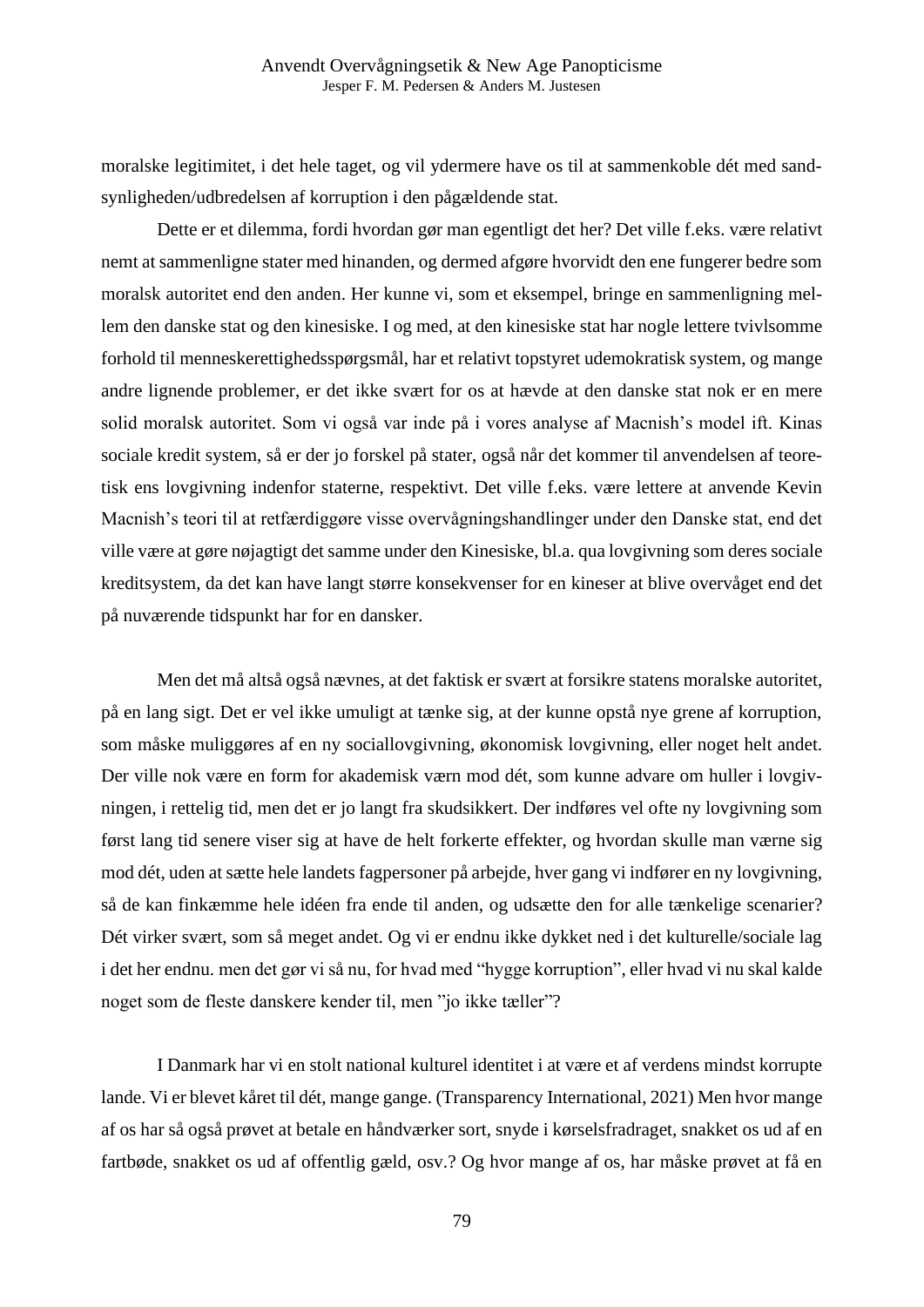moralske legitimitet, i det hele taget, og vil ydermere have os til at sammenkoble dét med sandsynligheden/udbredelsen af korruption i den pågældende stat.

Dette er et dilemma, fordi hvordan gør man egentligt det her? Det ville f.eks. være relativt nemt at sammenligne stater med hinanden, og dermed afgøre hvorvidt den ene fungerer bedre som moralsk autoritet end den anden. Her kunne vi, som et eksempel, bringe en sammenligning mellem den danske stat og den kinesiske. I og med, at den kinesiske stat har nogle lettere tvivlsomme forhold til menneskerettighedsspørgsmål, har et relativt topstyret udemokratisk system, og mange andre lignende problemer, er det ikke svært for os at hævde at den danske stat nok er en mere solid moralsk autoritet. Som vi også var inde på i vores analyse af Macnish's model ift. Kinas sociale kredit system, så er der jo forskel på stater, også når det kommer til anvendelsen af teoretisk ens lovgivning indenfor staterne, respektivt. Det ville f.eks. være lettere at anvende Kevin Macnish's teori til at retfærdiggøre visse overvågningshandlinger under den Danske stat, end det ville være at gøre nøjagtigt det samme under den Kinesiske, bl.a. qua lovgivning som deres sociale kreditsystem, da det kan have langt større konsekvenser for en kineser at blive overvåget end det på nuværende tidspunkt har for en dansker.

Men det må altså også nævnes, at det faktisk er svært at forsikre statens moralske autoritet, på en lang sigt. Det er vel ikke umuligt at tænke sig, at der kunne opstå nye grene af korruption, som måske muliggøres af en ny sociallovgivning, økonomisk lovgivning, eller noget helt andet. Der ville nok være en form for akademisk værn mod dét, som kunne advare om huller i lovgivningen, i rettelig tid, men det er jo langt fra skudsikkert. Der indføres vel ofte ny lovgivning som først lang tid senere viser sig at have de helt forkerte effekter, og hvordan skulle man værne sig mod dét, uden at sætte hele landets fagpersoner på arbejde, hver gang vi indfører en ny lovgivning, så de kan finkæmme hele idéen fra ende til anden, og udsætte den for alle tænkelige scenarier? Dét virker svært, som så meget andet. Og vi er endnu ikke dykket ned i det kulturelle/sociale lag i det her endnu. men det gør vi så nu, for hvad med "hygge korruption", eller hvad vi nu skal kalde noget som de fleste danskere kender til, men "jo ikke tæller"?

I Danmark har vi en stolt national kulturel identitet i at være et af verdens mindst korrupte lande. Vi er blevet kåret til dét, mange gange. (Transparency International, 2021) Men hvor mange af os har så også prøvet at betale en håndværker sort, snyde i kørselsfradraget, snakket os ud af en fartbøde, snakket os ud af offentlig gæld, osv.? Og hvor mange af os, har måske prøvet at få en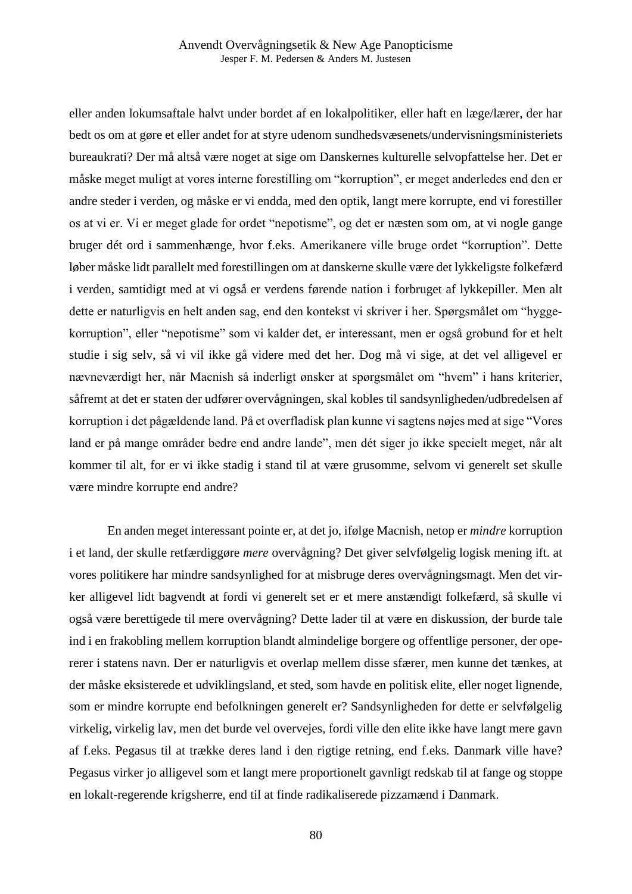eller anden lokumsaftale halvt under bordet af en lokalpolitiker, eller haft en læge/lærer, der har bedt os om at gøre et eller andet for at styre udenom sundhedsvæsenets/undervisningsministeriets bureaukrati? Der må altså være noget at sige om Danskernes kulturelle selvopfattelse her. Det er måske meget muligt at vores interne forestilling om "korruption", er meget anderledes end den er andre steder i verden, og måske er vi endda, med den optik, langt mere korrupte, end vi forestiller os at vi er. Vi er meget glade for ordet "nepotisme", og det er næsten som om, at vi nogle gange bruger dét ord i sammenhænge, hvor f.eks. Amerikanere ville bruge ordet "korruption". Dette løber måske lidt parallelt med forestillingen om at danskerne skulle være det lykkeligste folkefærd i verden, samtidigt med at vi også er verdens førende nation i forbruget af lykkepiller. Men alt dette er naturligvis en helt anden sag, end den kontekst vi skriver i her. Spørgsmålet om "hygge-korruption", eller "nepotisme" som vi kalder det, er interessant, men er også grobund for et helt studie i sig selv, så vi vil ikke gå videre med det her. Dog må vi sige, at det vel alligevel er nævneværdigt her, når Macnish så inderligt ønsker at spørgsmålet om "hvem" i hans kriterier, såfremt at det er staten der udfører overvågningen, skal kobles til sandsynligheden/udbredelsen af korruption i det pågældende land. På et overfladisk plan kunne vi sagtens nøjes med at sige "Vores land er på mange områder bedre end andre lande", men dét siger jo ikke specielt meget, når alt kommer til alt, for er vi ikke stadig i stand til at være grusomme, selvom vi generelt set skulle være mindre korrupte end andre?

En anden meget interessant pointe er, at det jo, ifølge Macnish, netop er *mindre* korruption i et land, der skulle retfærdiggøre *mere* overvågning? Det giver selvfølgelig logisk mening ift. at vores politikere har mindre sandsynlighed for at misbruge deres overvågningsmagt. Men det virker alligevel lidt bagvendt at fordi vi generelt set er et mere anstændigt folkefærd, så skulle vi også være berettigede til mere overvågning? Dette lader til at være en diskussion, der burde tale ind i en frakobling mellem korruption blandt almindelige borgere og offentlige personer, der opererer i statens navn. Der er naturligvis et overlap mellem disse sfærer, men kunne det tænkes, at der måske eksisterede et udviklingsland, et sted, som havde en politisk elite, eller noget lignende, som er mindre korrupte end befolkningen generelt er? Sandsynligheden for dette er selvfølgelig virkelig, virkelig lav, men det burde vel overvejes, fordi ville den elite ikke have langt mere gavn af f.eks. Pegasus til at trække deres land i den rigtige retning, end f.eks. Danmark ville have? Pegasus virker jo alligevel som et langt mere proportionelt gavnligt redskab til at fange og stoppe en lokalt-regerende krigsherre, end til at finde radikaliserede pizzamænd i Danmark.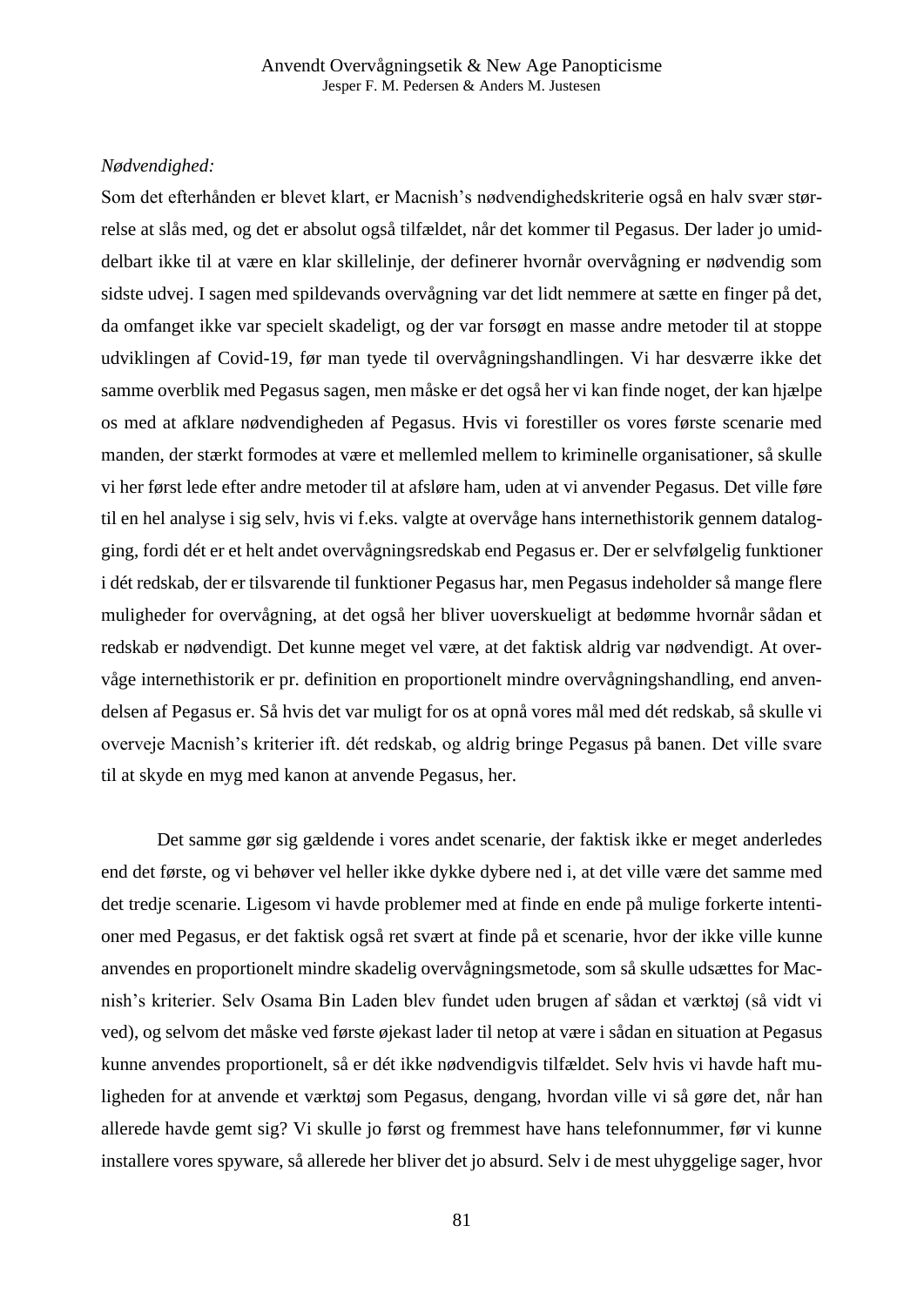*Nødvendighed:*

Som det efterhånden er blevet klart, er Macnish's nødvendighedskriterie også en halv svær størrelse at slås med, og det er absolut også tilfældet, når det kommer til Pegasus. Der lader jo umiddelbart ikke til at være en klar skillelinje, der definerer hvornår overvågning er nødvendig som sidste udvej. I sagen med spildevands overvågning var det lidt nemmere at sætte en finger på det, da omfanget ikke var specielt skadeligt, og der var forsøgt en masse andre metoder til at stoppe udviklingen af Covid-19, før man tyede til overvågningshandlingen. Vi har desværre ikke det samme overblik med Pegasus sagen, men måske er det også her vi kan finde noget, der kan hjælpe os med at afklare nødvendigheden af Pegasus. Hvis vi forestiller os vores første scenarie med manden, der stærkt formodes at være et mellemled mellem to kriminelle organisationer, så skulle vi her først lede efter andre metoder til at afsløre ham, uden at vi anvender Pegasus. Det ville føre til en hel analyse i sig selv, hvis vi f.eks. valgte at overvåge hans internethistorik gennem datalogging, fordi dét er et helt andet overvågningsredskab end Pegasus er. Der er selvfølgelig funktioner i dét redskab, der er tilsvarende til funktioner Pegasus har, men Pegasus indeholder så mange flere muligheder for overvågning, at det også her bliver uoverskueligt at bedømme hvornår sådan et redskab er nødvendigt. Det kunne meget vel være, at det faktisk aldrig var nødvendigt. At overvåge internethistorik er pr. definition en proportionelt mindre overvågningshandling, end anvendelsen af Pegasus er. Så hvis det var muligt for os at opnå vores mål med dét redskab, så skulle vi overveje Macnish's kriterier ift. dét redskab, og aldrig bringe Pegasus på banen. Det ville svare til at skyde en myg med kanon at anvende Pegasus, her.

Det samme gør sig gældende i vores andet scenarie, der faktisk ikke er meget anderledes end det første, og vi behøver vel heller ikke dykke dybere ned i, at det ville være det samme med det tredje scenarie. Ligesom vi havde problemer med at finde en ende på mulige forkerte intentioner med Pegasus, er det faktisk også ret svært at finde på et scenarie, hvor der ikke ville kunne anvendes en proportionelt mindre skadelig overvågningsmetode, som så skulle udsættes for Macnish's kriterier. Selv Osama Bin Laden blev fundet uden brugen af sådan et værktøj (så vidt vi ved), og selvom det måske ved første øjekast lader til netop at være i sådan en situation at Pegasus kunne anvendes proportionelt, så er dét ikke nødvendigvis tilfældet. Selv hvis vi havde haft muligheden for at anvende et værktøj som Pegasus, dengang, hvordan ville vi så gøre det, når han allerede havde gemt sig? Vi skulle jo først og fremmest have hans telefonnummer, før vi kunne installere vores spyware, så allerede her bliver det jo absurd. Selv i de mest uhyggelige sager, hvor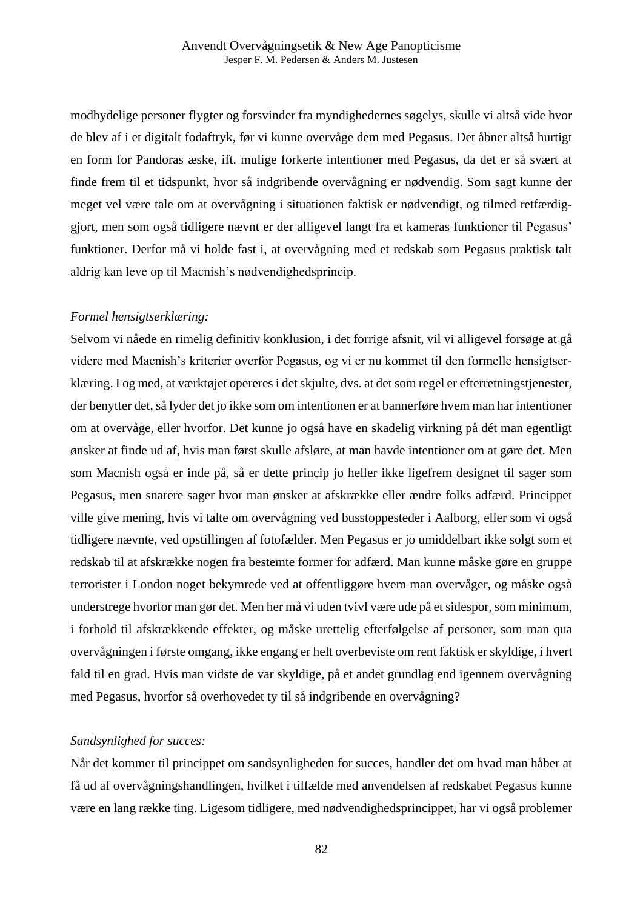modbydelige personer flygter og forsvinder fra myndighedernes søgelys, skulle vi altså vide hvor de blev af i et digitalt fodaftryk, før vi kunne overvåge dem med Pegasus. Det åbner altså hurtigt en form for Pandoras æske, ift. mulige forkerte intentioner med Pegasus, da det er så svært at finde frem til et tidspunkt, hvor så indgribende overvågning er nødvendig. Som sagt kunne der meget vel være tale om at overvågning i situationen faktisk er nødvendigt, og tilmed retfærdiggjort, men som også tidligere nævnt er der alligevel langt fra et kameras funktioner til Pegasus' funktioner. Derfor må vi holde fast i, at overvågning med et redskab som Pegasus praktisk talt aldrig kan leve op til Macnish's nødvendighedsprincip.

*Formel hensigtserklæring:*

Selvom vi nåede en rimelig definitiv konklusion, i det forrige afsnit, vil vi alligevel forsøge at gå videre med Macnish's kriterier overfor Pegasus, og vi er nu kommet til den formelle hensigtserklæring. I og med, at værktøjet opereres i det skjulte, dvs. at det som regel er efterretningstjenester, der benytter det, så lyder det jo ikke som om intentionen er at bannerføre hvem man har intentioner om at overvåge, eller hvorfor. Det kunne jo også have en skadelig virkning på dét man egentligt ønsker at finde ud af, hvis man først skulle afsløre, at man havde intentioner om at gøre det. Men som Macnish også er inde på, så er dette princip jo heller ikke ligefrem designet til sager som Pegasus, men snarere sager hvor man ønsker at afskrække eller ændre folks adfærd. Princippet ville give mening, hvis vi talte om overvågning ved busstoppesteder i Aalborg, eller som vi også tidligere nævnte, ved opstillingen af fotofælder. Men Pegasus er jo umiddelbart ikke solgt som et redskab til at afskrække nogen fra bestemte former for adfærd. Man kunne måske gøre en gruppe terrorister i London noget bekymrede ved at offentliggøre hvem man overvåger, og måske også understrege hvorfor man gør det. Men her må vi uden tvivl være ude på et sidespor, som minimum, i forhold til afskrækkende effekter, og måske urettelig efterfølgelse af personer, som man qua overvågningen i første omgang, ikke engang er helt overbeviste om rent faktisk er skyldige, i hvert fald til en grad. Hvis man vidste de var skyldige, på et andet grundlag end igennem overvågning med Pegasus, hvorfor så overhovedet ty til så indgribende en overvågning?

*Sandsynlighed for succes:*

Når det kommer til princippet om sandsynligheden for succes, handler det om hvad man håber at få ud af overvågningshandlingen, hvilket i tilfælde med anvendelsen af redskabet Pegasus kunne være en lang række ting. Ligesom tidligere, med nødvendighedsprincippet, har vi også problemer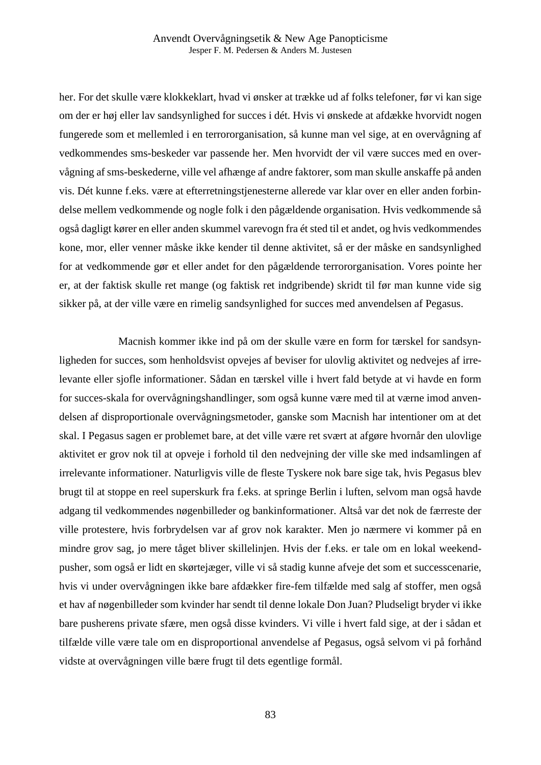her. For det skulle være klokkeklart, hvad vi ønsker at trække ud af folks telefoner, før vi kan sige om der er høj eller lav sandsynlighed for succes i dét. Hvis vi ønskede at afdække hvorvidt nogen fungerede som et mellemled i en terrororganisation, så kunne man vel sige, at en overvågning af vedkommendes sms-beskeder var passende her. Men hvorvidt der vil være succes med en overvågning af sms-beskederne, ville vel afhænge af andre faktorer, som man skulle anskaffe på anden vis. Dét kunne f.eks. være at efterretningstjenesterne allerede var klar over en eller anden forbindelse mellem vedkommende og nogle folk i den pågældende organisation. Hvis vedkommende så også dagligt kører en eller anden skummel varevogn fra ét sted til et andet, og hvis vedkommendes kone, mor, eller venner måske ikke kender til denne aktivitet, så er der måske en sandsynlighed for at vedkommende gør et eller andet for den pågældende terrororganisation. Vores pointe her er, at der faktisk skulle ret mange (og faktisk ret indgribende) skridt til før man kunne vide sig sikker på, at der ville være en rimelig sandsynlighed for succes med anvendelsen af Pegasus.

Macnish kommer ikke ind på om der skulle være en form for tærskel for sandsynligheden for succes, som henholdsvist opvejes af beviser for ulovlig aktivitet og nedvejes af irrelevante eller sjofle informationer. Sådan en tærskel ville i hvert fald betyde at vi havde en form for succes-skala for overvågningshandlinger, som også kunne være med til at værne imod anvendelsen af disproportionale overvågningsmetoder, ganske som Macnish har intentioner om at det skal. I Pegasus sagen er problemet bare, at det ville være ret svært at afgøre hvornår den ulovlige aktivitet er grov nok til at opveje i forhold til den nedvejning der ville ske med indsamlingen af irrelevante informationer. Naturligvis ville de fleste Tyskere nok bare sige tak, hvis Pegasus blev brugt til at stoppe en reel superskurk fra f.eks. at springe Berlin i luften, selvom man også havde adgang til vedkommendes nøgenbilleder og bankinformationer. Altså var det nok de færreste der ville protestere, hvis forbrydelsen var af grov nok karakter. Men jo nærmere vi kommer på en mindre grov sag, jo mere tåget bliver skillelinjen. Hvis der f.eks. er tale om en lokal weekend-pusher, som også er lidt en skørtejæger, ville vi så stadig kunne afveje det som et successcenarie, hvis vi under overvågningen ikke bare afdækker fire-fem tilfælde med salg af stoffer, men også et hav af nøgenbilleder som kvinder har sendt til denne lokale Don Juan? Pludseligt bryder vi ikke bare pusherens private sfære, men også disse kvinders. Vi ville i hvert fald sige, at der i sådan et tilfælde ville være tale om en disproportional anvendelse af Pegasus, også selvom vi på forhånd vidste at overvågningen ville bære frugt til dets egentlige formål.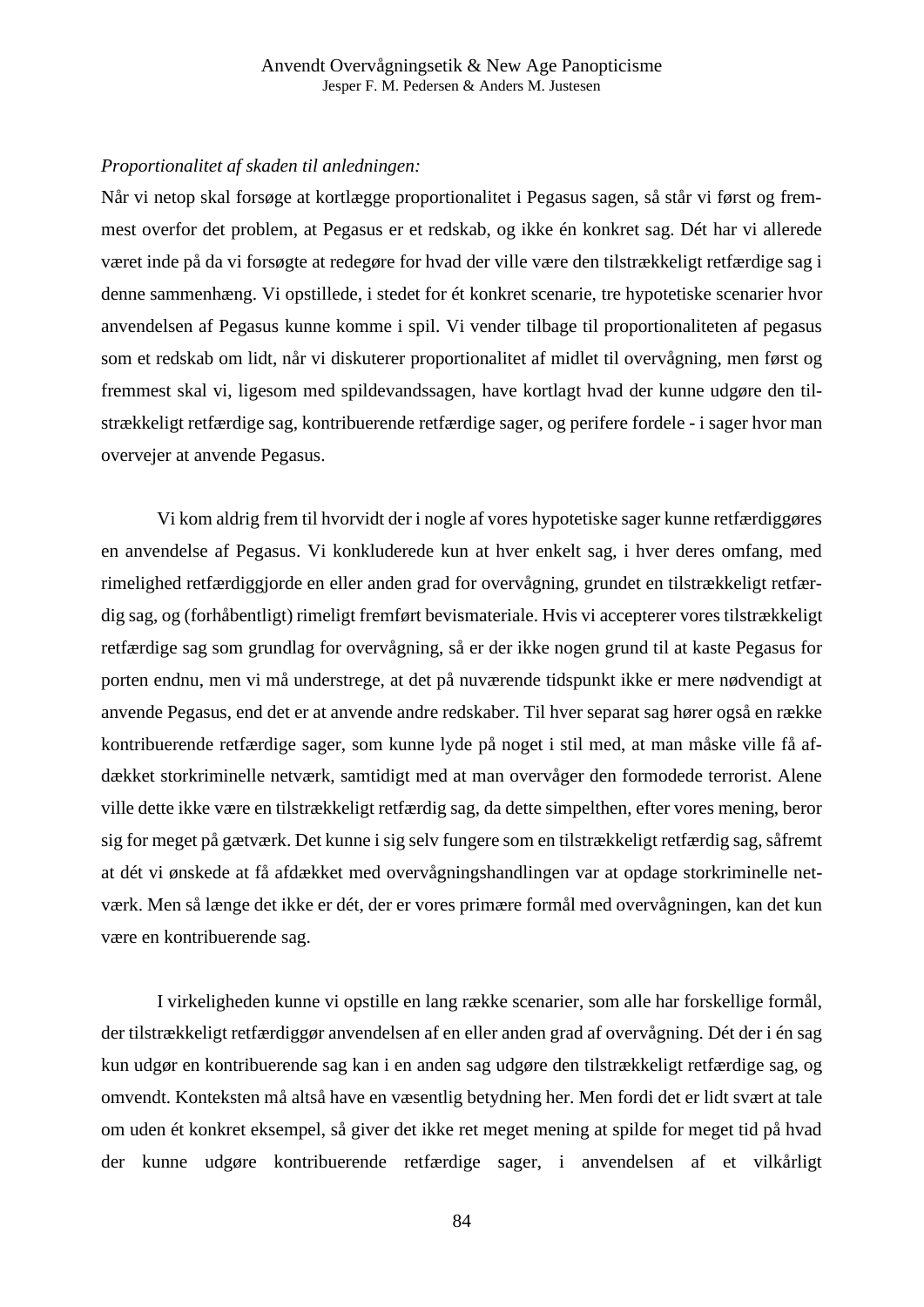*Proportionalitet af skaden til anledningen:*

Når vi netop skal forsøge at kortlægge proportionalitet i Pegasus sagen, så står vi først og fremmest overfor det problem, at Pegasus er et redskab, og ikke én konkret sag. Dét har vi allerede været inde på da vi forsøgte at redegøre for hvad der ville være den tilstrækkeligt retfærdige sag i denne sammenhæng. Vi opstillede, i stedet for ét konkret scenarie, tre hypotetiske scenarier hvor anvendelsen af Pegasus kunne komme i spil. Vi vender tilbage til proportionaliteten af pegasus som et redskab om lidt, når vi diskuterer proportionalitet af midlet til overvågning, men først og fremmest skal vi, ligesom med spildevandssagen, have kortlagt hvad der kunne udgøre den tilstrækkeligt retfærdige sag, kontribuerende retfærdige sager, og perifere fordele - i sager hvor man overvejer at anvende Pegasus.

Vi kom aldrig frem til hvorvidt der i nogle af vores hypotetiske sager kunne retfærdiggøres en anvendelse af Pegasus. Vi konkluderede kun at hver enkelt sag, i hver deres omfang, med rimelighed retfærdiggjorde en eller anden grad for overvågning, grundet en tilstrækkeligt retfærdig sag, og (forhåbentligt) rimeligt fremført bevismateriale. Hvis vi accepterer vores tilstrækkeligt retfærdige sag som grundlag for overvågning, så er der ikke nogen grund til at kaste Pegasus for porten endnu, men vi må understrege, at det på nuværende tidspunkt ikke er mere nødvendigt at anvende Pegasus, end det er at anvende andre redskaber. Til hver separat sag hører også en række kontribuerende retfærdige sager, som kunne lyde på noget i stil med, at man måske ville få afdækket storkriminelle netværk, samtidigt med at man overvåger den formodede terrorist. Alene ville dette ikke være en tilstrækkeligt retfærdig sag, da dette simpelthen, efter vores mening, beror sig for meget på gætværk. Det kunne i sig selv fungere som en tilstrækkeligt retfærdig sag, såfremt at dét vi ønskede at få afdækket med overvågningshandlingen var at opdage storkriminelle netværk. Men så længe det ikke er dét, der er vores primære formål med overvågningen, kan det kun være en kontribuerende sag.

I virkeligheden kunne vi opstille en lang række scenarier, som alle har forskellige formål, der tilstrækkeligt retfærdiggør anvendelsen af en eller anden grad af overvågning. Dét der i én sag kun udgør en kontribuerende sag kan i en anden sag udgøre den tilstrækkeligt retfærdige sag, og omvendt. Konteksten må altså have en væsentlig betydning her. Men fordi det er lidt svært at tale om uden ét konkret eksempel, så giver det ikke ret meget mening at spilde for meget tid på hvad der kunne udgøre kontribuerende retfærdige sager, i anvendelsen af et vilkårligt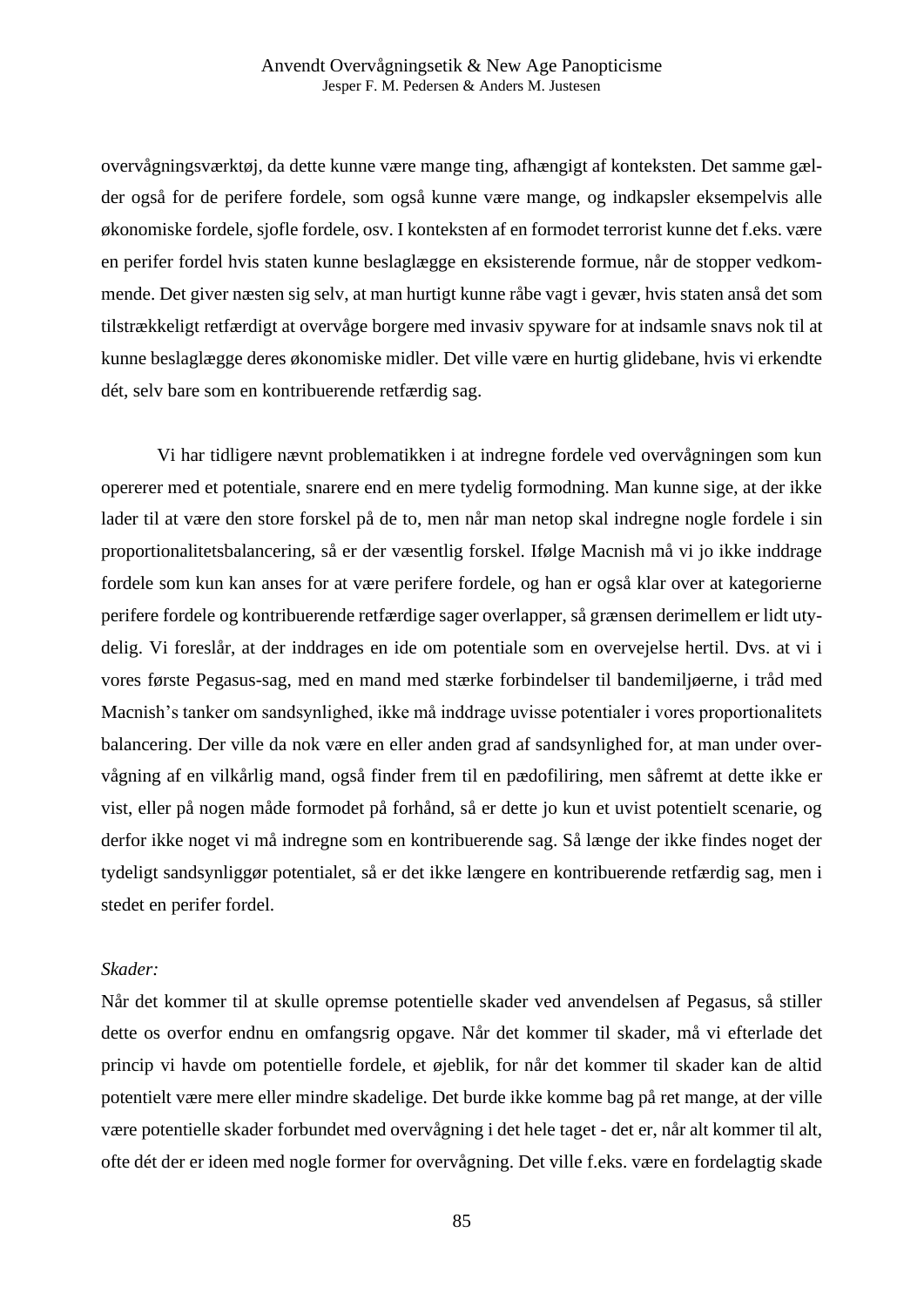overvågningsværktøj, da dette kunne være mange ting, afhængigt af konteksten. Det samme gælder også for de perifere fordele, som også kunne være mange, og indkapsler eksempelvis alle økonomiske fordele, sjofle fordele, osv. I konteksten af en formodet terrorist kunne det f.eks. være en perifer fordel hvis staten kunne beslaglægge en eksisterende formue, når de stopper vedkommende. Det giver næsten sig selv, at man hurtigt kunne råbe vagt i gevær, hvis staten anså det som tilstrækkeligt retfærdigt at overvåge borgere med invasiv spyware for at indsamle snavs nok til at kunne beslaglægge deres økonomiske midler. Det ville være en hurtig glidebane, hvis vi erkendte dét, selv bare som en kontribuerende retfærdig sag.

Vi har tidligere nævnt problematikken i at indregne fordele ved overvågningen som kun opererer med et potentiale, snarere end en mere tydelig formodning. Man kunne sige, at der ikke lader til at være den store forskel på de to, men når man netop skal indregne nogle fordele i sin proportionalitetsbalancering, så er der væsentlig forskel. Ifølge Macnish må vi jo ikke inddrage fordele som kun kan anses for at være perifere fordele, og han er også klar over at kategorierne perifere fordele og kontribuerende retfærdige sager overlapper, så grænsen derimellem er lidt utydelig. Vi foreslår, at der inddrages en ide om potentiale som en overvejelse hertil. Dvs. at vi i vores første Pegasus-sag, med en mand med stærke forbindelser til bandemiljøerne, i tråd med Macnish's tanker om sandsynlighed, ikke må inddrage uvisse potentialer i vores proportionalitets balancering. Der ville da nok være en eller anden grad af sandsynlighed for, at man under overvågning af en vilkårlig mand, også finder frem til en pædofiliring, men såfremt at dette ikke er vist, eller på nogen måde formodet på forhånd, så er dette jo kun et uvist potentielt scenarie, og derfor ikke noget vi må indregne som en kontribuerende sag. Så længe der ikke findes noget der tydeligt sandsynliggør potentialet, så er det ikke længere en kontribuerende retfærdig sag, men i stedet en perifer fordel.

*Skader:*

Når det kommer til at skulle opremse potentielle skader ved anvendelsen af Pegasus, så stiller dette os overfor endnu en omfangsrig opgave. Når det kommer til skader, må vi efterlade det princip vi havde om potentielle fordele, et øjeblik, for når det kommer til skader kan de altid potentielt være mere eller mindre skadelige. Det burde ikke komme bag på ret mange, at der ville være potentielle skader forbundet med overvågning i det hele taget - det er, når alt kommer til alt, ofte dét der er ideen med nogle former for overvågning. Det ville f.eks. være en fordelagtig skade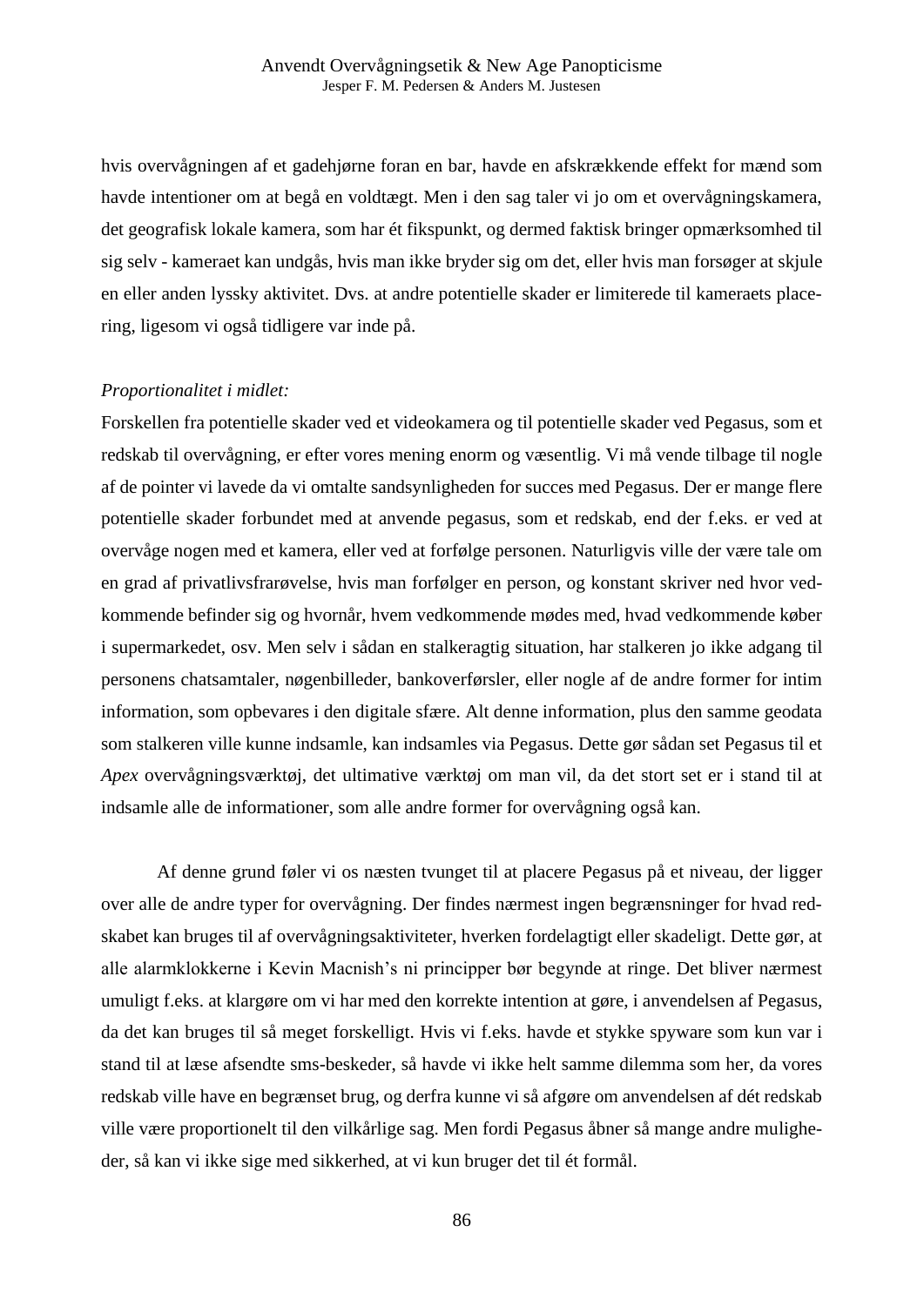hvis overvågningen af et gadehjørne foran en bar, havde en afskrækkende effekt for mænd som havde intentioner om at begå en voldtægt. Men i den sag taler vi jo om et overvågningskamera, det geografisk lokale kamera, som har ét fikspunkt, og dermed faktisk bringer opmærksomhed til sig selv - kameraet kan undgås, hvis man ikke bryder sig om det, eller hvis man forsøger at skjule en eller anden lyssky aktivitet. Dvs. at andre potentielle skader er limiterede til kameraets placering, ligesom vi også tidligere var inde på.

*Proportionalitet i midlet:*

Forskellen fra potentielle skader ved et videokamera og til potentielle skader ved Pegasus, som et redskab til overvågning, er efter vores mening enorm og væsentlig. Vi må vende tilbage til nogle af de pointer vi lavede da vi omtalte sandsynligheden for succes med Pegasus. Der er mange flere potentielle skader forbundet med at anvende pegasus, som et redskab, end der f.eks. er ved at overvåge nogen med et kamera, eller ved at forfølge personen. Naturligvis ville der være tale om en grad af privatlivsfrarøvelse, hvis man forfølger en person, og konstant skriver ned hvor vedkommende befinder sig og hvornår, hvem vedkommende mødes med, hvad vedkommende køber i supermarkedet, osv. Men selv i sådan en stalkeragtig situation, har stalkeren jo ikke adgang til personens chatsamtaler, nøgenbilleder, bankoverførsler, eller nogle af de andre former for intim information, som opbevares i den digitale sfære. Alt denne information, plus den samme geodata som stalkeren ville kunne indsamle, kan indsamles via Pegasus. Dette gør sådan set Pegasus til et *Apex* overvågningsværktøj, det ultimative værktøj om man vil, da det stort set er i stand til at indsamle alle de informationer, som alle andre former for overvågning også kan.

Af denne grund føler vi os næsten tvunget til at placere Pegasus på et niveau, der ligger over alle de andre typer for overvågning. Der findes nærmest ingen begrænsninger for hvad redskabet kan bruges til af overvågningsaktiviteter, hverken fordelagtigt eller skadeligt. Dette gør, at alle alarmklokkerne i Kevin Macnish's ni principper bør begynde at ringe. Det bliver nærmest umuligt f.eks. at klargøre om vi har med den korrekte intention at gøre, i anvendelsen af Pegasus, da det kan bruges til så meget forskelligt. Hvis vi f.eks. havde et stykke spyware som kun var i stand til at læse afsendte sms-beskeder, så havde vi ikke helt samme dilemma som her, da vores redskab ville have en begrænset brug, og derfra kunne vi så afgøre om anvendelsen af dét redskab ville være proportionelt til den vilkårlige sag. Men fordi Pegasus åbner så mange andre muligheder, så kan vi ikke sige med sikkerhed, at vi kun bruger det til ét formål.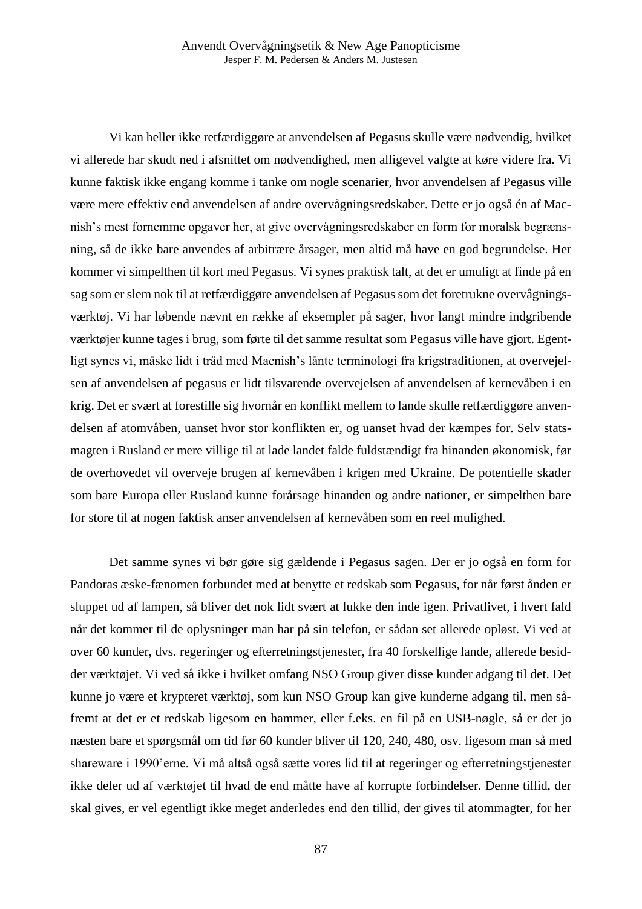Vi kan heller ikke retfærdiggøre at anvendelsen af Pegasus skulle være nødvendig, hvilket vi allerede har skudt ned i afsnittet om nødvendighed, men alligevel valgte at køre videre fra. Vi kunne faktisk ikke engang komme i tanke om nogle scenarier, hvor anvendelsen af Pegasus ville være mere effektiv end anvendelsen af andre overvågningsredskaber. Dette er jo også én af Macnish's mest fornemme opgaver her, at give overvågningsredskaber en form for moralsk begrænsning, så de ikke bare anvendes af arbitrære årsager, men altid må have en god begrundelse. Her kommer vi simpelthen til kort med Pegasus. Vi synes praktisk talt, at det er umuligt at finde på en sag som er slem nok til at retfærdiggøre anvendelsen af Pegasus som det foretrukne overvågningsværktøj. Vi har løbende nævnt en række af eksempler på sager, hvor langt mindre indgribende værktøjer kunne tages i brug, som førte til det samme resultat som Pegasus ville have gjort. Egentligt synes vi, måske lidt i tråd med Macnish's lånte terminologi fra krigstraditionen, at overvejelsen af anvendelsen af pegasus er lidt tilsvarende overvejelsen af anvendelsen af kernevåben i en krig. Det er svært at forestille sig hvornår en konflikt mellem to lande skulle retfærdiggøre anvendelsen af atomvåben, uanset hvor stor konflikten er, og uanset hvad der kæmpes for. Selv statsmagten i Rusland er mere villige til at lade landet falde fuldstændigt fra hinanden økonomisk, før de overhovedet vil overveje brugen af kernevåben i krigen med Ukraine. De potentielle skader som bare Europa eller Rusland kunne forårsage hinanden og andre nationer, er simpelthen bare for store til at nogen faktisk anser anvendelsen af kernevåben som en reel mulighed.

Det samme synes vi bør gøre sig gældende i Pegasus sagen. Der er jo også en form for Pandoras æske-fænomen forbundet med at benytte et redskab som Pegasus, for når først ånden er sluppet ud af lampen, så bliver det nok lidt svært at lukke den inde igen. Privatlivet, i hvert fald når det kommer til de oplysninger man har på sin telefon, er sådan set allerede opløst. Vi ved at over 60 kunder, dvs. regeringer og efterretningstjenester, fra 40 forskellige lande, allerede besidder værktøjet. Vi ved så ikke i hvilket omfang NSO Group giver disse kunder adgang til det. Det kunne jo være et krypteret værktøj, som kun NSO Group kan give kunderne adgang til, men såfremt at det er et redskab ligesom en hammer, eller f.eks. en fil på en USB-nøgle, så er det jo næsten bare et spørgsmål om tid før 60 kunder bliver til 120, 240, 480, osv. ligesom man så med shareware i 1990'erne. Vi må altså også sætte vores lid til at regeringer og efterretningstjenester ikke deler ud af værktøjet til hvad de end måtte have af korrupte forbindelser. Denne tillid, der skal gives, er vel egentligt ikke meget anderledes end den tillid, der gives til atommagter, for her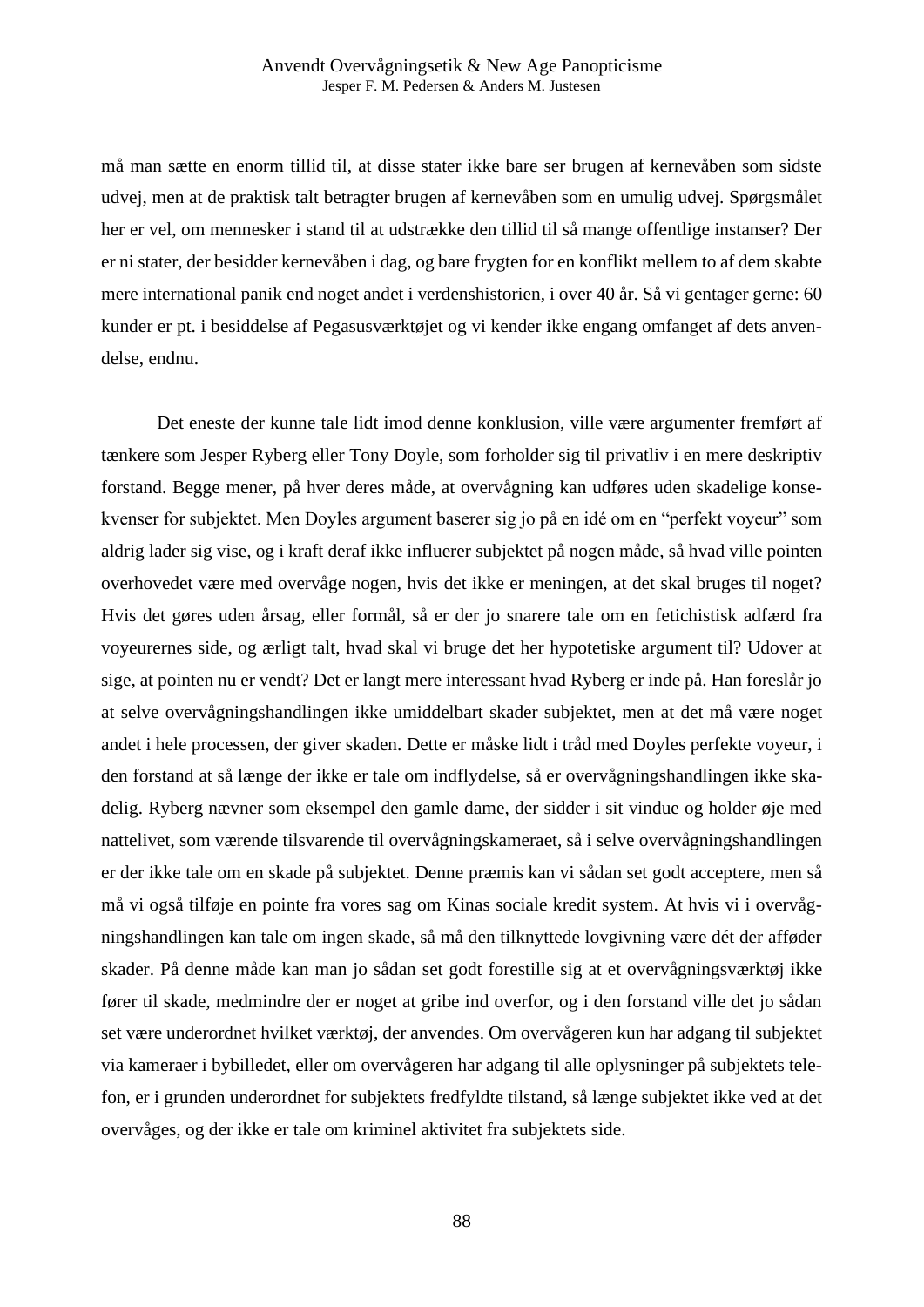må man sætte en enorm tillid til, at disse stater ikke bare ser brugen af kernevåben som sidste udvej, men at de praktisk talt betragter brugen af kernevåben som en umulig udvej. Spørgsmålet her er vel, om mennesker i stand til at udstrække den tillid til så mange offentlige instanser? Der er ni stater, der besidder kernevåben i dag, og bare frygten for en konflikt mellem to af dem skabte mere international panik end noget andet i verdenshistorien, i over 40 år. Så vi gentager gerne: 60 kunder er pt. i besiddelse af Pegasusværktøjet og vi kender ikke engang omfanget af dets anvendelse, endnu.

Det eneste der kunne tale lidt imod denne konklusion, ville være argumenter fremført af tænkere som Jesper Ryberg eller Tony Doyle, som forholder sig til privatliv i en mere deskriptiv forstand. Begge mener, på hver deres måde, at overvågning kan udføres uden skadelige konsekvenser for subjektet. Men Doyles argument baserer sig jo på en idé om en "perfekt voyeur" som aldrig lader sig vise, og i kraft deraf ikke influerer subjektet på nogen måde, så hvad ville pointen overhovedet være med overvåge nogen, hvis det ikke er meningen, at det skal bruges til noget? Hvis det gøres uden årsag, eller formål, så er der jo snarere tale om en fetichistisk adfærd fra voyeurernes side, og ærligt talt, hvad skal vi bruge det her hypotetiske argument til? Udover at sige, at pointen nu er vendt? Det er langt mere interessant hvad Ryberg er inde på. Han foreslår jo at selve overvågningshandlingen ikke umiddelbart skader subjektet, men at det må være noget andet i hele processen, der giver skaden. Dette er måske lidt i tråd med Doyles perfekte voyeur, i den forstand at så længe der ikke er tale om indflydelse, så er overvågningshandlingen ikke skadelig. Ryberg nævner som eksempel den gamle dame, der sidder i sit vindue og holder øje med nattelivet, som værende tilsvarende til overvågningskameraet, så i selve overvågningshandlingen er der ikke tale om en skade på subjektet. Denne præmis kan vi sådan set godt acceptere, men så må vi også tilføje en pointe fra vores sag om Kinas sociale kredit system. At hvis vi i overvågningshandlingen kan tale om ingen skade, så må den tilknyttede lovgivning være dét der afføder skader. På denne måde kan man jo sådan set godt forestille sig at et overvågningsværktøj ikke fører til skade, medmindre der er noget at gribe ind overfor, og i den forstand ville det jo sådan set være underordnet hvilket værktøj, der anvendes. Om overvågeren kun har adgang til subjektet via kameraer i bybilledet, eller om overvågeren har adgang til alle oplysninger på subjektets telefon, er i grunden underordnet for subjektets fredfyldte tilstand, så længe subjektet ikke ved at det overvåges, og der ikke er tale om kriminel aktivitet fra subjektets side.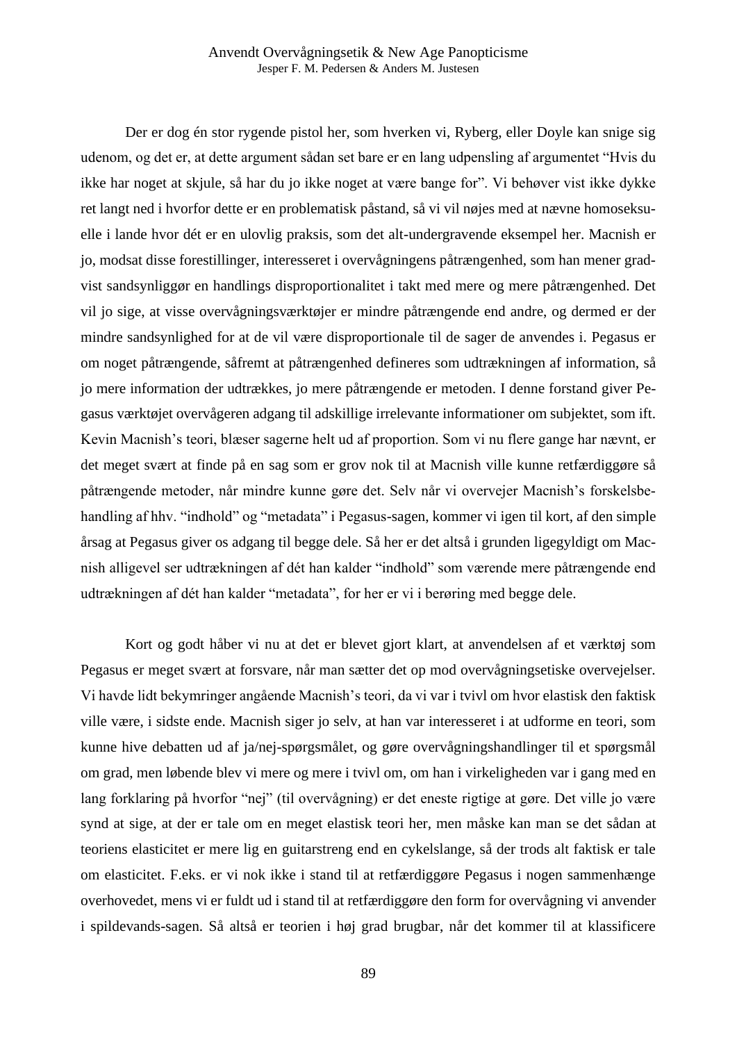Der er dog én stor rygende pistol her, som hverken vi, Ryberg, eller Doyle kan snige sig udenom, og det er, at dette argument sådan set bare er en lang udpensling af argumentet "Hvis du ikke har noget at skjule, så har du jo ikke noget at være bange for". Vi behøver vist ikke dykke ret langt ned i hvorfor dette er en problematisk påstand, så vi vil nøjes med at nævne homoseksuelle i lande hvor dét er en ulovlig praksis, som det alt-undergravende eksempel her. Macnish er jo, modsat disse forestillinger, interesseret i overvågningens påtrængenhed, som han mener gradvist sandsynliggør en handlings disproportionalitet i takt med mere og mere påtrængenhed. Det vil jo sige, at visse overvågningsværktøjer er mindre påtrængende end andre, og dermed er der mindre sandsynlighed for at de vil være disproportionale til de sager de anvendes i. Pegasus er om noget påtrængende, såfremt at påtrængenhed defineres som udtrækningen af information, så jo mere information der udtrækkes, jo mere påtrængende er metoden. I denne forstand giver Pegasus værktøjet overvågeren adgang til adskillige irrelevante informationer om subjektet, som ift. Kevin Macnish's teori, blæser sagerne helt ud af proportion. Som vi nu flere gange har nævnt, er det meget svært at finde på en sag som er grov nok til at Macnish ville kunne retfærdiggøre så påtrængende metoder, når mindre kunne gøre det. Selv når vi overvejer Macnish's forskelsbehandling af hhv. "indhold" og "metadata" i Pegasus-sagen, kommer vi igen til kort, af den simple årsag at Pegasus giver os adgang til begge dele. Så her er det altså i grunden ligegyldigt om Macnish alligevel ser udtrækningen af dét han kalder "indhold" som værende mere påtrængende end udtrækningen af dét han kalder "metadata", for her er vi i berøring med begge dele.

Kort og godt håber vi nu at det er blevet gjort klart, at anvendelsen af et værktøj som Pegasus er meget svært at forsvare, når man sætter det op mod overvågningsetiske overvejelser. Vi havde lidt bekymringer angående Macnish's teori, da vi var i tvivl om hvor elastisk den faktisk ville være, i sidste ende. Macnish siger jo selv, at han var interesseret i at udforme en teori, som kunne hive debatten ud af ja/nej-spørgsmålet, og gøre overvågningshandlinger til et spørgsmål om grad, men løbende blev vi mere og mere i tvivl om, om han i virkeligheden var i gang med en lang forklaring på hvorfor "nej" (til overvågning) er det eneste rigtige at gøre. Det ville jo være synd at sige, at der er tale om en meget elastisk teori her, men måske kan man se det sådan at teoriens elasticitet er mere lig en guitarstreng end en cykelslange, så der trods alt faktisk er tale om elasticitet. F.eks. er vi nok ikke i stand til at retfærdiggøre Pegasus i nogen sammenhænge overhovedet, mens vi er fuldt ud i stand til at retfærdiggøre den form for overvågning vi anvender i spildevands-sagen. Så altså er teorien i høj grad brugbar, når det kommer til at klassificere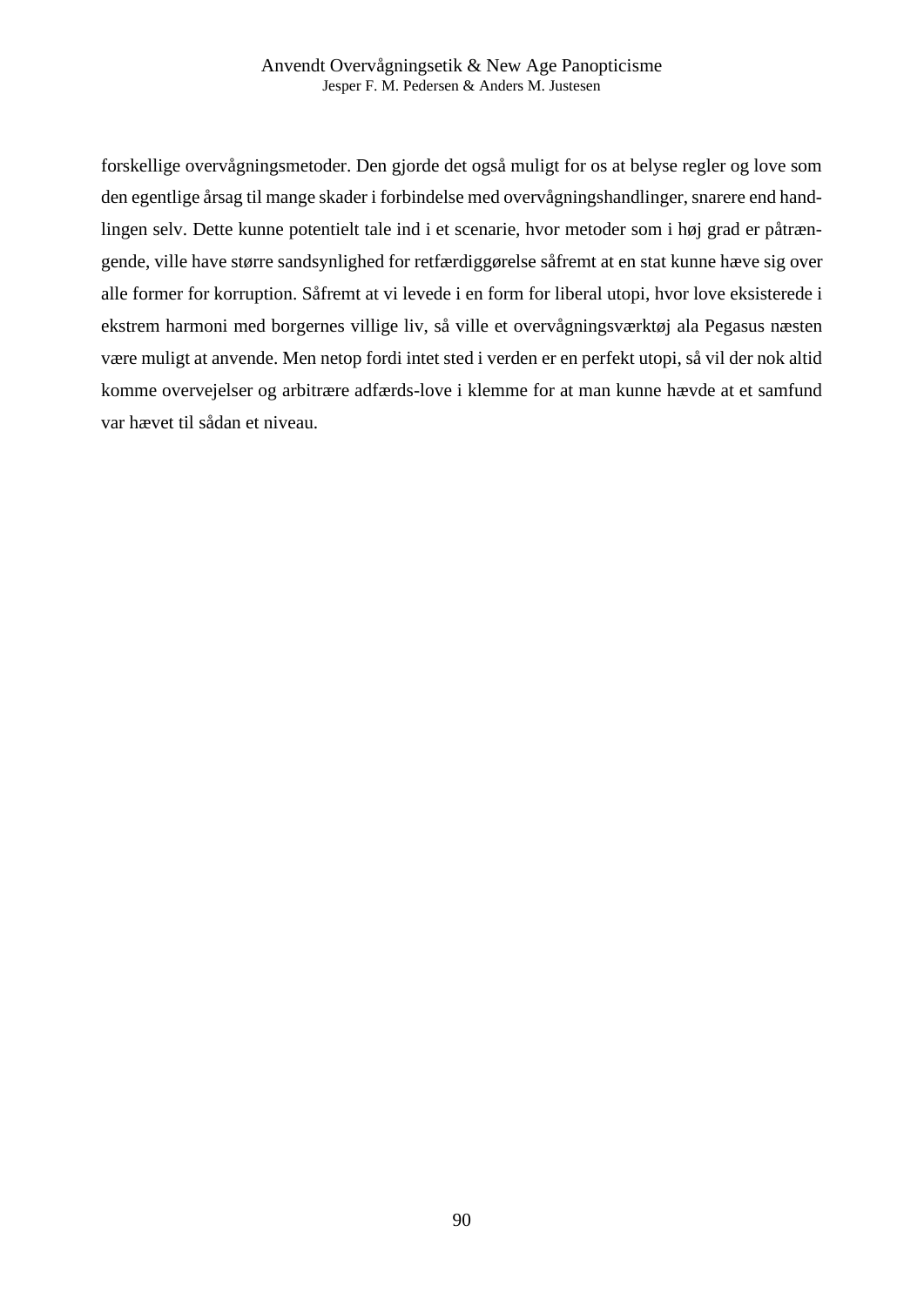forskellige overvågningsmetoder. Den gjorde det også muligt for os at belyse regler og love som den egentlige årsag til mange skader i forbindelse med overvågningshandlinger, snarere end handlingen selv. Dette kunne potentielt tale ind i et scenarie, hvor metoder som i høj grad er påtrængende, ville have større sandsynlighed for retfærdiggørelse såfremt at en stat kunne hæve sig over alle former for korruption. Såfremt at vi levede i en form for liberal utopi, hvor love eksisterede i ekstrem harmoni med borgernes villige liv, så ville et overvågningsværktøj ala Pegasus næsten være muligt at anvende. Men netop fordi intet sted i verden er en perfekt utopi, så vil der nok altid komme overvejelser og arbitrære adfærds-love i klemme for at man kunne hævde at et samfund var hævet til sådan et niveau.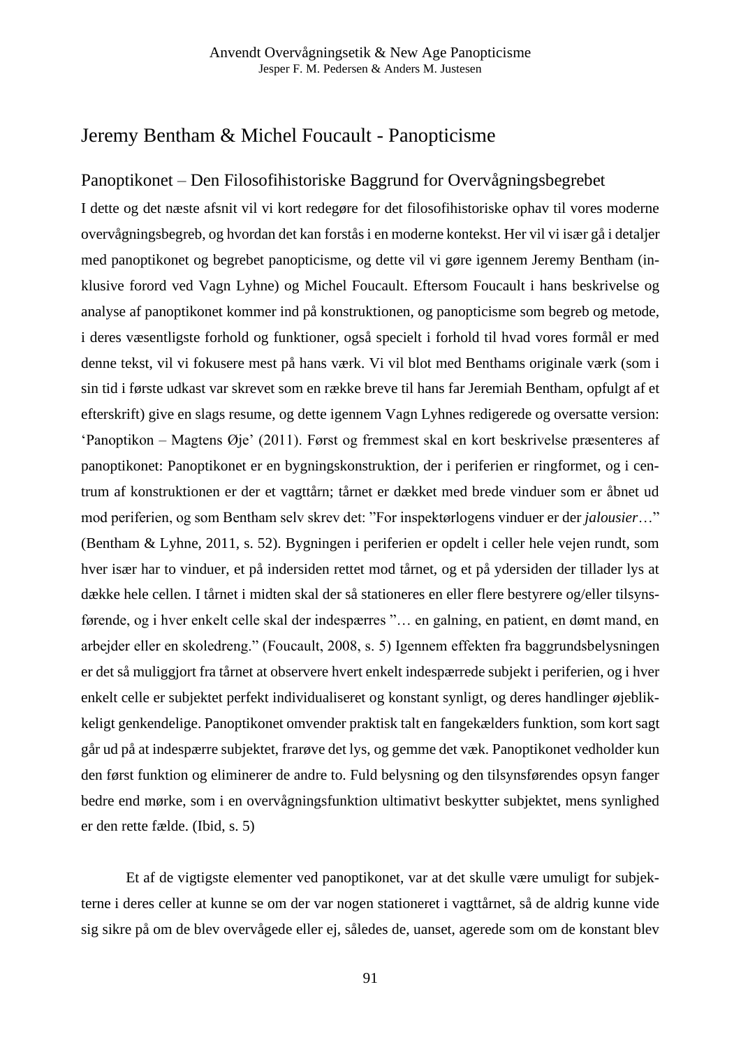# Jeremy Bentham & Michel Foucault - Panopticisme

## Panoptikonet – Den Filosofihistoriske Baggrund for Overvågningsbegrebet

I dette og det næste afsnit vil vi kort redegøre for det filosofihistoriske ophav til vores moderne overvågningsbegreb, og hvordan det kan forstås i en moderne kontekst. Her vil vi især gå i detaljer med panoptikonet og begrebet panopticisme, og dette vil vi gøre igennem Jeremy Bentham (inklusive forord ved Vagn Lyhne) og Michel Foucault. Eftersom Foucault i hans beskrivelse og analyse af panoptikonet kommer ind på konstruktionen, og panopticisme som begreb og metode, i deres væsentligste forhold og funktioner, også specielt i forhold til hvad vores formål er med denne tekst, vil vi fokusere mest på hans værk. Vi vil blot med Benthams originale værk (som i sin tid i første udkast var skrevet som en række breve til hans far Jeremiah Bentham, opfulgt af et efterskrift) give en slags resume, og dette igennem Vagn Lyhnes redigerede og oversatte version: 'Panoptikon – Magtens Øje' (2011). Først og fremmest skal en kort beskrivelse præsenteres af panoptikonet: Panoptikonet er en bygningskonstruktion, der i periferien er ringformet, og i centrum af konstruktionen er der et vagttårn; tårnet er dækket med brede vinduer som er åbnet ud mod periferien, og som Bentham selv skrev det: "For inspektørlogens vinduer er der *jalousier*…" (Bentham & Lyhne, 2011, s. 52). Bygningen i periferien er opdelt i celler hele vejen rundt, som hver især har to vinduer, et på indersiden rettet mod tårnet, og et på ydersiden der tillader lys at dække hele cellen. I tårnet i midten skal der så stationeres en eller flere bestyrere og/eller tilsynsførende, og i hver enkelt celle skal der indespærres "… en galning, en patient, en dømt mand, en arbejder eller en skoledreng." (Foucault, 2008, s. 5) Igennem effekten fra baggrundsbelysningen er det så muliggjort fra tårnet at observere hvert enkelt indespærrede subjekt i periferien, og i hver enkelt celle er subjektet perfekt individualiseret og konstant synligt, og deres handlinger øjeblikkeligt genkendelige. Panoptikonet omvender praktisk talt en fangekælders funktion, som kort sagt går ud på at indespærre subjektet, frarøve det lys, og gemme det væk. Panoptikonet vedholder kun den først funktion og eliminerer de andre to. Fuld belysning og den tilsynsførendes opsyn fanger bedre end mørke, som i en overvågningsfunktion ultimativt beskytter subjektet, mens synlighed er den rette fælde. (Ibid, s. 5)

Et af de vigtigste elementer ved panoptikonet, var at det skulle være umuligt for subjekterne i deres celler at kunne se om der var nogen stationeret i vagttårnet, så de aldrig kunne vide sig sikre på om de blev overvågede eller ej, således de, uanset, agerede som om de konstant blev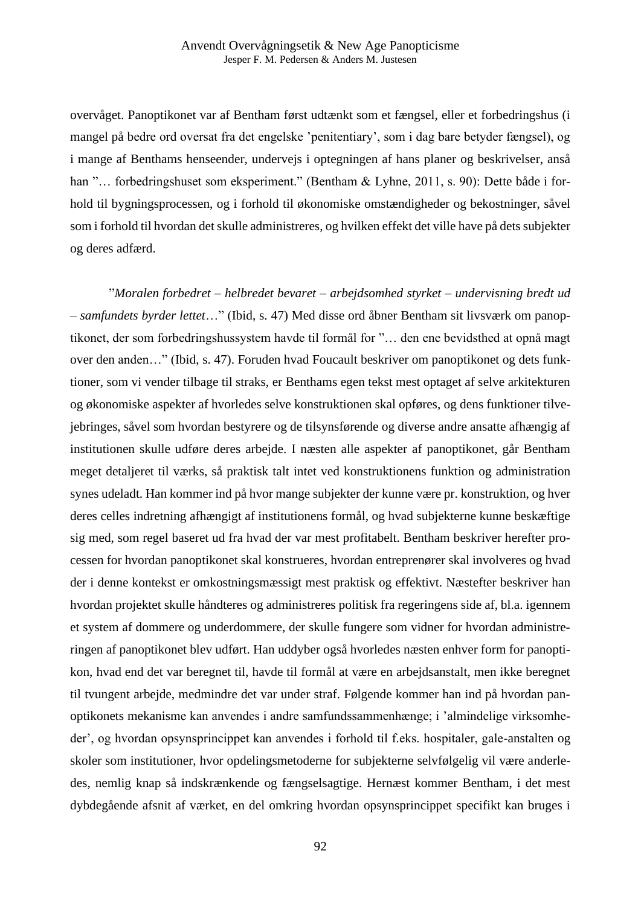overvåget. Panoptikonet var af Bentham først udtænkt som et fængsel, eller et forbedringshus (i mangel på bedre ord oversat fra det engelske 'penitentiary', som i dag bare betyder fængsel), og i mange af Benthams henseender, undervejs i optegningen af hans planer og beskrivelser, anså han "… forbedringshuset som eksperiment." (Bentham & Lyhne, 2011, s. 90): Dette både i forhold til bygningsprocessen, og i forhold til økonomiske omstændigheder og bekostninger, såvel som i forhold til hvordan det skulle administreres, og hvilken effekt det ville have på dets subjekter og deres adfærd.

"*Moralen forbedret – helbredet bevaret – arbejdsomhed styrket – undervisning bredt ud – samfundets byrder lettet*…" (Ibid, s. 47) Med disse ord åbner Bentham sit livsværk om panoptikonet, der som forbedringshussystem havde til formål for "… den ene bevidsthed at opnå magt over den anden…" (Ibid, s. 47). Foruden hvad Foucault beskriver om panoptikonet og dets funktioner, som vi vender tilbage til straks, er Benthams egen tekst mest optaget af selve arkitekturen og økonomiske aspekter af hvorledes selve konstruktionen skal opføres, og dens funktioner tilvejebringes, såvel som hvordan bestyrere og de tilsynsførende og diverse andre ansatte afhængig af institutionen skulle udføre deres arbejde. I næsten alle aspekter af panoptikonet, går Bentham meget detaljeret til værks, så praktisk talt intet ved konstruktionens funktion og administration synes udeladt. Han kommer ind på hvor mange subjekter der kunne være pr. konstruktion, og hver deres celles indretning afhængigt af institutionens formål, og hvad subjekterne kunne beskæftige sig med, som regel baseret ud fra hvad der var mest profitabelt. Bentham beskriver herefter processen for hvordan panoptikonet skal konstrueres, hvordan entreprenører skal involveres og hvad der i denne kontekst er omkostningsmæssigt mest praktisk og effektivt. Næstefter beskriver han hvordan projektet skulle håndteres og administreres politisk fra regeringens side af, bl.a. igennem et system af dommere og underdommere, der skulle fungere som vidner for hvordan administreringen af panoptikonet blev udført. Han uddyber også hvorledes næsten enhver form for panoptikon, hvad end det var beregnet til, havde til formål at være en arbejdsanstalt, men ikke beregnet til tvungent arbejde, medmindre det var under straf. Følgende kommer han ind på hvordan panoptikonets mekanisme kan anvendes i andre samfundssammenhænge; i 'almindelige virksomheder', og hvordan opsynsprincippet kan anvendes i forhold til f.eks. hospitaler, gale-anstalten og skoler som institutioner, hvor opdelingsmetoderne for subjekterne selvfølgelig vil være anderledes, nemlig knap så indskrænkende og fængselsagtige. Hernæst kommer Bentham, i det mest dybdegående afsnit af værket, en del omkring hvordan opsynsprincippet specifikt kan bruges i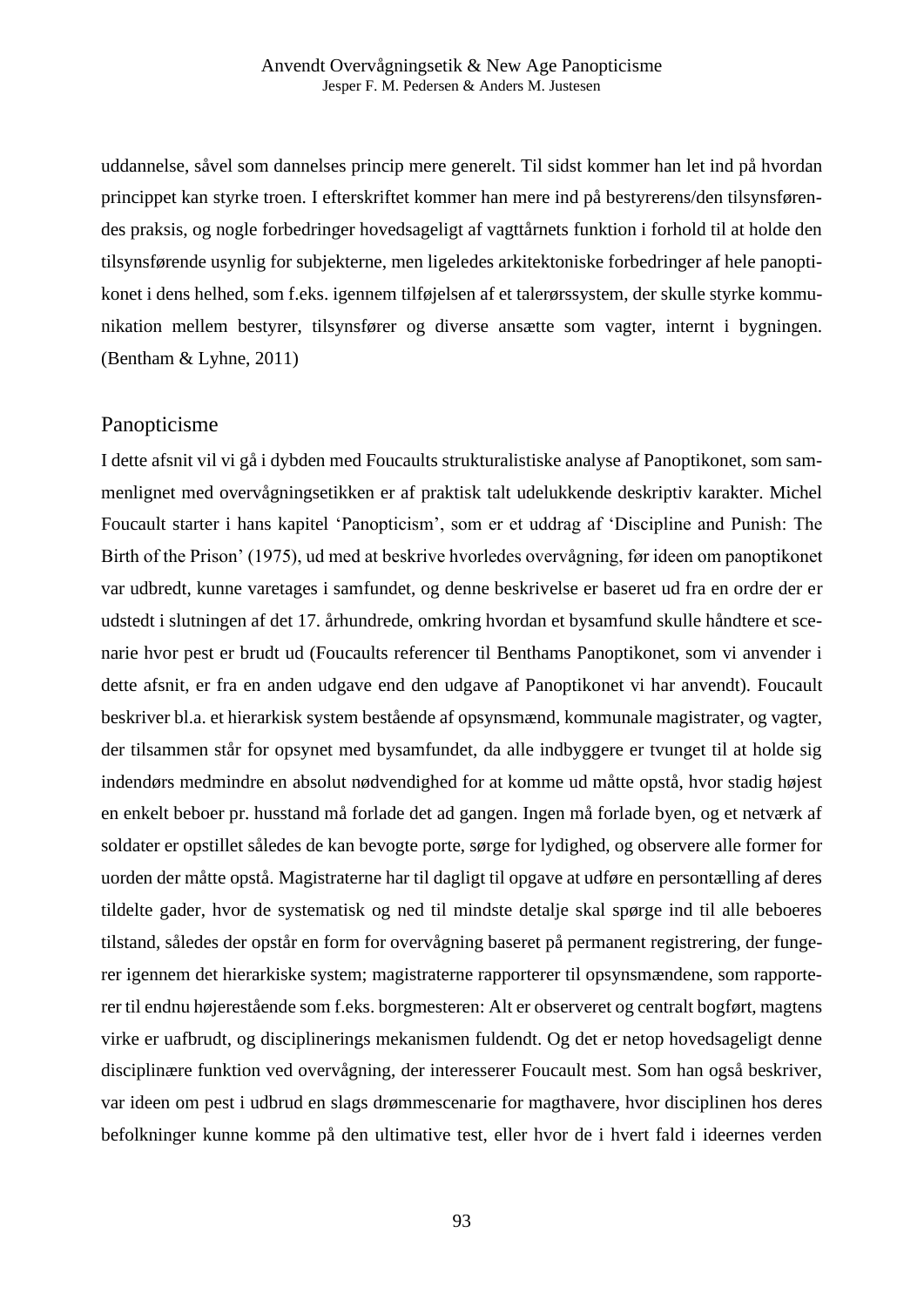uddannelse, såvel som dannelses princip mere generelt. Til sidst kommer han let ind på hvordan princippet kan styrke troen. I efterskriftet kommer han mere ind på bestyrerens/den tilsynsførendes praksis, og nogle forbedringer hovedsageligt af vagttårnets funktion i forhold til at holde den tilsynsførende usynlig for subjekterne, men ligeledes arkitektoniske forbedringer af hele panoptikonet i dens helhed, som f.eks. igennem tilføjelsen af et talerørssystem, der skulle styrke kommunikation mellem bestyrer, tilsynsfører og diverse ansætte som vagter, internt i bygningen. (Bentham & Lyhne, 2011)

## Panopticisme

I dette afsnit vil vi gå i dybden med Foucaults strukturalistiske analyse af Panoptikonet, som sammenlignet med overvågningsetikken er af praktisk talt udelukkende deskriptiv karakter. Michel Foucault starter i hans kapitel 'Panopticism', som er et uddrag af 'Discipline and Punish: The Birth of the Prison' (1975), ud med at beskrive hvorledes overvågning, før ideen om panoptikonet var udbredt, kunne varetages i samfundet, og denne beskrivelse er baseret ud fra en ordre der er udstedt i slutningen af det 17. århundrede, omkring hvordan et bysamfund skulle håndtere et scenarie hvor pest er brudt ud (Foucaults referencer til Benthams Panoptikonet, som vi anvender i dette afsnit, er fra en anden udgave end den udgave af Panoptikonet vi har anvendt). Foucault beskriver bl.a. et hierarkisk system bestående af opsynsmænd, kommunale magistrater, og vagter, der tilsammen står for opsynet med bysamfundet, da alle indbyggere er tvunget til at holde sig indendørs medmindre en absolut nødvendighed for at komme ud måtte opstå, hvor stadig højest en enkelt beboer pr. husstand må forlade det ad gangen. Ingen må forlade byen, og et netværk af soldater er opstillet således de kan bevogte porte, sørge for lydighed, og observere alle former for uorden der måtte opstå. Magistraterne har til dagligt til opgave at udføre en persontælling af deres tildelte gader, hvor de systematisk og ned til mindste detalje skal spørge ind til alle beboeres tilstand, således der opstår en form for overvågning baseret på permanent registrering, der fungerer igennem det hierarkiske system; magistraterne rapporterer til opsynsmændene, som rapporterer til endnu højerestående som f.eks. borgmesteren: Alt er observeret og centralt bogført, magtens virke er uafbrudt, og disciplinerings mekanismen fuldendt. Og det er netop hovedsageligt denne disciplinære funktion ved overvågning, der interesserer Foucault mest. Som han også beskriver, var ideen om pest i udbrud en slags drømmescenarie for magthavere, hvor disciplinen hos deres befolkninger kunne komme på den ultimative test, eller hvor de i hvert fald i ideernes verden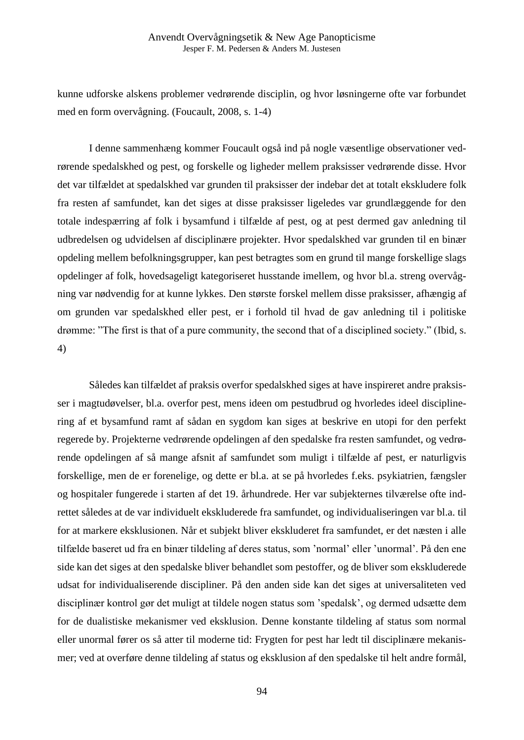kunne udforske alskens problemer vedrørende disciplin, og hvor løsningerne ofte var forbundet med en form overvågning. (Foucault, 2008, s. 1-4)

I denne sammenhæng kommer Foucault også ind på nogle væsentlige observationer vedrørende spedalskhed og pest, og forskelle og ligheder mellem praksisser vedrørende disse. Hvor det var tilfældet at spedalskhed var grunden til praksisser der indebar det at totalt ekskludere folk fra resten af samfundet, kan det siges at disse praksisser ligeledes var grundlæggende for den totale indespærring af folk i bysamfund i tilfælde af pest, og at pest dermed gav anledning til udbredelsen og udvidelsen af disciplinære projekter. Hvor spedalskhed var grunden til en binær opdeling mellem befolkningsgrupper, kan pest betragtes som en grund til mange forskellige slags opdelinger af folk, hovedsageligt kategoriseret husstande imellem, og hvor bl.a. streng overvågning var nødvendig for at kunne lykkes. Den største forskel mellem disse praksisser, afhængig af om grunden var spedalskhed eller pest, er i forhold til hvad de gav anledning til i politiske drømme: "The first is that of a pure community, the second that of a disciplined society." (Ibid, s. 4)

Således kan tilfældet af praksis overfor spedalskhed siges at have inspireret andre praksisser i magtudøvelser, bl.a. overfor pest, mens ideen om pestudbrud og hvorledes ideel disciplinering af et bysamfund ramt af sådan en sygdom kan siges at beskrive en utopi for den perfekt regerede by. Projekterne vedrørende opdelingen af den spedalske fra resten samfundet, og vedrørende opdelingen af så mange afsnit af samfundet som muligt i tilfælde af pest, er naturligvis forskellige, men de er forenelige, og dette er bl.a. at se på hvorledes f.eks. psykiatrien, fængsler og hospitaler fungerede i starten af det 19. århundrede. Her var subjekternes tilværelse ofte indrettet således at de var individuelt ekskluderede fra samfundet, og individualiseringen var bl.a. til for at markere eksklusionen. Når et subjekt bliver ekskluderet fra samfundet, er det næsten i alle tilfælde baseret ud fra en binær tildeling af deres status, som 'normal' eller 'unormal'. På den ene side kan det siges at den spedalske bliver behandlet som pestoffer, og de bliver som ekskluderede udsat for individualiserende discipliner. På den anden side kan det siges at universaliteten ved disciplinær kontrol gør det muligt at tildele nogen status som 'spedalsk', og dermed udsætte dem for de dualistiske mekanismer ved eksklusion. Denne konstante tildeling af status som normal eller unormal fører os så atter til moderne tid: Frygten for pest har ledt til disciplinære mekanismer; ved at overføre denne tildeling af status og eksklusion af den spedalske til helt andre formål,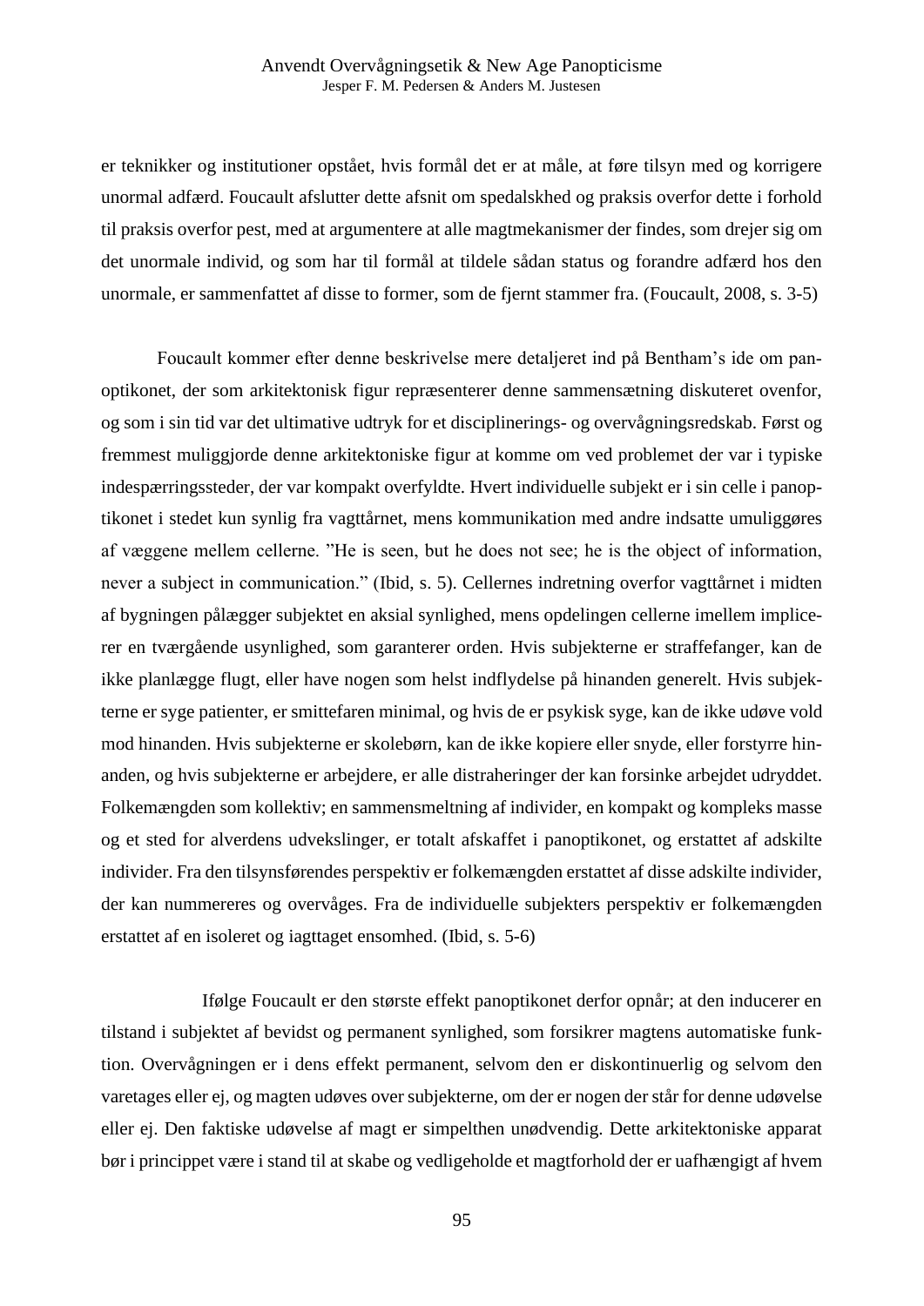er teknikker og institutioner opstået, hvis formål det er at måle, at føre tilsyn med og korrigere unormal adfærd. Foucault afslutter dette afsnit om spedalskhed og praksis overfor dette i forhold til praksis overfor pest, med at argumentere at alle magtmekanismer der findes, som drejer sig om det unormale individ, og som har til formål at tildele sådan status og forandre adfærd hos den unormale, er sammenfattet af disse to former, som de fjernt stammer fra. (Foucault, 2008, s. 3-5)

Foucault kommer efter denne beskrivelse mere detaljeret ind på Bentham's ide om panoptikonet, der som arkitektonisk figur repræsenterer denne sammensætning diskuteret ovenfor, og som i sin tid var det ultimative udtryk for et disciplinerings- og overvågningsredskab. Først og fremmest muliggjorde denne arkitektoniske figur at komme om ved problemet der var i typiske indespærringssteder, der var kompakt overfyldte. Hvert individuelle subjekt er i sin celle i panoptikonet i stedet kun synlig fra vagttårnet, mens kommunikation med andre indsatte umuliggøres af væggene mellem cellerne. "He is seen, but he does not see; he is the object of information, never a subject in communication." (Ibid, s. 5). Cellernes indretning overfor vagttårnet i midten af bygningen pålægger subjektet en aksial synlighed, mens opdelingen cellerne imellem implicerer en tværgående usynlighed, som garanterer orden. Hvis subjekterne er straffefanger, kan de ikke planlægge flugt, eller have nogen som helst indflydelse på hinanden generelt. Hvis subjekterne er syge patienter, er smittefaren minimal, og hvis de er psykisk syge, kan de ikke udøve vold mod hinanden. Hvis subjekterne er skolebørn, kan de ikke kopiere eller snyde, eller forstyrre hinanden, og hvis subjekterne er arbejdere, er alle distraheringer der kan forsinke arbejdet udryddet. Folkemængden som kollektiv; en sammensmeltning af individer, en kompakt og kompleks masse og et sted for alverdens udvekslinger, er totalt afskaffet i panoptikonet, og erstattet af adskilte individer. Fra den tilsynsførendes perspektiv er folkemængden erstattet af disse adskilte individer, der kan nummereres og overvåges. Fra de individuelle subjekters perspektiv er folkemængden erstattet af en isoleret og iagttaget ensomhed. (Ibid, s. 5-6)

Ifølge Foucault er den største effekt panoptikonet derfor opnår; at den inducerer en tilstand i subjektet af bevidst og permanent synlighed, som forsikrer magtens automatiske funktion. Overvågningen er i dens effekt permanent, selvom den er diskontinuerlig og selvom den varetages eller ej, og magten udøves over subjekterne, om der er nogen der står for denne udøvelse eller ej. Den faktiske udøvelse af magt er simpelthen unødvendig. Dette arkitektoniske apparat bør i princippet være i stand til at skabe og vedligeholde et magtforhold der er uafhængigt af hvem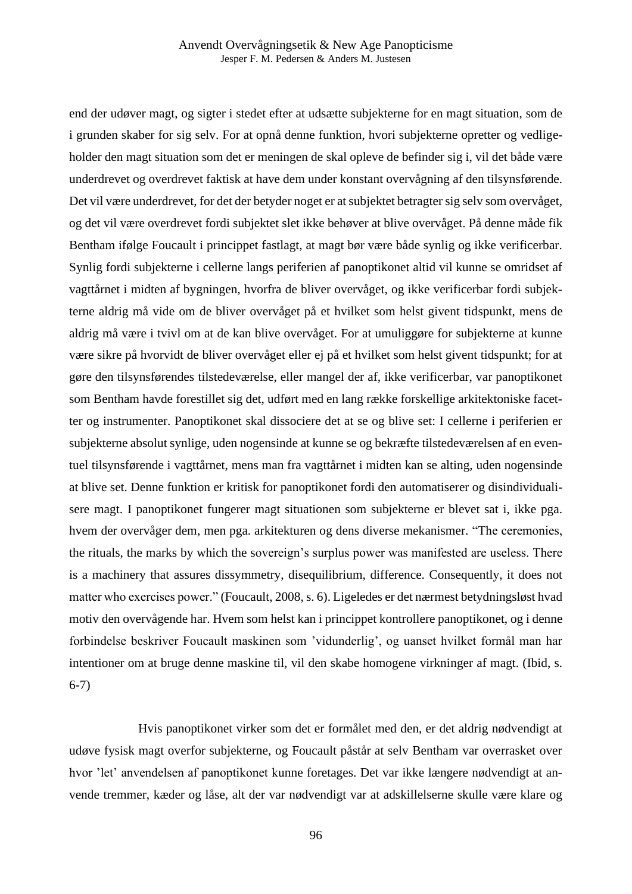end der udøver magt, og sigter i stedet efter at udsætte subjekterne for en magt situation, som de i grunden skaber for sig selv. For at opnå denne funktion, hvori subjekterne opretter og vedligeholder den magt situation som det er meningen de skal opleve de befinder sig i, vil det både være underdrevet og overdrevet faktisk at have dem under konstant overvågning af den tilsynsførende. Det vil være underdrevet, for det der betyder noget er at subjektet betragter sig selv som overvåget, og det vil være overdrevet fordi subjektet slet ikke behøver at blive overvåget. På denne måde fik Bentham ifølge Foucault i princippet fastlagt, at magt bør være både synlig og ikke verificerbar. Synlig fordi subjekterne i cellerne langs periferien af panoptikonet altid vil kunne se omridset af vagttårnet i midten af bygningen, hvorfra de bliver overvåget, og ikke verificerbar fordi subjekterne aldrig må vide om de bliver overvåget på et hvilket som helst givent tidspunkt, mens de aldrig må være i tvivl om at de kan blive overvåget. For at umuliggøre for subjekterne at kunne være sikre på hvorvidt de bliver overvåget eller ej på et hvilket som helst givent tidspunkt; for at gøre den tilsynsførendes tilstedeværelse, eller mangel der af, ikke verificerbar, var panoptikonet som Bentham havde forestillet sig det, udført med en lang række forskellige arkitektoniske facetter og instrumenter. Panoptikonet skal dissociere det at se og blive set: I cellerne i periferien er subjekterne absolut synlige, uden nogensinde at kunne se og bekræfte tilstedeværelsen af en eventuel tilsynsførende i vagttårnet, mens man fra vagttårnet i midten kan se alting, uden nogensinde at blive set. Denne funktion er kritisk for panoptikonet fordi den automatiserer og disindividualisere magt. I panoptikonet fungerer magt situationen som subjekterne er blevet sat i, ikke pga. hvem der overvåger dem, men pga. arkitekturen og dens diverse mekanismer. "The ceremonies, the rituals, the marks by which the sovereign's surplus power was manifested are useless. There is a machinery that assures dissymmetry, disequilibrium, difference. Consequently, it does not matter who exercises power." (Foucault, 2008, s. 6). Ligeledes er det nærmest betydningsløst hvad motiv den overvågende har. Hvem som helst kan i princippet kontrollere panoptikonet, og i denne forbindelse beskriver Foucault maskinen som 'vidunderlig', og uanset hvilket formål man har intentioner om at bruge denne maskine til, vil den skabe homogene virkninger af magt. (Ibid, s. 6-7)

Hvis panoptikonet virker som det er formålet med den, er det aldrig nødvendigt at udøve fysisk magt overfor subjekterne, og Foucault påstår at selv Bentham var overrasket over hvor 'let' anvendelsen af panoptikonet kunne foretages. Det var ikke længere nødvendigt at anvende tremmer, kæder og låse, alt der var nødvendigt var at adskillelserne skulle være klare og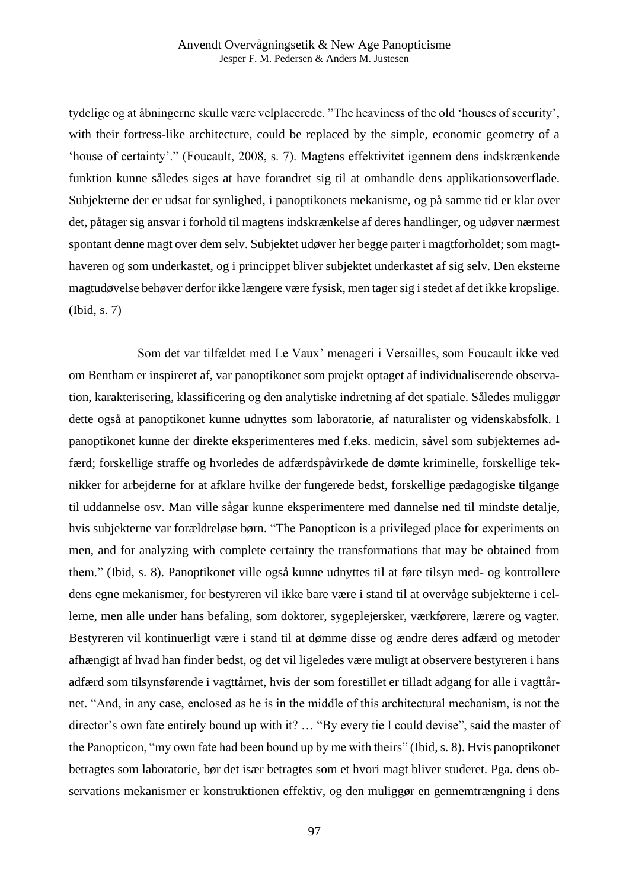tydelige og at åbningerne skulle være velplacerede. ”The heaviness of the old ‘houses of security’, with their fortress-like architecture, could be replaced by the simple, economic geometry of a ‘house of certainty’.” (Foucault, 2008, s. 7). Magtens effektivitet igennem dens indskrænkende funktion kunne således siges at have forandret sig til at omhandle dens applikationsoverflade. Subjekterne der er udsat for synlighed, i panoptikonets mekanisme, og på samme tid er klar over det, påtager sig ansvar i forhold til magtens indskrænkelse af deres handlinger, og udøver nærmest spontant denne magt over dem selv. Subjektet udøver her begge parter i magtforholdet; som magthaveren og som underkastet, og i princippet bliver subjektet underkastet af sig selv. Den eksterne magtudøvelse behøver derfor ikke længere være fysisk, men tager sig i stedet af det ikke kropslige. (Ibid, s. 7)

Som det var tilfældet med Le Vaux’ menageri i Versailles, som Foucault ikke ved om Bentham er inspireret af, var panoptikonet som projekt optaget af individualiserende observation, karakterisering, klassificering og den analytiske indretning af det spatiale. Således muliggør dette også at panoptikonet kunne udnyttes som laboratorie, af naturalister og videnskabsfolk. I panoptikonet kunne der direkte eksperimenteres med f.eks. medicin, såvel som subjekternes adfærd; forskellige straffe og hvorledes de adfærdspåvirkede de dømte kriminelle, forskellige teknikker for arbejderne for at afklare hvilke der fungerede bedst, forskellige pædagogiske tilgange til uddannelse osv. Man ville sågar kunne eksperimentere med dannelse ned til mindste detalje, hvis subjekterne var forældreløse børn. “The Panopticon is a privileged place for experiments on men, and for analyzing with complete certainty the transformations that may be obtained from them.” (Ibid, s. 8). Panoptikonet ville også kunne udnyttes til at føre tilsyn med- og kontrollere dens egne mekanismer, for bestyreren vil ikke bare være i stand til at overvåge subjekterne i cellerne, men alle under hans befaling, som doktorer, sygeplejersker, værkførere, lærere og vagter. Bestyreren vil kontinuerligt være i stand til at dømme disse og ændre deres adfærd og metoder afhængigt af hvad han finder bedst, og det vil ligeledes være muligt at observere bestyreren i hans adfærd som tilsynsførende i vagttårnet, hvis der som forestillet er tilladt adgang for alle i vagttårnet. “And, in any case, enclosed as he is in the middle of this architectural mechanism, is not the director’s own fate entirely bound up with it? … “By every tie I could devise”, said the master of the Panopticon, “my own fate had been bound up by me with theirs” (Ibid, s. 8). Hvis panoptikonet betragtes som laboratorie, bør det især betragtes som et hvori magt bliver studeret. Pga. dens observations mekanismer er konstruktionen effektiv, og den muliggør en gennemtrængning i dens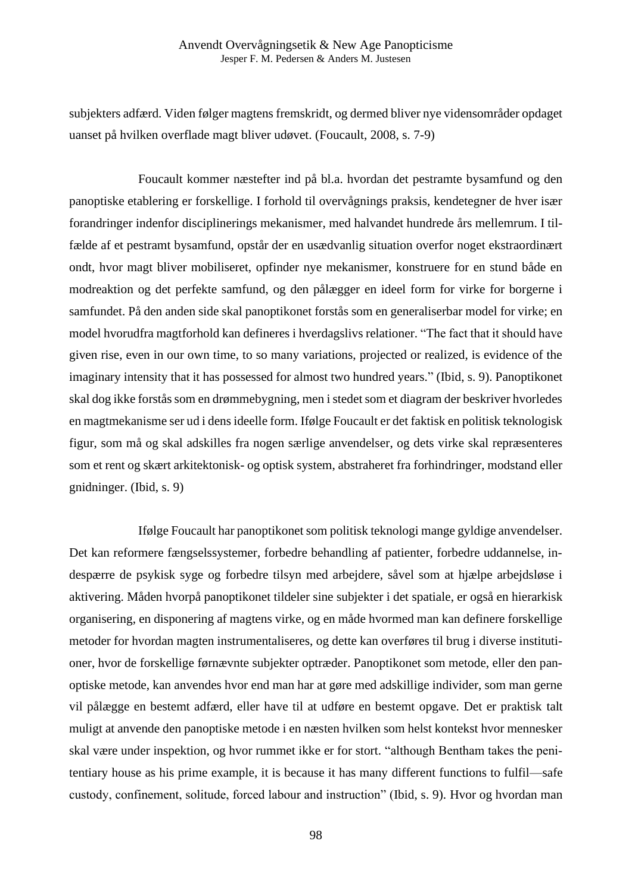subjekters adfærd. Viden følger magtens fremskridt, og dermed bliver nye vidensområder opdaget uanset på hvilken overflade magt bliver udøvet. (Foucault, 2008, s. 7-9)

Foucault kommer næstefter ind på bl.a. hvordan det pestramte bysamfund og den panoptiske etablering er forskellige. I forhold til overvågnings praksis, kendetegner de hver især forandringer indenfor disciplinerings mekanismer, med halvandet hundrede års mellemrum. I tilfælde af et pestramt bysamfund, opstår der en usædvanlig situation overfor noget ekstraordinært ondt, hvor magt bliver mobiliseret, opfinder nye mekanismer, konstruere for en stund både en modreaktion og det perfekte samfund, og den pålægger en ideel form for virke for borgerne i samfundet. På den anden side skal panoptikonet forstås som en generaliserbar model for virke; en model hvorudfra magtforhold kan defineres i hverdagslivs relationer. "The fact that it should have given rise, even in our own time, to so many variations, projected or realized, is evidence of the imaginary intensity that it has possessed for almost two hundred years." (Ibid, s. 9). Panoptikonet skal dog ikke forstås som en drømmebygning, men i stedet som et diagram der beskriver hvorledes en magtmekanisme ser ud i dens ideelle form. Ifølge Foucault er det faktisk en politisk teknologisk figur, som må og skal adskilles fra nogen særlige anvendelser, og dets virke skal repræsenteres som et rent og skært arkitektonisk- og optisk system, abstraheret fra forhindringer, modstand eller gnidninger. (Ibid, s. 9)

Ifølge Foucault har panoptikonet som politisk teknologi mange gyldige anvendelser. Det kan reformere fængselssystemer, forbedre behandling af patienter, forbedre uddannelse, indespærre de psykisk syge og forbedre tilsyn med arbejdere, såvel som at hjælpe arbejdsløse i aktivering. Måden hvorpå panoptikonet tildeler sine subjekter i det spatiale, er også en hierarkisk organisering, en disponering af magtens virke, og en måde hvormed man kan definere forskellige metoder for hvordan magten instrumentaliseres, og dette kan overføres til brug i diverse institutioner, hvor de forskellige førnævnte subjekter optræder. Panoptikonet som metode, eller den panoptiske metode, kan anvendes hvor end man har at gøre med adskillige individer, som man gerne vil pålægge en bestemt adfærd, eller have til at udføre en bestemt opgave. Det er praktisk talt muligt at anvende den panoptiske metode i en næsten hvilken som helst kontekst hvor mennesker skal være under inspektion, og hvor rummet ikke er for stort. "although Bentham takes the penitentiary house as his prime example, it is because it has many different functions to fulfil—safe custody, confinement, solitude, forced labour and instruction" (Ibid, s. 9). Hvor og hvordan man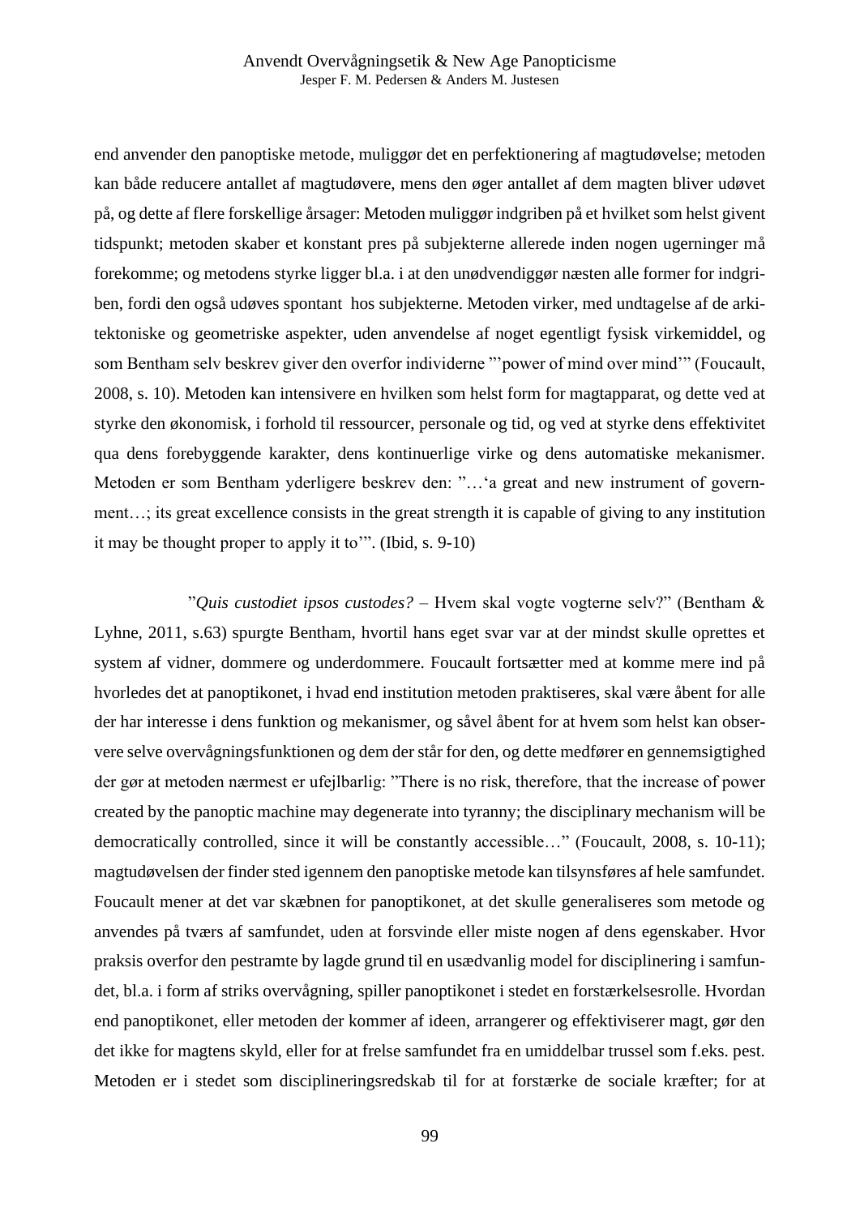end anvender den panoptiske metode, muliggør det en perfektionering af magtudøvelse; metoden kan både reducere antallet af magtudøvere, mens den øger antallet af dem magten bliver udøvet på, og dette af flere forskellige årsager: Metoden muliggør indgriben på et hvilket som helst givent tidspunkt; metoden skaber et konstant pres på subjekterne allerede inden nogen ugerninger må forekomme; og metodens styrke ligger bl.a. i at den unødvendiggør næsten alle former for indgriben, fordi den også udøves spontant hos subjekterne. Metoden virker, med undtagelse af de arkitektoniske og geometriske aspekter, uden anvendelse af noget egentligt fysisk virkemiddel, og som Bentham selv beskrev giver den overfor individerne "'power of mind over mind'" (Foucault, 2008, s. 10). Metoden kan intensivere en hvilken som helst form for magtapparat, og dette ved at styrke den økonomisk, i forhold til ressourcer, personale og tid, og ved at styrke dens effektivitet qua dens forebyggende karakter, dens kontinuerlige virke og dens automatiske mekanismer. Metoden er som Bentham yderligere beskrev den: "…'a great and new instrument of government…; its great excellence consists in the great strength it is capable of giving to any institution it may be thought proper to apply it to'". (Ibid, s. 9-10)

"*Quis custodiet ipsos custodes?* – Hvem skal vogte vogterne selv?" (Bentham & Lyhne, 2011, s.63) spurgte Bentham, hvortil hans eget svar var at der mindst skulle oprettes et system af vidner, dommere og underdommere. Foucault fortsætter med at komme mere ind på hvorledes det at panoptikonet, i hvad end institution metoden praktiseres, skal være åbent for alle der har interesse i dens funktion og mekanismer, og såvel åbent for at hvem som helst kan observere selve overvågningsfunktionen og dem der står for den, og dette medfører en gennemsigtighed der gør at metoden nærmest er ufejlbarlig: "There is no risk, therefore, that the increase of power created by the panoptic machine may degenerate into tyranny; the disciplinary mechanism will be democratically controlled, since it will be constantly accessible…" (Foucault, 2008, s. 10-11); magtudøvelsen der finder sted igennem den panoptiske metode kan tilsynsføres af hele samfundet. Foucault mener at det var skæbnen for panoptikonet, at det skulle generaliseres som metode og anvendes på tværs af samfundet, uden at forsvinde eller miste nogen af dens egenskaber. Hvor praksis overfor den pestramte by lagde grund til en usædvanlig model for disciplinering i samfundet, bl.a. i form af striks overvågning, spiller panoptikonet i stedet en forstærkelsesrolle. Hvordan end panoptikonet, eller metoden der kommer af ideen, arrangerer og effektiviserer magt, gør den det ikke for magtens skyld, eller for at frelse samfundet fra en umiddelbar trussel som f.eks. pest. Metoden er i stedet som disciplineringsredskab til for at forstærke de sociale kræfter; for at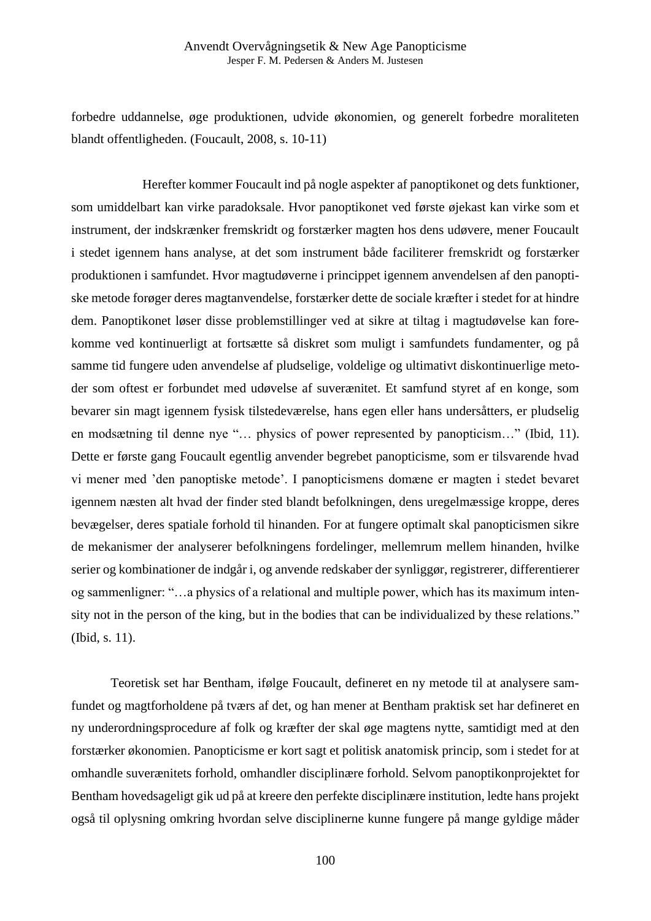forbedre uddannelse, øge produktionen, udvide økonomien, og generelt forbedre moraliteten blandt offentligheden. (Foucault, 2008, s. 10-11)

Herefter kommer Foucault ind på nogle aspekter af panoptikonet og dets funktioner, som umiddelbart kan virke paradoksale. Hvor panoptikonet ved første øjekast kan virke som et instrument, der indskrænker fremskridt og forstærker magten hos dens udøvere, mener Foucault i stedet igennem hans analyse, at det som instrument både faciliterer fremskridt og forstærker produktionen i samfundet. Hvor magtudøverne i princippet igennem anvendelsen af den panoptiske metode forøger deres magtanvendelse, forstærker dette de sociale kræfter i stedet for at hindre dem. Panoptikonet løser disse problemstillinger ved at sikre at tiltag i magtudøvelse kan forekomme ved kontinuerligt at fortsætte så diskret som muligt i samfundets fundamenter, og på samme tid fungere uden anvendelse af pludselige, voldelige og ultimativt diskontinuerlige metoder som oftest er forbundet med udøvelse af suverænitet. Et samfund styret af en konge, som bevarer sin magt igennem fysisk tilstedeværelse, hans egen eller hans undersåtters, er pludselig en modsætning til denne nye "… physics of power represented by panopticism…" (Ibid, 11). Dette er første gang Foucault egentlig anvender begrebet panopticisme, som er tilsvarende hvad vi mener med 'den panoptiske metode'. I panopticismens domæne er magten i stedet bevaret igennem næsten alt hvad der finder sted blandt befolkningen, dens uregelmæssige kroppe, deres bevægelser, deres spatiale forhold til hinanden. For at fungere optimalt skal panopticismen sikre de mekanismer der analyserer befolkningens fordelinger, mellemrum mellem hinanden, hvilke serier og kombinationer de indgår i, og anvende redskaber der synliggør, registrerer, differentierer og sammenligner: "…a physics of a relational and multiple power, which has its maximum intensity not in the person of the king, but in the bodies that can be individualized by these relations." (Ibid, s. 11).

Teoretisk set har Bentham, ifølge Foucault, defineret en ny metode til at analysere samfundet og magtforholdene på tværs af det, og han mener at Bentham praktisk set har defineret en ny underordningsprocedure af folk og kræfter der skal øge magtens nytte, samtidigt med at den forstærker økonomien. Panopticisme er kort sagt et politisk anatomisk princip, som i stedet for at omhandle suverænitets forhold, omhandler disciplinære forhold. Selvom panoptikonprojektet for Bentham hovedsageligt gik ud på at kreere den perfekte disciplinære institution, ledte hans projekt også til oplysning omkring hvordan selve disciplinerne kunne fungere på mange gyldige måder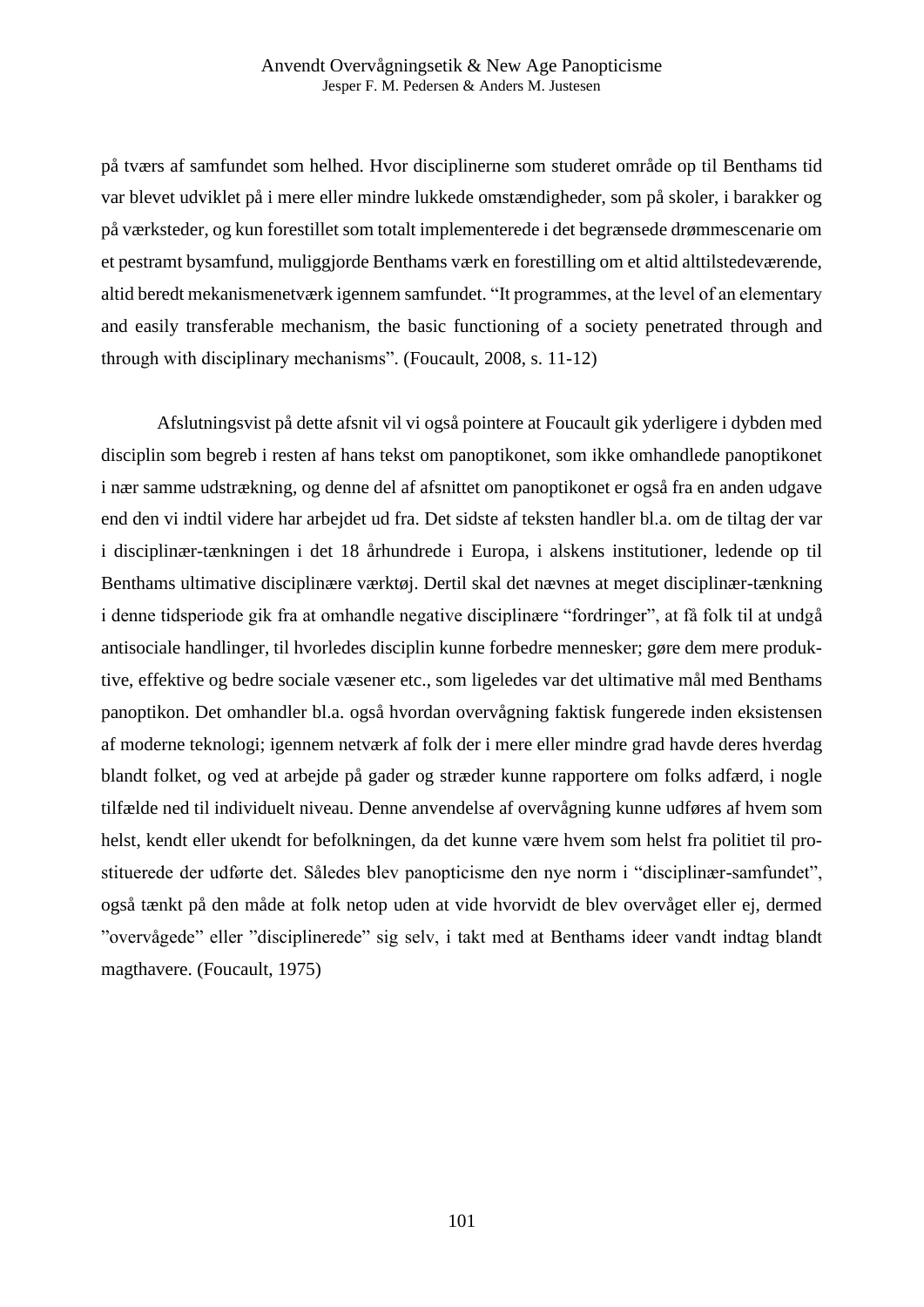på tværs af samfundet som helhed. Hvor disciplinerne som studeret område op til Benthams tid var blevet udviklet på i mere eller mindre lukkede omstændigheder, som på skoler, i barakker og på værksteder, og kun forestillet som totalt implementerede i det begrænsede drømmescenarie om et pestramt bysamfund, muliggjorde Benthams værk en forestilling om et altid alttilstedeværende, altid beredt mekanismenetværk igennem samfundet. "It programmes, at the level of an elementary and easily transferable mechanism, the basic functioning of a society penetrated through and through with disciplinary mechanisms". (Foucault, 2008, s. 11-12)

Afslutningsvist på dette afsnit vil vi også pointere at Foucault gik yderligere i dybden med disciplin som begreb i resten af hans tekst om panoptikonet, som ikke omhandlede panoptikonet i nær samme udstrækning, og denne del af afsnittet om panoptikonet er også fra en anden udgave end den vi indtil videre har arbejdet ud fra. Det sidste af teksten handler bl.a. om de tiltag der var i disciplinær-tænkningen i det 18 århundrede i Europa, i alskens institutioner, ledende op til Benthams ultimative disciplinære værktøj. Dertil skal det nævnes at meget disciplinær-tænkning i denne tidsperiode gik fra at omhandle negative disciplinære "fordringer", at få folk til at undgå antisociale handlinger, til hvorledes disciplin kunne forbedre mennesker; gøre dem mere produktive, effektive og bedre sociale væsener etc., som ligeledes var det ultimative mål med Benthams panoptikon. Det omhandler bl.a. også hvordan overvågning faktisk fungerede inden eksistensen af moderne teknologi; igennem netværk af folk der i mere eller mindre grad havde deres hverdag blandt folket, og ved at arbejde på gader og stræder kunne rapportere om folks adfærd, i nogle tilfælde ned til individuelt niveau. Denne anvendelse af overvågning kunne udføres af hvem som helst, kendt eller ukendt for befolkningen, da det kunne være hvem som helst fra politiet til prostituerede der udførte det. Således blev panopticisme den nye norm i "disciplinær-samfundet", også tænkt på den måde at folk netop uden at vide hvorvidt de blev overvåget eller ej, dermed "overvågede" eller "disciplinerede" sig selv, i takt med at Benthams ideer vandt indtag blandt magthavere. (Foucault, 1975)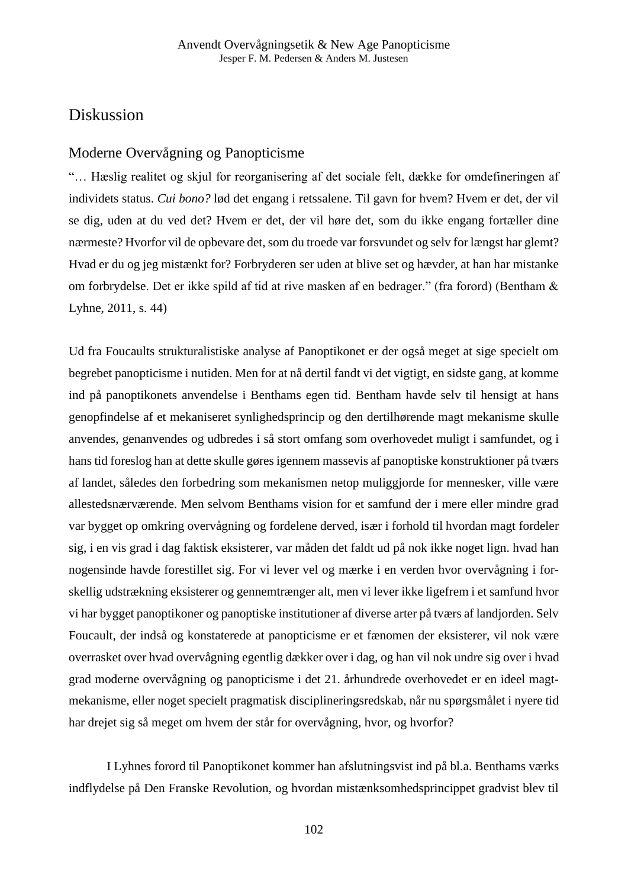# Diskussion

## Moderne Overvågning og Panopticisme

"… Hæslig realitet og skjul for reorganisering af det sociale felt, dække for omdefineringen af individets status. *Cui bono?* lød det engang i retssalene. Til gavn for hvem? Hvem er det, der vil se dig, uden at du ved det? Hvem er det, der vil høre det, som du ikke engang fortæller dine nærmeste? Hvorfor vil de opbevare det, som du troede var forsvundet og selv for længst har glemt? Hvad er du og jeg mistænkt for? Forbryderen ser uden at blive set og hævder, at han har mistanke om forbrydelse. Det er ikke spild af tid at rive masken af en bedrager." (fra forord) (Bentham & Lyhne, 2011, s. 44)

Ud fra Foucaults strukturalistiske analyse af Panoptikonet er der også meget at sige specielt om begrebet panopticisme i nutiden. Men for at nå dertil fandt vi det vigtigt, en sidste gang, at komme ind på panoptikonets anvendelse i Benthams egen tid. Bentham havde selv til hensigt at hans genopfindelse af et mekaniseret synlighedsprincip og den dertilhørende magt mekanisme skulle anvendes, genanvendes og udbredes i så stort omfang som overhovedet muligt i samfundet, og i hans tid foreslog han at dette skulle gøres igennem massevis af panoptiske konstruktioner på tværs af landet, således den forbedring som mekanismen netop muliggjorde for mennesker, ville være allestedsnærværende. Men selvom Benthams vision for et samfund der i mere eller mindre grad var bygget op omkring overvågning og fordelene derved, især i forhold til hvordan magt fordeler sig, i en vis grad i dag faktisk eksisterer, var måden det faldt ud på nok ikke noget lign. hvad han nogensinde havde forestillet sig. For vi lever vel og mærke i en verden hvor overvågning i forskellig udstrækning eksisterer og gennemtrænger alt, men vi lever ikke ligefrem i et samfund hvor vi har bygget panoptikoner og panoptiske institutioner af diverse arter på tværs af landjorden. Selv Foucault, der indså og konstaterede at panopticisme er et fænomen der eksisterer, vil nok være overrasket over hvad overvågning egentlig dækker over i dag, og han vil nok undre sig over i hvad grad moderne overvågning og panopticisme i det 21. århundrede overhovedet er en ideel magtmekanisme, eller noget specielt pragmatisk disciplineringsredskab, når nu spørgsmålet i nyere tid har drejet sig så meget om hvem der står for overvågning, hvor, og hvorfor?

I Lyhnes forord til Panoptikonet kommer han afslutningsvist ind på bl.a. Benthams værks indflydelse på Den Franske Revolution, og hvordan mistænksomhedsprincippet gradvist blev til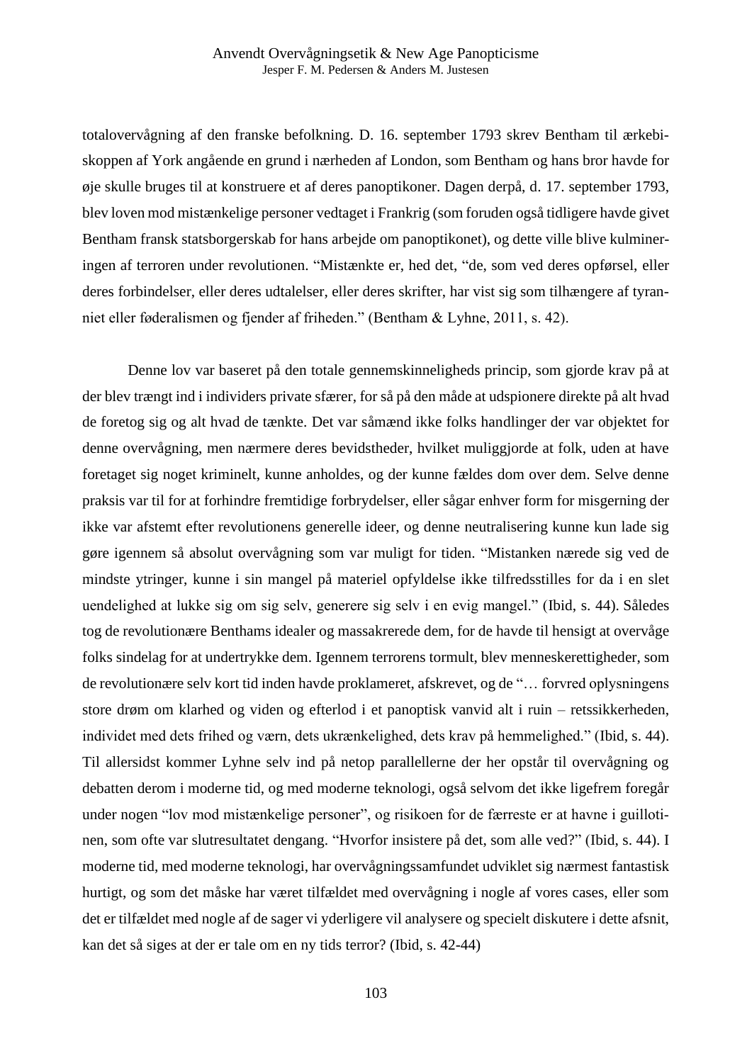totalovervågning af den franske befolkning. D. 16. september 1793 skrev Bentham til ærkebiskoppen af York angående en grund i nærheden af London, som Bentham og hans bror havde for øje skulle bruges til at konstruere et af deres panoptikoner. Dagen derpå, d. 17. september 1793, blev loven mod mistænkelige personer vedtaget i Frankrig (som foruden også tidligere havde givet Bentham fransk statsborgerskab for hans arbejde om panoptikonet), og dette ville blive kulmineringen af terroren under revolutionen. "Mistænkte er, hed det, "de, som ved deres opførsel, eller deres forbindelser, eller deres udtalelser, eller deres skrifter, har vist sig som tilhængere af tyranniet eller føderalismen og fjender af friheden." (Bentham & Lyhne, 2011, s. 42).

Denne lov var baseret på den totale gennemskinneligheds princip, som gjorde krav på at der blev trængt ind i individers private sfærer, for så på den måde at udspionere direkte på alt hvad de foretog sig og alt hvad de tænkte. Det var såmænd ikke folks handlinger der var objektet for denne overvågning, men nærmere deres bevidstheder, hvilket muliggjorde at folk, uden at have foretaget sig noget kriminelt, kunne anholdes, og der kunne fældes dom over dem. Selve denne praksis var til for at forhindre fremtidige forbrydelser, eller sågar enhver form for misgerning der ikke var afstemt efter revolutionens generelle ideer, og denne neutralisering kunne kun lade sig gøre igennem så absolut overvågning som var muligt for tiden. "Mistanken nærede sig ved de mindste ytringer, kunne i sin mangel på materiel opfyldelse ikke tilfredsstilles for da i en slet uendelighed at lukke sig om sig selv, generere sig selv i en evig mangel." (Ibid, s. 44). Således tog de revolutionære Benthams idealer og massakrerede dem, for de havde til hensigt at overvåge folks sindelag for at undertrykke dem. Igennem terrorens tormult, blev menneskerettigheder, som de revolutionære selv kort tid inden havde proklameret, afskrevet, og de "… forvred oplysningens store drøm om klarhed og viden og efterlod i et panoptisk vanvid alt i ruin – retssikkerheden, individet med dets frihed og værn, dets ukrænkelighed, dets krav på hemmelighed." (Ibid, s. 44). Til allersidst kommer Lyhne selv ind på netop parallellerne der her opstår til overvågning og debatten derom i moderne tid, og med moderne teknologi, også selvom det ikke ligefrem foregår under nogen "lov mod mistænkelige personer", og risikoen for de færreste er at havne i guillotinen, som ofte var slutresultatet dengang. "Hvorfor insistere på det, som alle ved?" (Ibid, s. 44). I moderne tid, med moderne teknologi, har overvågningssamfundet udviklet sig nærmest fantastisk hurtigt, og som det måske har været tilfældet med overvågning i nogle af vores cases, eller som det er tilfældet med nogle af de sager vi yderligere vil analysere og specielt diskutere i dette afsnit, kan det så siges at der er tale om en ny tids terror? (Ibid, s. 42-44)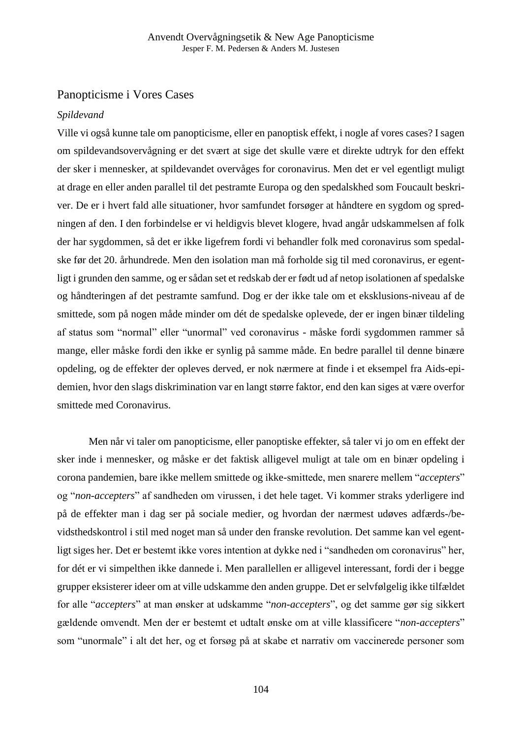## Panopticisme i Vores Cases

*Spildevand*

Ville vi også kunne tale om panopticisme, eller en panoptisk effekt, i nogle af vores cases? I sagen om spildevandsovervågning er det svært at sige det skulle være et direkte udtryk for den effekt der sker i mennesker, at spildevandet overvåges for coronavirus. Men det er vel egentligt muligt at drage en eller anden parallel til det pestramte Europa og den spedalskhed som Foucault beskriver. De er i hvert fald alle situationer, hvor samfundet forsøger at håndtere en sygdom og spredningen af den. I den forbindelse er vi heldigvis blevet klogere, hvad angår udskammelsen af folk der har sygdommen, så det er ikke ligefrem fordi vi behandler folk med coronavirus som spedalske før det 20. århundrede. Men den isolation man må forholde sig til med coronavirus, er egentligt i grunden den samme, og er sådan set et redskab der er født ud af netop isolationen af spedalske og håndteringen af det pestramte samfund. Dog er der ikke tale om et eksklusions-niveau af de smittede, som på nogen måde minder om dét de spedalske oplevede, der er ingen binær tildeling af status som "normal" eller "unormal" ved coronavirus - måske fordi sygdommen rammer så mange, eller måske fordi den ikke er synlig på samme måde. En bedre parallel til denne binære opdeling, og de effekter der opleves derved, er nok nærmere at finde i et eksempel fra Aids-epidemien, hvor den slags diskrimination var en langt større faktor, end den kan siges at være overfor smittede med Coronavirus.

Men når vi taler om panopticisme, eller panoptiske effekter, så taler vi jo om en effekt der sker inde i mennesker, og måske er det faktisk alligevel muligt at tale om en binær opdeling i corona pandemien, bare ikke mellem smittede og ikke-smittede, men snarere mellem "*accepters*" og "*non-accepters*" af sandheden om virussen, i det hele taget. Vi kommer straks yderligere ind på de effekter man i dag ser på sociale medier, og hvordan der nærmest udøves adfærds-/bevidsthedskontrol i stil med noget man så under den franske revolution. Det samme kan vel egentligt siges her. Det er bestemt ikke vores intention at dykke ned i "sandheden om coronavirus" her, for dét er vi simpelthen ikke dannede i. Men parallellen er alligevel interessant, fordi der i begge grupper eksisterer ideer om at ville udskamme den anden gruppe. Det er selvfølgelig ikke tilfældet for alle "*accepters*" at man ønsker at udskamme "*non-accepters*", og det samme gør sig sikkert gældende omvendt. Men der er bestemt et udtalt ønske om at ville klassificere "*non-accepters*" som "unormale" i alt det her, og et forsøg på at skabe et narrativ om vaccinerede personer som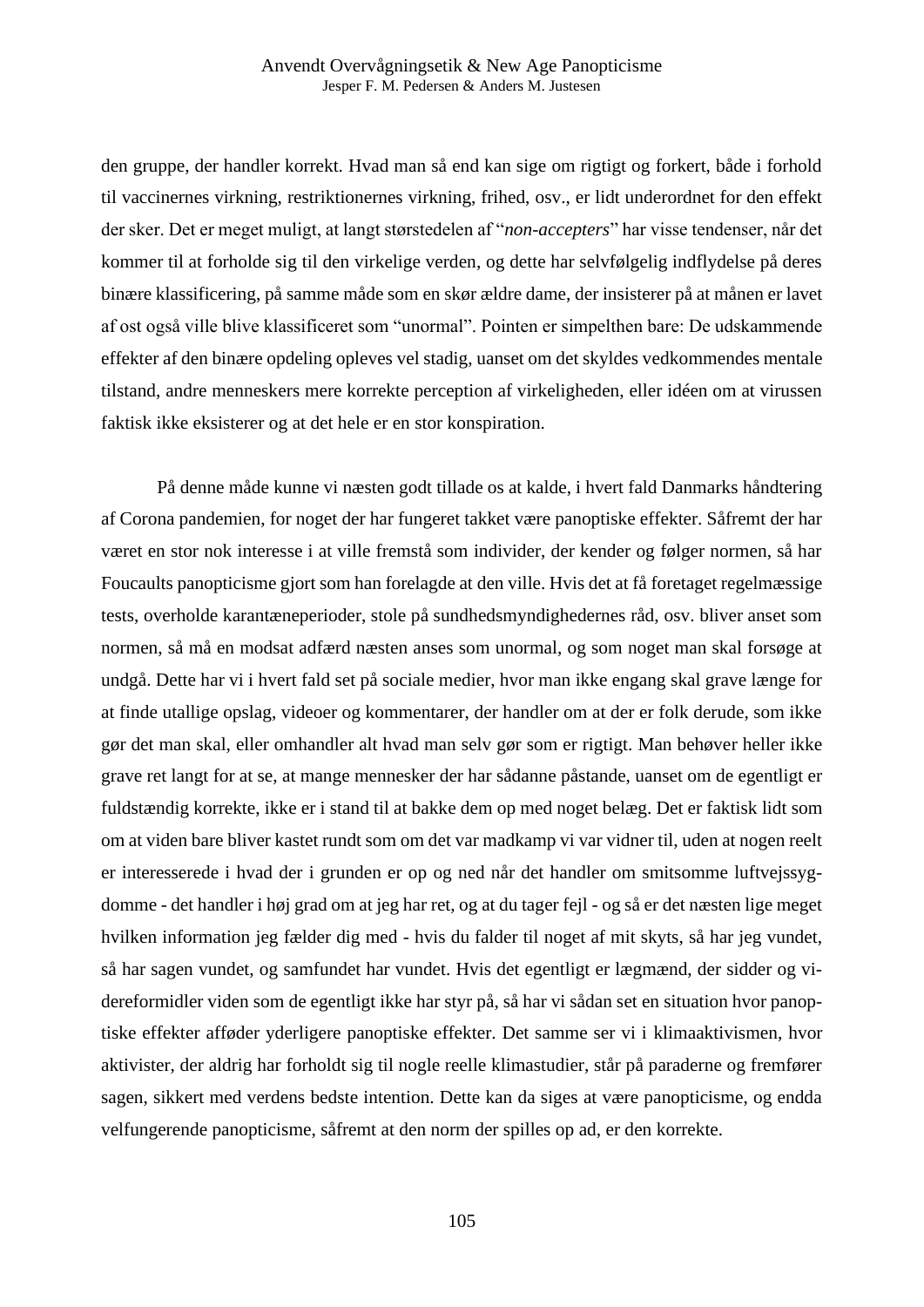den gruppe, der handler korrekt. Hvad man så end kan sige om rigtigt og forkert, både i forhold til vaccinernes virkning, restriktionernes virkning, frihed, osv., er lidt underordnet for den effekt der sker. Det er meget muligt, at langt størstedelen af "*non-accepters*" har visse tendenser, når det kommer til at forholde sig til den virkelige verden, og dette har selvfølgelig indflydelse på deres binære klassificering, på samme måde som en skør ældre dame, der insisterer på at månen er lavet af ost også ville blive klassificeret som "unormal". Pointen er simpelthen bare: De udskammende effekter af den binære opdeling opleves vel stadig, uanset om det skyldes vedkommendes mentale tilstand, andre menneskers mere korrekte perception af virkeligheden, eller idéen om at virussen faktisk ikke eksisterer og at det hele er en stor konspiration.

På denne måde kunne vi næsten godt tillade os at kalde, i hvert fald Danmarks håndtering af Corona pandemien, for noget der har fungeret takket være panoptiske effekter. Såfremt der har været en stor nok interesse i at ville fremstå som individer, der kender og følger normen, så har Foucaults panopticisme gjort som han forelagde at den ville. Hvis det at få foretaget regelmæssige tests, overholde karantæneperioder, stole på sundhedsmyndighedernes råd, osv. bliver anset som normen, så må en modsat adfærd næsten anses som unormal, og som noget man skal forsøge at undgå. Dette har vi i hvert fald set på sociale medier, hvor man ikke engang skal grave længe for at finde utallige opslag, videoer og kommentarer, der handler om at der er folk derude, som ikke gør det man skal, eller omhandler alt hvad man selv gør som er rigtigt. Man behøver heller ikke grave ret langt for at se, at mange mennesker der har sådanne påstande, uanset om de egentligt er fuldstændig korrekte, ikke er i stand til at bakke dem op med noget belæg. Det er faktisk lidt som om at viden bare bliver kastet rundt som om det var madkamp vi var vidner til, uden at nogen reelt er interesserede i hvad der i grunden er op og ned når det handler om smitsomme luftvejssygdomme - det handler i høj grad om at jeg har ret, og at du tager fejl - og så er det næsten lige meget hvilken information jeg fælder dig med - hvis du falder til noget af mit skyts, så har jeg vundet, så har sagen vundet, og samfundet har vundet. Hvis det egentligt er lægmænd, der sidder og videreformidler viden som de egentligt ikke har styr på, så har vi sådan set en situation hvor panoptiske effekter afføder yderligere panoptiske effekter. Det samme ser vi i klimaaktivismen, hvor aktivister, der aldrig har forholdt sig til nogle reelle klimastudier, står på paraderne og fremfører sagen, sikkert med verdens bedste intention. Dette kan da siges at være panopticisme, og endda velfungerende panopticisme, såfremt at den norm der spilles op ad, er den korrekte.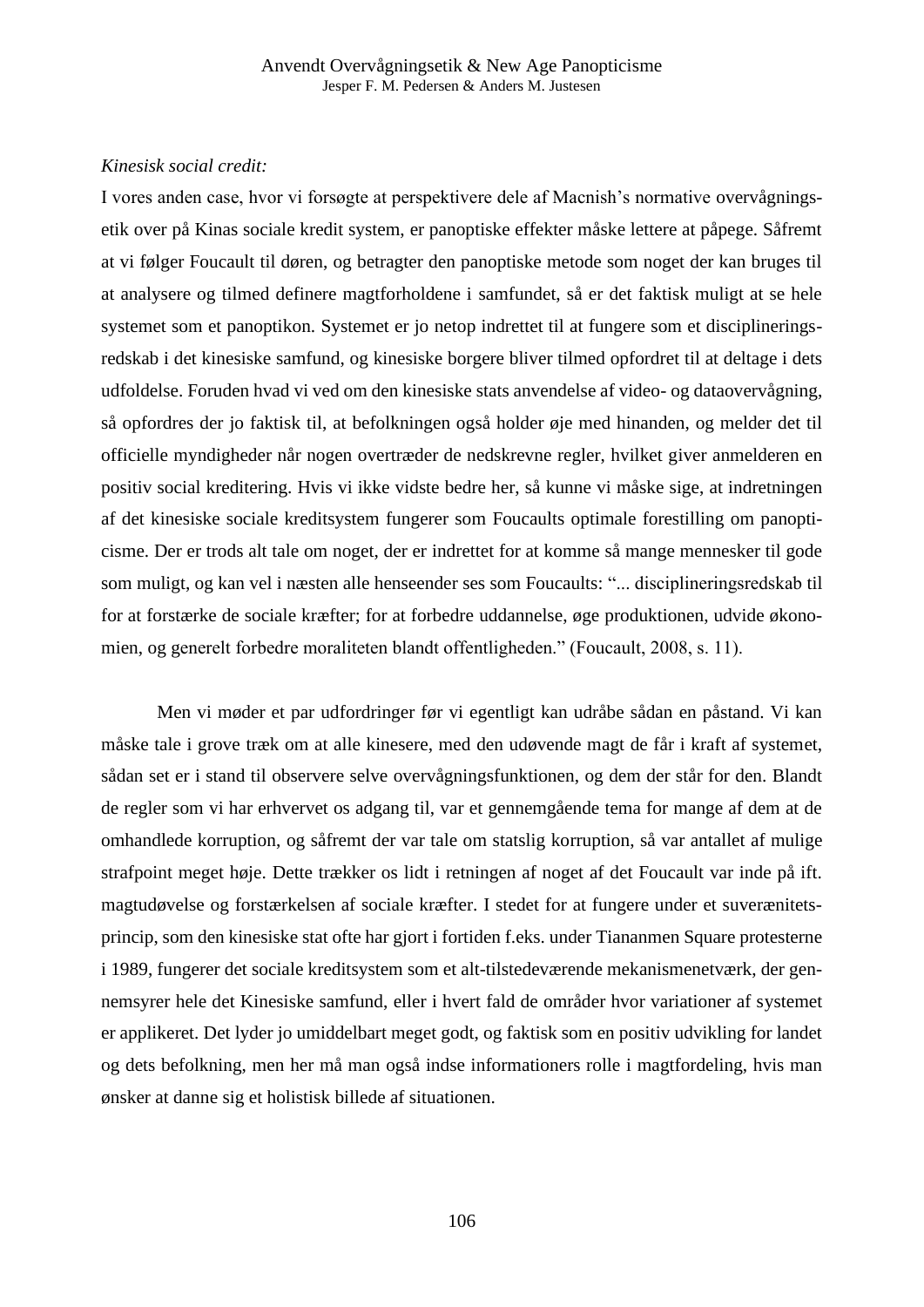*Kinesisk social credit:*

I vores anden case, hvor vi forsøgte at perspektivere dele af Macnish's normative overvågningsetik over på Kinas sociale kredit system, er panoptiske effekter måske lettere at påpege. Såfremt at vi følger Foucault til døren, og betragter den panoptiske metode som noget der kan bruges til at analysere og tilmed definere magtforholdene i samfundet, så er det faktisk muligt at se hele systemet som et panoptikon. Systemet er jo netop indrettet til at fungere som et disciplineringsredskab i det kinesiske samfund, og kinesiske borgere bliver tilmed opfordret til at deltage i dets udfoldelse. Foruden hvad vi ved om den kinesiske stats anvendelse af video- og dataovervågning, så opfordres der jo faktisk til, at befolkningen også holder øje med hinanden, og melder det til officielle myndigheder når nogen overtræder de nedskrevne regler, hvilket giver anmelderen en positiv social kreditering. Hvis vi ikke vidste bedre her, så kunne vi måske sige, at indretningen af det kinesiske sociale kreditsystem fungerer som Foucaults optimale forestilling om panopticisme. Der er trods alt tale om noget, der er indrettet for at komme så mange mennesker til gode som muligt, og kan vel i næsten alle henseender ses som Foucaults: "... disciplineringsredskab til for at forstærke de sociale kræfter; for at forbedre uddannelse, øge produktionen, udvide økonomien, og generelt forbedre moraliteten blandt offentligheden." (Foucault, 2008, s. 11).

Men vi møder et par udfordringer før vi egentligt kan udråbe sådan en påstand. Vi kan måske tale i grove træk om at alle kinesere, med den udøvende magt de får i kraft af systemet, sådan set er i stand til observere selve overvågningsfunktionen, og dem der står for den. Blandt de regler som vi har erhvervet os adgang til, var et gennemgående tema for mange af dem at de omhandlede korruption, og såfremt der var tale om statslig korruption, så var antallet af mulige strafpoint meget høje. Dette trækker os lidt i retningen af noget af det Foucault var inde på ift. magtudøvelse og forstærkelsen af sociale kræfter. I stedet for at fungere under et suverænitetsprincip, som den kinesiske stat ofte har gjort i fortiden f.eks. under Tiananmen Square protesterne i 1989, fungerer det sociale kreditsystem som et alt-tilstedeværende mekanismenetværk, der gennemsyrer hele det Kinesiske samfund, eller i hvert fald de områder hvor variationer af systemet er applikeret. Det lyder jo umiddelbart meget godt, og faktisk som en positiv udvikling for landet og dets befolkning, men her må man også indse informationers rolle i magtfordeling, hvis man ønsker at danne sig et holistisk billede af situationen.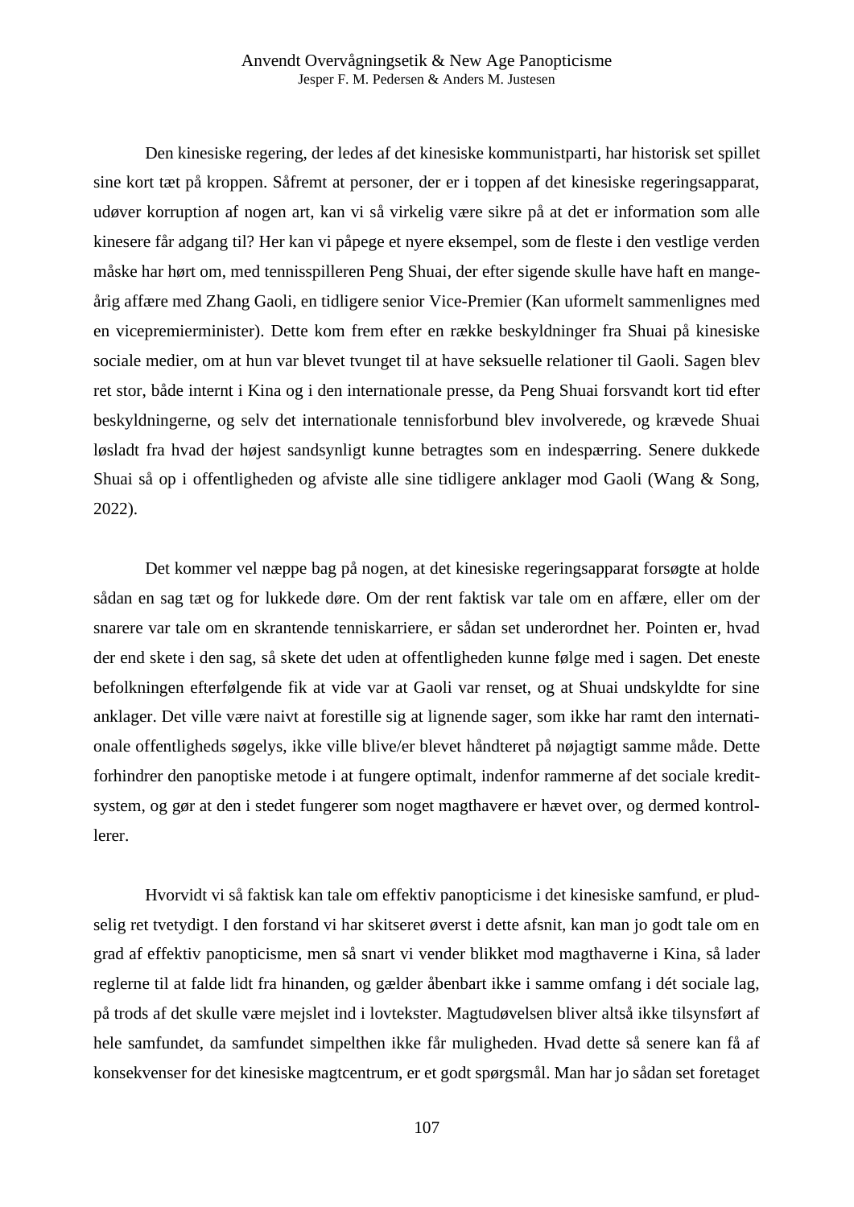Den kinesiske regering, der ledes af det kinesiske kommunistparti, har historisk set spillet sine kort tæt på kroppen. Såfremt at personer, der er i toppen af det kinesiske regeringsapparat, udøver korruption af nogen art, kan vi så virkelig være sikre på at det er information som alle kinesere får adgang til? Her kan vi påpege et nyere eksempel, som de fleste i den vestlige verden måske har hørt om, med tennisspilleren Peng Shuai, der efter sigende skulle have haft en mange-årig affære med Zhang Gaoli, en tidligere senior Vice-Premier (Kan uformelt sammenlignes med en vicepremierminister). Dette kom frem efter en række beskyldninger fra Shuai på kinesiske sociale medier, om at hun var blevet tvunget til at have seksuelle relationer til Gaoli. Sagen blev ret stor, både internt i Kina og i den internationale presse, da Peng Shuai forsvandt kort tid efter beskyldningerne, og selv det internationale tennisforbund blev involverede, og krævede Shuai løsladt fra hvad der højest sandsynligt kunne betragtes som en indespærring. Senere dukkede Shuai så op i offentligheden og afviste alle sine tidligere anklager mod Gaoli (Wang & Song, 2022).

Det kommer vel næppe bag på nogen, at det kinesiske regeringsapparat forsøgte at holde sådan en sag tæt og for lukkede døre. Om der rent faktisk var tale om en affære, eller om der snarere var tale om en skrantende tenniskarriere, er sådan set underordnet her. Pointen er, hvad der end skete i den sag, så skete det uden at offentligheden kunne følge med i sagen. Det eneste befolkningen efterfølgende fik at vide var at Gaoli var renset, og at Shuai undskyldte for sine anklager. Det ville være naivt at forestille sig at lignende sager, som ikke har ramt den internationale offentligheds søgelys, ikke ville blive/er blevet håndteret på nøjagtigt samme måde. Dette forhindrer den panoptiske metode i at fungere optimalt, indenfor rammerne af det sociale kreditsystem, og gør at den i stedet fungerer som noget magthavere er hævet over, og dermed kontrollerer.

Hvorvidt vi så faktisk kan tale om effektiv panopticisme i det kinesiske samfund, er pludselig ret tvetydigt. I den forstand vi har skitseret øverst i dette afsnit, kan man jo godt tale om en grad af effektiv panopticisme, men så snart vi vender blikket mod magthaverne i Kina, så lader reglerne til at falde lidt fra hinanden, og gælder åbenbart ikke i samme omfang i dét sociale lag, på trods af det skulle være mejslet ind i lovtekster. Magtudøvelsen bliver altså ikke tilsynsført af hele samfundet, da samfundet simpelthen ikke får muligheden. Hvad dette så senere kan få af konsekvenser for det kinesiske magtcentrum, er et godt spørgsmål. Man har jo sådan set foretaget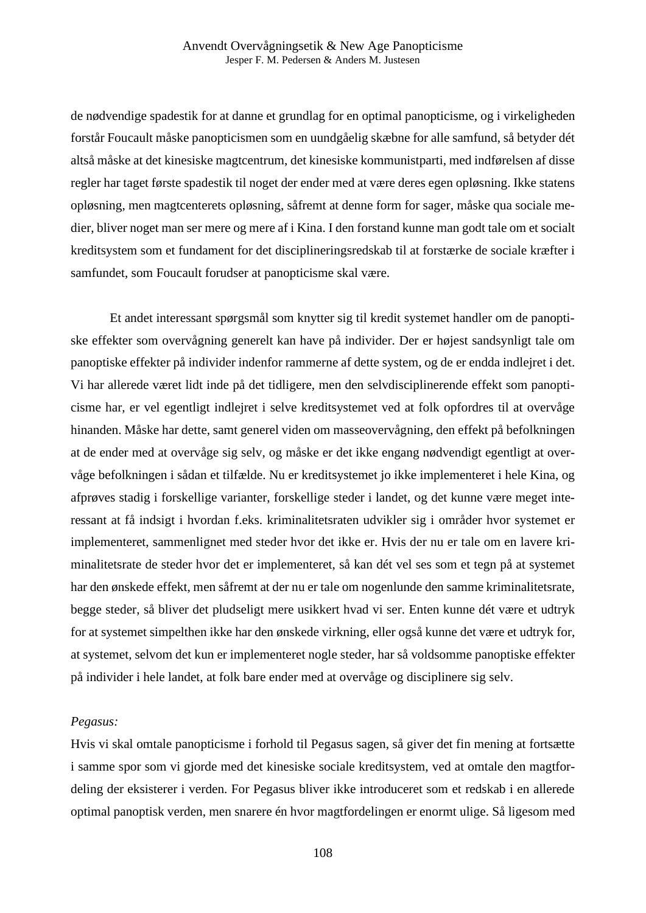de nødvendige spadestik for at danne et grundlag for en optimal panopticisme, og i virkeligheden forstår Foucault måske panopticismen som en uundgåelig skæbne for alle samfund, så betyder dét altså måske at det kinesiske magtcentrum, det kinesiske kommunistparti, med indførelsen af disse regler har taget første spadestik til noget der ender med at være deres egen opløsning. Ikke statens opløsning, men magtcenterets opløsning, såfremt at denne form for sager, måske qua sociale medier, bliver noget man ser mere og mere af i Kina. I den forstand kunne man godt tale om et socialt kreditsystem som et fundament for det disciplineringsredskab til at forstærke de sociale kræfter i samfundet, som Foucault forudser at panopticisme skal være.

Et andet interessant spørgsmål som knytter sig til kredit systemet handler om de panoptiske effekter som overvågning generelt kan have på individer. Der er højest sandsynligt tale om panoptiske effekter på individer indenfor rammerne af dette system, og de er endda indlejret i det. Vi har allerede været lidt inde på det tidligere, men den selvdisciplinerende effekt som panopticisme har, er vel egentligt indlejret i selve kreditsystemet ved at folk opfordres til at overvåge hinanden. Måske har dette, samt generel viden om masseovervågning, den effekt på befolkningen at de ender med at overvåge sig selv, og måske er det ikke engang nødvendigt egentligt at overvåge befolkningen i sådan et tilfælde. Nu er kreditsystemet jo ikke implementeret i hele Kina, og afprøves stadig i forskellige varianter, forskellige steder i landet, og det kunne være meget interessant at få indsigt i hvordan f.eks. kriminalitetsraten udvikler sig i områder hvor systemet er implementeret, sammenlignet med steder hvor det ikke er. Hvis der nu er tale om en lavere kriminalitetsrate de steder hvor det er implementeret, så kan dét vel ses som et tegn på at systemet har den ønskede effekt, men såfremt at der nu er tale om nogenlunde den samme kriminalitetsrate, begge steder, så bliver det pludseligt mere usikkert hvad vi ser. Enten kunne dét være et udtryk for at systemet simpelthen ikke har den ønskede virkning, eller også kunne det være et udtryk for, at systemet, selvom det kun er implementeret nogle steder, har så voldsomme panoptiske effekter på individer i hele landet, at folk bare ender med at overvåge og disciplinere sig selv.

*Pegasus:*

Hvis vi skal omtale panopticisme i forhold til Pegasus sagen, så giver det fin mening at fortsætte i samme spor som vi gjorde med det kinesiske sociale kreditsystem, ved at omtale den magtfordeling der eksisterer i verden. For Pegasus bliver ikke introduceret som et redskab i en allerede optimal panoptisk verden, men snarere én hvor magtfordelingen er enormt ulige. Så ligesom med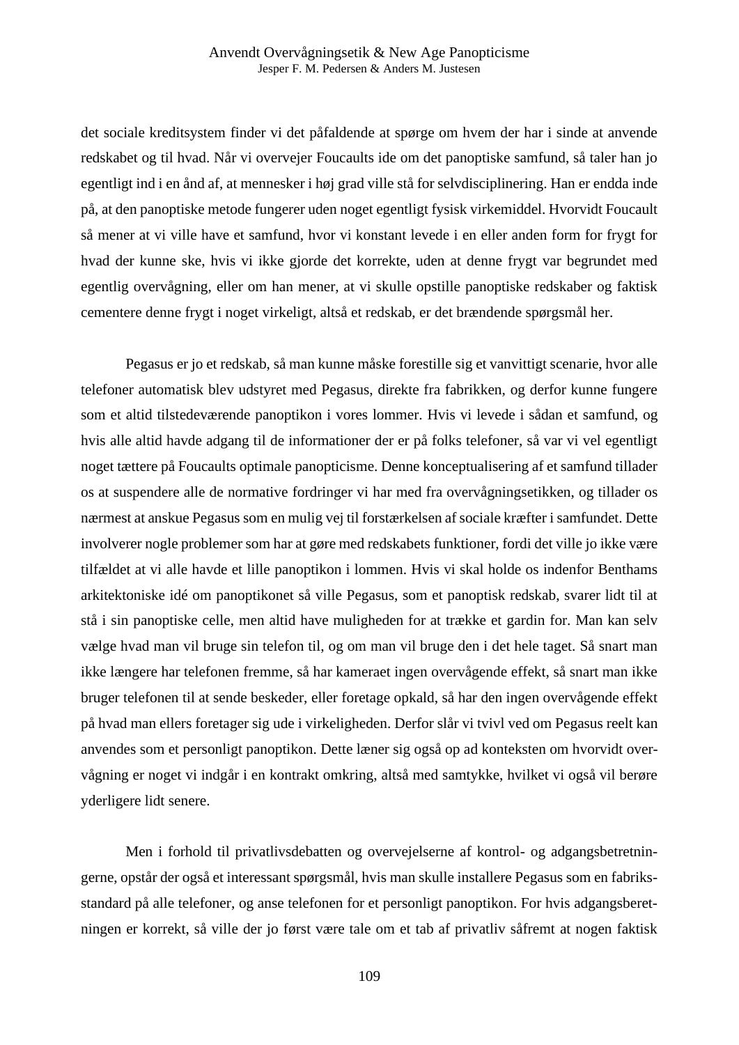det sociale kreditsystem finder vi det påfaldende at spørge om hvem der har i sinde at anvende redskabet og til hvad. Når vi overvejer Foucaults ide om det panoptiske samfund, så taler han jo egentligt ind i en ånd af, at mennesker i høj grad ville stå for selvdisciplinering. Han er endda inde på, at den panoptiske metode fungerer uden noget egentligt fysisk virkemiddel. Hvorvidt Foucault så mener at vi ville have et samfund, hvor vi konstant levede i en eller anden form for frygt for hvad der kunne ske, hvis vi ikke gjorde det korrekte, uden at denne frygt var begrundet med egentlig overvågning, eller om han mener, at vi skulle opstille panoptiske redskaber og faktisk cementere denne frygt i noget virkeligt, altså et redskab, er det brændende spørgsmål her.

Pegasus er jo et redskab, så man kunne måske forestille sig et vanvittigt scenarie, hvor alle telefoner automatisk blev udstyret med Pegasus, direkte fra fabrikken, og derfor kunne fungere som et altid tilstedeværende panoptikon i vores lommer. Hvis vi levede i sådan et samfund, og hvis alle altid havde adgang til de informationer der er på folks telefoner, så var vi vel egentligt noget tættere på Foucaults optimale panopticisme. Denne konceptualisering af et samfund tillader os at suspendere alle de normative fordringer vi har med fra overvågningsetikken, og tillader os nærmest at anskue Pegasus som en mulig vej til forstærkelsen af sociale kræfter i samfundet. Dette involverer nogle problemer som har at gøre med redskabets funktioner, fordi det ville jo ikke være tilfældet at vi alle havde et lille panoptikon i lommen. Hvis vi skal holde os indenfor Benthams arkitektoniske idé om panoptikonet så ville Pegasus, som et panoptisk redskab, svarer lidt til at stå i sin panoptiske celle, men altid have muligheden for at trække et gardin for. Man kan selv vælge hvad man vil bruge sin telefon til, og om man vil bruge den i det hele taget. Så snart man ikke længere har telefonen fremme, så har kameraet ingen overvågende effekt, så snart man ikke bruger telefonen til at sende beskeder, eller foretage opkald, så har den ingen overvågende effekt på hvad man ellers foretager sig ude i virkeligheden. Derfor slår vi tvivl ved om Pegasus reelt kan anvendes som et personligt panoptikon. Dette læner sig også op ad konteksten om hvorvidt overvågning er noget vi indgår i en kontrakt omkring, altså med samtykke, hvilket vi også vil berøre yderligere lidt senere.

Men i forhold til privatlivsdebatten og overvejelserne af kontrol- og adgangsbetretningerne, opstår der også et interessant spørgsmål, hvis man skulle installere Pegasus som en fabriksstandard på alle telefoner, og anse telefonen for et personligt panoptikon. For hvis adgangsberetningen er korrekt, så ville der jo først være tale om et tab af privatliv såfremt at nogen faktisk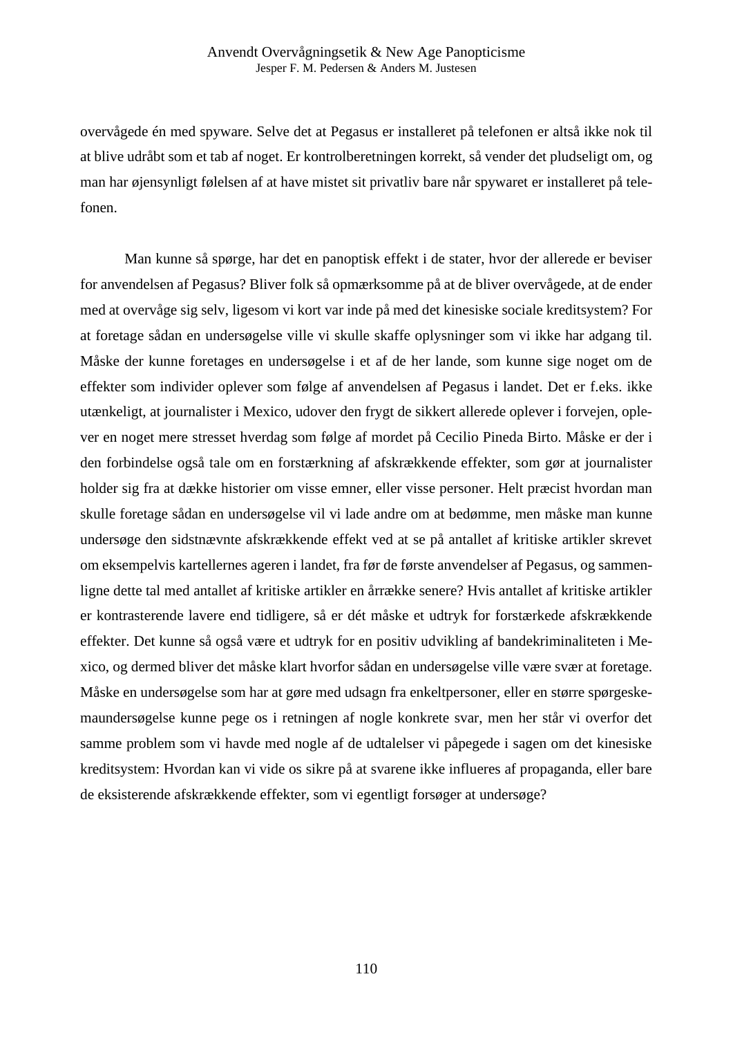overvågede én med spyware. Selve det at Pegasus er installeret på telefonen er altså ikke nok til at blive udråbt som et tab af noget. Er kontrolberetningen korrekt, så vender det pludseligt om, og man har øjensynligt følelsen af at have mistet sit privatliv bare når spywaret er installeret på telefonen.

Man kunne så spørge, har det en panoptisk effekt i de stater, hvor der allerede er beviser for anvendelsen af Pegasus? Bliver folk så opmærksomme på at de bliver overvågede, at de ender med at overvåge sig selv, ligesom vi kort var inde på med det kinesiske sociale kreditsystem? For at foretage sådan en undersøgelse ville vi skulle skaffe oplysninger som vi ikke har adgang til. Måske der kunne foretages en undersøgelse i et af de her lande, som kunne sige noget om de effekter som individer oplever som følge af anvendelsen af Pegasus i landet. Det er f.eks. ikke utænkeligt, at journalister i Mexico, udover den frygt de sikkert allerede oplever i forvejen, oplever en noget mere stresset hverdag som følge af mordet på Cecilio Pineda Birto. Måske er der i den forbindelse også tale om en forstærkning af afskrækkende effekter, som gør at journalister holder sig fra at dække historier om visse emner, eller visse personer. Helt præcist hvordan man skulle foretage sådan en undersøgelse vil vi lade andre om at bedømme, men måske man kunne undersøge den sidstnævnte afskrækkende effekt ved at se på antallet af kritiske artikler skrevet om eksempelvis kartellernes ageren i landet, fra før de første anvendelser af Pegasus, og sammenligne dette tal med antallet af kritiske artikler en årrække senere? Hvis antallet af kritiske artikler er kontrasterende lavere end tidligere, så er dét måske et udtryk for forstærkede afskrækkende effekter. Det kunne så også være et udtryk for en positiv udvikling af bandekriminaliteten i Mexico, og dermed bliver det måske klart hvorfor sådan en undersøgelse ville være svær at foretage. Måske en undersøgelse som har at gøre med udsagn fra enkeltpersoner, eller en større spørgeskemaundersøgelse kunne pege os i retningen af nogle konkrete svar, men her står vi overfor det samme problem som vi havde med nogle af de udtalelser vi påpegede i sagen om det kinesiske kreditsystem: Hvordan kan vi vide os sikre på at svarene ikke influeres af propaganda, eller bare de eksisterende afskrækkende effekter, som vi egentligt forsøger at undersøge?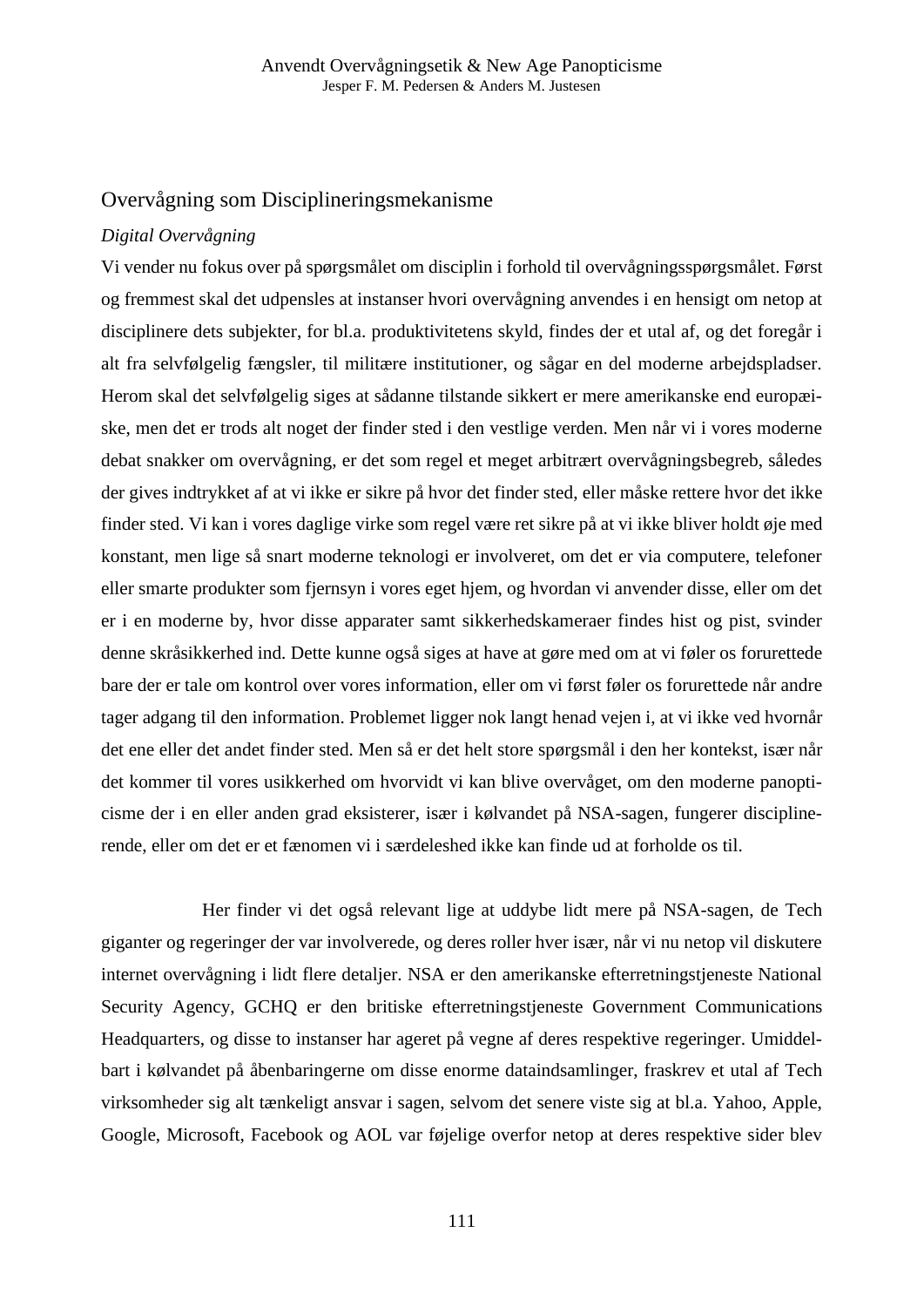## Overvågning som Disciplineringsmekanisme

*Digital Overvågning*

Vi vender nu fokus over på spørgsmålet om disciplin i forhold til overvågningsspørgsmålet. Først og fremmest skal det udpensles at instanser hvori overvågning anvendes i en hensigt om netop at disciplinere dets subjekter, for bl.a. produktivitetens skyld, findes der et utal af, og det foregår i alt fra selvfølgelig fængsler, til militære institutioner, og sågar en del moderne arbejdspladser. Herom skal det selvfølgelig siges at sådanne tilstande sikkert er mere amerikanske end europæiske, men det er trods alt noget der finder sted i den vestlige verden. Men når vi i vores moderne debat snakker om overvågning, er det som regel et meget arbitrært overvågningsbegreb, således der gives indtrykket af at vi ikke er sikre på hvor det finder sted, eller måske rettere hvor det ikke finder sted. Vi kan i vores daglige virke som regel være ret sikre på at vi ikke bliver holdt øje med konstant, men lige så snart moderne teknologi er involveret, om det er via computere, telefoner eller smarte produkter som fjernsyn i vores eget hjem, og hvordan vi anvender disse, eller om det er i en moderne by, hvor disse apparater samt sikkerhedskameraer findes hist og pist, svinder denne skråsikkerhed ind. Dette kunne også siges at have at gøre med om at vi føler os forurettede bare der er tale om kontrol over vores information, eller om vi først føler os forurettede når andre tager adgang til den information. Problemet ligger nok langt henad vejen i, at vi ikke ved hvornår det ene eller det andet finder sted. Men så er det helt store spørgsmål i den her kontekst, især når det kommer til vores usikkerhed om hvorvidt vi kan blive overvåget, om den moderne panopticisme der i en eller anden grad eksisterer, især i kølvandet på NSA-sagen, fungerer disciplinerende, eller om det er et fænomen vi i særdeleshed ikke kan finde ud at forholde os til.

Her finder vi det også relevant lige at uddybe lidt mere på NSA-sagen, de Tech giganter og regeringer der var involverede, og deres roller hver især, når vi nu netop vil diskutere internet overvågning i lidt flere detaljer. NSA er den amerikanske efterretningstjeneste National Security Agency, GCHQ er den britiske efterretningstjeneste Government Communications Headquarters, og disse to instanser har ageret på vegne af deres respektive regeringer. Umiddelbart i kølvandet på åbenbaringerne om disse enorme dataindsamlinger, fraskrev et utal af Tech virksomheder sig alt tænkeligt ansvar i sagen, selvom det senere viste sig at bl.a. Yahoo, Apple, Google, Microsoft, Facebook og AOL var føjelige overfor netop at deres respektive sider blev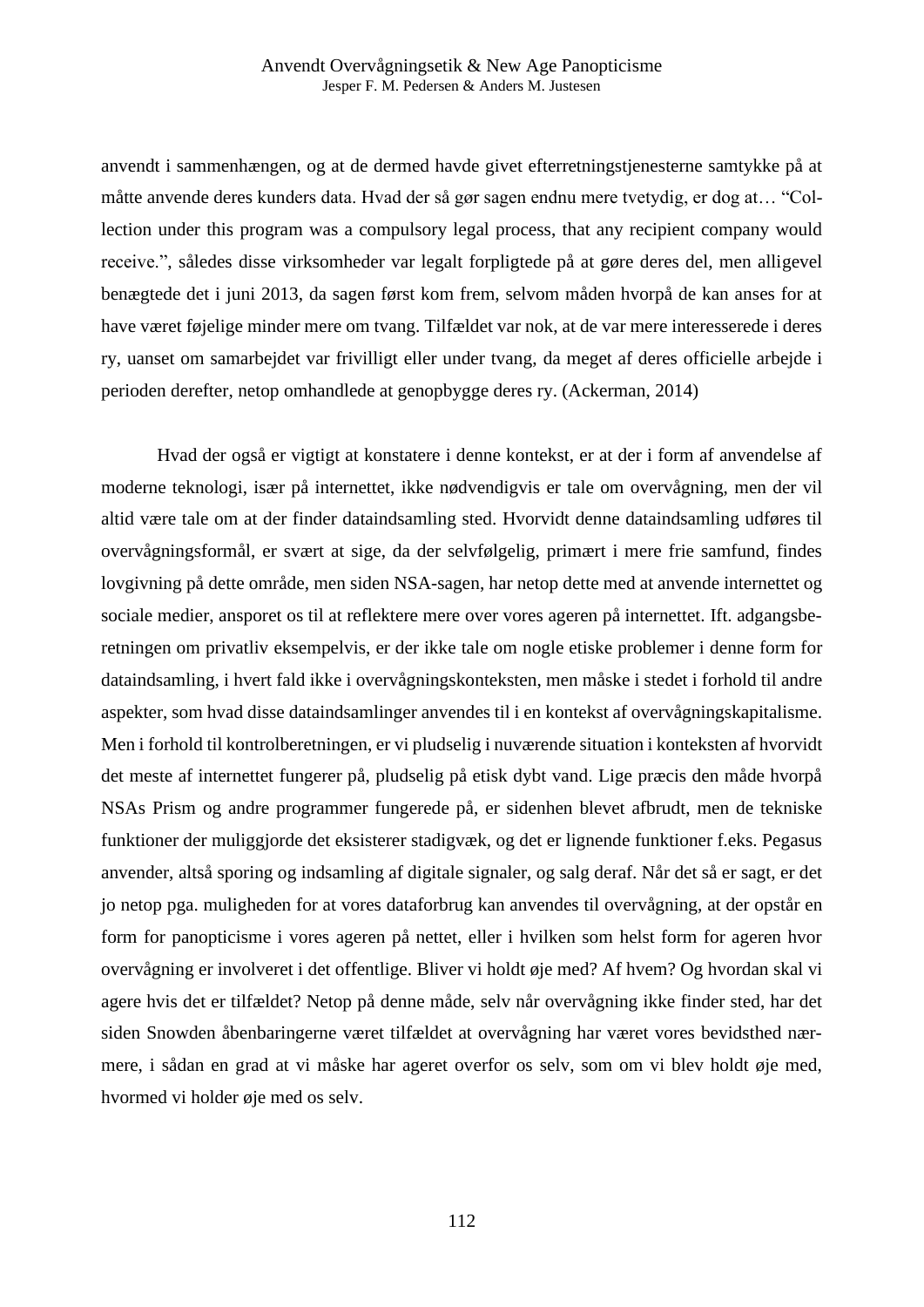anvendt i sammenhængen, og at de dermed havde givet efterretningstjenesterne samtykke på at måtte anvende deres kunders data. Hvad der så gør sagen endnu mere tvetydig, er dog at… "Collection under this program was a compulsory legal process, that any recipient company would receive.", således disse virksomheder var legalt forpligtede på at gøre deres del, men alligevel benægtede det i juni 2013, da sagen først kom frem, selvom måden hvorpå de kan anses for at have været føjelige minder mere om tvang. Tilfældet var nok, at de var mere interesserede i deres ry, uanset om samarbejdet var frivilligt eller under tvang, da meget af deres officielle arbejde i perioden derefter, netop omhandlede at genopbygge deres ry. (Ackerman, 2014)

Hvad der også er vigtigt at konstatere i denne kontekst, er at der i form af anvendelse af moderne teknologi, især på internettet, ikke nødvendigvis er tale om overvågning, men der vil altid være tale om at der finder dataindsamling sted. Hvorvidt denne dataindsamling udføres til overvågningsformål, er svært at sige, da der selvfølgelig, primært i mere frie samfund, findes lovgivning på dette område, men siden NSA-sagen, har netop dette med at anvende internettet og sociale medier, ansporet os til at reflektere mere over vores ageren på internettet. Ift. adgangsberetningen om privatliv eksempelvis, er der ikke tale om nogle etiske problemer i denne form for dataindsamling, i hvert fald ikke i overvågningskonteksten, men måske i stedet i forhold til andre aspekter, som hvad disse dataindsamlinger anvendes til i en kontekst af overvågningskapitalisme. Men i forhold til kontrolberetningen, er vi pludselig i nuværende situation i konteksten af hvorvidt det meste af internettet fungerer på, pludselig på etisk dybt vand. Lige præcis den måde hvorpå NSAs Prism og andre programmer fungerede på, er sidenhen blevet afbrudt, men de tekniske funktioner der muliggjorde det eksisterer stadigvæk, og det er lignende funktioner f.eks. Pegasus anvender, altså sporing og indsamling af digitale signaler, og salg deraf. Når det så er sagt, er det jo netop pga. muligheden for at vores dataforbrug kan anvendes til overvågning, at der opstår en form for panopticisme i vores ageren på nettet, eller i hvilken som helst form for ageren hvor overvågning er involveret i det offentlige. Bliver vi holdt øje med? Af hvem? Og hvordan skal vi agere hvis det er tilfældet? Netop på denne måde, selv når overvågning ikke finder sted, har det siden Snowden åbenbaringerne været tilfældet at overvågning har været vores bevidsthed nærmere, i sådan en grad at vi måske har ageret overfor os selv, som om vi blev holdt øje med, hvormed vi holder øje med os selv.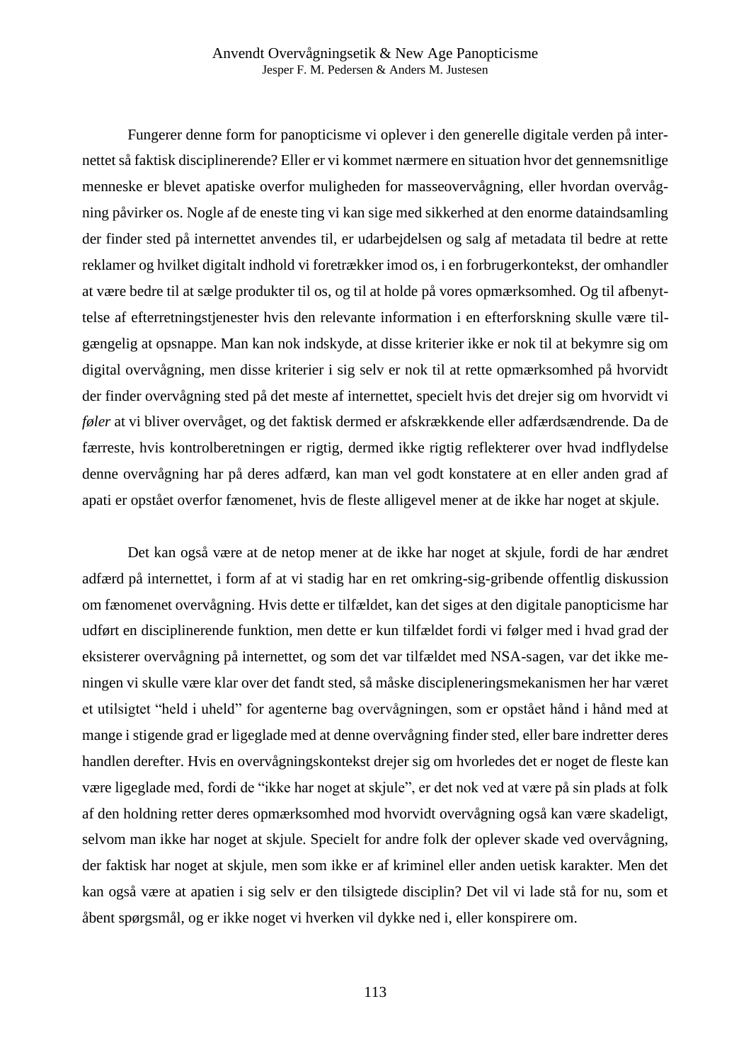Fungerer denne form for panopticisme vi oplever i den generelle digitale verden på internettet så faktisk disciplinerende? Eller er vi kommet nærmere en situation hvor det gennemsnitlige menneske er blevet apatiske overfor muligheden for masseovervågning, eller hvordan overvågning påvirker os. Nogle af de eneste ting vi kan sige med sikkerhed at den enorme dataindsamling der finder sted på internettet anvendes til, er udarbejdelsen og salg af metadata til bedre at rette reklamer og hvilket digitalt indhold vi foretrækker imod os, i en forbrugerkontekst, der omhandler at være bedre til at sælge produkter til os, og til at holde på vores opmærksomhed. Og til afbenyttelse af efterretningstjenester hvis den relevante information i en efterforskning skulle være tilgængelig at opsnappe. Man kan nok indskyde, at disse kriterier ikke er nok til at bekymre sig om digital overvågning, men disse kriterier i sig selv er nok til at rette opmærksomhed på hvorvidt der finder overvågning sted på det meste af internettet, specielt hvis det drejer sig om hvorvidt vi *føler* at vi bliver overvåget, og det faktisk dermed er afskrækkende eller adfærdsændrende. Da de færreste, hvis kontrolberetningen er rigtig, dermed ikke rigtig reflekterer over hvad indflydelse denne overvågning har på deres adfærd, kan man vel godt konstatere at en eller anden grad af apati er opstået overfor fænomenet, hvis de fleste alligevel mener at de ikke har noget at skjule.

Det kan også være at de netop mener at de ikke har noget at skjule, fordi de har ændret adfærd på internettet, i form af at vi stadig har en ret omkring-sig-gribende offentlig diskussion om fænomenet overvågning. Hvis dette er tilfældet, kan det siges at den digitale panopticisme har udført en disciplinerende funktion, men dette er kun tilfældet fordi vi følger med i hvad grad der eksisterer overvågning på internettet, og som det var tilfældet med NSA-sagen, var det ikke meningen vi skulle være klar over det fandt sted, så måske discipleneringsmekanismen her har været et utilsigtet "held i uheld" for agenterne bag overvågningen, som er opstået hånd i hånd med at mange i stigende grad er ligeglade med at denne overvågning finder sted, eller bare indretter deres handlen derefter. Hvis en overvågningskontekst drejer sig om hvorledes det er noget de fleste kan være ligeglade med, fordi de "ikke har noget at skjule", er det nok ved at være på sin plads at folk af den holdning retter deres opmærksomhed mod hvorvidt overvågning også kan være skadeligt, selvom man ikke har noget at skjule. Specielt for andre folk der oplever skade ved overvågning, der faktisk har noget at skjule, men som ikke er af kriminel eller anden uetisk karakter. Men det kan også være at apatien i sig selv er den tilsigtede disciplin? Det vil vi lade stå for nu, som et åbent spørgsmål, og er ikke noget vi hverken vil dykke ned i, eller konspirere om.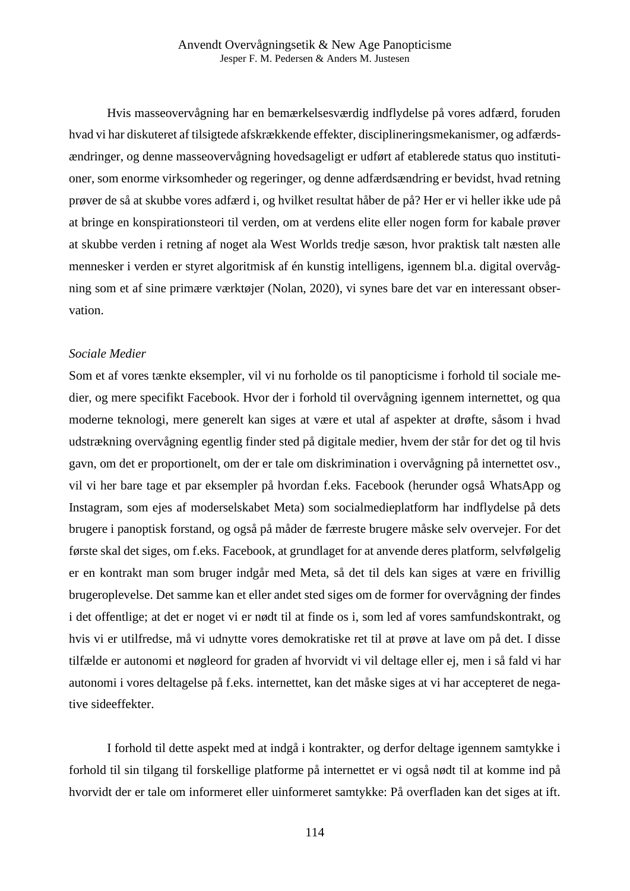Hvis masseovervågning har en bemærkelsesværdig indflydelse på vores adfærd, foruden hvad vi har diskuteret af tilsigtede afskrækkende effekter, disciplineringsmekanismer, og adfærdsændringer, og denne masseovervågning hovedsageligt er udført af etablerede status quo institutioner, som enorme virksomheder og regeringer, og denne adfærdsændring er bevidst, hvad retning prøver de så at skubbe vores adfærd i, og hvilket resultat håber de på? Her er vi heller ikke ude på at bringe en konspirationsteori til verden, om at verdens elite eller nogen form for kabale prøver at skubbe verden i retning af noget ala West Worlds tredje sæson, hvor praktisk talt næsten alle mennesker i verden er styret algoritmisk af én kunstig intelligens, igennem bl.a. digital overvågning som et af sine primære værktøjer (Nolan, 2020), vi synes bare det var en interessant observation.

*Sociale Medier*

Som et af vores tænkte eksempler, vil vi nu forholde os til panopticisme i forhold til sociale medier, og mere specifikt Facebook. Hvor der i forhold til overvågning igennem internettet, og qua moderne teknologi, mere generelt kan siges at være et utal af aspekter at drøfte, såsom i hvad udstrækning overvågning egentlig finder sted på digitale medier, hvem der står for det og til hvis gavn, om det er proportionelt, om der er tale om diskrimination i overvågning på internettet osv., vil vi her bare tage et par eksempler på hvordan f.eks. Facebook (herunder også WhatsApp og Instagram, som ejes af moderselskabet Meta) som socialmedieplatform har indflydelse på dets brugere i panoptisk forstand, og også på måder de færreste brugere måske selv overvejer. For det første skal det siges, om f.eks. Facebook, at grundlaget for at anvende deres platform, selvfølgelig er en kontrakt man som bruger indgår med Meta, så det til dels kan siges at være en frivillig brugeroplevelse. Det samme kan et eller andet sted siges om de former for overvågning der findes i det offentlige; at det er noget vi er nødt til at finde os i, som led af vores samfundskontrakt, og hvis vi er utilfredse, må vi udnytte vores demokratiske ret til at prøve at lave om på det. I disse tilfælde er autonomi et nøgleord for graden af hvorvidt vi vil deltage eller ej, men i så fald vi har autonomi i vores deltagelse på f.eks. internettet, kan det måske siges at vi har accepteret de negative sideeffekter.

I forhold til dette aspekt med at indgå i kontrakter, og derfor deltage igennem samtykke i forhold til sin tilgang til forskellige platforme på internettet er vi også nødt til at komme ind på hvorvidt der er tale om informeret eller uinformeret samtykke: På overfladen kan det siges at ift.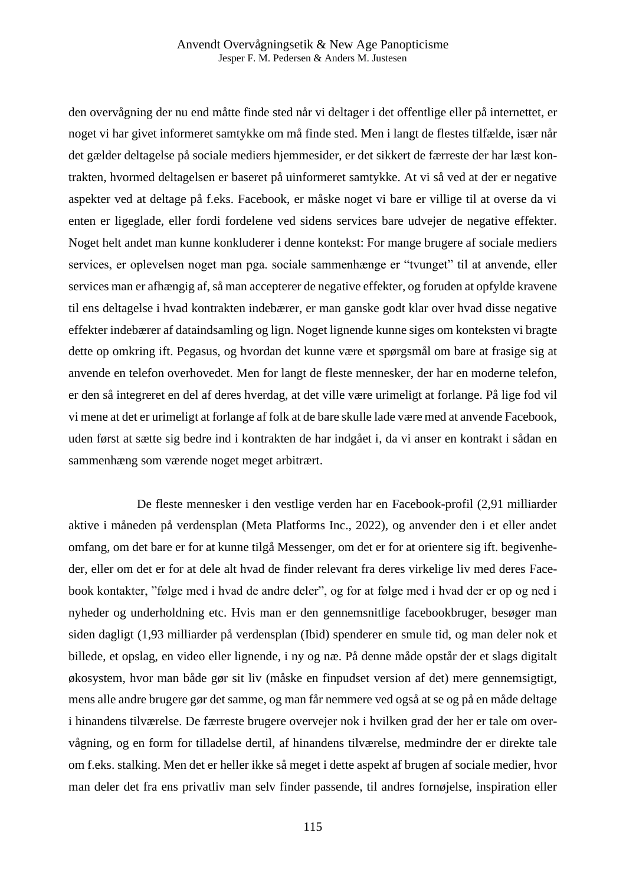den overvågning der nu end måtte finde sted når vi deltager i det offentlige eller på internettet, er noget vi har givet informeret samtykke om må finde sted. Men i langt de flestes tilfælde, især når det gælder deltagelse på sociale mediers hjemmesider, er det sikkert de færreste der har læst kontrakten, hvormed deltagelsen er baseret på uinformeret samtykke. At vi så ved at der er negative aspekter ved at deltage på f.eks. Facebook, er måske noget vi bare er villige til at overse da vi enten er ligeglade, eller fordi fordelene ved sidens services bare udvejer de negative effekter. Noget helt andet man kunne konkluderer i denne kontekst: For mange brugere af sociale mediers services, er oplevelsen noget man pga. sociale sammenhænge er "tvunget" til at anvende, eller services man er afhængig af, så man accepterer de negative effekter, og foruden at opfylde kravene til ens deltagelse i hvad kontrakten indebærer, er man ganske godt klar over hvad disse negative effekter indebærer af dataindsamling og lign. Noget lignende kunne siges om konteksten vi bragte dette op omkring ift. Pegasus, og hvordan det kunne være et spørgsmål om bare at frasige sig at anvende en telefon overhovedet. Men for langt de fleste mennesker, der har en moderne telefon, er den så integreret en del af deres hverdag, at det ville være urimeligt at forlange. På lige fod vil vi mene at det er urimeligt at forlange af folk at de bare skulle lade være med at anvende Facebook, uden først at sætte sig bedre ind i kontrakten de har indgået i, da vi anser en kontrakt i sådan en sammenhæng som værende noget meget arbitrært.

De fleste mennesker i den vestlige verden har en Facebook-profil (2,91 milliarder aktive i måneden på verdensplan (Meta Platforms Inc., 2022), og anvender den i et eller andet omfang, om det bare er for at kunne tilgå Messenger, om det er for at orientere sig ift. begivenheder, eller om det er for at dele alt hvad de finder relevant fra deres virkelige liv med deres Facebook kontakter, "følge med i hvad de andre deler", og for at følge med i hvad der er op og ned i nyheder og underholdning etc. Hvis man er den gennemsnitlige facebookbruger, besøger man siden dagligt (1,93 milliarder på verdensplan (Ibid) spenderer en smule tid, og man deler nok et billede, et opslag, en video eller lignende, i ny og næ. På denne måde opstår der et slags digitalt økosystem, hvor man både gør sit liv (måske en finpudset version af det) mere gennemsigtigt, mens alle andre brugere gør det samme, og man får nemmere ved også at se og på en måde deltage i hinandens tilværelse. De færreste brugere overvejer nok i hvilken grad der her er tale om overvågning, og en form for tilladelse dertil, af hinandens tilværelse, medmindre der er direkte tale om f.eks. stalking. Men det er heller ikke så meget i dette aspekt af brugen af sociale medier, hvor man deler det fra ens privatliv man selv finder passende, til andres fornøjelse, inspiration eller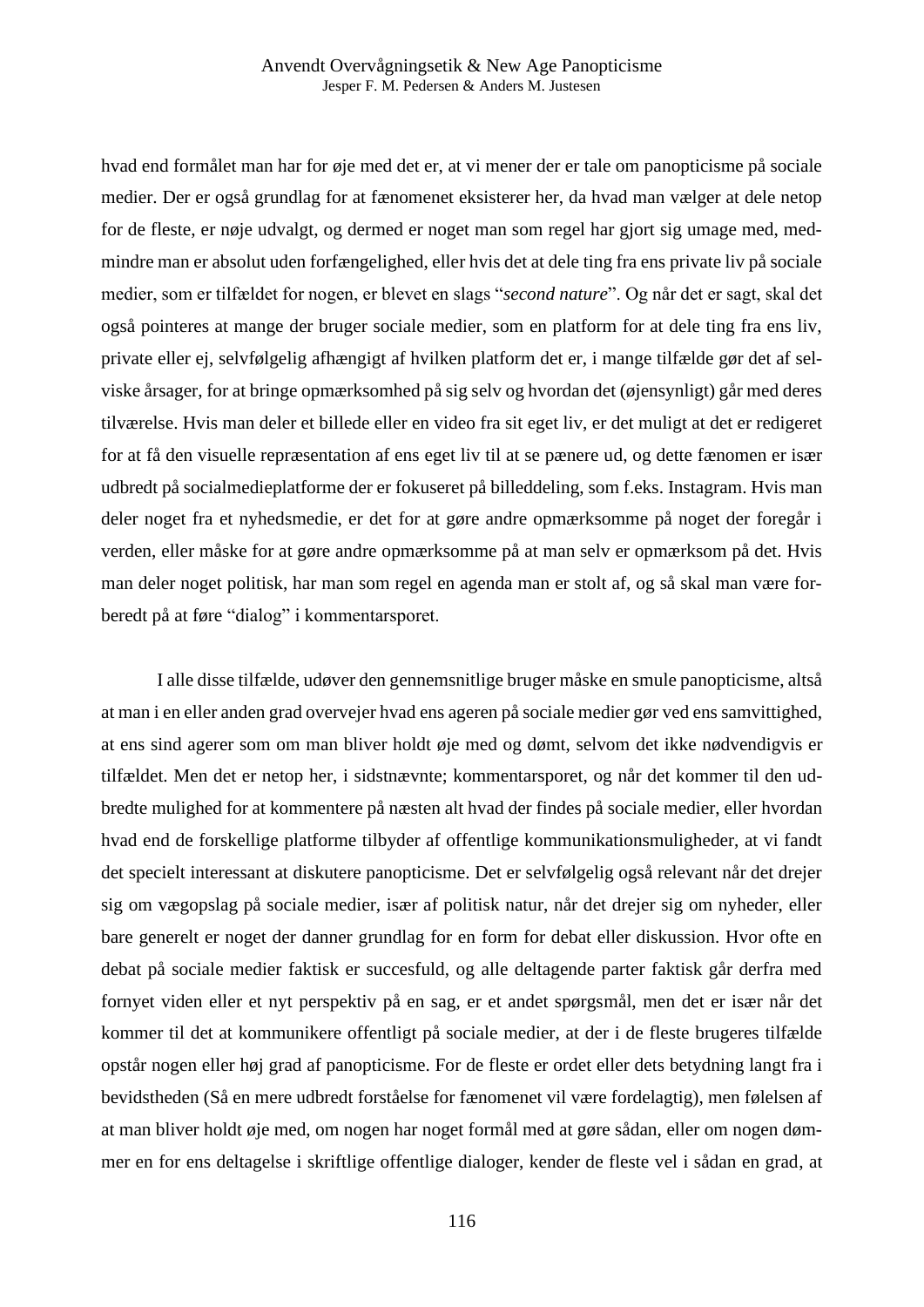hvad end formålet man har for øje med det er, at vi mener der er tale om panopticisme på sociale medier. Der er også grundlag for at fænomenet eksisterer her, da hvad man vælger at dele netop for de fleste, er nøje udvalgt, og dermed er noget man som regel har gjort sig umage med, medmindre man er absolut uden forfængelighed, eller hvis det at dele ting fra ens private liv på sociale medier, som er tilfældet for nogen, er blevet en slags "*second nature*". Og når det er sagt, skal det også pointeres at mange der bruger sociale medier, som en platform for at dele ting fra ens liv, private eller ej, selvfølgelig afhængigt af hvilken platform det er, i mange tilfælde gør det af selviske årsager, for at bringe opmærksomhed på sig selv og hvordan det (øjensynligt) går med deres tilværelse. Hvis man deler et billede eller en video fra sit eget liv, er det muligt at det er redigeret for at få den visuelle repræsentation af ens eget liv til at se pænere ud, og dette fænomen er især udbredt på socialmedieplatforme der er fokuseret på billeddeling, som f.eks. Instagram. Hvis man deler noget fra et nyhedsmedie, er det for at gøre andre opmærksomme på noget der foregår i verden, eller måske for at gøre andre opmærksomme på at man selv er opmærksom på det. Hvis man deler noget politisk, har man som regel en agenda man er stolt af, og så skal man være forberedt på at føre "dialog" i kommentarsporet.

I alle disse tilfælde, udøver den gennemsnitlige bruger måske en smule panopticisme, altså at man i en eller anden grad overvejer hvad ens ageren på sociale medier gør ved ens samvittighed, at ens sind agerer som om man bliver holdt øje med og dømt, selvom det ikke nødvendigvis er tilfældet. Men det er netop her, i sidstnævnte; kommentarsporet, og når det kommer til den udbredte mulighed for at kommentere på næsten alt hvad der findes på sociale medier, eller hvordan hvad end de forskellige platforme tilbyder af offentlige kommunikationsmuligheder, at vi fandt det specielt interessant at diskutere panopticisme. Det er selvfølgelig også relevant når det drejer sig om vægopslag på sociale medier, især af politisk natur, når det drejer sig om nyheder, eller bare generelt er noget der danner grundlag for en form for debat eller diskussion. Hvor ofte en debat på sociale medier faktisk er succesfuld, og alle deltagende parter faktisk går derfra med fornyet viden eller et nyt perspektiv på en sag, er et andet spørgsmål, men det er især når det kommer til det at kommunikere offentligt på sociale medier, at der i de fleste brugeres tilfælde opstår nogen eller høj grad af panopticisme. For de fleste er ordet eller dets betydning langt fra i bevidstheden (Så en mere udbredt forståelse for fænomenet vil være fordelagtig), men følelsen af at man bliver holdt øje med, om nogen har noget formål med at gøre sådan, eller om nogen dømmer en for ens deltagelse i skriftlige offentlige dialoger, kender de fleste vel i sådan en grad, at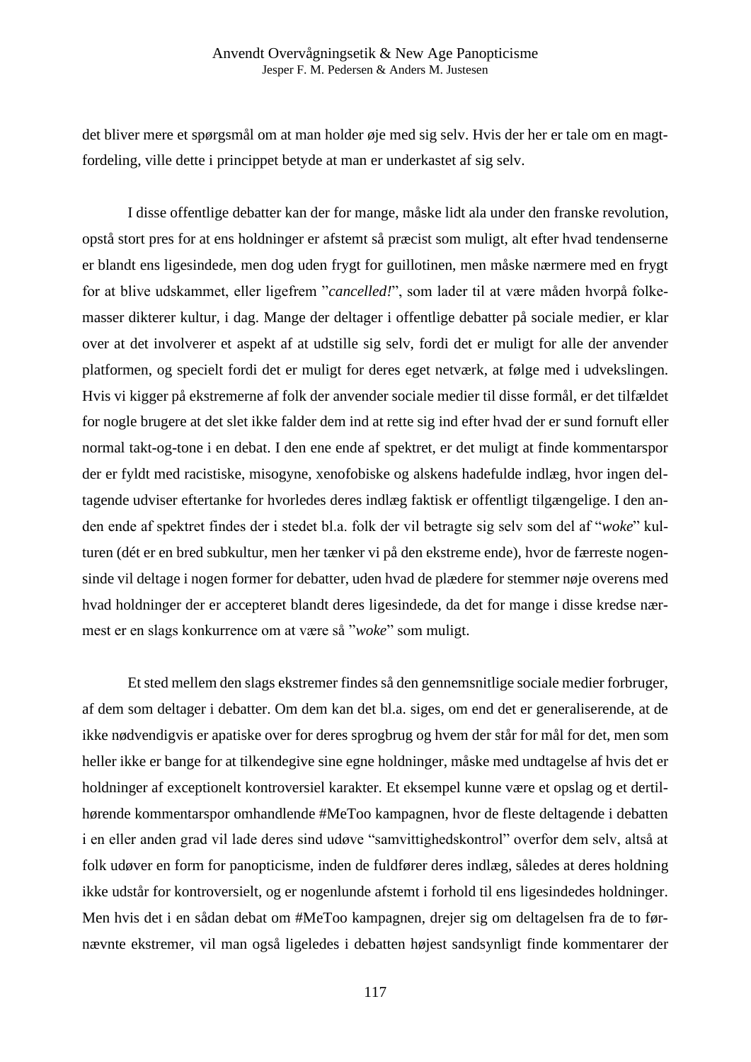det bliver mere et spørgsmål om at man holder øje med sig selv. Hvis der her er tale om en magtfordeling, ville dette i princippet betyde at man er underkastet af sig selv.

I disse offentlige debatter kan der for mange, måske lidt ala under den franske revolution, opstå stort pres for at ens holdninger er afstemt så præcist som muligt, alt efter hvad tendenserne er blandt ens ligesindede, men dog uden frygt for guillotinen, men måske nærmere med en frygt for at blive udskammet, eller ligefrem "*cancelled!*", som lader til at være måden hvorpå folkemasser dikterer kultur, i dag. Mange der deltager i offentlige debatter på sociale medier, er klar over at det involverer et aspekt af at udstille sig selv, fordi det er muligt for alle der anvender platformen, og specielt fordi det er muligt for deres eget netværk, at følge med i udvekslingen. Hvis vi kigger på ekstremerne af folk der anvender sociale medier til disse formål, er det tilfældet for nogle brugere at det slet ikke falder dem ind at rette sig ind efter hvad der er sund fornuft eller normal takt-og-tone i en debat. I den ene ende af spektret, er det muligt at finde kommentarspor der er fyldt med racistiske, misogyne, xenofobiske og alskens hadefulde indlæg, hvor ingen deltagende udviser eftertanke for hvorledes deres indlæg faktisk er offentligt tilgængelige. I den anden ende af spektret findes der i stedet bl.a. folk der vil betragte sig selv som del af "*woke*" kulturen (dét er en bred subkultur, men her tænker vi på den ekstreme ende), hvor de færreste nogensinde vil deltage i nogen former for debatter, uden hvad de plædere for stemmer nøje overens med hvad holdninger der er accepteret blandt deres ligesindede, da det for mange i disse kredse nærmest er en slags konkurrence om at være så "*woke*" som muligt.

Et sted mellem den slags ekstremer findes så den gennemsnitlige sociale medier forbruger, af dem som deltager i debatter. Om dem kan det bl.a. siges, om end det er generaliserende, at de ikke nødvendigvis er apatiske over for deres sprogbrug og hvem der står for mål for det, men som heller ikke er bange for at tilkendegive sine egne holdninger, måske med undtagelse af hvis det er holdninger af exceptionelt kontroversiel karakter. Et eksempel kunne være et opslag og et dertilhørende kommentarspor omhandlende #MeToo kampagnen, hvor de fleste deltagende i debatten i en eller anden grad vil lade deres sind udøve "samvittighedskontrol" overfor dem selv, altså at folk udøver en form for panopticisme, inden de fuldfører deres indlæg, således at deres holdning ikke udstår for kontroversielt, og er nogenlunde afstemt i forhold til ens ligesindedes holdninger. Men hvis det i en sådan debat om #MeToo kampagnen, drejer sig om deltagelsen fra de to førnævnte ekstremer, vil man også ligeledes i debatten højest sandsynligt finde kommentarer der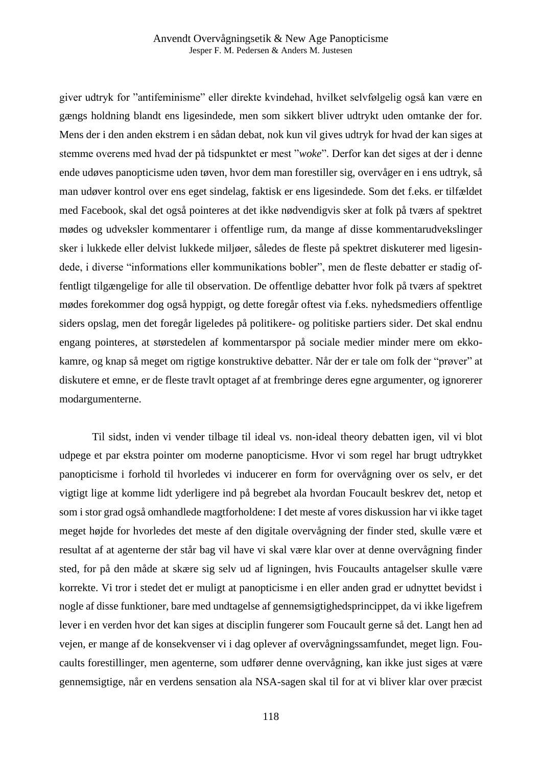giver udtryk for ”antifeminisme” eller direkte kvindehad, hvilket selvfølgelig også kan være en gængs holdning blandt ens ligesindede, men som sikkert bliver udtrykt uden omtanke der for. Mens der i den anden ekstrem i en sådan debat, nok kun vil gives udtryk for hvad der kan siges at stemme overens med hvad der på tidspunktet er mest ”*woke*”. Derfor kan det siges at der i denne ende udøves panopticisme uden tøven, hvor dem man forestiller sig, overvåger en i ens udtryk, så man udøver kontrol over ens eget sindelag, faktisk er ens ligesindede. Som det f.eks. er tilfældet med Facebook, skal det også pointeres at det ikke nødvendigvis sker at folk på tværs af spektret mødes og udveksler kommentarer i offentlige rum, da mange af disse kommentarudvekslinger sker i lukkede eller delvist lukkede miljøer, således de fleste på spektret diskuterer med ligesindede, i diverse “informations eller kommunikations bobler”, men de fleste debatter er stadig offentligt tilgængelige for alle til observation. De offentlige debatter hvor folk på tværs af spektret mødes forekommer dog også hyppigt, og dette foregår oftest via f.eks. nyhedsmediers offentlige siders opslag, men det foregår ligeledes på politikere- og politiske partiers sider. Det skal endnu engang pointeres, at størstedelen af kommentarspor på sociale medier minder mere om ekkokamre, og knap så meget om rigtige konstruktive debatter. Når der er tale om folk der “prøver” at diskutere et emne, er de fleste travlt optaget af at frembringe deres egne argumenter, og ignorerer modargumenterne.

Til sidst, inden vi vender tilbage til ideal vs. non-ideal theory debatten igen, vil vi blot udpege et par ekstra pointer om moderne panopticisme. Hvor vi som regel har brugt udtrykket panopticisme i forhold til hvorledes vi inducerer en form for overvågning over os selv, er det vigtigt lige at komme lidt yderligere ind på begrebet ala hvordan Foucault beskrev det, netop et som i stor grad også omhandlede magtforholdene: I det meste af vores diskussion har vi ikke taget meget højde for hvorledes det meste af den digitale overvågning der finder sted, skulle være et resultat af at agenterne der står bag vil have vi skal være klar over at denne overvågning finder sted, for på den måde at skære sig selv ud af ligningen, hvis Foucaults antagelser skulle være korrekte. Vi tror i stedet det er muligt at panopticisme i en eller anden grad er udnyttet bevidst i nogle af disse funktioner, bare med undtagelse af gennemsigtighedsprincippet, da vi ikke ligefrem lever i en verden hvor det kan siges at disciplin fungerer som Foucault gerne så det. Langt hen ad vejen, er mange af de konsekvenser vi i dag oplever af overvågningssamfundet, meget lign. Foucaults forestillinger, men agenterne, som udfører denne overvågning, kan ikke just siges at være gennemsigtige, når en verdens sensation ala NSA-sagen skal til for at vi bliver klar over præcist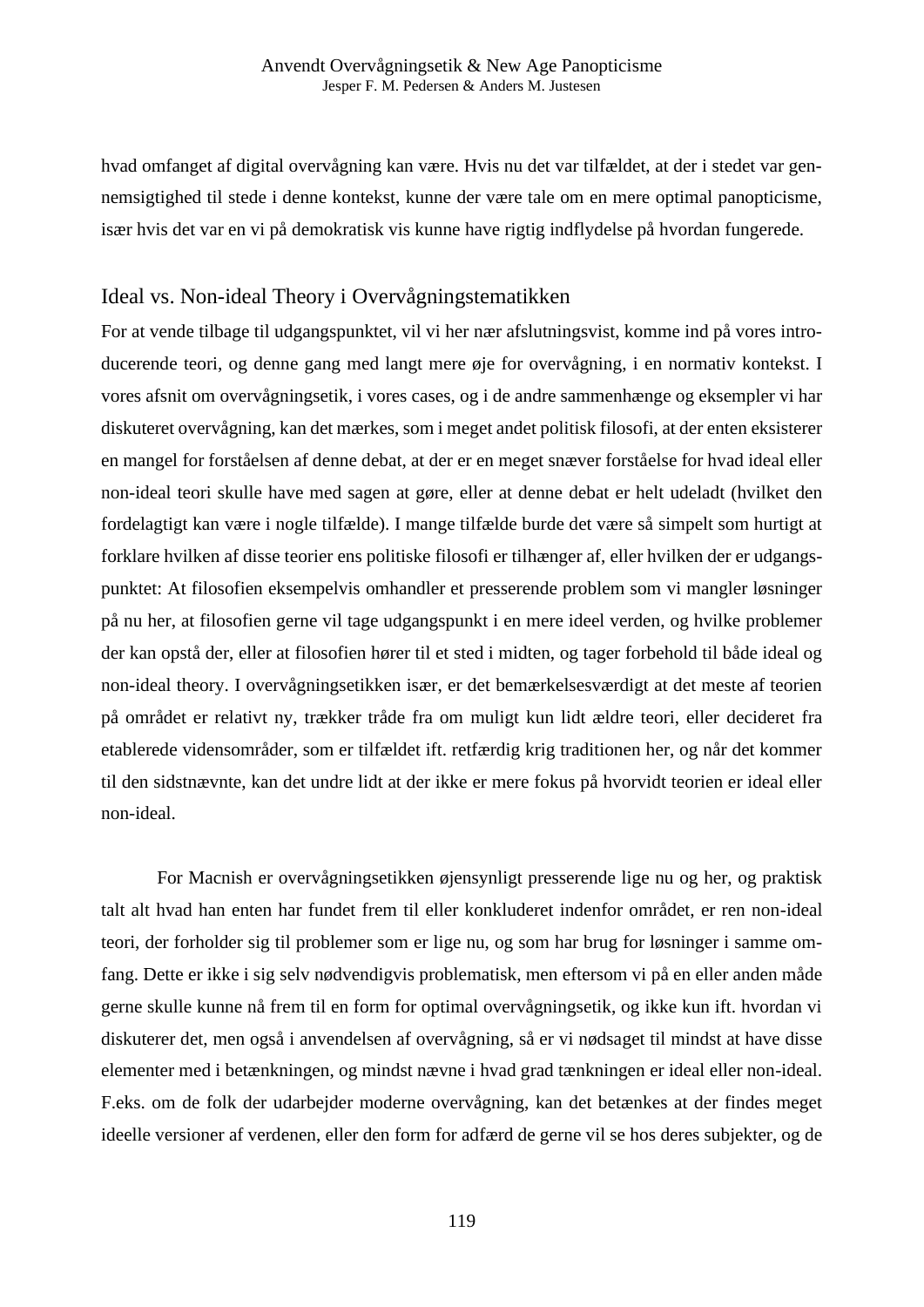hvad omfanget af digital overvågning kan være. Hvis nu det var tilfældet, at der i stedet var gennemsigtighed til stede i denne kontekst, kunne der være tale om en mere optimal panopticisme, især hvis det var en vi på demokratisk vis kunne have rigtig indflydelse på hvordan fungerede.

## Ideal vs. Non-ideal Theory i Overvågningstematikken

For at vende tilbage til udgangspunktet, vil vi her nær afslutningsvist, komme ind på vores introducerende teori, og denne gang med langt mere øje for overvågning, i en normativ kontekst. I vores afsnit om overvågningsetik, i vores cases, og i de andre sammenhænge og eksempler vi har diskuteret overvågning, kan det mærkes, som i meget andet politisk filosofi, at der enten eksisterer en mangel for forståelsen af denne debat, at der er en meget snæver forståelse for hvad ideal eller non-ideal teori skulle have med sagen at gøre, eller at denne debat er helt udeladt (hvilket den fordelagtigt kan være i nogle tilfælde). I mange tilfælde burde det være så simpelt som hurtigt at forklare hvilken af disse teorier ens politiske filosofi er tilhænger af, eller hvilken der er udgangspunktet: At filosofien eksempelvis omhandler et presserende problem som vi mangler løsninger på nu her, at filosofien gerne vil tage udgangspunkt i en mere ideel verden, og hvilke problemer der kan opstå der, eller at filosofien hører til et sted i midten, og tager forbehold til både ideal og non-ideal theory. I overvågningsetikken især, er det bemærkelsesværdigt at det meste af teorien på området er relativt ny, trækker tråde fra om muligt kun lidt ældre teori, eller decideret fra etablerede vidensområder, som er tilfældet ift. retfærdig krig traditionen her, og når det kommer til den sidstnævnte, kan det undre lidt at der ikke er mere fokus på hvorvidt teorien er ideal eller non-ideal.

For Macnish er overvågningsetikken øjensynligt presserende lige nu og her, og praktisk talt alt hvad han enten har fundet frem til eller konkluderet indenfor området, er ren non-ideal teori, der forholder sig til problemer som er lige nu, og som har brug for løsninger i samme omfang. Dette er ikke i sig selv nødvendigvis problematisk, men eftersom vi på en eller anden måde gerne skulle kunne nå frem til en form for optimal overvågningsetik, og ikke kun ift. hvordan vi diskuterer det, men også i anvendelsen af overvågning, så er vi nødsaget til mindst at have disse elementer med i betænkningen, og mindst nævne i hvad grad tænkningen er ideal eller non-ideal. F.eks. om de folk der udarbejder moderne overvågning, kan det betænkes at der findes meget ideelle versioner af verdenen, eller den form for adfærd de gerne vil se hos deres subjekter, og de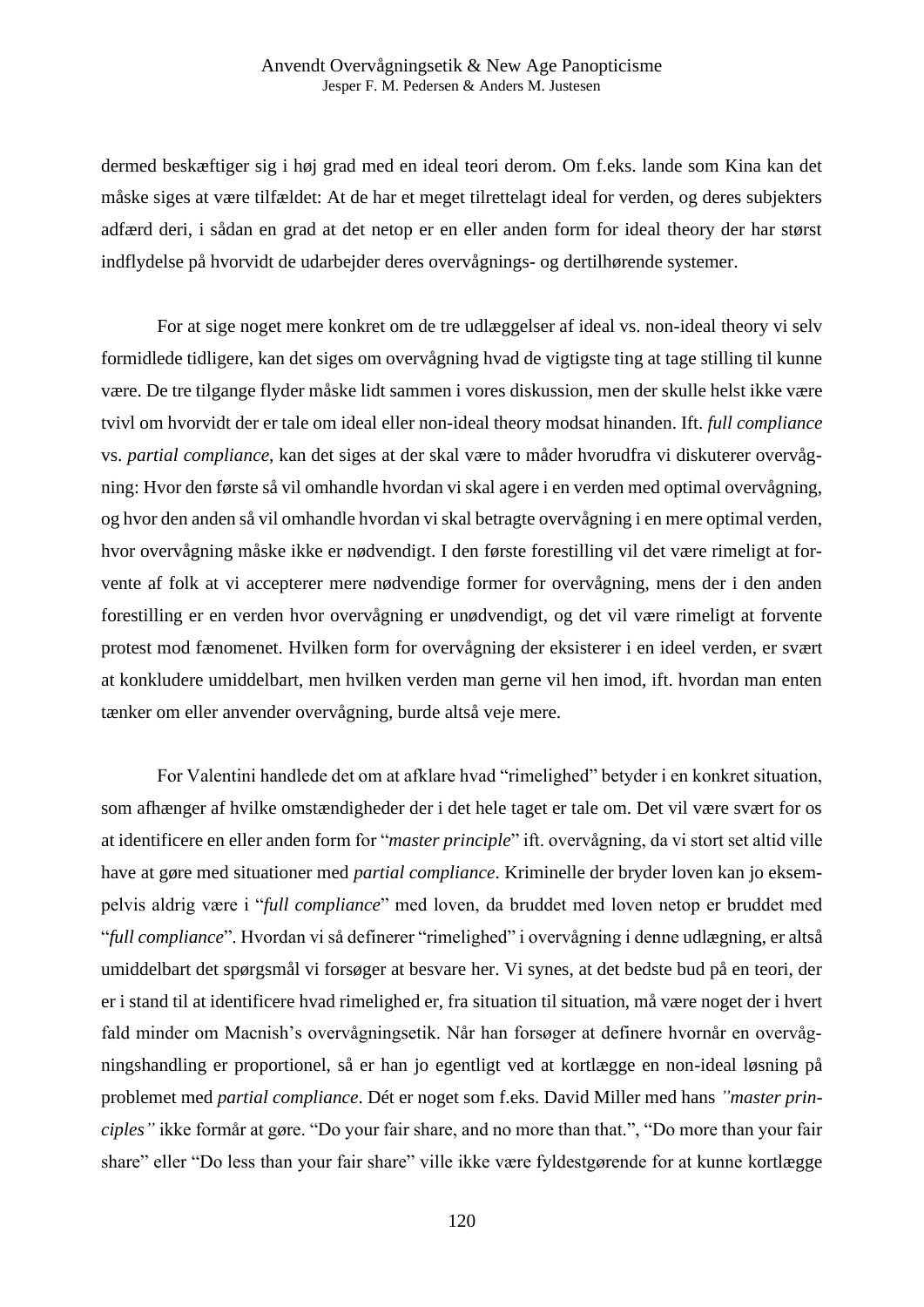dermed beskæftiger sig i høj grad med en ideal teori derom. Om f.eks. lande som Kina kan det måske siges at være tilfældet: At de har et meget tilrettelagt ideal for verden, og deres subjekters adfærd deri, i sådan en grad at det netop er en eller anden form for ideal theory der har størst indflydelse på hvorvidt de udarbejder deres overvågnings- og dertilhørende systemer.

For at sige noget mere konkret om de tre udlæggelser af ideal vs. non-ideal theory vi selv formidlede tidligere, kan det siges om overvågning hvad de vigtigste ting at tage stilling til kunne være. De tre tilgange flyder måske lidt sammen i vores diskussion, men der skulle helst ikke være tvivl om hvorvidt der er tale om ideal eller non-ideal theory modsat hinanden. Ift. *full compliance* vs. *partial compliance*, kan det siges at der skal være to måder hvorudfra vi diskuterer overvågning: Hvor den første så vil omhandle hvordan vi skal agere i en verden med optimal overvågning, og hvor den anden så vil omhandle hvordan vi skal betragte overvågning i en mere optimal verden, hvor overvågning måske ikke er nødvendigt. I den første forestilling vil det være rimeligt at forvente af folk at vi accepterer mere nødvendige former for overvågning, mens der i den anden forestilling er en verden hvor overvågning er unødvendigt, og det vil være rimeligt at forvente protest mod fænomenet. Hvilken form for overvågning der eksisterer i en ideel verden, er svært at konkludere umiddelbart, men hvilken verden man gerne vil hen imod, ift. hvordan man enten tænker om eller anvender overvågning, burde altså veje mere.

For Valentini handlede det om at afklare hvad "rimelighed" betyder i en konkret situation, som afhænger af hvilke omstændigheder der i det hele taget er tale om. Det vil være svært for os at identificere en eller anden form for "*master principle*" ift. overvågning, da vi stort set altid ville have at gøre med situationer med *partial compliance*. Kriminelle der bryder loven kan jo eksempelvis aldrig være i "*full compliance*" med loven, da bruddet med loven netop er bruddet med "*full compliance*". Hvordan vi så definerer "rimelighed" i overvågning i denne udlægning, er altså umiddelbart det spørgsmål vi forsøger at besvare her. Vi synes, at det bedste bud på en teori, der er i stand til at identificere hvad rimelighed er, fra situation til situation, må være noget der i hvert fald minder om Macnish's overvågningsetik. Når han forsøger at definere hvornår en overvågningshandling er proportionel, så er han jo egentligt ved at kortlægge en non-ideal løsning på problemet med *partial compliance*. Dét er noget som f.eks. David Miller med hans *"master principles"* ikke formår at gøre. "Do your fair share, and no more than that.", "Do more than your fair share" eller "Do less than your fair share" ville ikke være fyldestgørende for at kunne kortlægge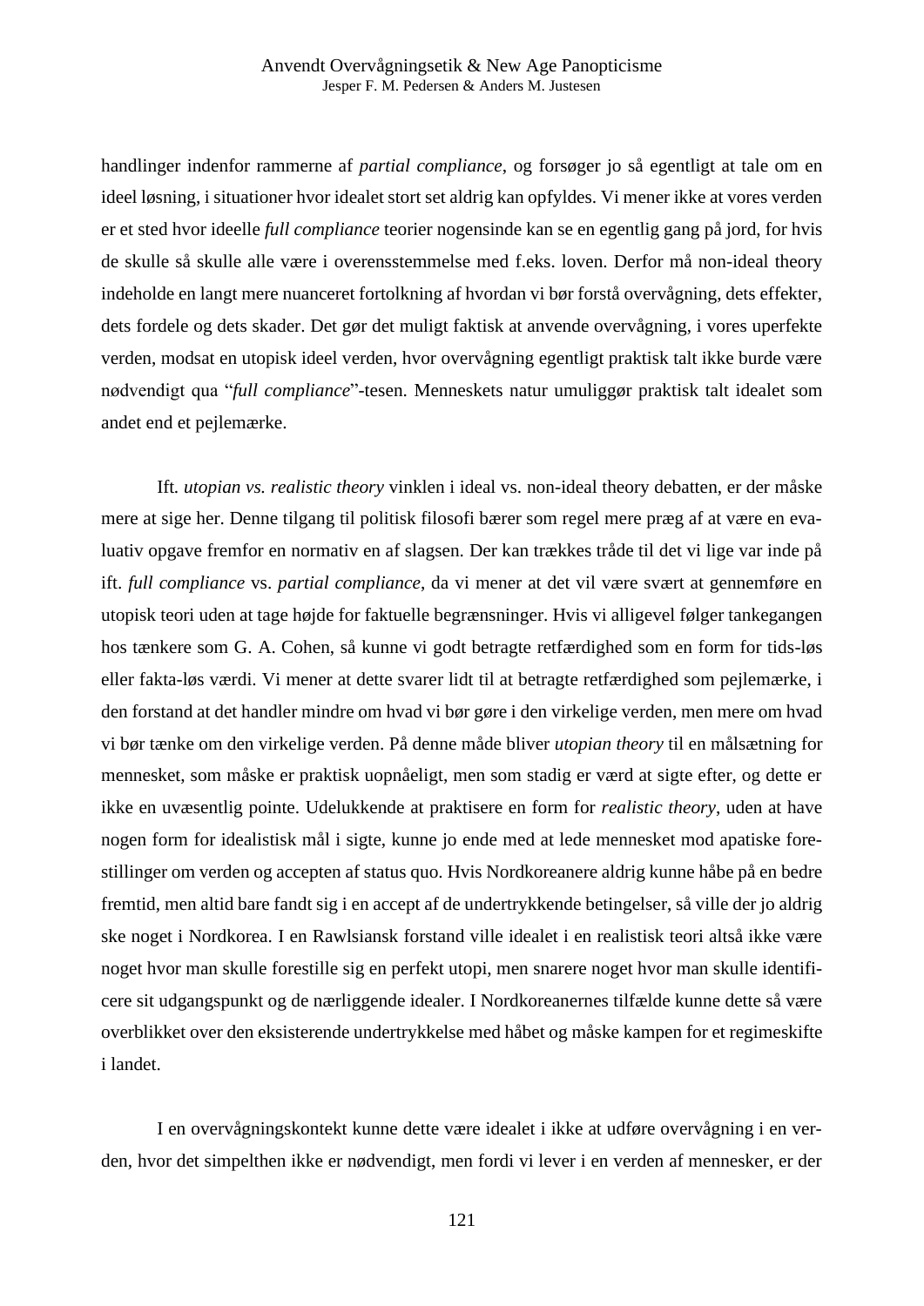handlinger indenfor rammerne af *partial compliance*, og forsøger jo så egentligt at tale om en ideel løsning, i situationer hvor idealet stort set aldrig kan opfyldes. Vi mener ikke at vores verden er et sted hvor ideelle *full compliance* teorier nogensinde kan se en egentlig gang på jord, for hvis de skulle så skulle alle være i overensstemmelse med f.eks. loven. Derfor må non-ideal theory indeholde en langt mere nuanceret fortolkning af hvordan vi bør forstå overvågning, dets effekter, dets fordele og dets skader. Det gør det muligt faktisk at anvende overvågning, i vores uperfekte verden, modsat en utopisk ideel verden, hvor overvågning egentligt praktisk talt ikke burde være nødvendigt qua "*full compliance*"-tesen. Menneskets natur umuliggør praktisk talt idealet som andet end et pejlemærke.

Ift. *utopian vs. realistic theory* vinklen i ideal vs. non-ideal theory debatten, er der måske mere at sige her. Denne tilgang til politisk filosofi bærer som regel mere præg af at være en evaluativ opgave fremfor en normativ en af slagsen. Der kan trækkes tråde til det vi lige var inde på ift. *full compliance* vs. *partial compliance*, da vi mener at det vil være svært at gennemføre en utopisk teori uden at tage højde for faktuelle begrænsninger. Hvis vi alligevel følger tankegangen hos tænkere som G. A. Cohen, så kunne vi godt betragte retfærdighed som en form for tids-løs eller fakta-løs værdi. Vi mener at dette svarer lidt til at betragte retfærdighed som pejlemærke, i den forstand at det handler mindre om hvad vi bør gøre i den virkelige verden, men mere om hvad vi bør tænke om den virkelige verden. På denne måde bliver *utopian theory* til en målsætning for mennesket, som måske er praktisk uopnåeligt, men som stadig er værd at sigte efter, og dette er ikke en uvæsentlig pointe. Udelukkende at praktisere en form for *realistic theory*, uden at have nogen form for idealistisk mål i sigte, kunne jo ende med at lede mennesket mod apatiske forestillinger om verden og accepten af status quo. Hvis Nordkoreanere aldrig kunne håbe på en bedre fremtid, men altid bare fandt sig i en accept af de undertrykkende betingelser, så ville der jo aldrig ske noget i Nordkorea. I en Rawlsiansk forstand ville idealet i en realistisk teori altså ikke være noget hvor man skulle forestille sig en perfekt utopi, men snarere noget hvor man skulle identificere sit udgangspunkt og de nærliggende idealer. I Nordkoreanernes tilfælde kunne dette så være overblikket over den eksisterende undertrykkelse med håbet og måske kampen for et regimeskifte i landet.

I en overvågningskontekst kunne dette være idealet i ikke at udføre overvågning i en verden, hvor det simpelthen ikke er nødvendigt, men fordi vi lever i en verden af mennesker, er der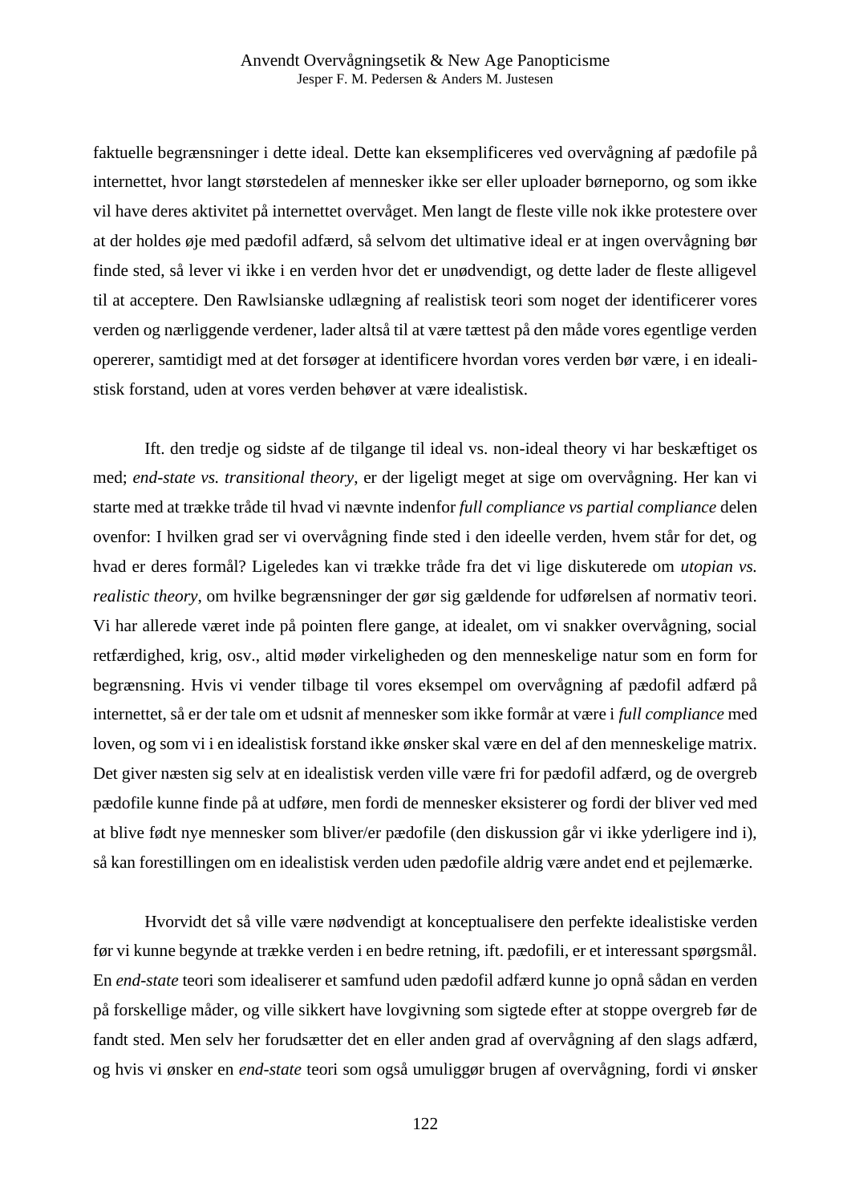faktuelle begrænsninger i dette ideal. Dette kan eksemplificeres ved overvågning af pædofile på internettet, hvor langt størstedelen af mennesker ikke ser eller uploader børneporno, og som ikke vil have deres aktivitet på internettet overvåget. Men langt de fleste ville nok ikke protestere over at der holdes øje med pædofil adfærd, så selvom det ultimative ideal er at ingen overvågning bør finde sted, så lever vi ikke i en verden hvor det er unødvendigt, og dette lader de fleste alligevel til at acceptere. Den Rawlsianske udlægning af realistisk teori som noget der identificerer vores verden og nærliggende verdener, lader altså til at være tættest på den måde vores egentlige verden opererer, samtidigt med at det forsøger at identificere hvordan vores verden bør være, i en idealistisk forstand, uden at vores verden behøver at være idealistisk.

Ift. den tredje og sidste af de tilgange til ideal vs. non-ideal theory vi har beskæftiget os med; *end-state vs. transitional theory*, er der ligeligt meget at sige om overvågning. Her kan vi starte med at trække tråde til hvad vi nævnte indenfor *full compliance vs partial compliance* delen ovenfor: I hvilken grad ser vi overvågning finde sted i den ideelle verden, hvem står for det, og hvad er deres formål? Ligeledes kan vi trække tråde fra det vi lige diskuterede om *utopian vs. realistic theory*, om hvilke begrænsninger der gør sig gældende for udførelsen af normativ teori. Vi har allerede været inde på pointen flere gange, at idealet, om vi snakker overvågning, social retfærdighed, krig, osv., altid møder virkeligheden og den menneskelige natur som en form for begrænsning. Hvis vi vender tilbage til vores eksempel om overvågning af pædofil adfærd på internettet, så er der tale om et udsnit af mennesker som ikke formår at være i *full compliance* med loven, og som vi i en idealistisk forstand ikke ønsker skal være en del af den menneskelige matrix. Det giver næsten sig selv at en idealistisk verden ville være fri for pædofil adfærd, og de overgreb pædofile kunne finde på at udføre, men fordi de mennesker eksisterer og fordi der bliver ved med at blive født nye mennesker som bliver/er pædofile (den diskussion går vi ikke yderligere ind i), så kan forestillingen om en idealistisk verden uden pædofile aldrig være andet end et pejlemærke.

Hvorvidt det så ville være nødvendigt at konceptualisere den perfekte idealistiske verden før vi kunne begynde at trække verden i en bedre retning, ift. pædofili, er et interessant spørgsmål. En *end-state* teori som idealiserer et samfund uden pædofil adfærd kunne jo opnå sådan en verden på forskellige måder, og ville sikkert have lovgivning som sigtede efter at stoppe overgreb før de fandt sted. Men selv her forudsætter det en eller anden grad af overvågning af den slags adfærd, og hvis vi ønsker en *end-state* teori som også umuliggør brugen af overvågning, fordi vi ønsker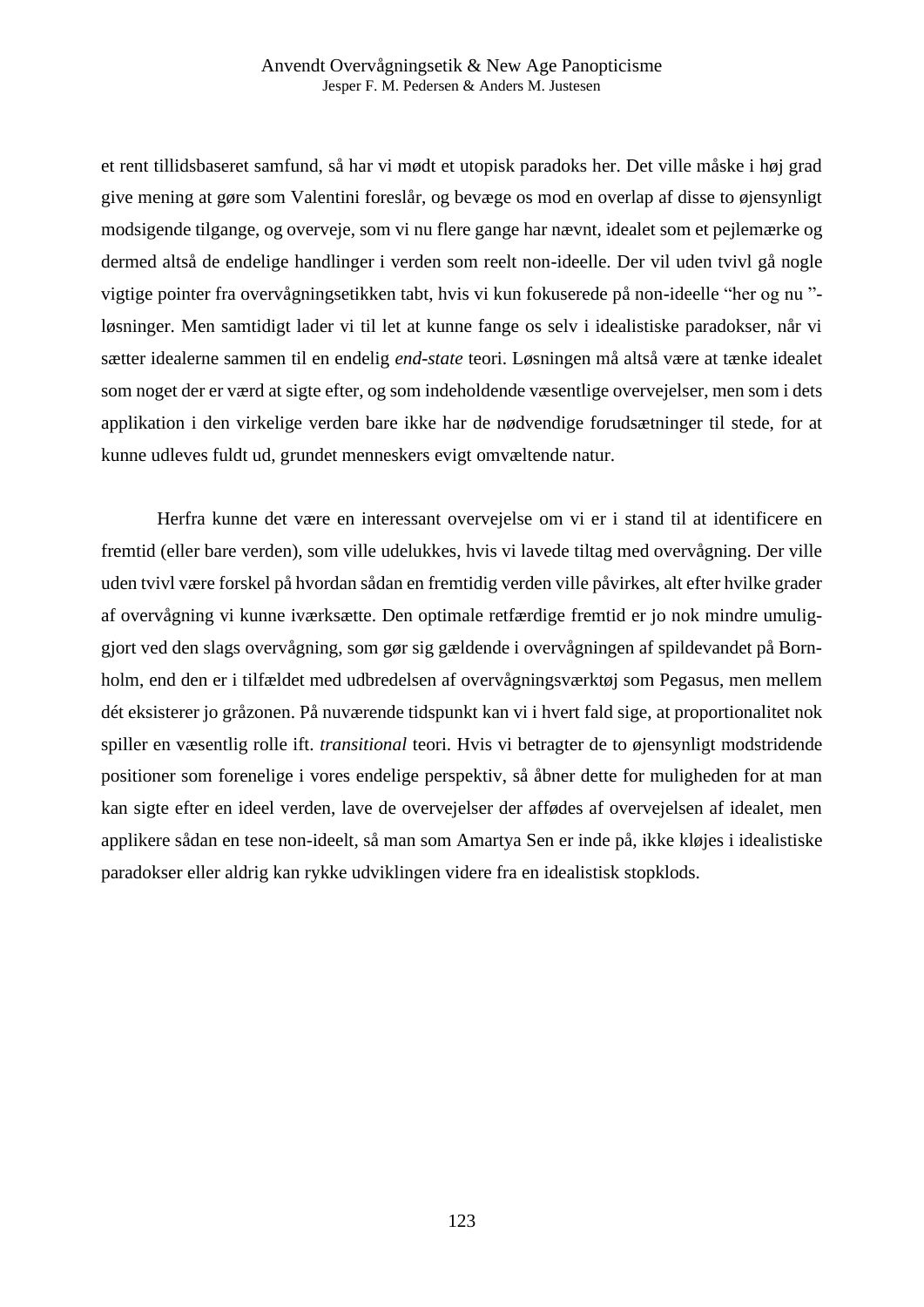et rent tillidsbaseret samfund, så har vi mødt et utopisk paradoks her. Det ville måske i høj grad give mening at gøre som Valentini foreslår, og bevæge os mod en overlap af disse to øjensynligt modsigende tilgange, og overveje, som vi nu flere gange har nævnt, idealet som et pejlemærke og dermed altså de endelige handlinger i verden som reelt non-ideelle. Der vil uden tvivl gå nogle vigtige pointer fra overvågningsetikken tabt, hvis vi kun fokuserede på non-ideelle "her og nu "-løsninger. Men samtidigt lader vi til let at kunne fange os selv i idealistiske paradokser, når vi sætter idealerne sammen til en endelig *end-state* teori. Løsningen må altså være at tænke idealet som noget der er værd at sigte efter, og som indeholdende væsentlige overvejelser, men som i dets applikation i den virkelige verden bare ikke har de nødvendige forudsætninger til stede, for at kunne udleves fuldt ud, grundet menneskers evigt omvæltende natur.

Herfra kunne det være en interessant overvejelse om vi er i stand til at identificere en fremtid (eller bare verden), som ville udelukkes, hvis vi lavede tiltag med overvågning. Der ville uden tvivl være forskel på hvordan sådan en fremtidig verden ville påvirkes, alt efter hvilke grader af overvågning vi kunne iværksætte. Den optimale retfærdige fremtid er jo nok mindre umuliggjort ved den slags overvågning, som gør sig gældende i overvågningen af spildevandet på Bornholm, end den er i tilfældet med udbredelsen af overvågningsværktøj som Pegasus, men mellem dét eksisterer jo gråzonen. På nuværende tidspunkt kan vi i hvert fald sige, at proportionalitet nok spiller en væsentlig rolle ift. *transitional* teori. Hvis vi betragter de to øjensynligt modstridende positioner som forenelige i vores endelige perspektiv, så åbner dette for muligheden for at man kan sigte efter en ideel verden, lave de overvejelser der affødes af overvejelsen af idealet, men applikere sådan en tese non-ideelt, så man som Amartya Sen er inde på, ikke kløjes i idealistiske paradokser eller aldrig kan rykke udviklingen videre fra en idealistisk stopklods.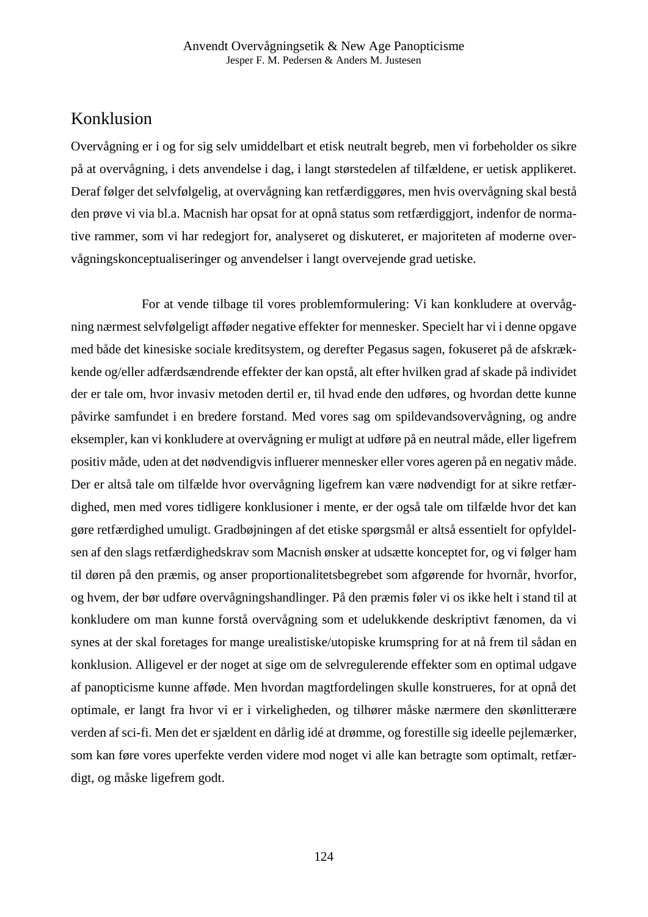# Konklusion

Overvågning er i og for sig selv umiddelbart et etisk neutralt begreb, men vi forbeholder os sikre på at overvågning, i dets anvendelse i dag, i langt størstedelen af tilfældene, er uetisk applikeret. Deraf følger det selvfølgelig, at overvågning kan retfærdiggøres, men hvis overvågning skal bestå den prøve vi via bl.a. Macnish har opsat for at opnå status som retfærdiggjort, indenfor de normative rammer, som vi har redegjort for, analyseret og diskuteret, er majoriteten af moderne overvågningskonceptualiseringer og anvendelser i langt overvejende grad uetiske.

For at vende tilbage til vores problemformulering: Vi kan konkludere at overvågning nærmest selvfølgeligt afføder negative effekter for mennesker. Specielt har vi i denne opgave med både det kinesiske sociale kreditsystem, og derefter Pegasus sagen, fokuseret på de afskrækkende og/eller adfærdsændrende effekter der kan opstå, alt efter hvilken grad af skade på individet der er tale om, hvor invasiv metoden dertil er, til hvad ende den udføres, og hvordan dette kunne påvirke samfundet i en bredere forstand. Med vores sag om spildevandsovervågning, og andre eksempler, kan vi konkludere at overvågning er muligt at udføre på en neutral måde, eller ligefrem positiv måde, uden at det nødvendigvis influerer mennesker eller vores ageren på en negativ måde. Der er altså tale om tilfælde hvor overvågning ligefrem kan være nødvendigt for at sikre retfærdighed, men med vores tidligere konklusioner i mente, er der også tale om tilfælde hvor det kan gøre retfærdighed umuligt. Gradbøjningen af det etiske spørgsmål er altså essentielt for opfyldelsen af den slags retfærdighedskrav som Macnish ønsker at udsætte konceptet for, og vi følger ham til døren på den præmis, og anser proportionalitetsbegrebet som afgørende for hvornår, hvorfor, og hvem, der bør udføre overvågningshandlinger. På den præmis føler vi os ikke helt i stand til at konkludere om man kunne forstå overvågning som et udelukkende deskriptivt fænomen, da vi synes at der skal foretages for mange urealistiske/utopiske krumspring for at nå frem til sådan en konklusion. Alligevel er der noget at sige om de selvregulerende effekter som en optimal udgave af panopticisme kunne afføde. Men hvordan magtfordelingen skulle konstrueres, for at opnå det optimale, er langt fra hvor vi er i virkeligheden, og tilhører måske nærmere den skønlitterære verden af sci-fi. Men det er sjældent en dårlig idé at drømme, og forestille sig ideelle pejlemærker, som kan føre vores uperfekte verden videre mod noget vi alle kan betragte som optimalt, retfærdigt, og måske ligefrem godt.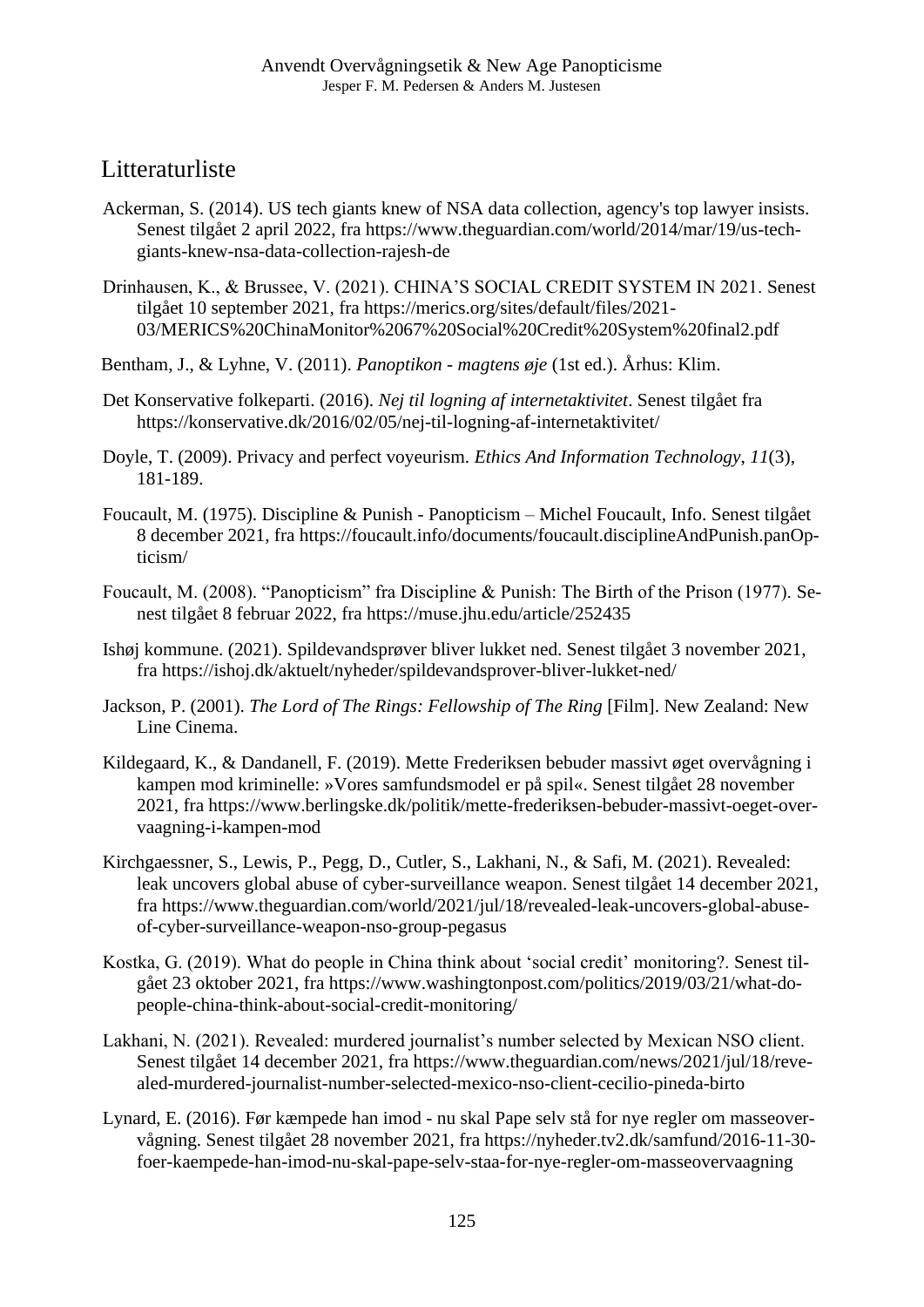# Litteraturliste

Ackerman, S. (2014). US tech giants knew of NSA data collection, agency's top lawyer insists. Senest tilgået 2 april 2022, fra https://www.theguardian.com/world/2014/mar/19/us-tech-giants-knew-nsa-data-collection-rajesh-de

Drinhausen, K., & Brussee, V. (2021). CHINA'S SOCIAL CREDIT SYSTEM IN 2021. Senest tilgået 10 september 2021, fra https://merics.org/sites/default/files/2021-03/MERICS%20ChinaMonitor%2067%20Social%20Credit%20System%20final2.pdf

Bentham, J., & Lyhne, V. (2011). *Panoptikon - magtens øje* (1st ed.). Århus: Klim.

Det Konservative folkeparti. (2016). *Nej til logning af internetaktivitet*. Senest tilgået fra https://konservative.dk/2016/02/05/nej-til-logning-af-internetaktivitet/

Doyle, T. (2009). Privacy and perfect voyeurism. *Ethics And Information Technology*, *11*(3), 181-189.

Foucault, M. (1975). Discipline & Punish - Panopticism – Michel Foucault, Info. Senest tilgået 8 december 2021, fra https://foucault.info/documents/foucault.disciplineAndPunish.panOpticism/

Foucault, M. (2008). "Panopticism" fra Discipline & Punish: The Birth of the Prison (1977). Senest tilgået 8 februar 2022, fra https://muse.jhu.edu/article/252435

Ishøj kommune. (2021). Spildevandsprøver bliver lukket ned. Senest tilgået 3 november 2021, fra https://ishoj.dk/aktuelt/nyheder/spildevandsprover-bliver-lukket-ned/

Jackson, P. (2001). *The Lord of The Rings: Fellowship of The Ring* [Film]. New Zealand: New Line Cinema.

Kildegaard, K., & Dandanell, F. (2019). Mette Frederiksen bebuder massivt øget overvågning i kampen mod kriminelle: »Vores samfundsmodel er på spil«. Senest tilgået 28 november 2021, fra https://www.berlingske.dk/politik/mette-frederiksen-bebuder-massivt-oeget-overvaagning-i-kampen-mod

Kirchgaessner, S., Lewis, P., Pegg, D., Cutler, S., Lakhani, N., & Safi, M. (2021). Revealed: leak uncovers global abuse of cyber-surveillance weapon. Senest tilgået 14 december 2021, fra https://www.theguardian.com/world/2021/jul/18/revealed-leak-uncovers-global-abuse-of-cyber-surveillance-weapon-nso-group-pegasus

Kostka, G. (2019). What do people in China think about 'social credit' monitoring?. Senest tilgået 23 oktober 2021, fra https://www.washingtonpost.com/politics/2019/03/21/what-do-people-china-think-about-social-credit-monitoring/

Lakhani, N. (2021). Revealed: murdered journalist's number selected by Mexican NSO client. Senest tilgået 14 december 2021, fra https://www.theguardian.com/news/2021/jul/18/revealed-murdered-journalist-number-selected-mexico-nso-client-cecilio-pineda-birto

Lynard, E. (2016). Før kæmpede han imod - nu skal Pape selv stå for nye regler om masseovervågning. Senest tilgået 28 november 2021, fra https://nyheder.tv2.dk/samfund/2016-11-30-foer-kaempede-han-imod-nu-skal-pape-selv-staa-for-nye-regler-om-masseovervaagning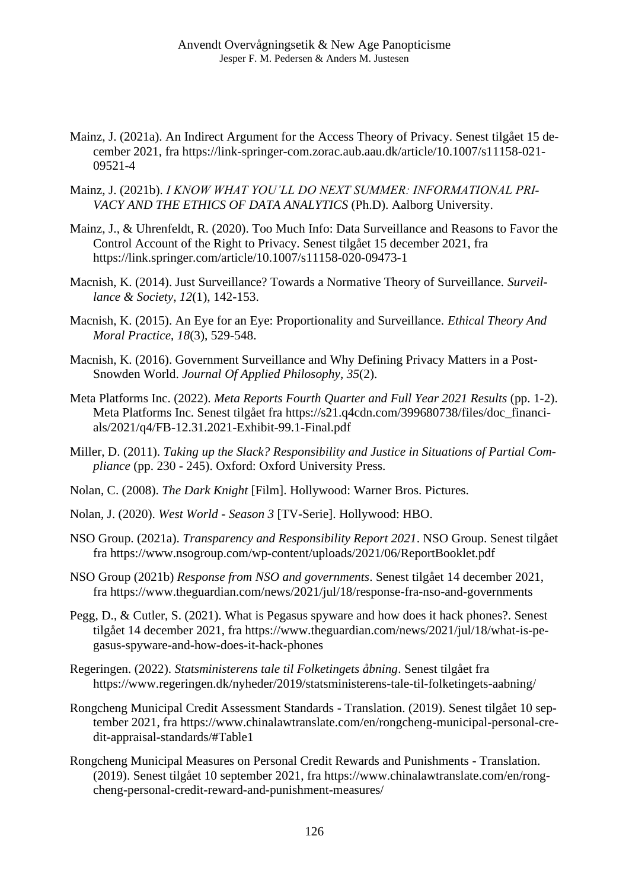Mainz, J. (2021a). An Indirect Argument for the Access Theory of Privacy. Senest tilgået 15 december 2021, fra https://link-springer-com.zorac.aub.aau.dk/article/10.1007/s11158-021-09521-4

Mainz, J. (2021b). *I KNOW WHAT YOU'LL DO NEXT SUMMER: INFORMATIONAL PRIVACY AND THE ETHICS OF DATA ANALYTICS* (Ph.D). Aalborg University.

Mainz, J., & Uhrenfeldt, R. (2020). Too Much Info: Data Surveillance and Reasons to Favor the Control Account of the Right to Privacy. Senest tilgået 15 december 2021, fra https://link.springer.com/article/10.1007/s11158-020-09473-1

Macnish, K. (2014). Just Surveillance? Towards a Normative Theory of Surveillance. *Surveillance & Society*, *12*(1), 142-153.

Macnish, K. (2015). An Eye for an Eye: Proportionality and Surveillance. *Ethical Theory And Moral Practice*, *18*(3), 529-548.

Macnish, K. (2016). Government Surveillance and Why Defining Privacy Matters in a Post-Snowden World. *Journal Of Applied Philosophy*, *35*(2).

Meta Platforms Inc. (2022). *Meta Reports Fourth Quarter and Full Year 2021 Results* (pp. 1-2). Meta Platforms Inc. Senest tilgået fra https://s21.q4cdn.com/399680738/files/doc_financials/2021/q4/FB-12.31.2021-Exhibit-99.1-Final.pdf

Miller, D. (2011). *Taking up the Slack? Responsibility and Justice in Situations of Partial Compliance* (pp. 230 - 245). Oxford: Oxford University Press.

Nolan, C. (2008). *The Dark Knight* [Film]. Hollywood: Warner Bros. Pictures.

Nolan, J. (2020). *West World - Season 3* [TV-Serie]. Hollywood: HBO.

NSO Group. (2021a). *Transparency and Responsibility Report 2021*. NSO Group. Senest tilgået fra https://www.nsogroup.com/wp-content/uploads/2021/06/ReportBooklet.pdf

NSO Group (2021b) *Response from NSO and governments*. Senest tilgået 14 december 2021, fra https://www.theguardian.com/news/2021/jul/18/response-fra-nso-and-governments

Pegg, D., & Cutler, S. (2021). What is Pegasus spyware and how does it hack phones?. Senest tilgået 14 december 2021, fra https://www.theguardian.com/news/2021/jul/18/what-is-pegasus-spyware-and-how-does-it-hack-phones

Regeringen. (2022). *Statsministerens tale til Folketingets åbning*. Senest tilgået fra https://www.regeringen.dk/nyheder/2019/statsministerens-tale-til-folketingets-aabning/

Rongcheng Municipal Credit Assessment Standards - Translation. (2019). Senest tilgået 10 september 2021, fra https://www.chinalawtranslate.com/en/rongcheng-municipal-personal-credit-appraisal-standards/#Table1

Rongcheng Municipal Measures on Personal Credit Rewards and Punishments - Translation. (2019). Senest tilgået 10 september 2021, fra https://www.chinalawtranslate.com/en/rongcheng-personal-credit-reward-and-punishment-measures/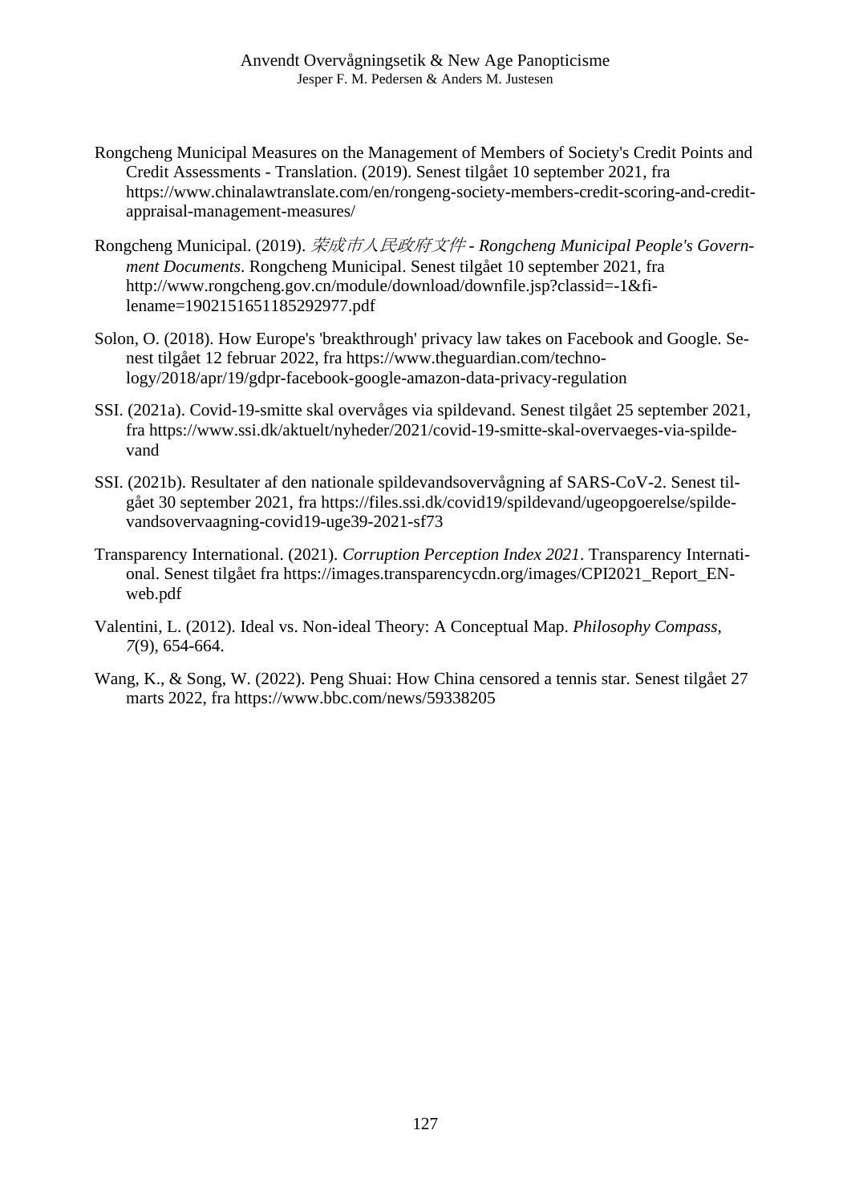Rongcheng Municipal Measures on the Management of Members of Society's Credit Points and Credit Assessments - Translation. (2019). Senest tilgået 10 september 2021, fra https://www.chinalawtranslate.com/en/rongeng-society-members-credit-scoring-and-credit-appraisal-management-measures/

Rongcheng Municipal. (2019). *荣成市人民政府文件 - Rongcheng Municipal People's Government Documents*. Rongcheng Municipal. Senest tilgået 10 september 2021, fra http://www.rongcheng.gov.cn/module/download/downfile.jsp?classid=-1&filename=1902151651185292977.pdf

Solon, O. (2018). How Europe's 'breakthrough' privacy law takes on Facebook and Google. Senest tilgået 12 februar 2022, fra https://www.theguardian.com/technology/2018/apr/19/gdpr-facebook-google-amazon-data-privacy-regulation

SSI. (2021a). Covid-19-smitte skal overvåges via spildevand. Senest tilgået 25 september 2021, fra https://www.ssi.dk/aktuelt/nyheder/2021/covid-19-smitte-skal-overvaeges-via-spildevand

SSI. (2021b). Resultater af den nationale spildevandsovervågning af SARS-CoV-2. Senest tilgået 30 september 2021, fra https://files.ssi.dk/covid19/spildevand/ugeopgoerelse/spildevandsovervaagning-covid19-uge39-2021-sf73

Transparency International. (2021). *Corruption Perception Index 2021*. Transparency International. Senest tilgået fra https://images.transparencycdn.org/images/CPI2021_Report_EN-web.pdf

Valentini, L. (2012). Ideal vs. Non-ideal Theory: A Conceptual Map. *Philosophy Compass*, *7*(9), 654-664.

Wang, K., & Song, W. (2022). Peng Shuai: How China censored a tennis star. Senest tilgået 27 marts 2022, fra https://www.bbc.com/news/59338205